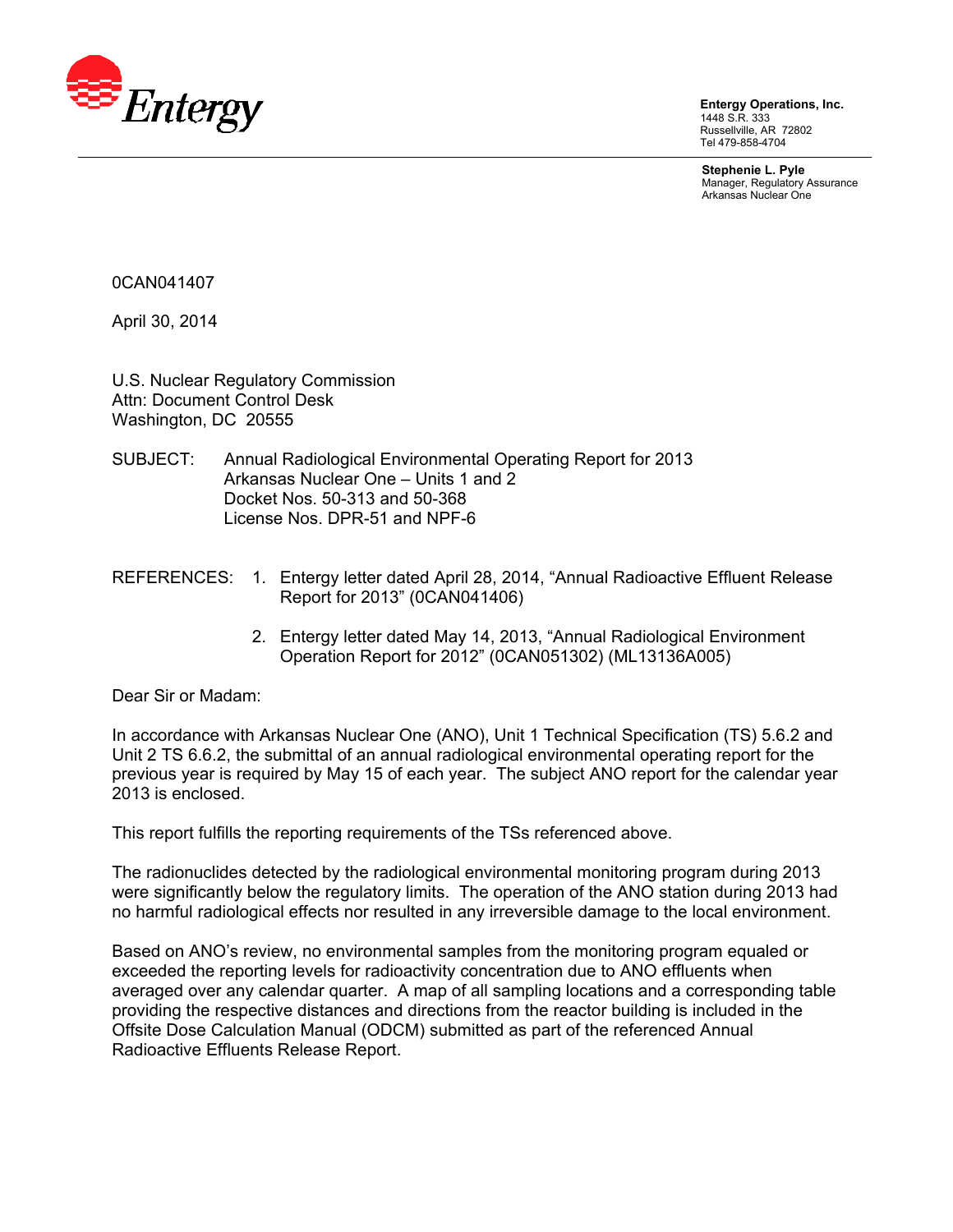Entergy

**Entergy Operations, Inc.**
1448 S.R. 333
Russellville, AR 72802
Tel 479-858-4704

**Stephenie L. Pyle**
Manager, Regulatory Assurance
Arkansas Nuclear One

0CAN041407

April 30, 2014

U.S. Nuclear Regulatory Commission
Attn: Document Control Desk
Washington, DC 20555

SUBJECT: Annual Radiological Environmental Operating Report for 2013
Arkansas Nuclear One – Units 1 and 2
Docket Nos. 50-313 and 50-368
License Nos. DPR-51 and NPF-6

REFERENCES:
1. Entergy letter dated April 28, 2014, "Annual Radioactive Effluent Release Report for 2013" (0CAN041406)
2. Entergy letter dated May 14, 2013, "Annual Radiological Environment Operation Report for 2012" (0CAN051302) (ML13136A005)

Dear Sir or Madam:

In accordance with Arkansas Nuclear One (ANO), Unit 1 Technical Specification (TS) 5.6.2 and Unit 2 TS 6.6.2, the submittal of an annual radiological environmental operating report for the previous year is required by May 15 of each year. The subject ANO report for the calendar year 2013 is enclosed.

This report fulfills the reporting requirements of the TSs referenced above.

The radionuclides detected by the radiological environmental monitoring program during 2013 were significantly below the regulatory limits. The operation of the ANO station during 2013 had no harmful radiological effects nor resulted in any irreversible damage to the local environment.

Based on ANO's review, no environmental samples from the monitoring program equaled or exceeded the reporting levels for radioactivity concentration due to ANO effluents when averaged over any calendar quarter. A map of all sampling locations and a corresponding table providing the respective distances and directions from the reactor building is included in the Offsite Dose Calculation Manual (ODCM) submitted as part of the referenced Annual Radioactive Effluents Release Report.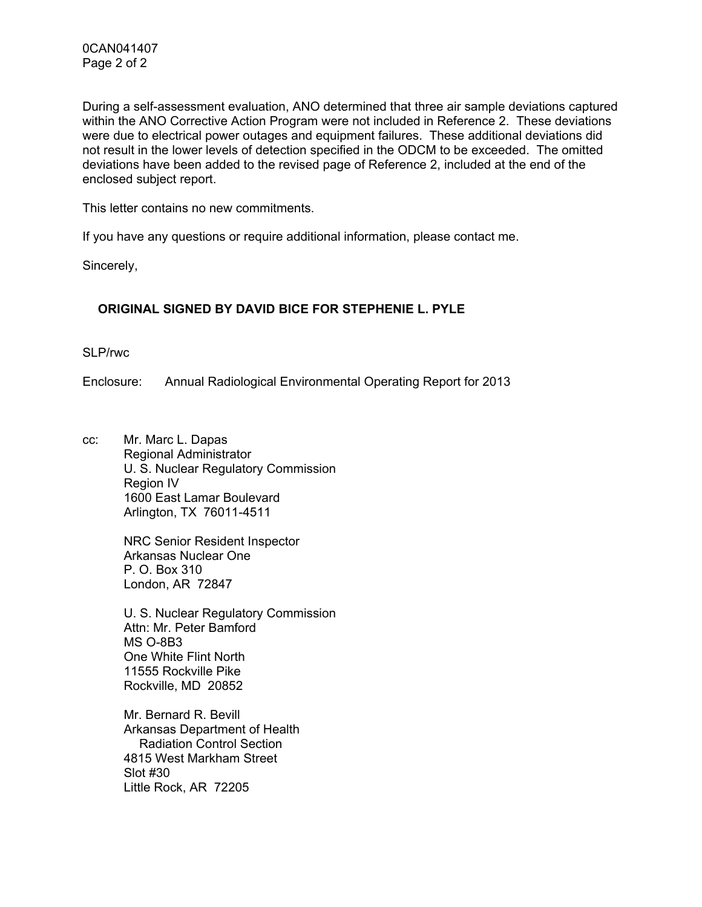During a self-assessment evaluation, ANO determined that three air sample deviations captured within the ANO Corrective Action Program were not included in Reference 2. These deviations were due to electrical power outages and equipment failures. These additional deviations did not result in the lower levels of detection specified in the ODCM to be exceeded. The omitted deviations have been added to the revised page of Reference 2, included at the end of the enclosed subject report.

This letter contains no new commitments.

If you have any questions or require additional information, please contact me.

Sincerely,

**ORIGINAL SIGNED BY DAVID BICE FOR STEPHENIE L. PYLE**

SLP/rwc

Enclosure: Annual Radiological Environmental Operating Report for 2013

cc: Mr. Marc L. Dapas
Regional Administrator
U. S. Nuclear Regulatory Commission
Region IV
1600 East Lamar Boulevard
Arlington, TX 76011-4511

NRC Senior Resident Inspector
Arkansas Nuclear One
P. O. Box 310
London, AR 72847

U. S. Nuclear Regulatory Commission
Attn: Mr. Peter Bamford
MS O-8B3
One White Flint North
11555 Rockville Pike
Rockville, MD 20852

Mr. Bernard R. Bevill
Arkansas Department of Health
Radiation Control Section
4815 West Markham Street
Slot #30
Little Rock, AR 72205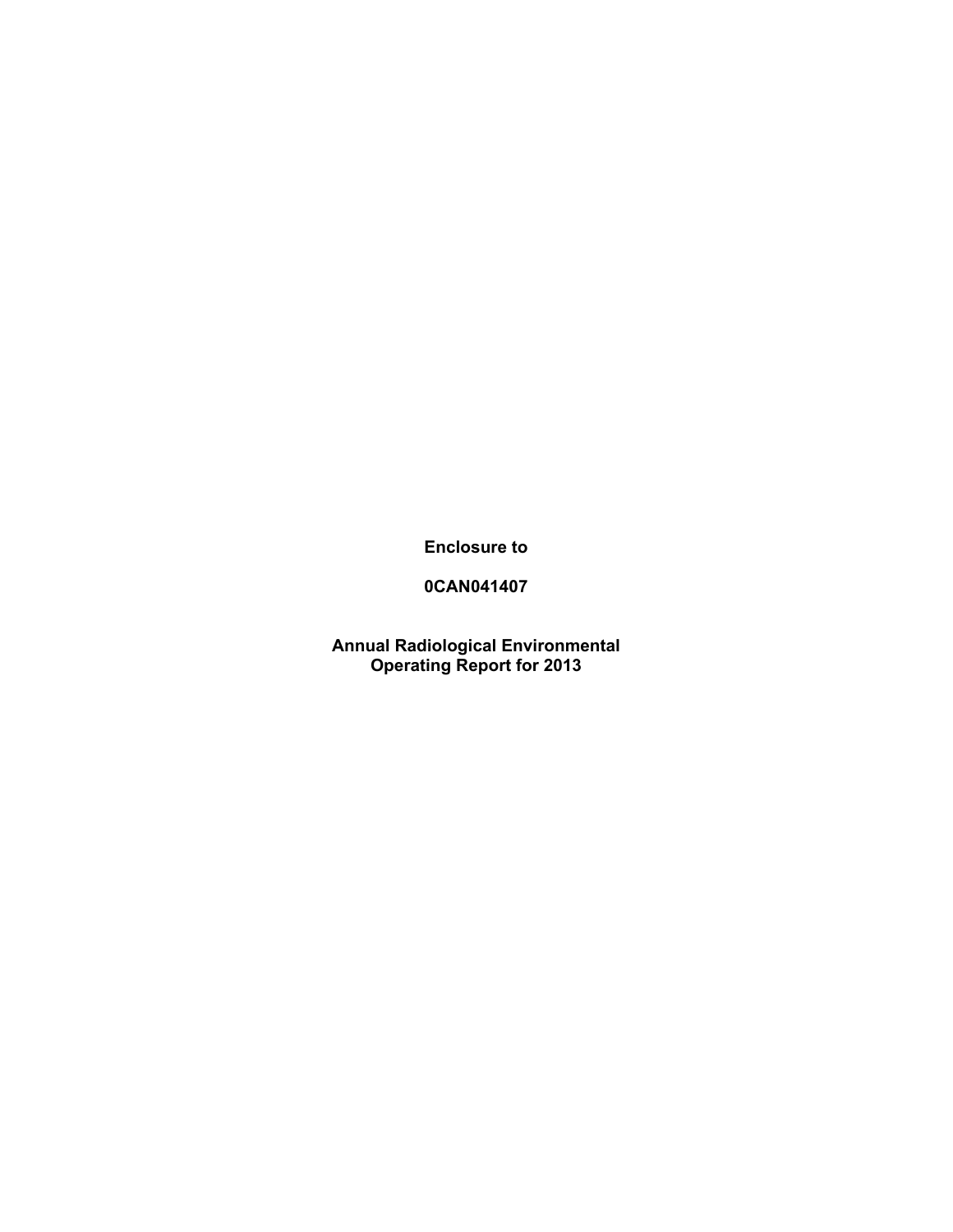**Enclosure to**

**0CAN041407**

**Annual Radiological Environmental Operating Report for 2013**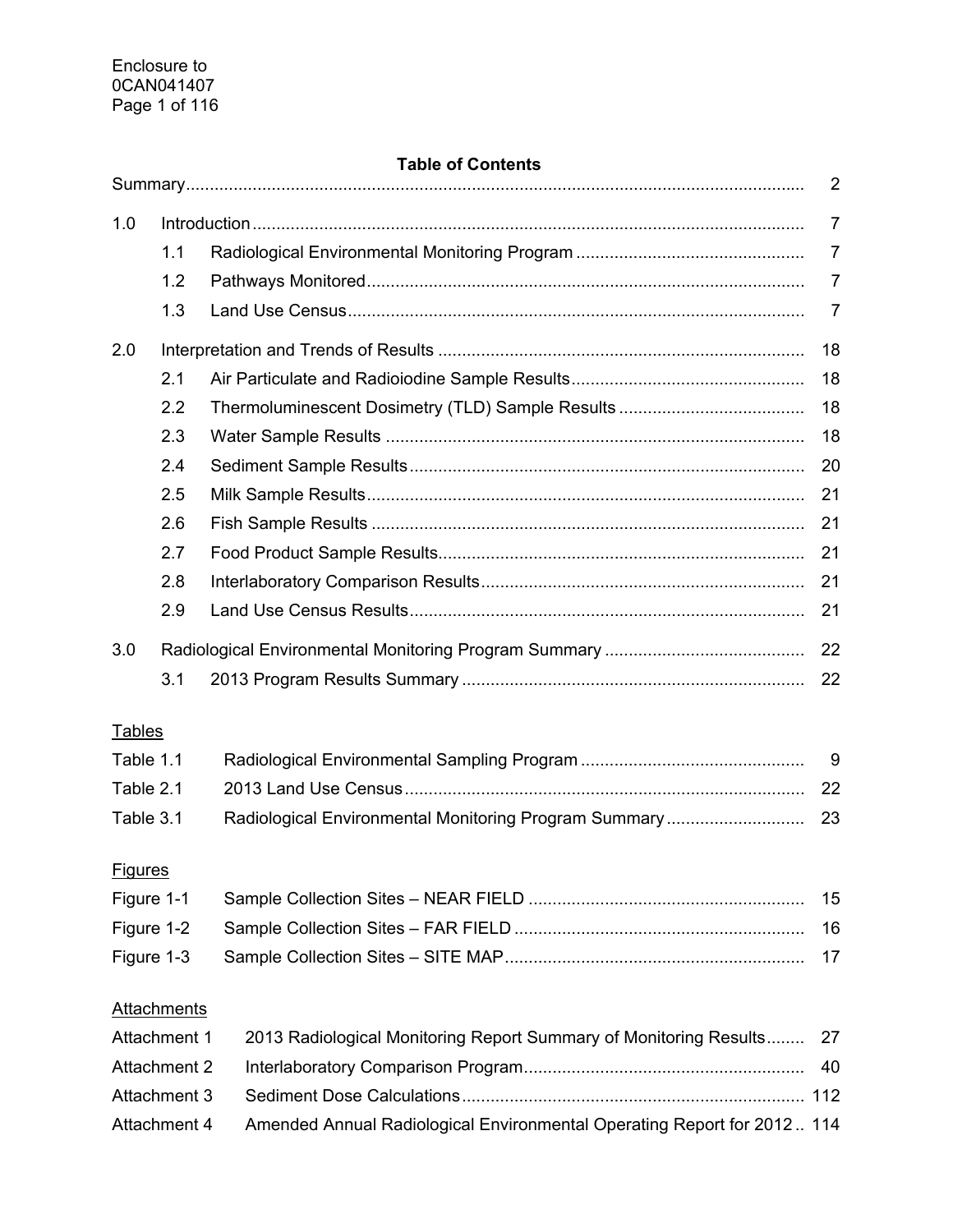## Table of Contents

| | | | |
|---|---|---|---|
| Summary | | | 2 |
| 1.0 | Introduction | | 7 |
| | 1.1 | Radiological Environmental Monitoring Program | 7 |
| | 1.2 | Pathways Monitored | 7 |
| | 1.3 | Land Use Census | 7 |
| 2.0 | Interpretation and Trends of Results | | 18 |
| | 2.1 | Air Particulate and Radioiodine Sample Results | 18 |
| | 2.2 | Thermoluminescent Dosimetry (TLD) Sample Results | 18 |
| | 2.3 | Water Sample Results | 18 |
| | 2.4 | Sediment Sample Results | 20 |
| | 2.5 | Milk Sample Results | 21 |
| | 2.6 | Fish Sample Results | 21 |
| | 2.7 | Food Product Sample Results | 21 |
| | 2.8 | Interlaboratory Comparison Results | 21 |
| | 2.9 | Land Use Census Results | 21 |
| 3.0 | Radiological Environmental Monitoring Program Summary | | 22 |
| | 3.1 | 2013 Program Results Summary | 22 |

<u>Tables</u>

| | | |
|---|---|---|
| Table 1.1 | Radiological Environmental Sampling Program | 9 |
| Table 2.1 | 2013 Land Use Census | 22 |
| Table 3.1 | Radiological Environmental Monitoring Program Summary | 23 |

<u>Figures</u>

| | | |
|---|---|---|
| Figure 1-1 | Sample Collection Sites – NEAR FIELD | 15 |
| Figure 1-2 | Sample Collection Sites – FAR FIELD | 16 |
| Figure 1-3 | Sample Collection Sites – SITE MAP | 17 |

<u>Attachments</u>

| | | |
|---|---|---|
| Attachment 1 | 2013 Radiological Monitoring Report Summary of Monitoring Results | 27 |
| Attachment 2 | Interlaboratory Comparison Program | 40 |
| Attachment 3 | Sediment Dose Calculations | 112 |
| Attachment 4 | Amended Annual Radiological Environmental Operating Report for 2012 | 114 |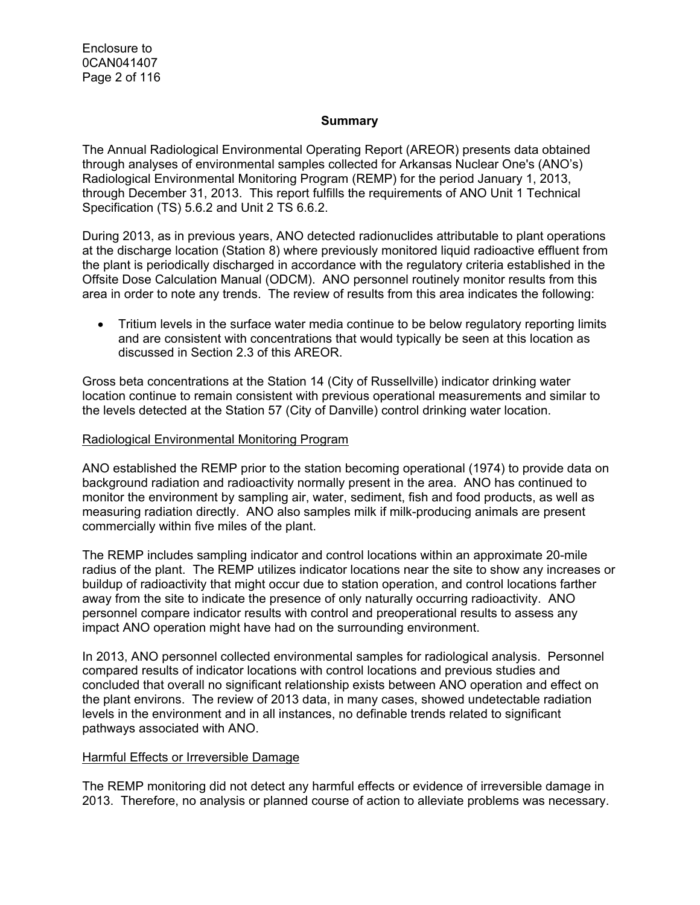## Summary

The Annual Radiological Environmental Operating Report (AREOR) presents data obtained through analyses of environmental samples collected for Arkansas Nuclear One's (ANO's) Radiological Environmental Monitoring Program (REMP) for the period January 1, 2013, through December 31, 2013. This report fulfills the requirements of ANO Unit 1 Technical Specification (TS) 5.6.2 and Unit 2 TS 6.6.2.

During 2013, as in previous years, ANO detected radionuclides attributable to plant operations at the discharge location (Station 8) where previously monitored liquid radioactive effluent from the plant is periodically discharged in accordance with the regulatory criteria established in the Offsite Dose Calculation Manual (ODCM). ANO personnel routinely monitor results from this area in order to note any trends. The review of results from this area indicates the following:

- Tritium levels in the surface water media continue to be below regulatory reporting limits and are consistent with concentrations that would typically be seen at this location as discussed in Section 2.3 of this AREOR.

Gross beta concentrations at the Station 14 (City of Russellville) indicator drinking water location continue to remain consistent with previous operational measurements and similar to the levels detected at the Station 57 (City of Danville) control drinking water location.

### Radiological Environmental Monitoring Program

ANO established the REMP prior to the station becoming operational (1974) to provide data on background radiation and radioactivity normally present in the area. ANO has continued to monitor the environment by sampling air, water, sediment, fish and food products, as well as measuring radiation directly. ANO also samples milk if milk-producing animals are present commercially within five miles of the plant.

The REMP includes sampling indicator and control locations within an approximate 20-mile radius of the plant. The REMP utilizes indicator locations near the site to show any increases or buildup of radioactivity that might occur due to station operation, and control locations farther away from the site to indicate the presence of only naturally occurring radioactivity. ANO personnel compare indicator results with control and preoperational results to assess any impact ANO operation might have had on the surrounding environment.

In 2013, ANO personnel collected environmental samples for radiological analysis. Personnel compared results of indicator locations with control locations and previous studies and concluded that overall no significant relationship exists between ANO operation and effect on the plant environs. The review of 2013 data, in many cases, showed undetectable radiation levels in the environment and in all instances, no definable trends related to significant pathways associated with ANO.

### Harmful Effects or Irreversible Damage

The REMP monitoring did not detect any harmful effects or evidence of irreversible damage in 2013. Therefore, no analysis or planned course of action to alleviate problems was necessary.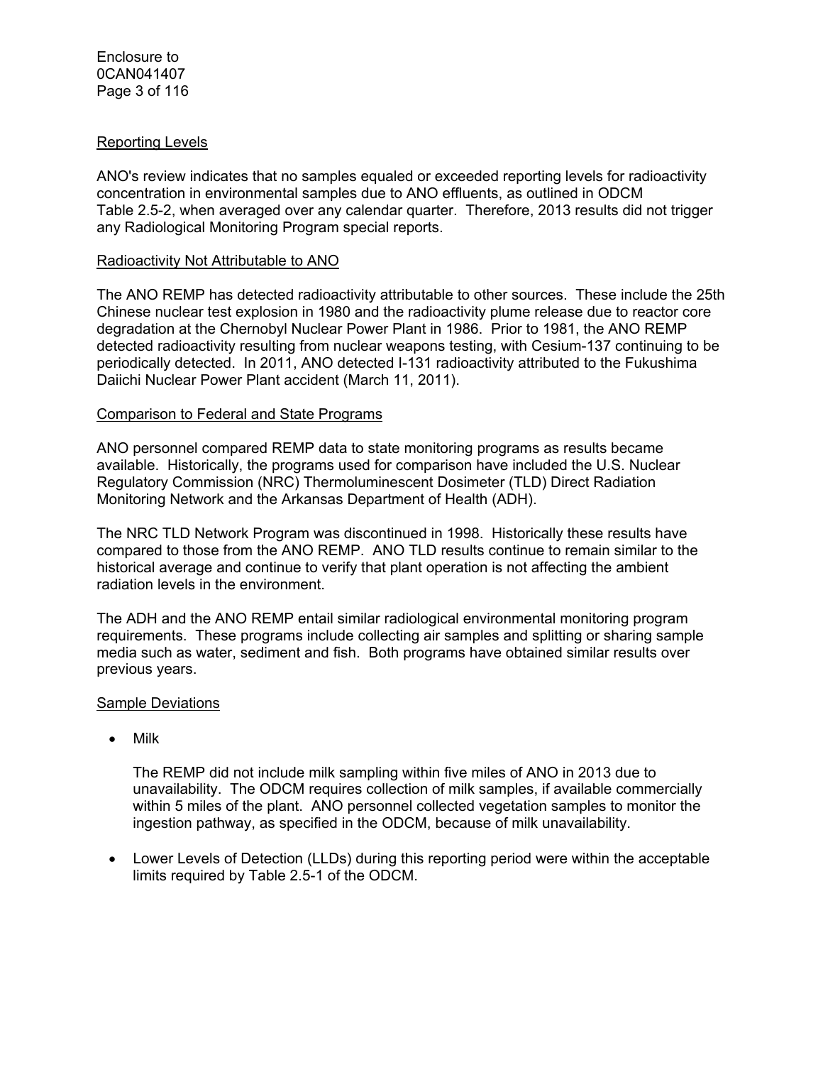### Reporting Levels

ANO's review indicates that no samples equaled or exceeded reporting levels for radioactivity concentration in environmental samples due to ANO effluents, as outlined in ODCM Table 2.5-2, when averaged over any calendar quarter. Therefore, 2013 results did not trigger any Radiological Monitoring Program special reports.

### Radioactivity Not Attributable to ANO

The ANO REMP has detected radioactivity attributable to other sources. These include the 25th Chinese nuclear test explosion in 1980 and the radioactivity plume release due to reactor core degradation at the Chernobyl Nuclear Power Plant in 1986. Prior to 1981, the ANO REMP detected radioactivity resulting from nuclear weapons testing, with Cesium-137 continuing to be periodically detected. In 2011, ANO detected I-131 radioactivity attributed to the Fukushima Daiichi Nuclear Power Plant accident (March 11, 2011).

### Comparison to Federal and State Programs

ANO personnel compared REMP data to state monitoring programs as results became available. Historically, the programs used for comparison have included the U.S. Nuclear Regulatory Commission (NRC) Thermoluminescent Dosimeter (TLD) Direct Radiation Monitoring Network and the Arkansas Department of Health (ADH).

The NRC TLD Network Program was discontinued in 1998. Historically these results have compared to those from the ANO REMP. ANO TLD results continue to remain similar to the historical average and continue to verify that plant operation is not affecting the ambient radiation levels in the environment.

The ADH and the ANO REMP entail similar radiological environmental monitoring program requirements. These programs include collecting air samples and splitting or sharing sample media such as water, sediment and fish. Both programs have obtained similar results over previous years.

### Sample Deviations

- Milk

  The REMP did not include milk sampling within five miles of ANO in 2013 due to unavailability. The ODCM requires collection of milk samples, if available commercially within 5 miles of the plant. ANO personnel collected vegetation samples to monitor the ingestion pathway, as specified in the ODCM, because of milk unavailability.

- Lower Levels of Detection (LLDs) during this reporting period were within the acceptable limits required by Table 2.5-1 of the ODCM.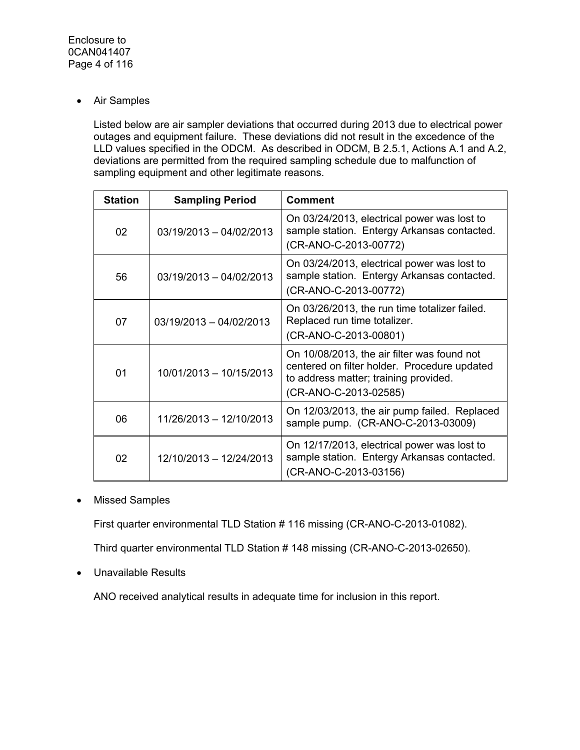- Air Samples

  Listed below are air sampler deviations that occurred during 2013 due to electrical power outages and equipment failure. These deviations did not result in the excedence of the LLD values specified in the ODCM. As described in ODCM, B 2.5.1, Actions A.1 and A.2, deviations are permitted from the required sampling schedule due to malfunction of sampling equipment and other legitimate reasons.

| Station | Sampling Period | Comment |
|---|---|---|
| 02 | 03/19/2013 – 04/02/2013 | On 03/24/2013, electrical power was lost to sample station. Entergy Arkansas contacted. (CR-ANO-C-2013-00772) |
| 56 | 03/19/2013 – 04/02/2013 | On 03/24/2013, electrical power was lost to sample station. Entergy Arkansas contacted. (CR-ANO-C-2013-00772) |
| 07 | 03/19/2013 – 04/02/2013 | On 03/26/2013, the run time totalizer failed. Replaced run time totalizer. (CR-ANO-C-2013-00801) |
| 01 | 10/01/2013 – 10/15/2013 | On 10/08/2013, the air filter was found not centered on filter holder. Procedure updated to address matter; training provided. (CR-ANO-C-2013-02585) |
| 06 | 11/26/2013 – 12/10/2013 | On 12/03/2013, the air pump failed. Replaced sample pump. (CR-ANO-C-2013-03009) |
| 02 | 12/10/2013 – 12/24/2013 | On 12/17/2013, electrical power was lost to sample station. Entergy Arkansas contacted. (CR-ANO-C-2013-03156) |

- Missed Samples

  First quarter environmental TLD Station # 116 missing (CR-ANO-C-2013-01082).

  Third quarter environmental TLD Station # 148 missing (CR-ANO-C-2013-02650).

- Unavailable Results

  ANO received analytical results in adequate time for inclusion in this report.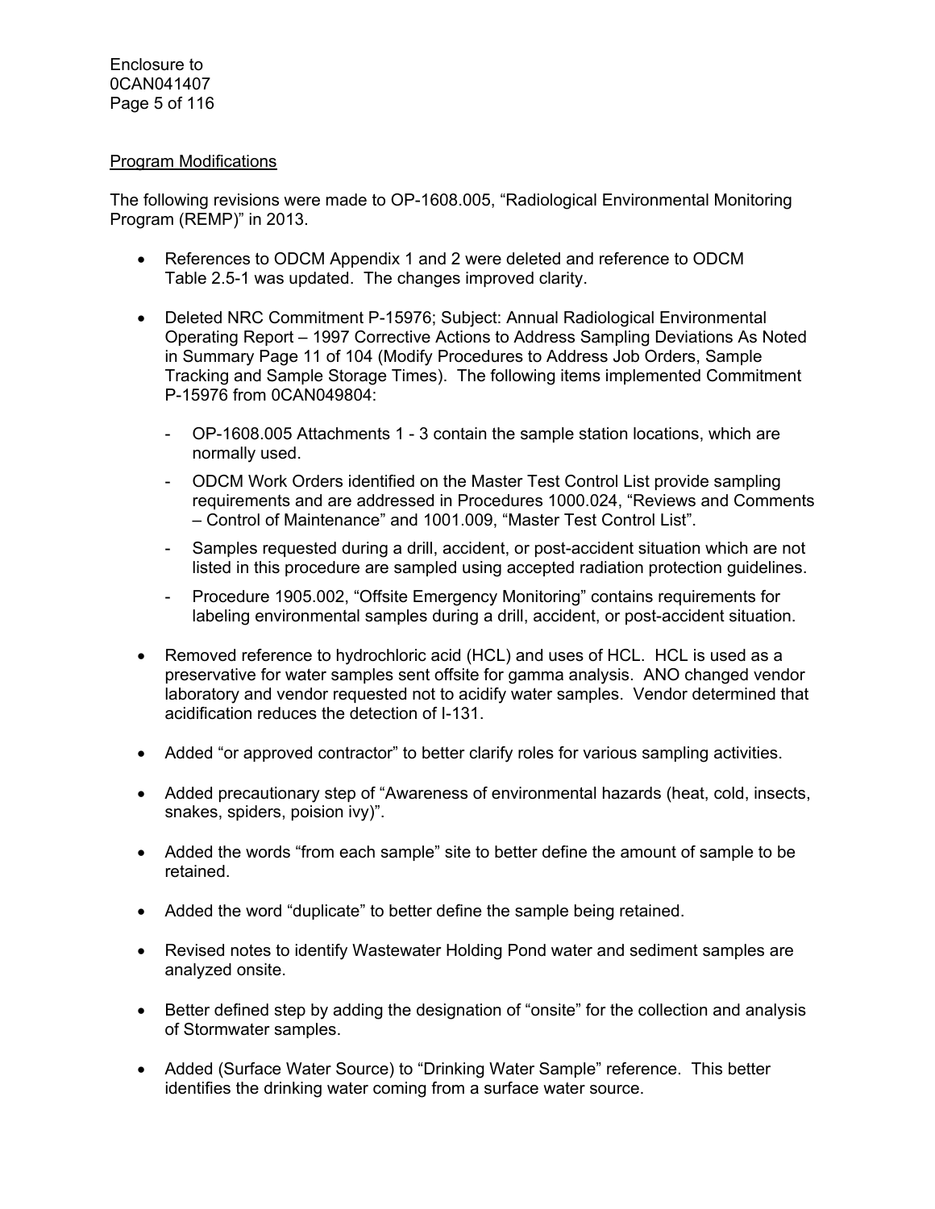Program Modifications

The following revisions were made to OP-1608.005, "Radiological Environmental Monitoring Program (REMP)" in 2013.

- References to ODCM Appendix 1 and 2 were deleted and reference to ODCM Table 2.5-1 was updated. The changes improved clarity.
- Deleted NRC Commitment P-15976; Subject: Annual Radiological Environmental Operating Report – 1997 Corrective Actions to Address Sampling Deviations As Noted in Summary Page 11 of 104 (Modify Procedures to Address Job Orders, Sample Tracking and Sample Storage Times). The following items implemented Commitment P-15976 from 0CAN049804:
    - OP-1608.005 Attachments 1 - 3 contain the sample station locations, which are normally used.
    - ODCM Work Orders identified on the Master Test Control List provide sampling requirements and are addressed in Procedures 1000.024, "Reviews and Comments – Control of Maintenance" and 1001.009, "Master Test Control List".
    - Samples requested during a drill, accident, or post-accident situation which are not listed in this procedure are sampled using accepted radiation protection guidelines.
    - Procedure 1905.002, "Offsite Emergency Monitoring" contains requirements for labeling environmental samples during a drill, accident, or post-accident situation.
- Removed reference to hydrochloric acid (HCL) and uses of HCL. HCL is used as a preservative for water samples sent offsite for gamma analysis. ANO changed vendor laboratory and vendor requested not to acidify water samples. Vendor determined that acidification reduces the detection of I-131.
- Added "or approved contractor" to better clarify roles for various sampling activities.
- Added precautionary step of "Awareness of environmental hazards (heat, cold, insects, snakes, spiders, poision ivy)".
- Added the words "from each sample" site to better define the amount of sample to be retained.
- Added the word "duplicate" to better define the sample being retained.
- Revised notes to identify Wastewater Holding Pond water and sediment samples are analyzed onsite.
- Better defined step by adding the designation of "onsite" for the collection and analysis of Stormwater samples.
- Added (Surface Water Source) to "Drinking Water Sample" reference. This better identifies the drinking water coming from a surface water source.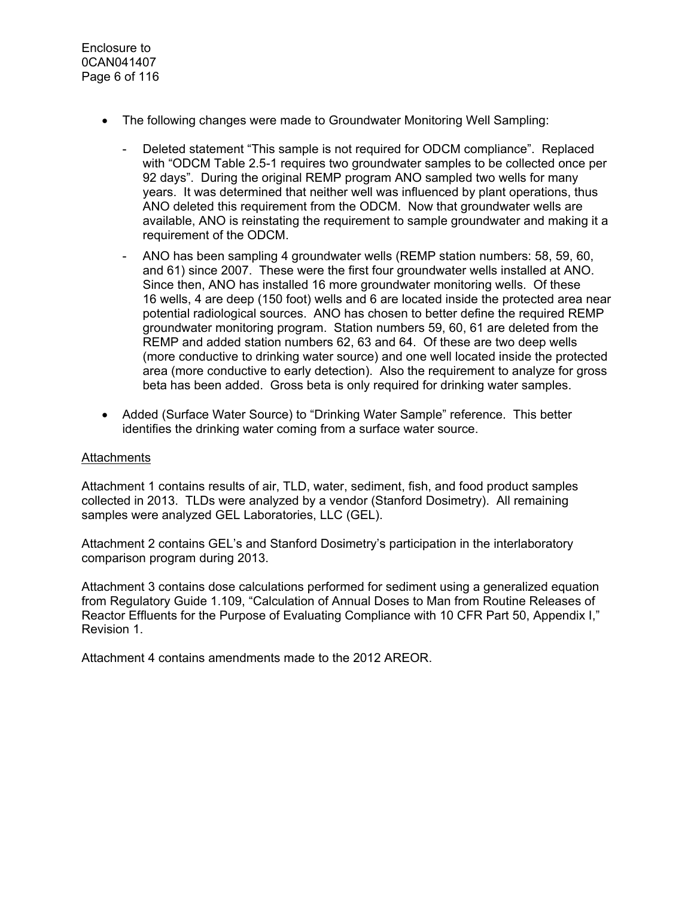- The following changes were made to Groundwater Monitoring Well Sampling:
  - Deleted statement “This sample is not required for ODCM compliance”. Replaced with “ODCM Table 2.5-1 requires two groundwater samples to be collected once per 92 days”. During the original REMP program ANO sampled two wells for many years. It was determined that neither well was influenced by plant operations, thus ANO deleted this requirement from the ODCM. Now that groundwater wells are available, ANO is reinstating the requirement to sample groundwater and making it a requirement of the ODCM.
  - ANO has been sampling 4 groundwater wells (REMP station numbers: 58, 59, 60, and 61) since 2007. These were the first four groundwater wells installed at ANO. Since then, ANO has installed 16 more groundwater monitoring wells. Of these 16 wells, 4 are deep (150 foot) wells and 6 are located inside the protected area near potential radiological sources. ANO has chosen to better define the required REMP groundwater monitoring program. Station numbers 59, 60, 61 are deleted from the REMP and added station numbers 62, 63 and 64. Of these are two deep wells (more conductive to drinking water source) and one well located inside the protected area (more conductive to early detection). Also the requirement to analyze for gross beta has been added. Gross beta is only required for drinking water samples.
- Added (Surface Water Source) to “Drinking Water Sample” reference. This better identifies the drinking water coming from a surface water source.

Attachments

Attachment 1 contains results of air, TLD, water, sediment, fish, and food product samples collected in 2013. TLDs were analyzed by a vendor (Stanford Dosimetry). All remaining samples were analyzed GEL Laboratories, LLC (GEL).

Attachment 2 contains GEL’s and Stanford Dosimetry’s participation in the interlaboratory comparison program during 2013.

Attachment 3 contains dose calculations performed for sediment using a generalized equation from Regulatory Guide 1.109, “Calculation of Annual Doses to Man from Routine Releases of Reactor Effluents for the Purpose of Evaluating Compliance with 10 CFR Part 50, Appendix I,” Revision 1.

Attachment 4 contains amendments made to the 2012 AREOR.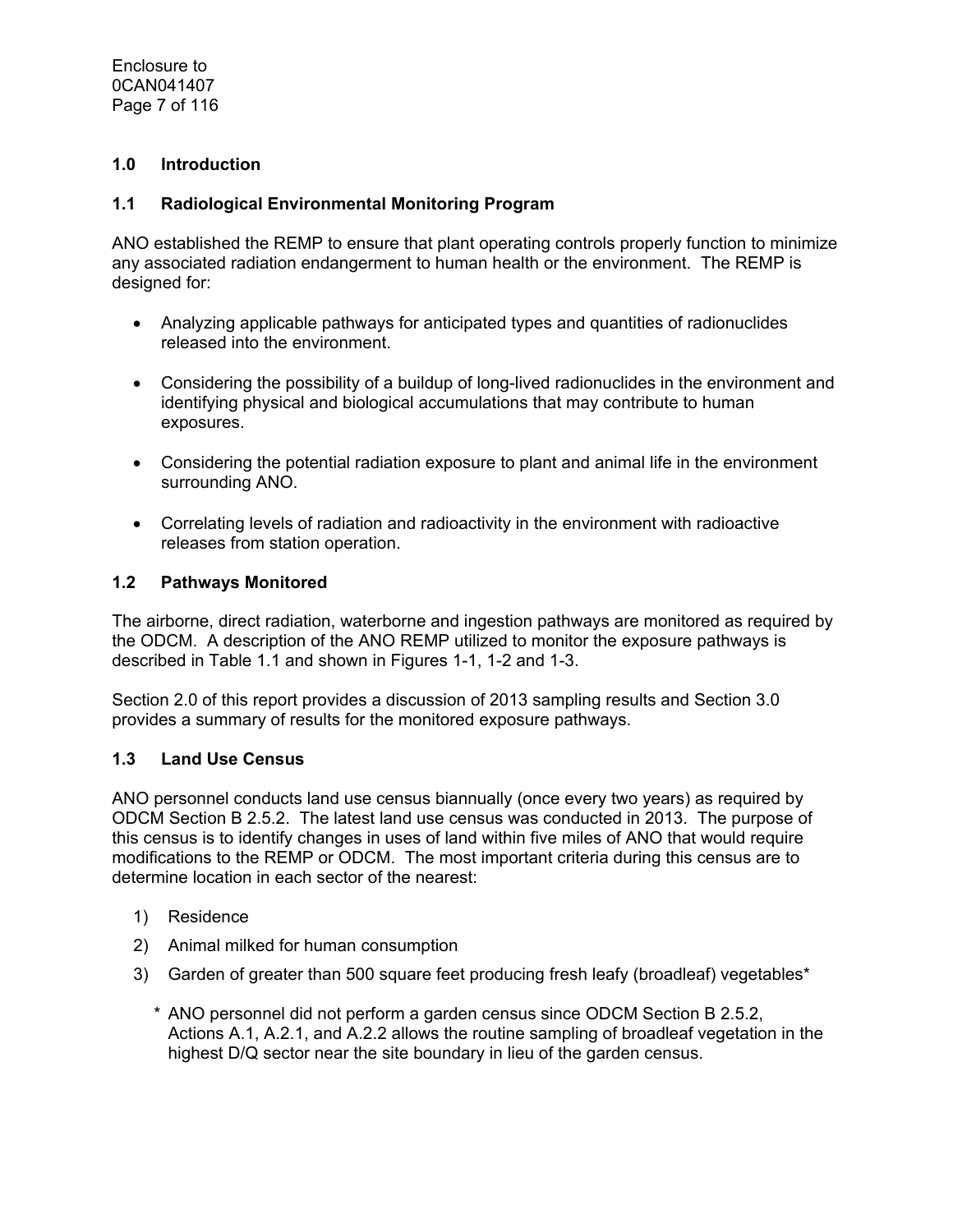## 1.0 Introduction

### 1.1 Radiological Environmental Monitoring Program

ANO established the REMP to ensure that plant operating controls properly function to minimize any associated radiation endangerment to human health or the environment. The REMP is designed for:

- Analyzing applicable pathways for anticipated types and quantities of radionuclides released into the environment.
- Considering the possibility of a buildup of long-lived radionuclides in the environment and identifying physical and biological accumulations that may contribute to human exposures.
- Considering the potential radiation exposure to plant and animal life in the environment surrounding ANO.
- Correlating levels of radiation and radioactivity in the environment with radioactive releases from station operation.

### 1.2 Pathways Monitored

The airborne, direct radiation, waterborne and ingestion pathways are monitored as required by the ODCM. A description of the ANO REMP utilized to monitor the exposure pathways is described in Table 1.1 and shown in Figures 1-1, 1-2 and 1-3.

Section 2.0 of this report provides a discussion of 2013 sampling results and Section 3.0 provides a summary of results for the monitored exposure pathways.

### 1.3 Land Use Census

ANO personnel conducts land use census biannually (once every two years) as required by ODCM Section B 2.5.2. The latest land use census was conducted in 2013. The purpose of this census is to identify changes in uses of land within five miles of ANO that would require modifications to the REMP or ODCM. The most important criteria during this census are to determine location in each sector of the nearest:

1) Residence
2) Animal milked for human consumption
3) Garden of greater than 500 square feet producing fresh leafy (broadleaf) vegetables*

\* ANO personnel did not perform a garden census since ODCM Section B 2.5.2, Actions A.1, A.2.1, and A.2.2 allows the routine sampling of broadleaf vegetation in the highest D/Q sector near the site boundary in lieu of the garden census.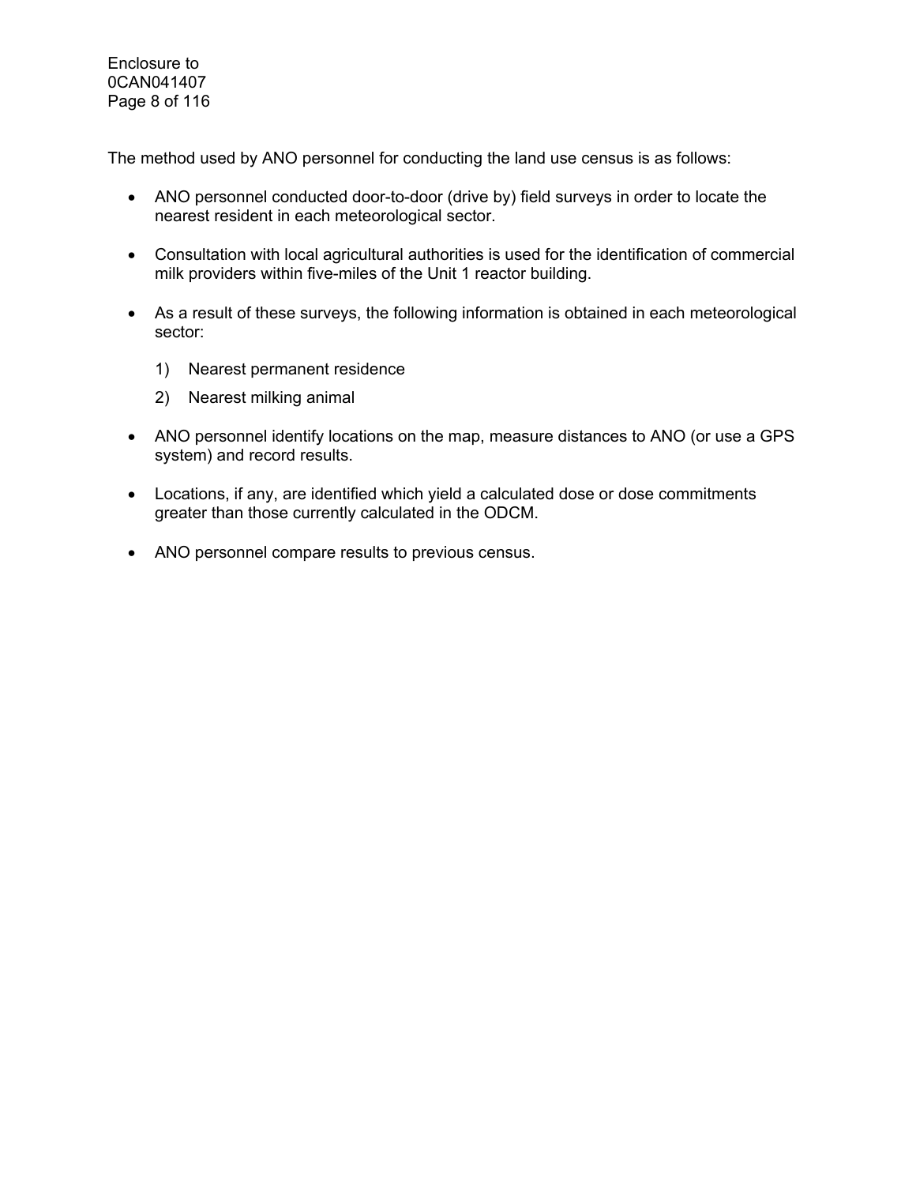The method used by ANO personnel for conducting the land use census is as follows:

- ANO personnel conducted door-to-door (drive by) field surveys in order to locate the nearest resident in each meteorological sector.
- Consultation with local agricultural authorities is used for the identification of commercial milk providers within five-miles of the Unit 1 reactor building.
- As a result of these surveys, the following information is obtained in each meteorological sector:

    1) Nearest permanent residence
    2) Nearest milking animal

- ANO personnel identify locations on the map, measure distances to ANO (or use a GPS system) and record results.
- Locations, if any, are identified which yield a calculated dose or dose commitments greater than those currently calculated in the ODCM.
- ANO personnel compare results to previous census.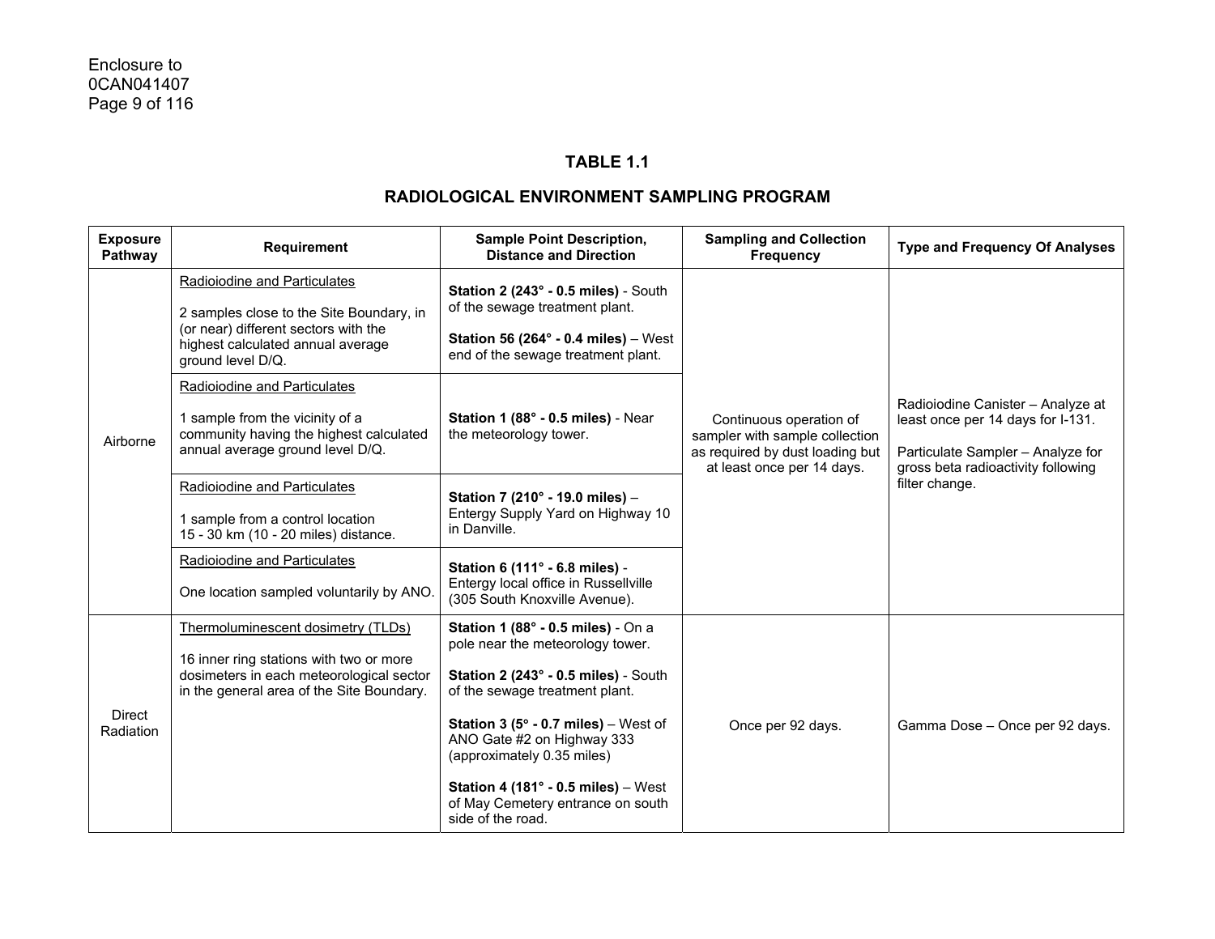# TABLE 1.1

## RADIOLOGICAL ENVIRONMENT SAMPLING PROGRAM

| Exposure Pathway | Requirement | Sample Point Description, Distance and Direction | Sampling and Collection Frequency | Type and Frequency Of Analyses |
|---|---|---|---|---|
| Airborne | Radioiodine and Particulates<br><br>2 samples close to the Site Boundary, in (or near) different sectors with the highest calculated annual average ground level D/Q. | **Station 2 (243° - 0.5 miles)** - South of the sewage treatment plant.<br><br>**Station 56 (264° - 0.4 miles)** – West end of the sewage treatment plant. | Continuous operation of sampler with sample collection as required by dust loading but at least once per 14 days. | Radioiodine Canister – Analyze at least once per 14 days for I-131.<br><br>Particulate Sampler – Analyze for gross beta radioactivity following filter change. |
| | Radioiodine and Particulates<br><br>1 sample from the vicinity of a community having the highest calculated annual average ground level D/Q. | **Station 1 (88° - 0.5 miles)** - Near the meteorology tower. | | |
| | Radioiodine and Particulates<br><br>1 sample from a control location 15 - 30 km (10 - 20 miles) distance. | **Station 7 (210° - 19.0 miles)** – Entergy Supply Yard on Highway 10 in Danville. | | |
| | Radioiodine and Particulates<br><br>One location sampled voluntarily by ANO. | **Station 6 (111° - 6.8 miles)** - Entergy local office in Russellville (305 South Knoxville Avenue). | | |
| Direct Radiation | Thermoluminescent dosimetry (TLDs)<br><br>16 inner ring stations with two or more dosimeters in each meteorological sector in the general area of the Site Boundary. | **Station 1 (88° - 0.5 miles)** - On a pole near the meteorology tower.<br><br>**Station 2 (243° - 0.5 miles)** - South of the sewage treatment plant.<br><br>**Station 3 (5° - 0.7 miles)** – West of ANO Gate #2 on Highway 333 (approximately 0.35 miles)<br><br>**Station 4 (181° - 0.5 miles)** – West of May Cemetery entrance on south side of the road. | Once per 92 days. | Gamma Dose – Once per 92 days. |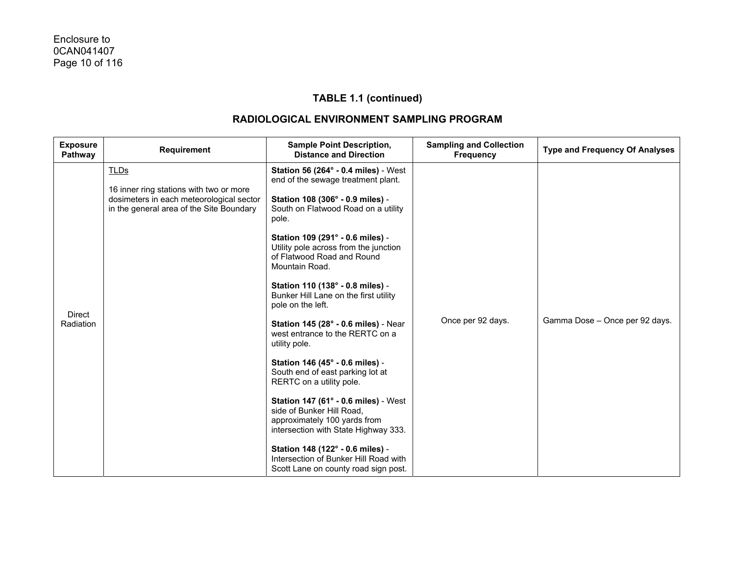Enclosure to
0CAN041407

## TABLE 1.1 (continued)

## RADIOLOGICAL ENVIRONMENT SAMPLING PROGRAM

| Exposure Pathway | Requirement | Sample Point Description, Distance and Direction | Sampling and Collection Frequency | Type and Frequency Of Analyses |
|---|---|---|---|---|
| Direct Radiation | TLDs<br><br>16 inner ring stations with two or more dosimeters in each meteorological sector in the general area of the Site Boundary | **Station 56 (264° - 0.4 miles)** - West end of the sewage treatment plant.<br><br>**Station 108 (306° - 0.9 miles)** - South on Flatwood Road on a utility pole.<br><br>**Station 109 (291° - 0.6 miles)** - Utility pole across from the junction of Flatwood Road and Round Mountain Road.<br><br>**Station 110 (138° - 0.8 miles)** - Bunker Hill Lane on the first utility pole on the left.<br><br>**Station 145 (28° - 0.6 miles)** - Near west entrance to the RERTC on a utility pole.<br><br>**Station 146 (45° - 0.6 miles)** - South end of east parking lot at RERTC on a utility pole.<br><br>**Station 147 (61° - 0.6 miles)** - West side of Bunker Hill Road, approximately 100 yards from intersection with State Highway 333.<br><br>**Station 148 (122° - 0.6 miles)** - Intersection of Bunker Hill Road with Scott Lane on county road sign post. | Once per 92 days. | Gamma Dose – Once per 92 days. |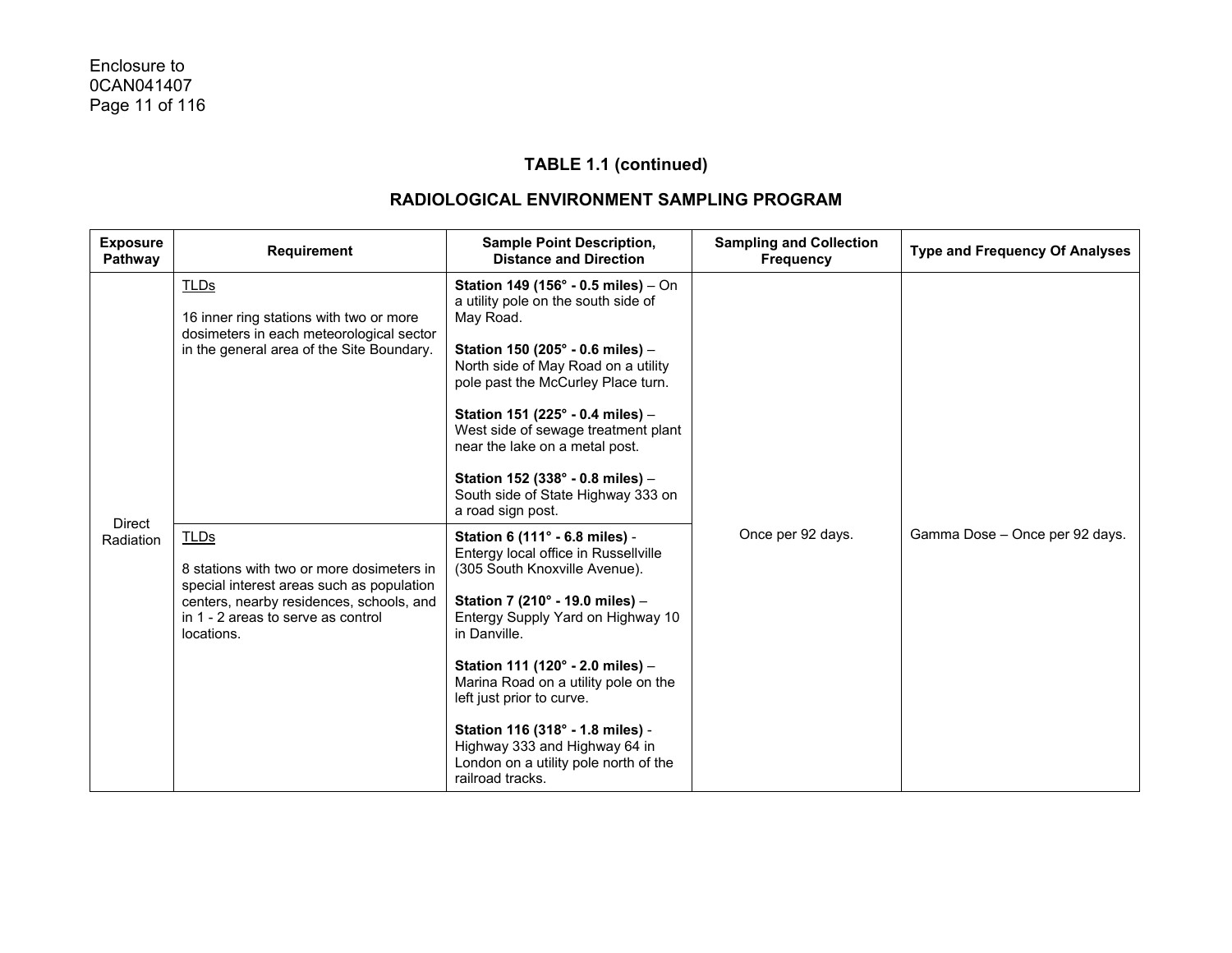## TABLE 1.1 (continued)

## RADIOLOGICAL ENVIRONMENT SAMPLING PROGRAM

| Exposure Pathway | Requirement | Sample Point Description, Distance and Direction | Sampling and Collection Frequency | Type and Frequency Of Analyses |
|---|---|---|---|---|
| Direct Radiation | <u>TLDs</u><br><br>16 inner ring stations with two or more dosimeters in each meteorological sector in the general area of the Site Boundary. | **Station 149 (156° - 0.5 miles)** – On a utility pole on the south side of May Road.<br><br>**Station 150 (205° - 0.6 miles)** – North side of May Road on a utility pole past the McCurley Place turn.<br><br>**Station 151 (225° - 0.4 miles)** – West side of sewage treatment plant near the lake on a metal post.<br><br>**Station 152 (338° - 0.8 miles)** – South side of State Highway 333 on a road sign post. | Once per 92 days. | Gamma Dose – Once per 92 days. |
| | <u>TLDs</u><br><br>8 stations with two or more dosimeters in special interest areas such as population centers, nearby residences, schools, and in 1 - 2 areas to serve as control locations. | **Station 6 (111° - 6.8 miles)** - Entergy local office in Russellville (305 South Knoxville Avenue).<br><br>**Station 7 (210° - 19.0 miles)** – Entergy Supply Yard on Highway 10 in Danville.<br><br>**Station 111 (120° - 2.0 miles)** – Marina Road on a utility pole on the left just prior to curve.<br><br>**Station 116 (318° - 1.8 miles)** - Highway 333 and Highway 64 in London on a utility pole north of the railroad tracks. | | |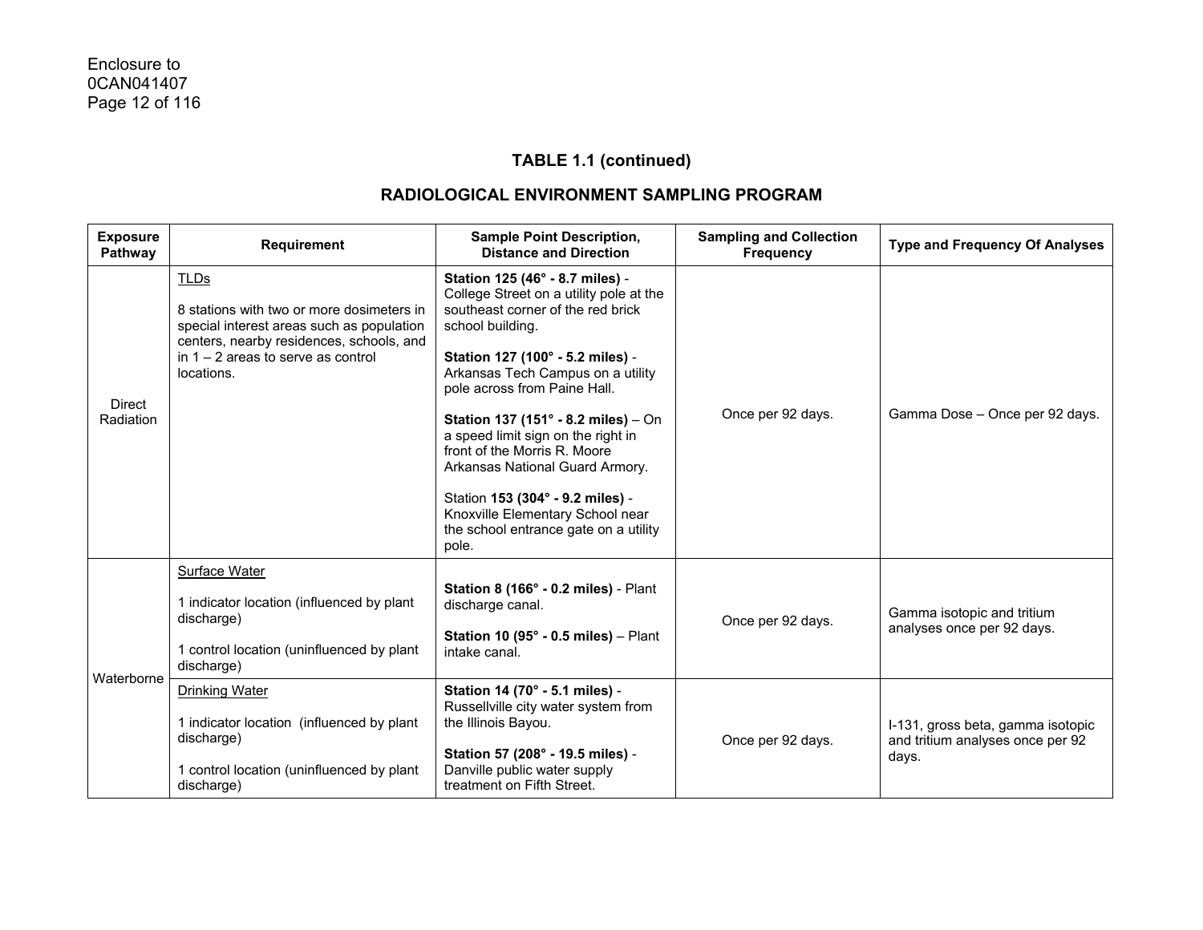Enclosure to
0CAN041407

## TABLE 1.1 (continued)

## RADIOLOGICAL ENVIRONMENT SAMPLING PROGRAM

| Exposure Pathway | Requirement | Sample Point Description, Distance and Direction | Sampling and Collection Frequency | Type and Frequency Of Analyses |
|---|---|---|---|---|
| Direct Radiation | TLDs<br><br>8 stations with two or more dosimeters in special interest areas such as population centers, nearby residences, schools, and in 1 – 2 areas to serve as control locations. | **Station 125 (46° - 8.7 miles)** - College Street on a utility pole at the southeast corner of the red brick school building.<br><br>**Station 127 (100° - 5.2 miles)** - Arkansas Tech Campus on a utility pole across from Paine Hall.<br><br>**Station 137 (151° - 8.2 miles)** – On a speed limit sign on the right in front of the Morris R. Moore Arkansas National Guard Armory.<br><br>Station **153 (304° - 9.2 miles)** - Knoxville Elementary School near the school entrance gate on a utility pole. | Once per 92 days. | Gamma Dose – Once per 92 days. |
| Waterborne | Surface Water<br><br>1 indicator location (influenced by plant discharge)<br><br>1 control location (uninfluenced by plant discharge) | **Station 8 (166° - 0.2 miles)** - Plant discharge canal.<br><br>**Station 10 (95° - 0.5 miles)** – Plant intake canal. | Once per 92 days. | Gamma isotopic and tritium analyses once per 92 days. |
| | Drinking Water<br><br>1 indicator location (influenced by plant discharge)<br><br>1 control location (uninfluenced by plant discharge) | **Station 14 (70° - 5.1 miles)** - Russellville city water system from the Illinois Bayou.<br><br>**Station 57 (208° - 19.5 miles)** - Danville public water supply treatment on Fifth Street. | Once per 92 days. | I-131, gross beta, gamma isotopic and tritium analyses once per 92 days. |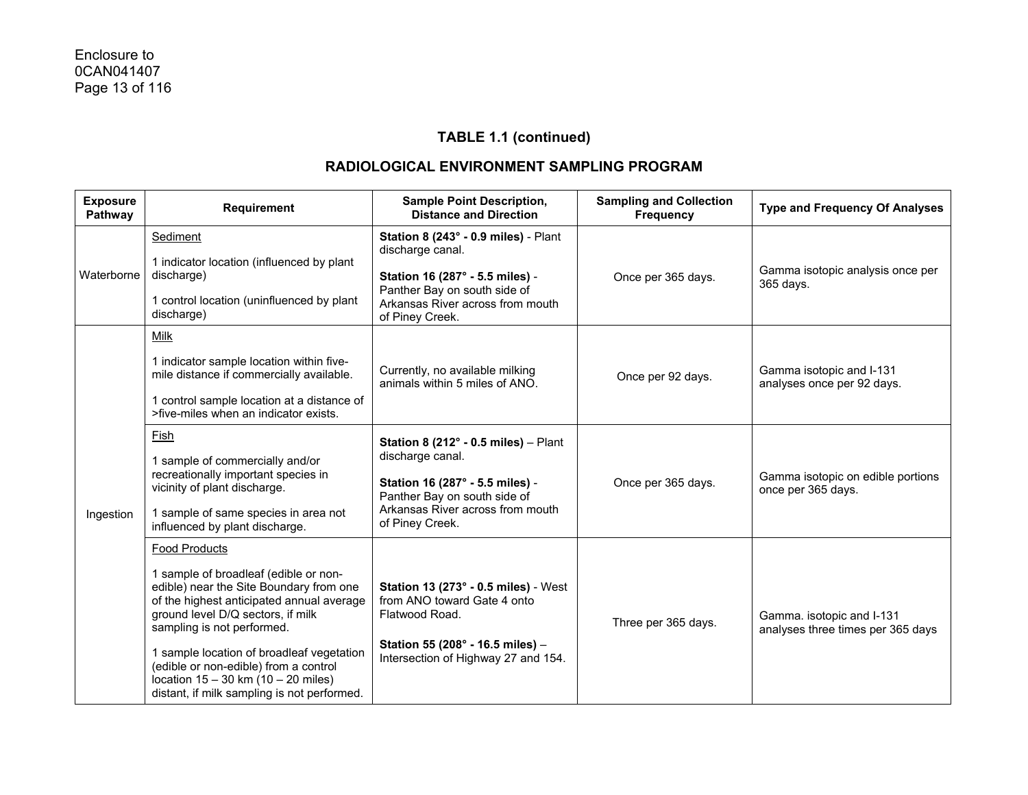## TABLE 1.1 (continued)

## RADIOLOGICAL ENVIRONMENT SAMPLING PROGRAM

| Exposure Pathway | Requirement | Sample Point Description, Distance and Direction | Sampling and Collection Frequency | Type and Frequency Of Analyses |
|---|---|---|---|---|
| Waterborne | Sediment<br><br>1 indicator location (influenced by plant discharge)<br><br>1 control location (uninfluenced by plant discharge) | **Station 8 (243° - 0.9 miles)** - Plant discharge canal.<br><br>**Station 16 (287° - 5.5 miles)** - Panther Bay on south side of Arkansas River across from mouth of Piney Creek. | Once per 365 days. | Gamma isotopic analysis once per 365 days. |
| Ingestion | Milk<br><br>1 indicator sample location within five-mile distance if commercially available.<br><br>1 control sample location at a distance of >five-miles when an indicator exists. | Currently, no available milking animals within 5 miles of ANO. | Once per 92 days. | Gamma isotopic and I-131 analyses once per 92 days. |
| | Fish<br><br>1 sample of commercially and/or recreationally important species in vicinity of plant discharge.<br><br>1 sample of same species in area not influenced by plant discharge. | **Station 8 (212° - 0.5 miles)** – Plant discharge canal.<br><br>**Station 16 (287° - 5.5 miles)** - Panther Bay on south side of Arkansas River across from mouth of Piney Creek. | Once per 365 days. | Gamma isotopic on edible portions once per 365 days. |
| | Food Products<br><br>1 sample of broadleaf (edible or non-edible) near the Site Boundary from one of the highest anticipated annual average ground level D/Q sectors, if milk sampling is not performed.<br><br>1 sample location of broadleaf vegetation (edible or non-edible) from a control location 15 – 30 km (10 – 20 miles) distant, if milk sampling is not performed. | **Station 13 (273° - 0.5 miles)** - West from ANO toward Gate 4 onto Flatwood Road.<br><br>**Station 55 (208° - 16.5 miles)** – Intersection of Highway 27 and 154. | Three per 365 days. | Gamma. isotopic and I-131 analyses three times per 365 days |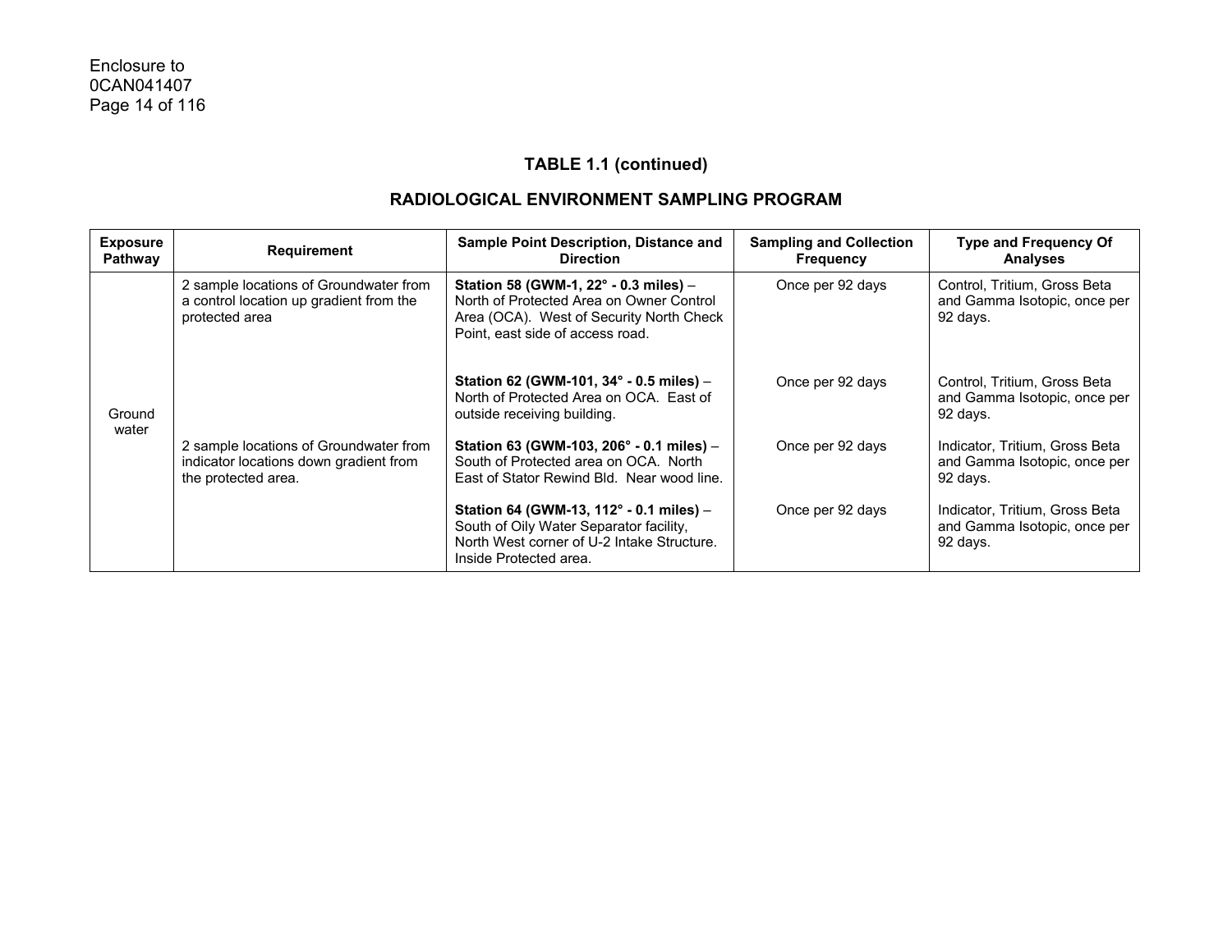## TABLE 1.1 (continued)

## RADIOLOGICAL ENVIRONMENT SAMPLING PROGRAM

| Exposure Pathway | Requirement | Sample Point Description, Distance and Direction | Sampling and Collection Frequency | Type and Frequency Of Analyses |
|---|---|---|---|---|
| Ground water | 2 sample locations of Groundwater from a control location up gradient from the protected area | **Station 58 (GWM-1, 22° - 0.3 miles)** – North of Protected Area on Owner Control Area (OCA). West of Security North Check Point, east side of access road. | Once per 92 days | Control, Tritium, Gross Beta and Gamma Isotopic, once per 92 days. |
| | | **Station 62 (GWM-101, 34° - 0.5 miles)** – North of Protected Area on OCA. East of outside receiving building. | Once per 92 days | Control, Tritium, Gross Beta and Gamma Isotopic, once per 92 days. |
| | 2 sample locations of Groundwater from indicator locations down gradient from the protected area. | **Station 63 (GWM-103, 206° - 0.1 miles)** – South of Protected area on OCA. North East of Stator Rewind Bld. Near wood line. | Once per 92 days | Indicator, Tritium, Gross Beta and Gamma Isotopic, once per 92 days. |
| | | **Station 64 (GWM-13, 112° - 0.1 miles)** – South of Oily Water Separator facility, North West corner of U-2 Intake Structure. Inside Protected area. | Once per 92 days | Indicator, Tritium, Gross Beta and Gamma Isotopic, once per 92 days. |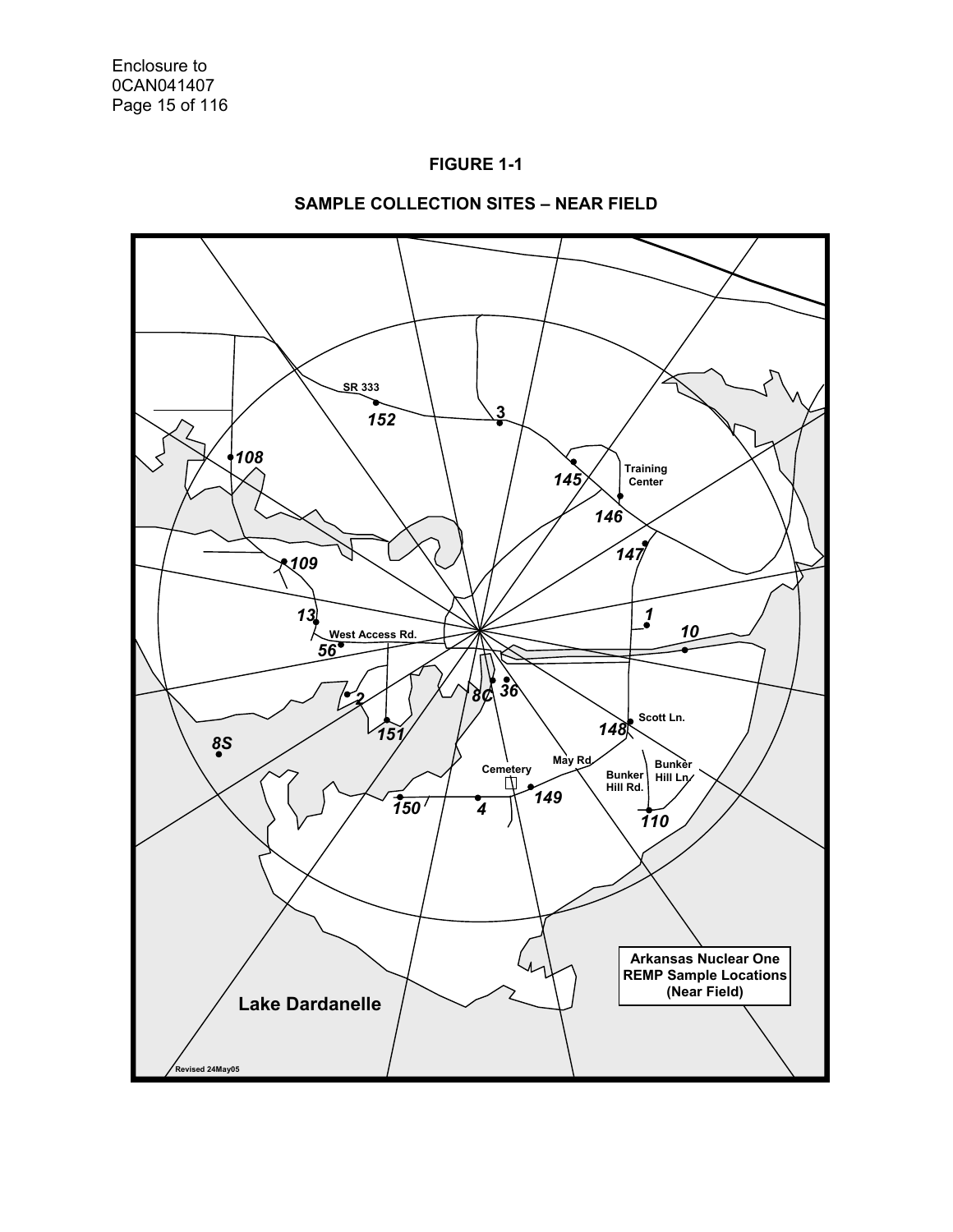**FIGURE 1-1**

**SAMPLE COLLECTION SITES – NEAR FIELD**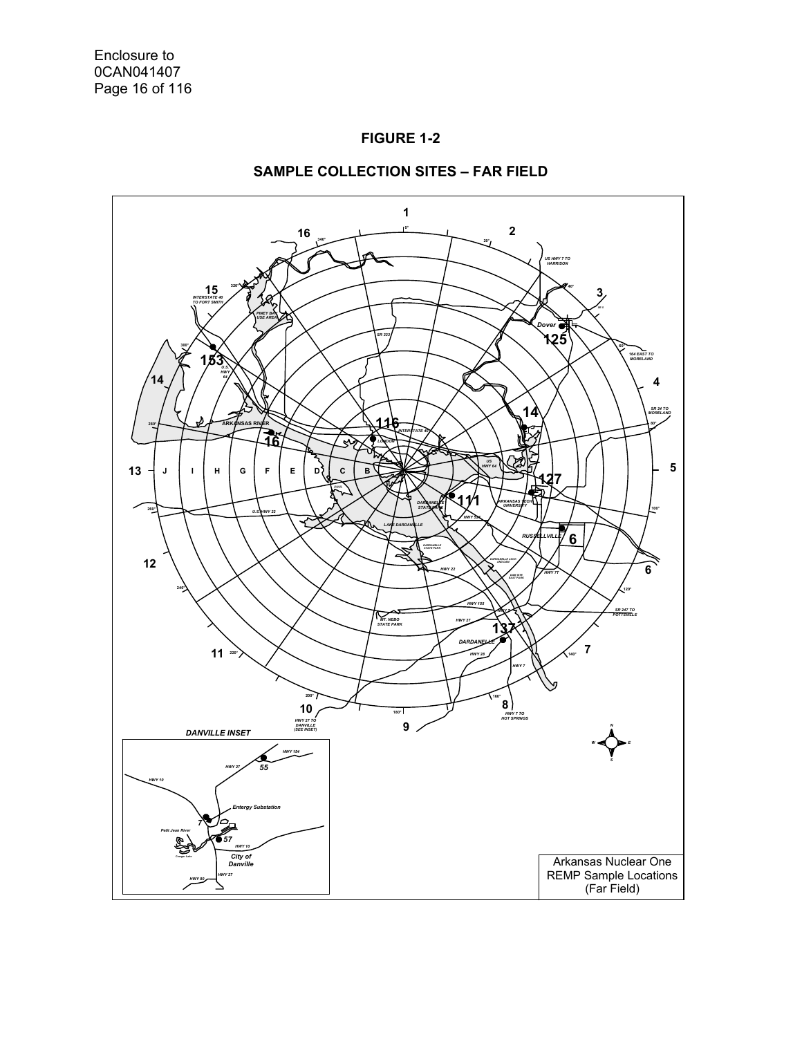# FIGURE 1-2

## SAMPLE COLLECTION SITES – FAR FIELD

1 0° 2 20° US HWY 7 TO HARRISON 40° 3 SR 9 Dover 125 60° 164 EAST TO MORELAND 4 SR 24 TO MORELAND 80° 14 5 127 ARKANSAS TECH UNIVERSITY 100° RUSSELLVILLE 6 HWY 7T 6 120° SR 247 TO POTTSVILLE 137 DARDANELLE HWY 28 HWY 7 140° 7 160° 8 HWY 7 TO HOT SPRINGS 180° 9 200° 10 HWY 27 TO DANVILLE (SEE INSET) 11 220° 240° 12 260° U.S. HWY 22 13 J I H G F E D C B 280° ARKANSAS RIVER 16 14 300° 153 U.S. HWY 64 15 INTERSTATE 40 TO FORT SMITH 320° PINEY BAY USE AREA 16 340° SR 333 116 LONDON INTERSTATE 40 US HWY 64 111 DARDANELLE STATE PARK HWY 326 LAKE DARDANELLE DARDANELLE STATE PARK HWY 22 DARDANELLE LOCK AND DAM DAM SITE EAST PARK HWY 155 HWY 27 MT. NEBO STATE PARK

DANVILLE INSET

HWY 154 HWY 27 55 HWY 10 Entergy Substation 7 Petit Jean River 57 HWY 10 Cooper Lake City of Danville HWY 27 HWY 80

N W E S

Arkansas Nuclear One
REMP Sample Locations
(Far Field)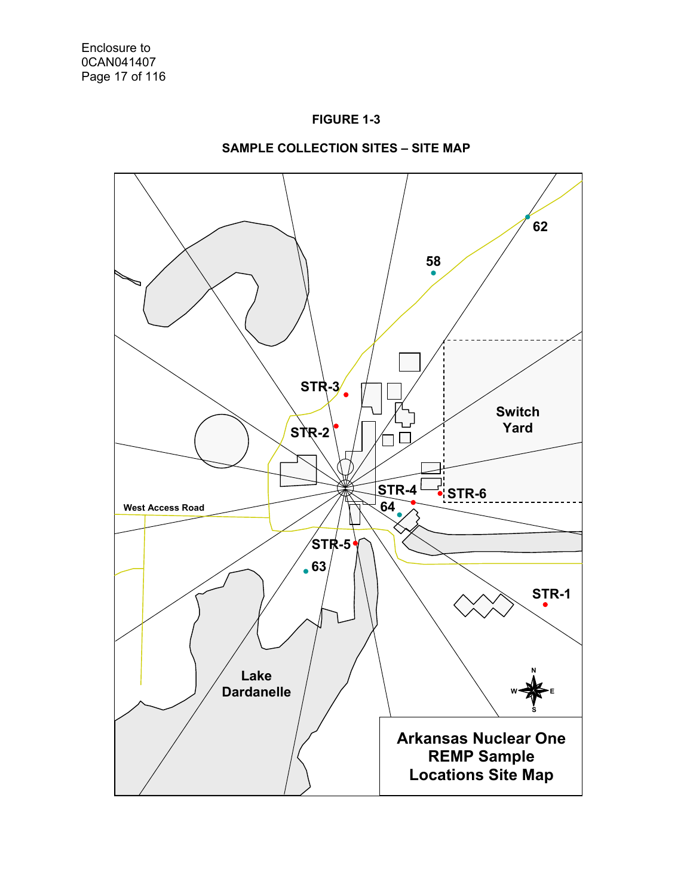Enclosure to
0CAN041407
Page 17 of 116

**FIGURE 1-3**

**SAMPLE COLLECTION SITES – SITE MAP**

62

58

STR-3

STR-2

Switch Yard

STR-4

STR-6

64

West Access Road

STR-5

63

STR-1

Lake Dardanelle

N
W E
S

**Arkansas Nuclear One REMP Sample Locations Site Map**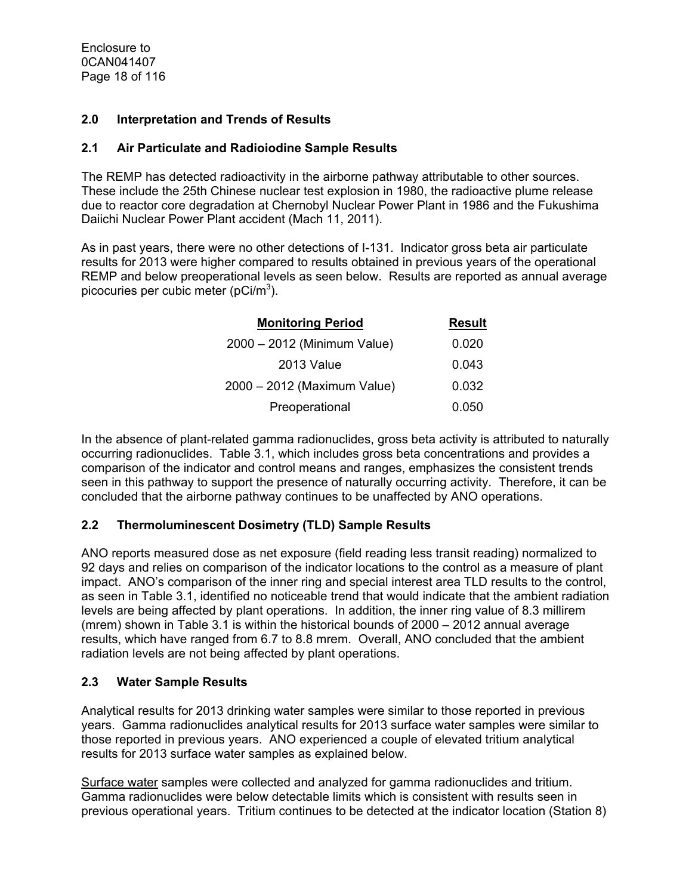## 2.0 Interpretation and Trends of Results

### 2.1 Air Particulate and Radioiodine Sample Results

The REMP has detected radioactivity in the airborne pathway attributable to other sources. These include the 25th Chinese nuclear test explosion in 1980, the radioactive plume release due to reactor core degradation at Chernobyl Nuclear Power Plant in 1986 and the Fukushima Daiichi Nuclear Power Plant accident (Mach 11, 2011).

As in past years, there were no other detections of I-131. Indicator gross beta air particulate results for 2013 were higher compared to results obtained in previous years of the operational REMP and below preoperational levels as seen below. Results are reported as annual average picocuries per cubic meter (pCi/m$^3$).

| Monitoring Period | Result |
|---|---|
| 2000 – 2012 (Minimum Value) | 0.020 |
| 2013 Value | 0.043 |
| 2000 – 2012 (Maximum Value) | 0.032 |
| Preoperational | 0.050 |

In the absence of plant-related gamma radionuclides, gross beta activity is attributed to naturally occurring radionuclides. Table 3.1, which includes gross beta concentrations and provides a comparison of the indicator and control means and ranges, emphasizes the consistent trends seen in this pathway to support the presence of naturally occurring activity. Therefore, it can be concluded that the airborne pathway continues to be unaffected by ANO operations.

### 2.2 Thermoluminescent Dosimetry (TLD) Sample Results

ANO reports measured dose as net exposure (field reading less transit reading) normalized to 92 days and relies on comparison of the indicator locations to the control as a measure of plant impact. ANO's comparison of the inner ring and special interest area TLD results to the control, as seen in Table 3.1, identified no noticeable trend that would indicate that the ambient radiation levels are being affected by plant operations. In addition, the inner ring value of 8.3 millirem (mrem) shown in Table 3.1 is within the historical bounds of 2000 – 2012 annual average results, which have ranged from 6.7 to 8.8 mrem. Overall, ANO concluded that the ambient radiation levels are not being affected by plant operations.

### 2.3 Water Sample Results

Analytical results for 2013 drinking water samples were similar to those reported in previous years. Gamma radionuclides analytical results for 2013 surface water samples were similar to those reported in previous years. ANO experienced a couple of elevated tritium analytical results for 2013 surface water samples as explained below.

<u>Surface water</u> samples were collected and analyzed for gamma radionuclides and tritium. Gamma radionuclides were below detectable limits which is consistent with results seen in previous operational years. Tritium continues to be detected at the indicator location (Station 8)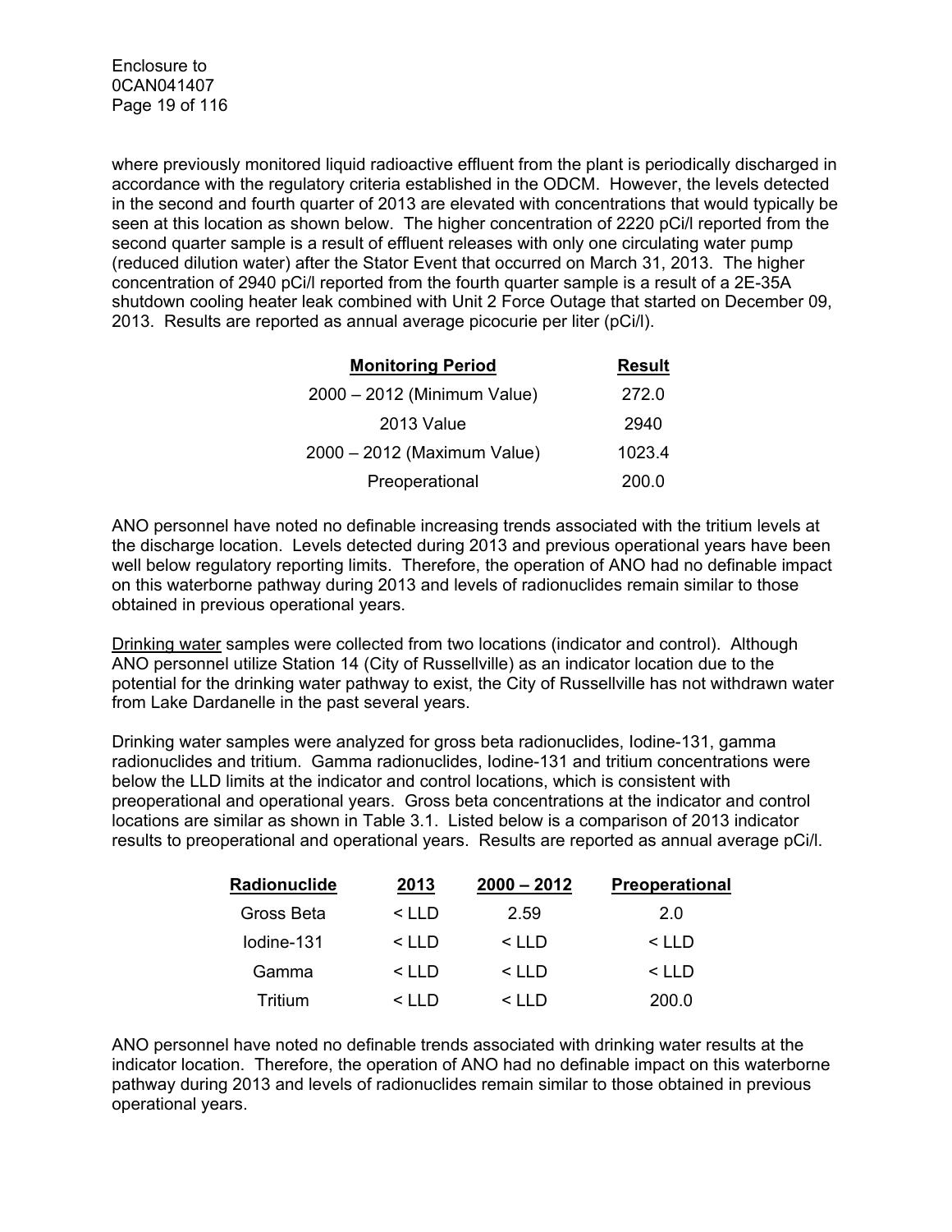where previously monitored liquid radioactive effluent from the plant is periodically discharged in accordance with the regulatory criteria established in the ODCM. However, the levels detected in the second and fourth quarter of 2013 are elevated with concentrations that would typically be seen at this location as shown below. The higher concentration of 2220 pCi/l reported from the second quarter sample is a result of effluent releases with only one circulating water pump (reduced dilution water) after the Stator Event that occurred on March 31, 2013. The higher concentration of 2940 pCi/l reported from the fourth quarter sample is a result of a 2E-35A shutdown cooling heater leak combined with Unit 2 Force Outage that started on December 09, 2013. Results are reported as annual average picocurie per liter (pCi/l).

| Monitoring Period | Result |
|---|---|
| 2000 – 2012 (Minimum Value) | 272.0 |
| 2013 Value | 2940 |
| 2000 – 2012 (Maximum Value) | 1023.4 |
| Preoperational | 200.0 |

ANO personnel have noted no definable increasing trends associated with the tritium levels at the discharge location. Levels detected during 2013 and previous operational years have been well below regulatory reporting limits. Therefore, the operation of ANO had no definable impact on this waterborne pathway during 2013 and levels of radionuclides remain similar to those obtained in previous operational years.

Drinking water samples were collected from two locations (indicator and control). Although ANO personnel utilize Station 14 (City of Russellville) as an indicator location due to the potential for the drinking water pathway to exist, the City of Russellville has not withdrawn water from Lake Dardanelle in the past several years.

Drinking water samples were analyzed for gross beta radionuclides, Iodine-131, gamma radionuclides and tritium. Gamma radionuclides, Iodine-131 and tritium concentrations were below the LLD limits at the indicator and control locations, which is consistent with preoperational and operational years. Gross beta concentrations at the indicator and control locations are similar as shown in Table 3.1. Listed below is a comparison of 2013 indicator results to preoperational and operational years. Results are reported as annual average pCi/l.

| Radionuclide | 2013 | 2000 – 2012 | Preoperational |
|---|---|---|---|
| Gross Beta | < LLD | 2.59 | 2.0 |
| Iodine-131 | < LLD | < LLD | < LLD |
| Gamma | < LLD | < LLD | < LLD |
| Tritium | < LLD | < LLD | 200.0 |

ANO personnel have noted no definable trends associated with drinking water results at the indicator location. Therefore, the operation of ANO had no definable impact on this waterborne pathway during 2013 and levels of radionuclides remain similar to those obtained in previous operational years.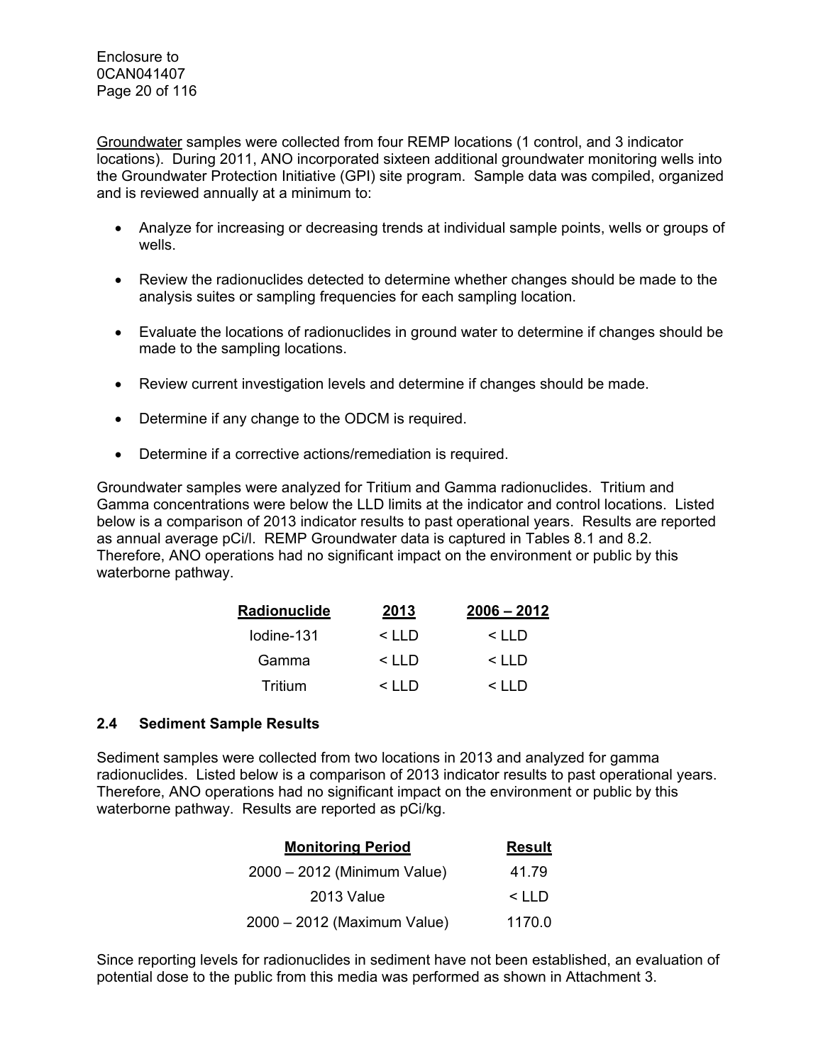Groundwater samples were collected from four REMP locations (1 control, and 3 indicator locations). During 2011, ANO incorporated sixteen additional groundwater monitoring wells into the Groundwater Protection Initiative (GPI) site program. Sample data was compiled, organized and is reviewed annually at a minimum to:

- Analyze for increasing or decreasing trends at individual sample points, wells or groups of wells.
- Review the radionuclides detected to determine whether changes should be made to the analysis suites or sampling frequencies for each sampling location.
- Evaluate the locations of radionuclides in ground water to determine if changes should be made to the sampling locations.
- Review current investigation levels and determine if changes should be made.
- Determine if any change to the ODCM is required.
- Determine if a corrective actions/remediation is required.

Groundwater samples were analyzed for Tritium and Gamma radionuclides. Tritium and Gamma concentrations were below the LLD limits at the indicator and control locations. Listed below is a comparison of 2013 indicator results to past operational years. Results are reported as annual average pCi/l. REMP Groundwater data is captured in Tables 8.1 and 8.2. Therefore, ANO operations had no significant impact on the environment or public by this waterborne pathway.

| Radionuclide | 2013 | 2006 – 2012 |
|---|---|---|
| Iodine-131 | < LLD | < LLD |
| Gamma | < LLD | < LLD |
| Tritium | < LLD | < LLD |

## 2.4 Sediment Sample Results

Sediment samples were collected from two locations in 2013 and analyzed for gamma radionuclides. Listed below is a comparison of 2013 indicator results to past operational years. Therefore, ANO operations had no significant impact on the environment or public by this waterborne pathway. Results are reported as pCi/kg.

| Monitoring Period | Result |
|---|---|
| 2000 – 2012 (Minimum Value) | 41.79 |
| 2013 Value | < LLD |
| 2000 – 2012 (Maximum Value) | 1170.0 |

Since reporting levels for radionuclides in sediment have not been established, an evaluation of potential dose to the public from this media was performed as shown in Attachment 3.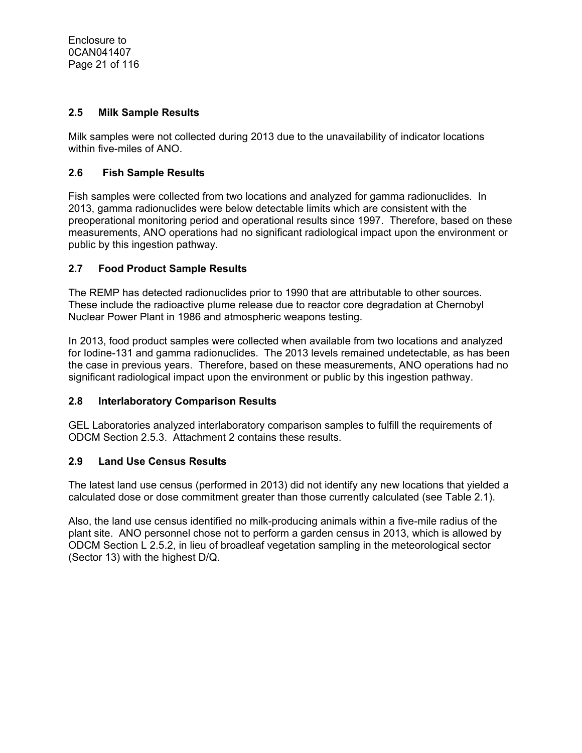### 2.5 Milk Sample Results

Milk samples were not collected during 2013 due to the unavailability of indicator locations within five-miles of ANO.

### 2.6 Fish Sample Results

Fish samples were collected from two locations and analyzed for gamma radionuclides. In 2013, gamma radionuclides were below detectable limits which are consistent with the preoperational monitoring period and operational results since 1997. Therefore, based on these measurements, ANO operations had no significant radiological impact upon the environment or public by this ingestion pathway.

### 2.7 Food Product Sample Results

The REMP has detected radionuclides prior to 1990 that are attributable to other sources. These include the radioactive plume release due to reactor core degradation at Chernobyl Nuclear Power Plant in 1986 and atmospheric weapons testing.

In 2013, food product samples were collected when available from two locations and analyzed for Iodine-131 and gamma radionuclides. The 2013 levels remained undetectable, as has been the case in previous years. Therefore, based on these measurements, ANO operations had no significant radiological impact upon the environment or public by this ingestion pathway.

### 2.8 Interlaboratory Comparison Results

GEL Laboratories analyzed interlaboratory comparison samples to fulfill the requirements of ODCM Section 2.5.3. Attachment 2 contains these results.

### 2.9 Land Use Census Results

The latest land use census (performed in 2013) did not identify any new locations that yielded a calculated dose or dose commitment greater than those currently calculated (see Table 2.1).

Also, the land use census identified no milk-producing animals within a five-mile radius of the plant site. ANO personnel chose not to perform a garden census in 2013, which is allowed by ODCM Section L 2.5.2, in lieu of broadleaf vegetation sampling in the meteorological sector (Sector 13) with the highest D/Q.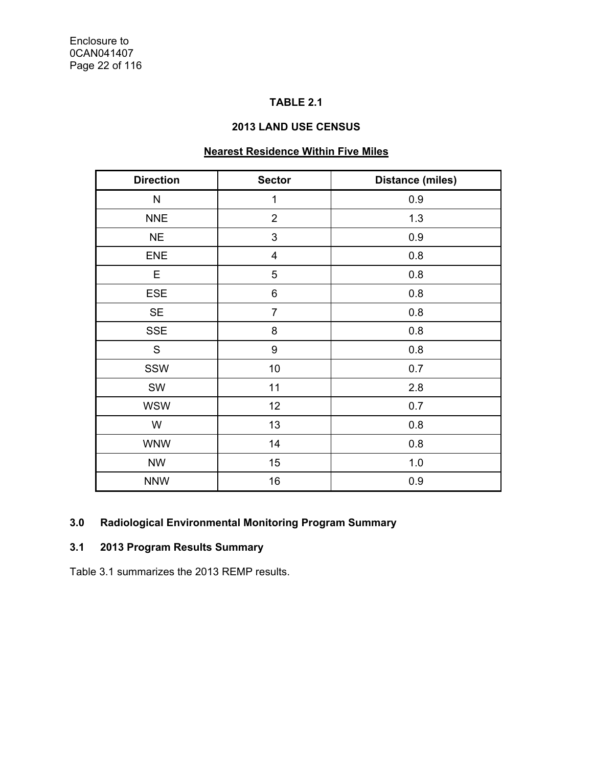**TABLE 2.1**

**2013 LAND USE CENSUS**

**Nearest Residence Within Five Miles**

| Direction | Sector | Distance (miles) |
|---|---|---|
| N | 1 | 0.9 |
| NNE | 2 | 1.3 |
| NE | 3 | 0.9 |
| ENE | 4 | 0.8 |
| E | 5 | 0.8 |
| ESE | 6 | 0.8 |
| SE | 7 | 0.8 |
| SSE | 8 | 0.8 |
| S | 9 | 0.8 |
| SSW | 10 | 0.7 |
| SW | 11 | 2.8 |
| WSW | 12 | 0.7 |
| W | 13 | 0.8 |
| WNW | 14 | 0.8 |
| NW | 15 | 1.0 |
| NNW | 16 | 0.9 |

## 3.0 Radiological Environmental Monitoring Program Summary

### 3.1 2013 Program Results Summary

Table 3.1 summarizes the 2013 REMP results.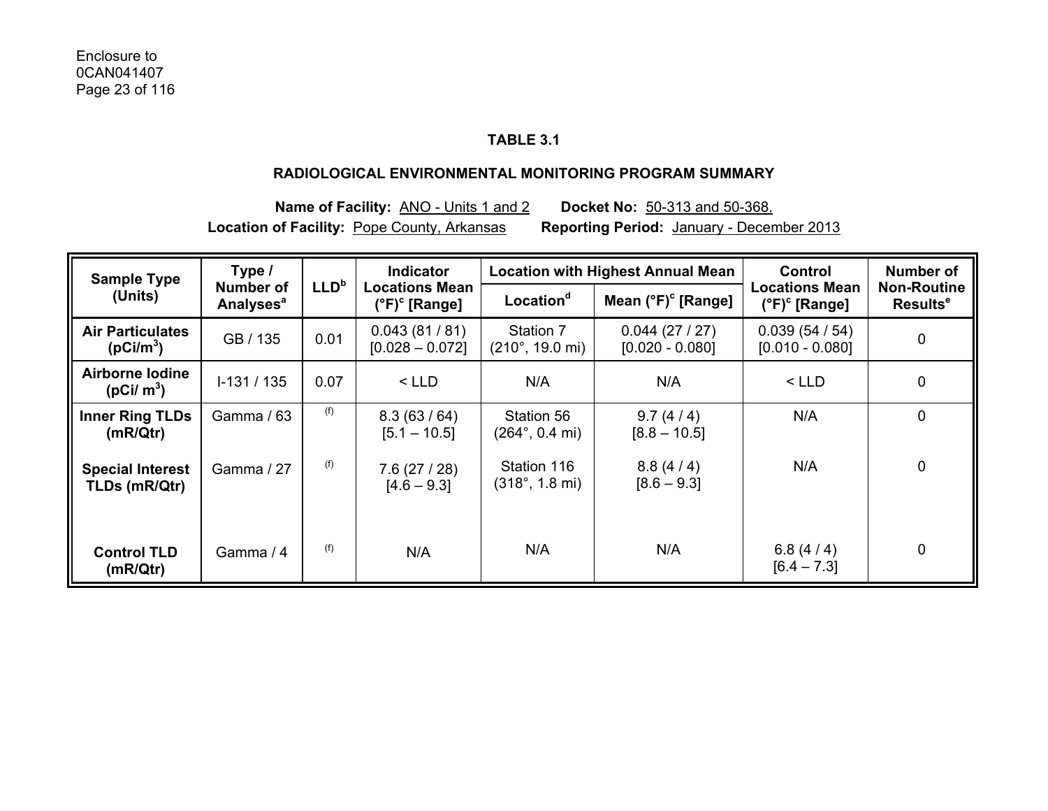Enclosure to
0CAN041407

## TABLE 3.1

## RADIOLOGICAL ENVIRONMENTAL MONITORING PROGRAM SUMMARY

**Name of Facility:** ANO - Units 1 and 2 **Docket No:** 50-313 and 50-368.
**Location of Facility:** Pope County, Arkansas **Reporting Period:** January - December 2013

| Sample Type (Units) | Type / Number of Analyses[a] | LLD[b] | Indicator Locations Mean (°F)[c] [Range] | Location with Highest Annual Mean | | Control Locations Mean (°F)[c] [Range] | Number of Non-Routine Results[e] |
|---|---|---|---|---|---|---|---|
| | | | | Location[d] | Mean (°F)[c] [Range] | | |
| **Air Particulates ($pCi/m^3$)** | GB / 135 | 0.01 | 0.043 (81 / 81) [0.028 – 0.072] | Station 7 (210°, 19.0 mi) | 0.044 (27 / 27) [0.020 - 0.080] | 0.039 (54 / 54) [0.010 - 0.080] | 0 |
| **Airborne Iodine ($pCi/ m^3$)** | I-131 / 135 | 0.07 | < LLD | N/A | N/A | < LLD | 0 |
| **Inner Ring TLDs (mR/Qtr)** | Gamma / 63 | (f) | 8.3 (63 / 64) [5.1 – 10.5] | Station 56 (264°, 0.4 mi) | 9.7 (4 / 4) [8.8 – 10.5] | N/A | 0 |
| **Special Interest TLDs (mR/Qtr)** | Gamma / 27 | (f) | 7.6 (27 / 28) [4.6 – 9.3] | Station 116 (318°, 1.8 mi) | 8.8 (4 / 4) [8.6 – 9.3] | N/A | 0 |
| **Control TLD (mR/Qtr)** | Gamma / 4 | (f) | N/A | N/A | N/A | 6.8 (4 / 4) [6.4 – 7.3] | 0 |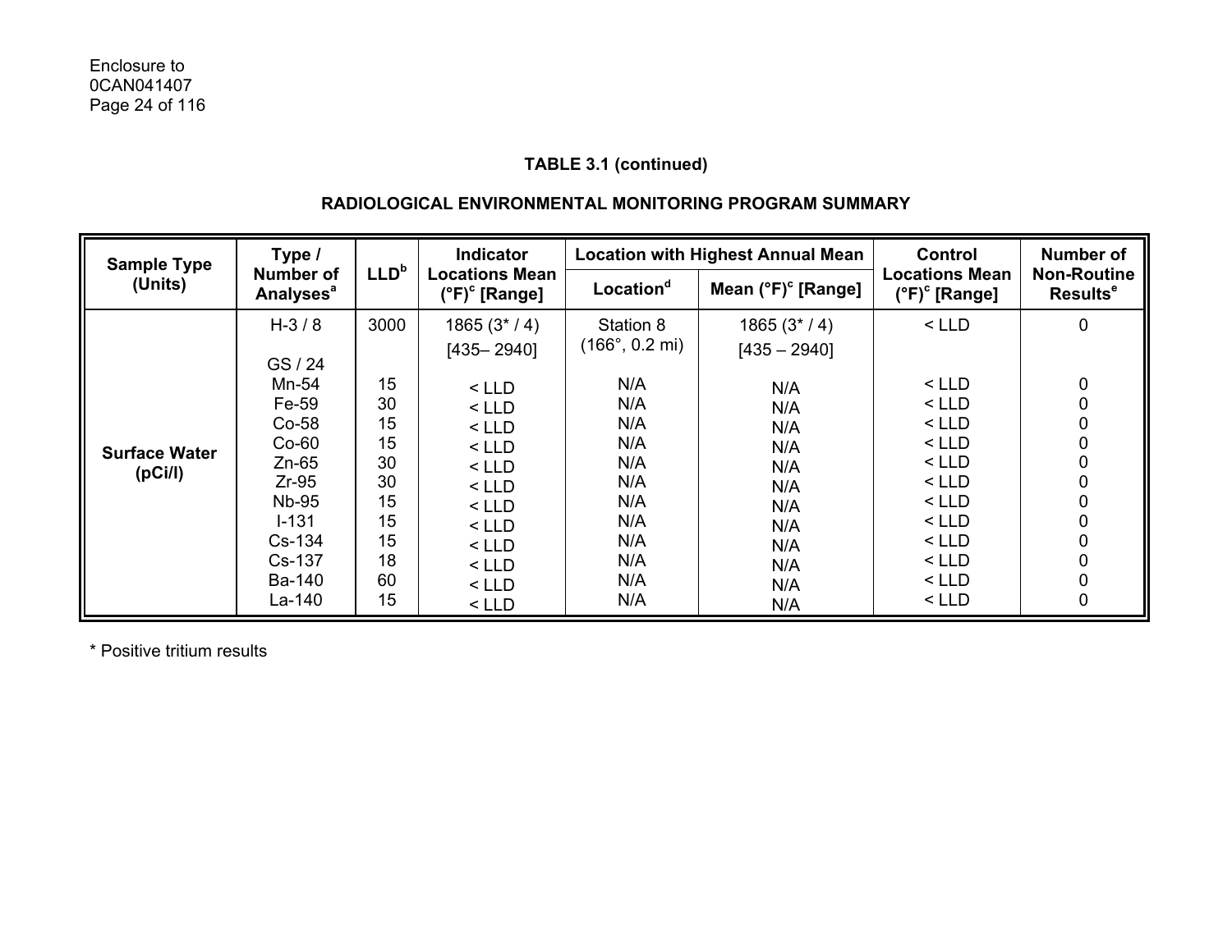Enclosure to
0CAN041407

**TABLE 3.1 (continued)**

**RADIOLOGICAL ENVIRONMENTAL MONITORING PROGRAM SUMMARY**

| Sample Type (Units) | Type / Number of Analyses[a] | LLD[b] | Indicator Locations Mean (°F)[c] [Range] | Location with Highest Annual Mean | | Control Locations Mean (°F)[c] [Range] | Number of Non-Routine Results[e] |
|---|---|---|---|---|---|---|---|
| | | | | Location[d] | Mean (°F)[c] [Range] | | |
| **Surface Water (pCi/l)** | H-3 / 8 | 3000 | 1865 (3* / 4) [435– 2940] | Station 8 (166°, 0.2 mi) | 1865 (3* / 4) [435 – 2940] | < LLD | 0 |
| | GS / 24 | | | | | | |
| | Mn-54 | 15 | < LLD | N/A | N/A | < LLD | 0 |
| | Fe-59 | 30 | < LLD | N/A | N/A | < LLD | 0 |
| | Co-58 | 15 | < LLD | N/A | N/A | < LLD | 0 |
| | Co-60 | 15 | < LLD | N/A | N/A | < LLD | 0 |
| | Zn-65 | 30 | < LLD | N/A | N/A | < LLD | 0 |
| | Zr-95 | 30 | < LLD | N/A | N/A | < LLD | 0 |
| | Nb-95 | 15 | < LLD | N/A | N/A | < LLD | 0 |
| | I-131 | 15 | < LLD | N/A | N/A | < LLD | 0 |
| | Cs-134 | 15 | < LLD | N/A | N/A | < LLD | 0 |
| | Cs-137 | 18 | < LLD | N/A | N/A | < LLD | 0 |
| | Ba-140 | 60 | < LLD | N/A | N/A | < LLD | 0 |
| | La-140 | 15 | < LLD | N/A | N/A | < LLD | 0 |

* Positive tritium results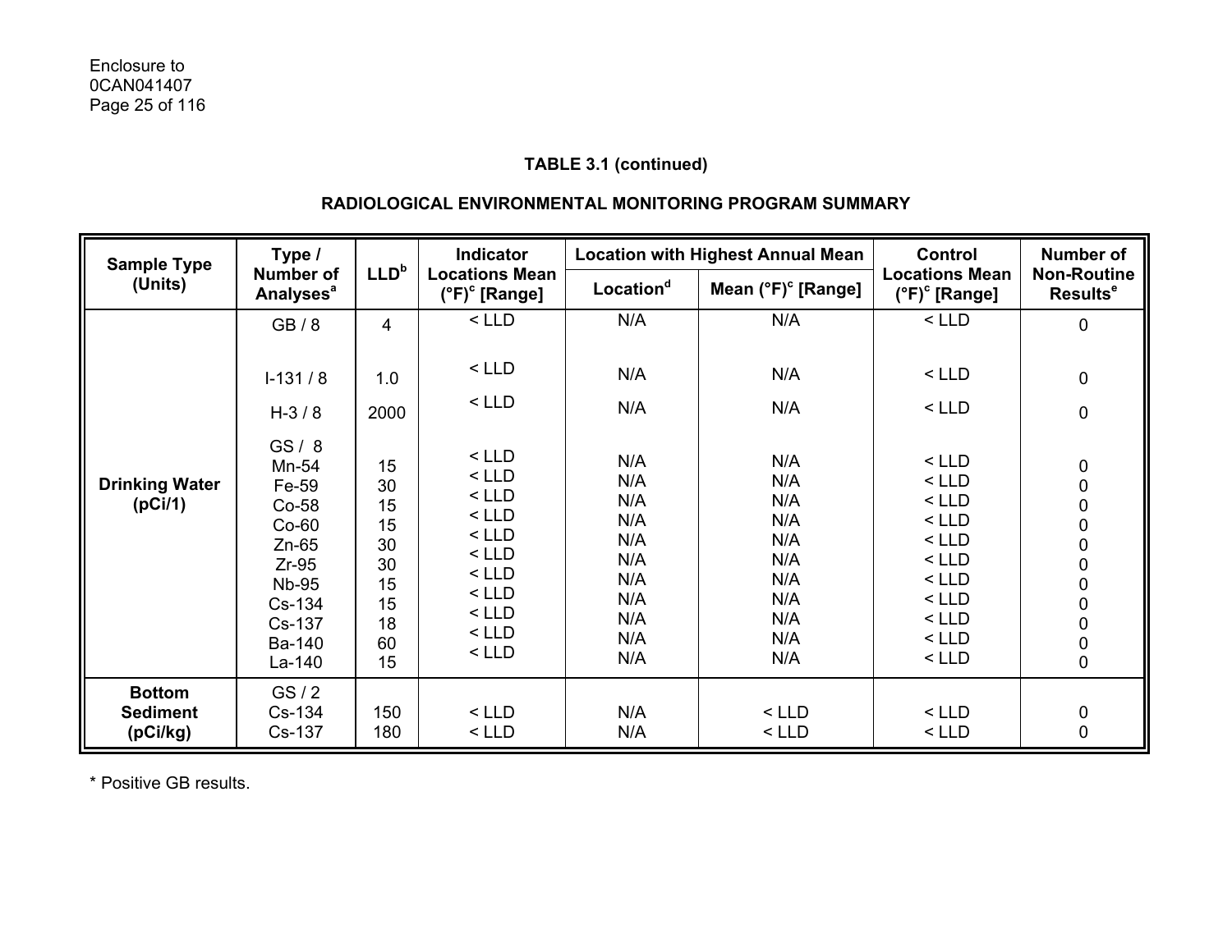Enclosure to
0CAN041407

### TABLE 3.1 (continued)

### RADIOLOGICAL ENVIRONMENTAL MONITORING PROGRAM SUMMARY

| Sample Type (Units) | Type / Number of Analyses[a] | LLD[b] | Indicator Locations Mean (°F)[c] [Range] | Location with Highest Annual Mean | | Control Locations Mean (°F)[c] [Range] | Number of Non-Routine Results[e] |
|---|---|---|---|---|---|---|---|
| | | | | Location[d] | Mean (°F)[c] [Range] | | |
| Drinking Water (pCi/1) | GB / 8 | 4 | < LLD | N/A | N/A | < LLD | 0 |
| | I-131 / 8 | 1.0 | < LLD | N/A | N/A | < LLD | 0 |
| | H-3 / 8 | 2000 | < LLD | N/A | N/A | < LLD | 0 |
| | GS / 8 | | | | | | |
| | Mn-54 | 15 | < LLD | N/A | N/A | < LLD | 0 |
| | Fe-59 | 30 | < LLD | N/A | N/A | < LLD | 0 |
| | Co-58 | 15 | < LLD | N/A | N/A | < LLD | 0 |
| | Co-60 | 15 | < LLD | N/A | N/A | < LLD | 0 |
| | Zn-65 | 30 | < LLD | N/A | N/A | < LLD | 0 |
| | Zr-95 | 30 | < LLD | N/A | N/A | < LLD | 0 |
| | Nb-95 | 15 | < LLD | N/A | N/A | < LLD | 0 |
| | Cs-134 | 15 | < LLD | N/A | N/A | < LLD | 0 |
| | Cs-137 | 18 | < LLD | N/A | N/A | < LLD | 0 |
| | Ba-140 | 60 | < LLD | N/A | N/A | < LLD | 0 |
| | La-140 | 15 | < LLD | N/A | N/A | < LLD | 0 |
| Bottom Sediment (pCi/kg) | GS / 2 | | | | | | |
| | Cs-134 | 150 | < LLD | N/A | < LLD | < LLD | 0 |
| | Cs-137 | 180 | < LLD | N/A | < LLD | < LLD | 0 |

* Positive GB results.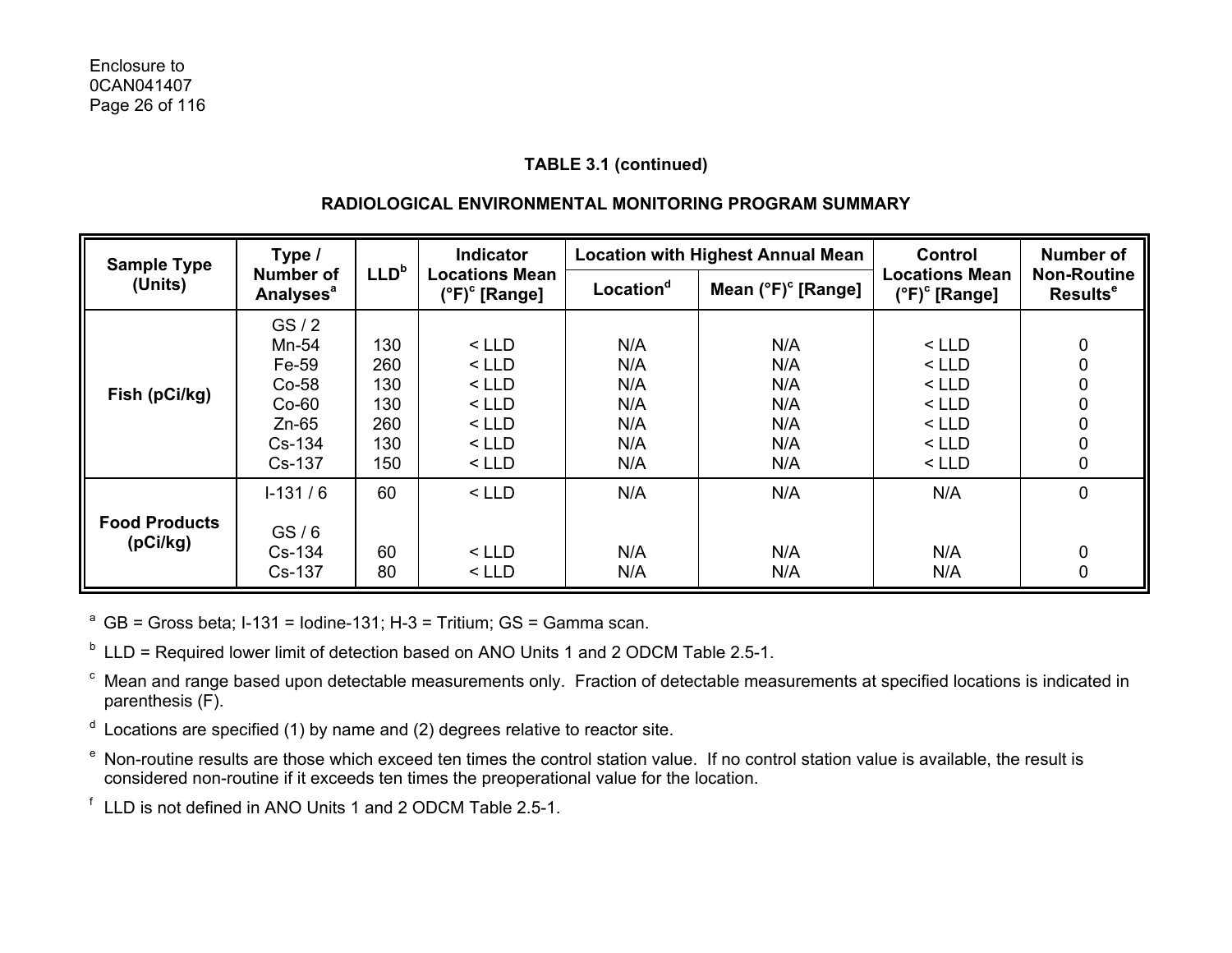**TABLE 3.1 (continued)**

**RADIOLOGICAL ENVIRONMENTAL MONITORING PROGRAM SUMMARY**

| Sample Type (Units) | Type / Number of Analyses[a] | LLD[b] | Indicator Locations Mean (°F)[c] [Range] | Location with Highest Annual Mean | | Control Locations Mean (°F)[c] [Range] | Number of Non-Routine Results[e] |
|---|---|---|---|---|---|---|---|
| | | | | Location[d] | Mean (°F)[c] [Range] | | |
| Fish (pCi/kg) | GS / 2 | | | | | | |
| | Mn-54 | 130 | < LLD | N/A | N/A | < LLD | 0 |
| | Fe-59 | 260 | < LLD | N/A | N/A | < LLD | 0 |
| | Co-58 | 130 | < LLD | N/A | N/A | < LLD | 0 |
| | Co-60 | 130 | < LLD | N/A | N/A | < LLD | 0 |
| | Zn-65 | 260 | < LLD | N/A | N/A | < LLD | 0 |
| | Cs-134 | 130 | < LLD | N/A | N/A | < LLD | 0 |
| | Cs-137 | 150 | < LLD | N/A | N/A | < LLD | 0 |
| Food Products (pCi/kg) | I-131 / 6 | 60 | < LLD | N/A | N/A | N/A | 0 |
| | GS / 6 | | | | | | |
| | Cs-134 | 60 | < LLD | N/A | N/A | N/A | 0 |
| | Cs-137 | 80 | < LLD | N/A | N/A | N/A | 0 |

[a] GB = Gross beta; I-131 = Iodine-131; H-3 = Tritium; GS = Gamma scan.

[b] LLD = Required lower limit of detection based on ANO Units 1 and 2 ODCM Table 2.5-1.

[c] Mean and range based upon detectable measurements only. Fraction of detectable measurements at specified locations is indicated in parenthesis (F).

[d] Locations are specified (1) by name and (2) degrees relative to reactor site.

[e] Non-routine results are those which exceed ten times the control station value. If no control station value is available, the result is considered non-routine if it exceeds ten times the preoperational value for the location.

[f] LLD is not defined in ANO Units 1 and 2 ODCM Table 2.5-1.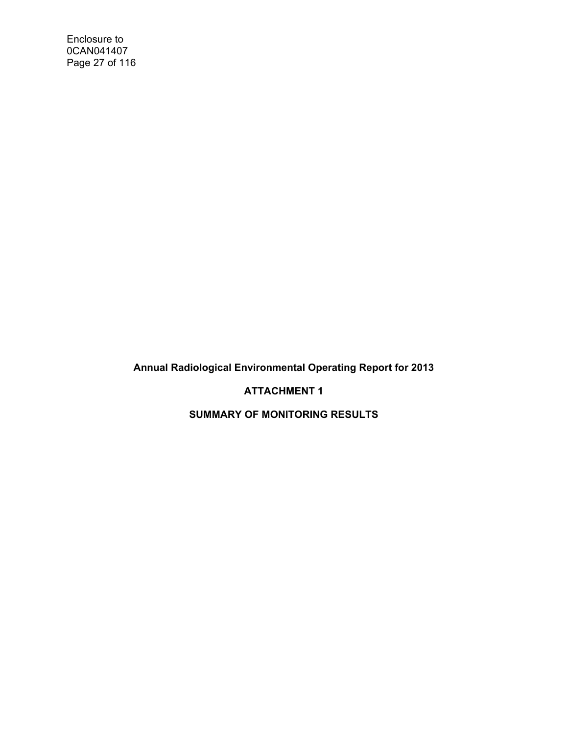**Annual Radiological Environmental Operating Report for 2013**

**ATTACHMENT 1**

**SUMMARY OF MONITORING RESULTS**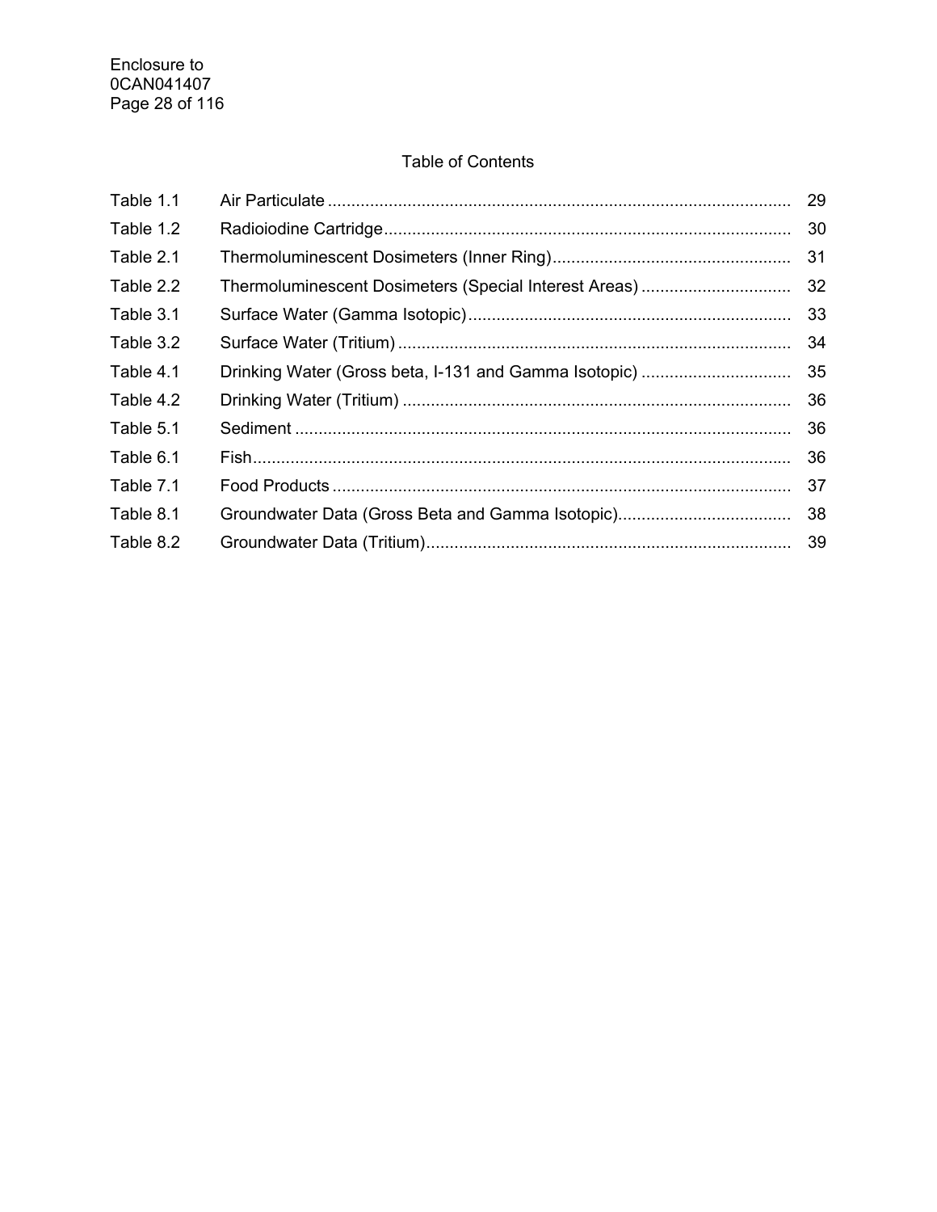# Table of Contents

| | | |
|---|---|---|
| Table 1.1 | Air Particulate | 29 |
| Table 1.2 | Radioiodine Cartridge | 30 |
| Table 2.1 | Thermoluminescent Dosimeters (Inner Ring) | 31 |
| Table 2.2 | Thermoluminescent Dosimeters (Special Interest Areas) | 32 |
| Table 3.1 | Surface Water (Gamma Isotopic) | 33 |
| Table 3.2 | Surface Water (Tritium) | 34 |
| Table 4.1 | Drinking Water (Gross beta, I-131 and Gamma Isotopic) | 35 |
| Table 4.2 | Drinking Water (Tritium) | 36 |
| Table 5.1 | Sediment | 36 |
| Table 6.1 | Fish | 36 |
| Table 7.1 | Food Products | 37 |
| Table 8.1 | Groundwater Data (Gross Beta and Gamma Isotopic) | 38 |
| Table 8.2 | Groundwater Data (Tritium) | 39 |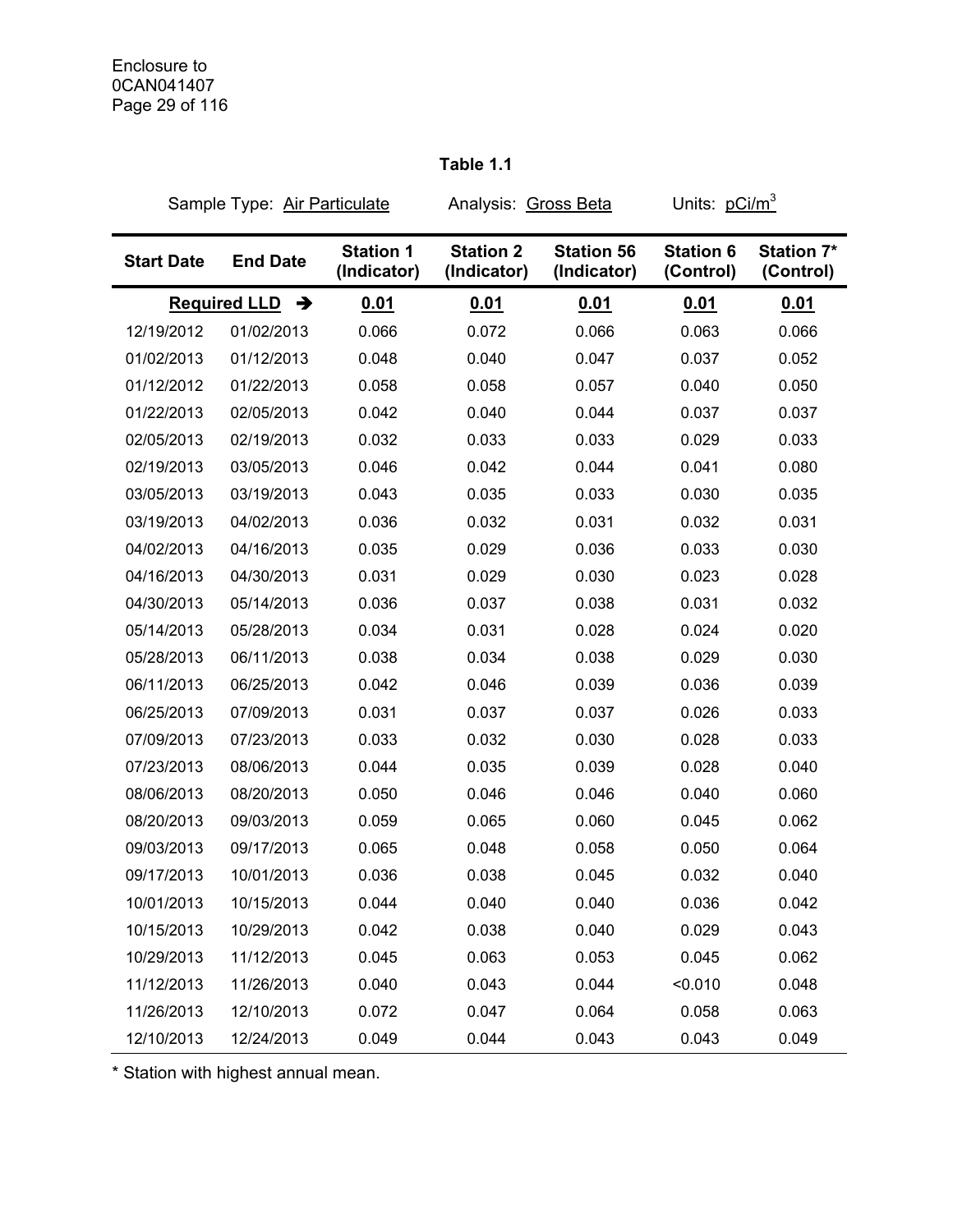**Table 1.1**

Sample Type: Air Particulate Analysis: Gross Beta Units: $pCi/m^3$

| Start Date | End Date | Station 1 (Indicator) | Station 2 (Indicator) | Station 56 (Indicator) | Station 6 (Control) | Station 7* (Control) |
|---|---|---|---|---|---|---|
| **Required LLD** ➔ | | **0.01** | **0.01** | **0.01** | **0.01** | **0.01** |
| 12/19/2012 | 01/02/2013 | 0.066 | 0.072 | 0.066 | 0.063 | 0.066 |
| 01/02/2013 | 01/12/2013 | 0.048 | 0.040 | 0.047 | 0.037 | 0.052 |
| 01/12/2012 | 01/22/2013 | 0.058 | 0.058 | 0.057 | 0.040 | 0.050 |
| 01/22/2013 | 02/05/2013 | 0.042 | 0.040 | 0.044 | 0.037 | 0.037 |
| 02/05/2013 | 02/19/2013 | 0.032 | 0.033 | 0.033 | 0.029 | 0.033 |
| 02/19/2013 | 03/05/2013 | 0.046 | 0.042 | 0.044 | 0.041 | 0.080 |
| 03/05/2013 | 03/19/2013 | 0.043 | 0.035 | 0.033 | 0.030 | 0.035 |
| 03/19/2013 | 04/02/2013 | 0.036 | 0.032 | 0.031 | 0.032 | 0.031 |
| 04/02/2013 | 04/16/2013 | 0.035 | 0.029 | 0.036 | 0.033 | 0.030 |
| 04/16/2013 | 04/30/2013 | 0.031 | 0.029 | 0.030 | 0.023 | 0.028 |
| 04/30/2013 | 05/14/2013 | 0.036 | 0.037 | 0.038 | 0.031 | 0.032 |
| 05/14/2013 | 05/28/2013 | 0.034 | 0.031 | 0.028 | 0.024 | 0.020 |
| 05/28/2013 | 06/11/2013 | 0.038 | 0.034 | 0.038 | 0.029 | 0.030 |
| 06/11/2013 | 06/25/2013 | 0.042 | 0.046 | 0.039 | 0.036 | 0.039 |
| 06/25/2013 | 07/09/2013 | 0.031 | 0.037 | 0.037 | 0.026 | 0.033 |
| 07/09/2013 | 07/23/2013 | 0.033 | 0.032 | 0.030 | 0.028 | 0.033 |
| 07/23/2013 | 08/06/2013 | 0.044 | 0.035 | 0.039 | 0.028 | 0.040 |
| 08/06/2013 | 08/20/2013 | 0.050 | 0.046 | 0.046 | 0.040 | 0.060 |
| 08/20/2013 | 09/03/2013 | 0.059 | 0.065 | 0.060 | 0.045 | 0.062 |
| 09/03/2013 | 09/17/2013 | 0.065 | 0.048 | 0.058 | 0.050 | 0.064 |
| 09/17/2013 | 10/01/2013 | 0.036 | 0.038 | 0.045 | 0.032 | 0.040 |
| 10/01/2013 | 10/15/2013 | 0.044 | 0.040 | 0.040 | 0.036 | 0.042 |
| 10/15/2013 | 10/29/2013 | 0.042 | 0.038 | 0.040 | 0.029 | 0.043 |
| 10/29/2013 | 11/12/2013 | 0.045 | 0.063 | 0.053 | 0.045 | 0.062 |
| 11/12/2013 | 11/26/2013 | 0.040 | 0.043 | 0.044 | <0.010 | 0.048 |
| 11/26/2013 | 12/10/2013 | 0.072 | 0.047 | 0.064 | 0.058 | 0.063 |
| 12/10/2013 | 12/24/2013 | 0.049 | 0.044 | 0.043 | 0.043 | 0.049 |

* Station with highest annual mean.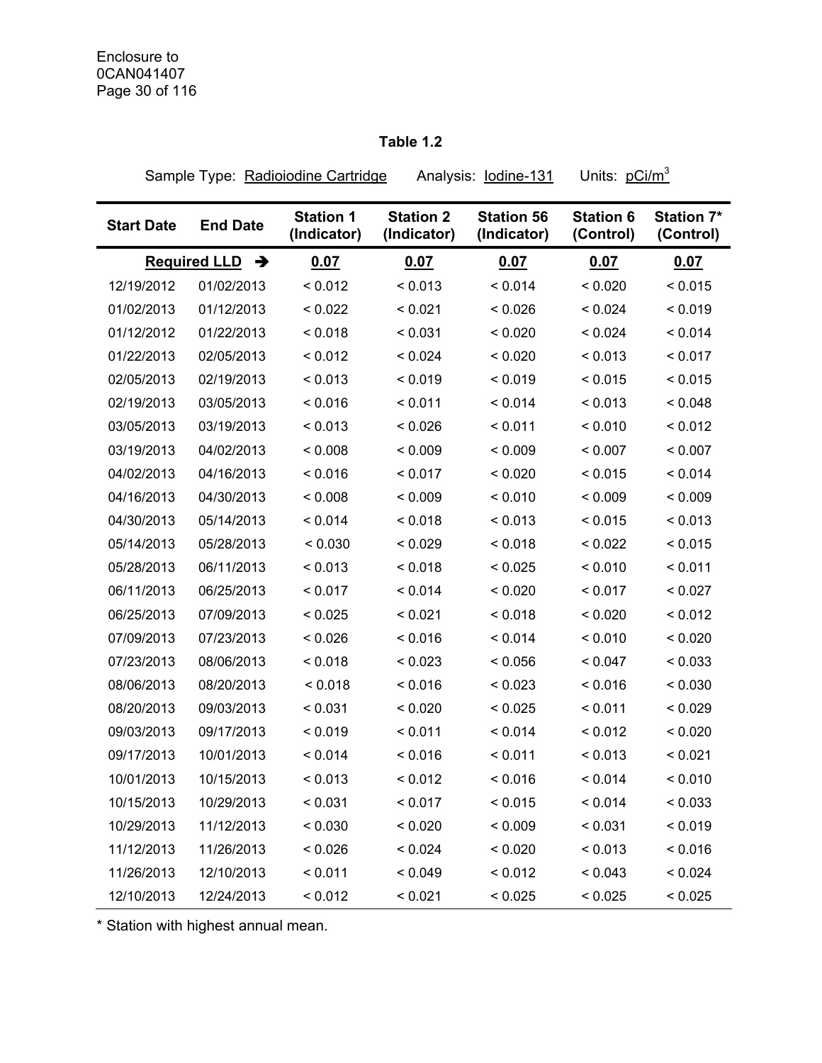Enclosure to
0CAN041407

**Table 1.2**

Sample Type: Radioiodine Cartridge Analysis: Iodine-131 Units: $pCi/m^3$

| Start Date | End Date | Station 1 (Indicator) | Station 2 (Indicator) | Station 56 (Indicator) | Station 6 (Control) | Station 7* (Control) |
|---|---|---|---|---|---|---|
| **Required LLD** ➔ | | **0.07** | **0.07** | **0.07** | **0.07** | **0.07** |
| 12/19/2012 | 01/02/2013 | < 0.012 | < 0.013 | < 0.014 | < 0.020 | < 0.015 |
| 01/02/2013 | 01/12/2013 | < 0.022 | < 0.021 | < 0.026 | < 0.024 | < 0.019 |
| 01/12/2012 | 01/22/2013 | < 0.018 | < 0.031 | < 0.020 | < 0.024 | < 0.014 |
| 01/22/2013 | 02/05/2013 | < 0.012 | < 0.024 | < 0.020 | < 0.013 | < 0.017 |
| 02/05/2013 | 02/19/2013 | < 0.013 | < 0.019 | < 0.019 | < 0.015 | < 0.015 |
| 02/19/2013 | 03/05/2013 | < 0.016 | < 0.011 | < 0.014 | < 0.013 | < 0.048 |
| 03/05/2013 | 03/19/2013 | < 0.013 | < 0.026 | < 0.011 | < 0.010 | < 0.012 |
| 03/19/2013 | 04/02/2013 | < 0.008 | < 0.009 | < 0.009 | < 0.007 | < 0.007 |
| 04/02/2013 | 04/16/2013 | < 0.016 | < 0.017 | < 0.020 | < 0.015 | < 0.014 |
| 04/16/2013 | 04/30/2013 | < 0.008 | < 0.009 | < 0.010 | < 0.009 | < 0.009 |
| 04/30/2013 | 05/14/2013 | < 0.014 | < 0.018 | < 0.013 | < 0.015 | < 0.013 |
| 05/14/2013 | 05/28/2013 | < 0.030 | < 0.029 | < 0.018 | < 0.022 | < 0.015 |
| 05/28/2013 | 06/11/2013 | < 0.013 | < 0.018 | < 0.025 | < 0.010 | < 0.011 |
| 06/11/2013 | 06/25/2013 | < 0.017 | < 0.014 | < 0.020 | < 0.017 | < 0.027 |
| 06/25/2013 | 07/09/2013 | < 0.025 | < 0.021 | < 0.018 | < 0.020 | < 0.012 |
| 07/09/2013 | 07/23/2013 | < 0.026 | < 0.016 | < 0.014 | < 0.010 | < 0.020 |
| 07/23/2013 | 08/06/2013 | < 0.018 | < 0.023 | < 0.056 | < 0.047 | < 0.033 |
| 08/06/2013 | 08/20/2013 | < 0.018 | < 0.016 | < 0.023 | < 0.016 | < 0.030 |
| 08/20/2013 | 09/03/2013 | < 0.031 | < 0.020 | < 0.025 | < 0.011 | < 0.029 |
| 09/03/2013 | 09/17/2013 | < 0.019 | < 0.011 | < 0.014 | < 0.012 | < 0.020 |
| 09/17/2013 | 10/01/2013 | < 0.014 | < 0.016 | < 0.011 | < 0.013 | < 0.021 |
| 10/01/2013 | 10/15/2013 | < 0.013 | < 0.012 | < 0.016 | < 0.014 | < 0.010 |
| 10/15/2013 | 10/29/2013 | < 0.031 | < 0.017 | < 0.015 | < 0.014 | < 0.033 |
| 10/29/2013 | 11/12/2013 | < 0.030 | < 0.020 | < 0.009 | < 0.031 | < 0.019 |
| 11/12/2013 | 11/26/2013 | < 0.026 | < 0.024 | < 0.020 | < 0.013 | < 0.016 |
| 11/26/2013 | 12/10/2013 | < 0.011 | < 0.049 | < 0.012 | < 0.043 | < 0.024 |
| 12/10/2013 | 12/24/2013 | < 0.012 | < 0.021 | < 0.025 | < 0.025 | < 0.025 |

* Station with highest annual mean.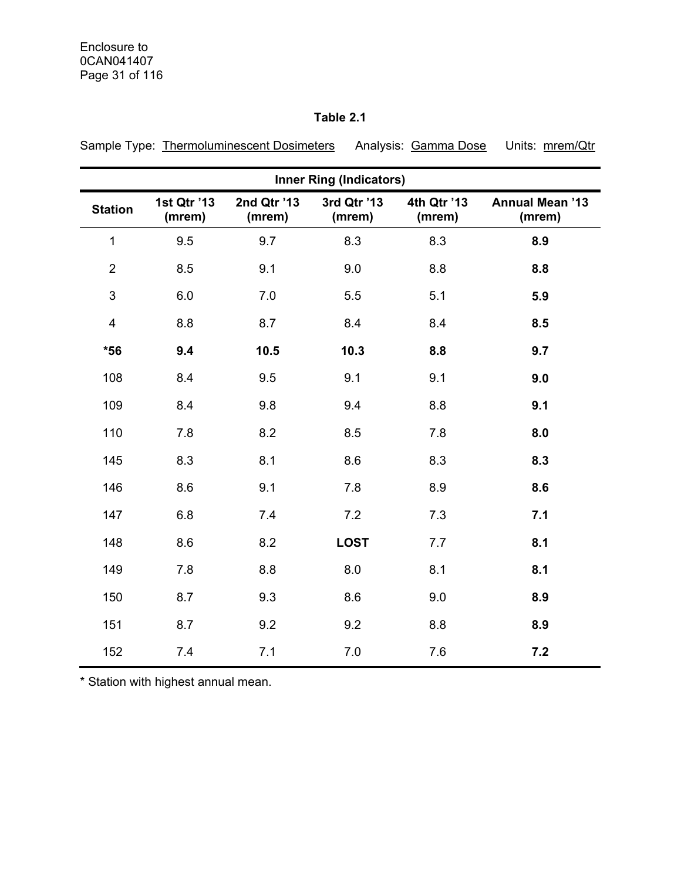**Table 2.1**

Sample Type: Thermoluminescent Dosimeters     Analysis: Gamma Dose     Units: mrem/Qtr

| Inner Ring (Indicators) | | | | | |
|---|---|---|---|---|---|
| **Station** | **1st Qtr '13 (mrem)** | **2nd Qtr '13 (mrem)** | **3rd Qtr '13 (mrem)** | **4th Qtr '13 (mrem)** | **Annual Mean '13 (mrem)** |
| 1 | 9.5 | 9.7 | 8.3 | 8.3 | **8.9** |
| 2 | 8.5 | 9.1 | 9.0 | 8.8 | **8.8** |
| 3 | 6.0 | 7.0 | 5.5 | 5.1 | **5.9** |
| 4 | 8.8 | 8.7 | 8.4 | 8.4 | **8.5** |
| ***56** | **9.4** | **10.5** | **10.3** | **8.8** | **9.7** |
| 108 | 8.4 | 9.5 | 9.1 | 9.1 | **9.0** |
| 109 | 8.4 | 9.8 | 9.4 | 8.8 | **9.1** |
| 110 | 7.8 | 8.2 | 8.5 | 7.8 | **8.0** |
| 145 | 8.3 | 8.1 | 8.6 | 8.3 | **8.3** |
| 146 | 8.6 | 9.1 | 7.8 | 8.9 | **8.6** |
| 147 | 6.8 | 7.4 | 7.2 | 7.3 | **7.1** |
| 148 | 8.6 | 8.2 | **LOST** | 7.7 | **8.1** |
| 149 | 7.8 | 8.8 | 8.0 | 8.1 | **8.1** |
| 150 | 8.7 | 9.3 | 8.6 | 9.0 | **8.9** |
| 151 | 8.7 | 9.2 | 9.2 | 8.8 | **8.9** |
| 152 | 7.4 | 7.1 | 7.0 | 7.6 | **7.2** |

* Station with highest annual mean.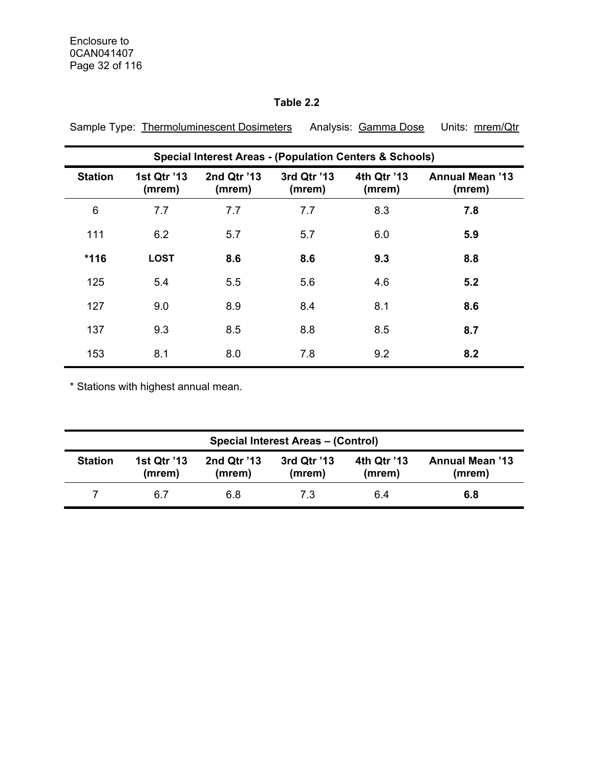**Table 2.2**

Sample Type: Thermoluminescent Dosimeters    Analysis: Gamma Dose    Units: mrem/Qtr

| Special Interest Areas - (Population Centers & Schools) | | | | | |
|---|---|---|---|---|---|
| **Station** | **1st Qtr '13 (mrem)** | **2nd Qtr '13 (mrem)** | **3rd Qtr '13 (mrem)** | **4th Qtr '13 (mrem)** | **Annual Mean '13 (mrem)** |
| 6 | 7.7 | 7.7 | 7.7 | 8.3 | **7.8** |
| 111 | 6.2 | 5.7 | 5.7 | 6.0 | **5.9** |
| ***116** | **LOST** | **8.6** | **8.6** | **9.3** | **8.8** |
| 125 | 5.4 | 5.5 | 5.6 | 4.6 | **5.2** |
| 127 | 9.0 | 8.9 | 8.4 | 8.1 | **8.6** |
| 137 | 9.3 | 8.5 | 8.8 | 8.5 | **8.7** |
| 153 | 8.1 | 8.0 | 7.8 | 9.2 | **8.2** |

* Stations with highest annual mean.

| Special Interest Areas – (Control) | | | | | |
|---|---|---|---|---|---|
| **Station** | **1st Qtr '13 (mrem)** | **2nd Qtr '13 (mrem)** | **3rd Qtr '13 (mrem)** | **4th Qtr '13 (mrem)** | **Annual Mean '13 (mrem)** |
| 7 | 6.7 | 6.8 | 7.3 | 6.4 | **6.8** |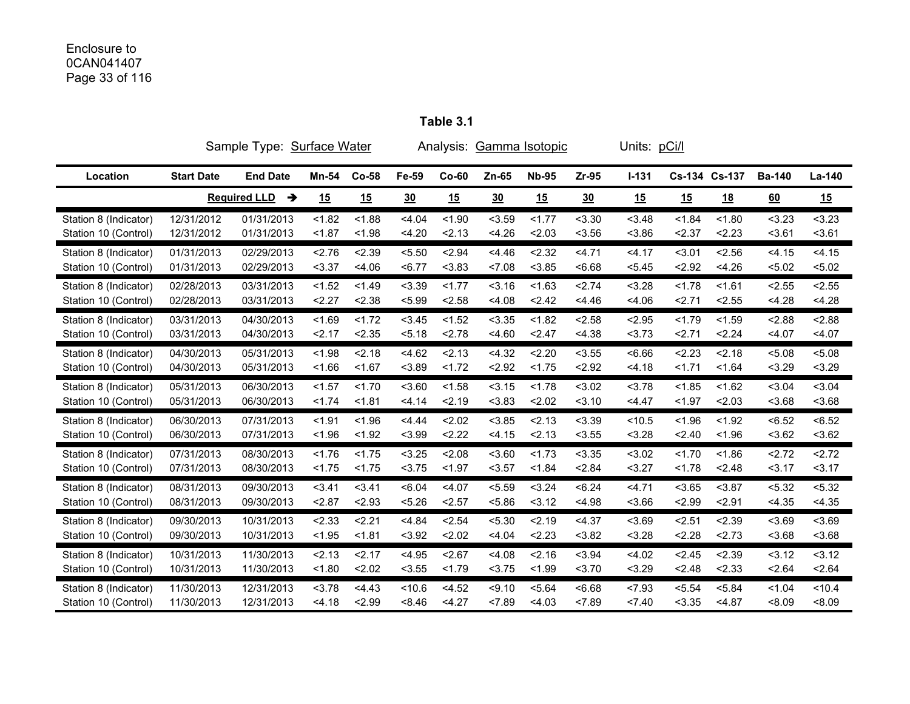Enclosure to
0CAN041407

**Table 3.1**

Sample Type: Surface Water  Analysis: Gamma Isotopic  Units: pCi/l

| Location | Start Date | End Date | Mn-54 | Co-58 | Fe-59 | Co-60 | Zn-65 | Nb-95 | Zr-95 | I-131 | Cs-134 | Cs-137 | Ba-140 | La-140 |
|---|---|---|---|---|---|---|---|---|---|---|---|---|---|---|
| | | **Required LLD →** | **15** | **15** | **30** | **15** | **30** | **15** | **30** | **15** | **15** | **18** | **60** | **15** |
| Station 8 (Indicator) | 12/31/2012 | 01/31/2013 | <1.82 | <1.88 | <4.04 | <1.90 | <3.59 | <1.77 | <3.30 | <3.48 | <1.84 | <1.80 | <3.23 | <3.23 |
| Station 10 (Control) | 12/31/2012 | 01/31/2013 | <1.87 | <1.98 | <4.20 | <2.13 | <4.26 | <2.03 | <3.56 | <3.86 | <2.37 | <2.23 | <3.61 | <3.61 |
| Station 8 (Indicator) | 01/31/2013 | 02/29/2013 | <2.76 | <2.39 | <5.50 | <2.94 | <4.46 | <2.32 | <4.71 | <4.17 | <3.01 | <2.56 | <4.15 | <4.15 |
| Station 10 (Control) | 01/31/2013 | 02/29/2013 | <3.37 | <4.06 | <6.77 | <3.83 | <7.08 | <3.85 | <6.68 | <5.45 | <2.92 | <4.26 | <5.02 | <5.02 |
| Station 8 (Indicator) | 02/28/2013 | 03/31/2013 | <1.52 | <1.49 | <3.39 | <1.77 | <3.16 | <1.63 | <2.74 | <3.28 | <1.78 | <1.61 | <2.55 | <2.55 |
| Station 10 (Control) | 02/28/2013 | 03/31/2013 | <2.27 | <2.38 | <5.99 | <2.58 | <4.08 | <2.42 | <4.46 | <4.06 | <2.71 | <2.55 | <4.28 | <4.28 |
| Station 8 (Indicator) | 03/31/2013 | 04/30/2013 | <1.69 | <1.72 | <3.45 | <1.52 | <3.35 | <1.82 | <2.58 | <2.95 | <1.79 | <1.59 | <2.88 | <2.88 |
| Station 10 (Control) | 03/31/2013 | 04/30/2013 | <2.17 | <2.35 | <5.18 | <2.78 | <4.60 | <2.47 | <4.38 | <3.73 | <2.71 | <2.24 | <4.07 | <4.07 |
| Station 8 (Indicator) | 04/30/2013 | 05/31/2013 | <1.98 | <2.18 | <4.62 | <2.13 | <4.32 | <2.20 | <3.55 | <6.66 | <2.23 | <2.18 | <5.08 | <5.08 |
| Station 10 (Control) | 04/30/2013 | 05/31/2013 | <1.66 | <1.67 | <3.89 | <1.72 | <2.92 | <1.75 | <2.92 | <4.18 | <1.71 | <1.64 | <3.29 | <3.29 |
| Station 8 (Indicator) | 05/31/2013 | 06/30/2013 | <1.57 | <1.70 | <3.60 | <1.58 | <3.15 | <1.78 | <3.02 | <3.78 | <1.85 | <1.62 | <3.04 | <3.04 |
| Station 10 (Control) | 05/31/2013 | 06/30/2013 | <1.74 | <1.81 | <4.14 | <2.19 | <3.83 | <2.02 | <3.10 | <4.47 | <1.97 | <2.03 | <3.68 | <3.68 |
| Station 8 (Indicator) | 06/30/2013 | 07/31/2013 | <1.91 | <1.96 | <4.44 | <2.02 | <3.85 | <2.13 | <3.39 | <10.5 | <1.96 | <1.92 | <6.52 | <6.52 |
| Station 10 (Control) | 06/30/2013 | 07/31/2013 | <1.96 | <1.92 | <3.99 | <2.22 | <4.15 | <2.13 | <3.55 | <3.28 | <2.40 | <1.96 | <3.62 | <3.62 |
| Station 8 (Indicator) | 07/31/2013 | 08/30/2013 | <1.76 | <1.75 | <3.25 | <2.08 | <3.60 | <1.73 | <3.35 | <3.02 | <1.70 | <1.86 | <2.72 | <2.72 |
| Station 10 (Control) | 07/31/2013 | 08/30/2013 | <1.75 | <1.75 | <3.75 | <1.97 | <3.57 | <1.84 | <2.84 | <3.27 | <1.78 | <2.48 | <3.17 | <3.17 |
| Station 8 (Indicator) | 08/31/2013 | 09/30/2013 | <3.41 | <3.41 | <6.04 | <4.07 | <5.59 | <3.24 | <6.24 | <4.71 | <3.65 | <3.87 | <5.32 | <5.32 |
| Station 10 (Control) | 08/31/2013 | 09/30/2013 | <2.87 | <2.93 | <5.26 | <2.57 | <5.86 | <3.12 | <4.98 | <3.66 | <2.99 | <2.91 | <4.35 | <4.35 |
| Station 8 (Indicator) | 09/30/2013 | 10/31/2013 | <2.33 | <2.21 | <4.84 | <2.54 | <5.30 | <2.19 | <4.37 | <3.69 | <2.51 | <2.39 | <3.69 | <3.69 |
| Station 10 (Control) | 09/30/2013 | 10/31/2013 | <1.95 | <1.81 | <3.92 | <2.02 | <4.04 | <2.23 | <3.82 | <3.28 | <2.28 | <2.73 | <3.68 | <3.68 |
| Station 8 (Indicator) | 10/31/2013 | 11/30/2013 | <2.13 | <2.17 | <4.95 | <2.67 | <4.08 | <2.16 | <3.94 | <4.02 | <2.45 | <2.39 | <3.12 | <3.12 |
| Station 10 (Control) | 10/31/2013 | 11/30/2013 | <1.80 | <2.02 | <3.55 | <1.79 | <3.75 | <1.99 | <3.70 | <3.29 | <2.48 | <2.33 | <2.64 | <2.64 |
| Station 8 (Indicator) | 11/30/2013 | 12/31/2013 | <3.78 | <4.43 | <10.6 | <4.52 | <9.10 | <5.64 | <6.68 | <7.93 | <5.54 | <5.84 | <1.04 | <10.4 |
| Station 10 (Control) | 11/30/2013 | 12/31/2013 | <4.18 | <2.99 | <8.46 | <4.27 | <7.89 | <4.03 | <7.89 | <7.40 | <3.35 | <4.87 | <8.09 | <8.09 |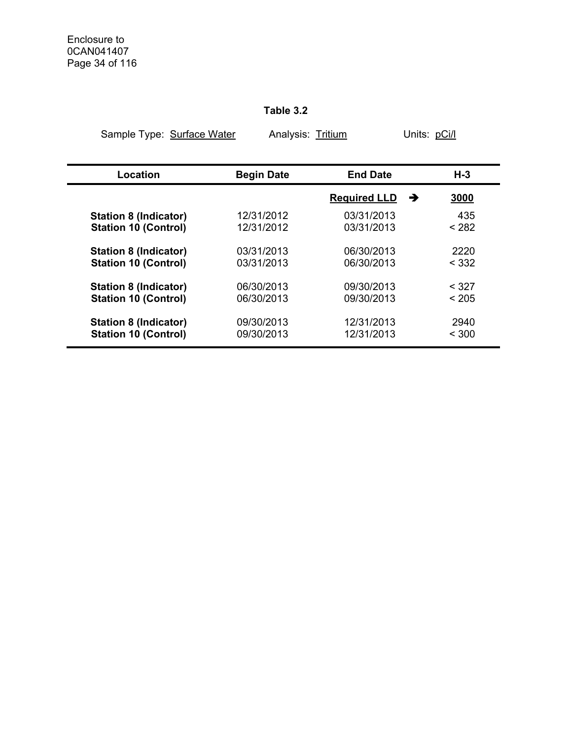**Table 3.2**

Sample Type: Surface Water Analysis: Tritium Units: pCi/l

| Location | Begin Date | End Date | H-3 |
|---|---|---|---|
| | | **Required LLD** ➔ | **3000** |
| **Station 8 (Indicator)** | 12/31/2012 | 03/31/2013 | 435 |
| **Station 10 (Control)** | 12/31/2012 | 03/31/2013 | < 282 |
| **Station 8 (Indicator)** | 03/31/2013 | 06/30/2013 | 2220 |
| **Station 10 (Control)** | 03/31/2013 | 06/30/2013 | < 332 |
| **Station 8 (Indicator)** | 06/30/2013 | 09/30/2013 | < 327 |
| **Station 10 (Control)** | 06/30/2013 | 09/30/2013 | < 205 |
| **Station 8 (Indicator)** | 09/30/2013 | 12/31/2013 | 2940 |
| **Station 10 (Control)** | 09/30/2013 | 12/31/2013 | < 300 |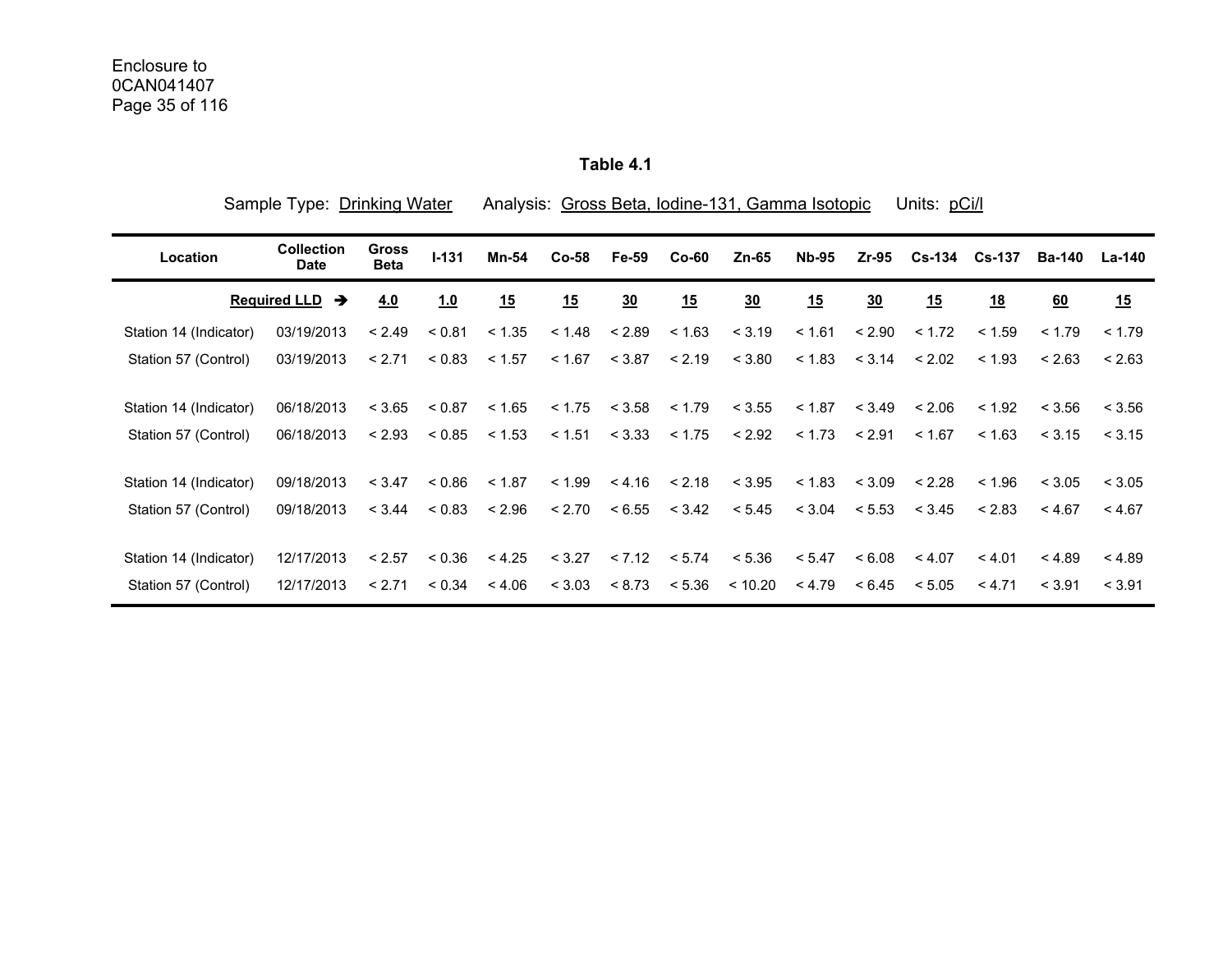Enclosure to
0CAN041407

**Table 4.1**

Sample Type: Drinking Water Analysis: Gross Beta, Iodine-131, Gamma Isotopic Units: pCi/l

| Location | Collection Date | Gross Beta | I-131 | Mn-54 | Co-58 | Fe-59 | Co-60 | Zn-65 | Nb-95 | Zr-95 | Cs-134 | Cs-137 | Ba-140 | La-140 |
|---|---|---|---|---|---|---|---|---|---|---|---|---|---|---|
| | **Required LLD →** | **4.0** | **1.0** | **15** | **15** | **30** | **15** | **30** | **15** | **30** | **15** | **18** | **60** | **15** |
| Station 14 (Indicator) | 03/19/2013 | < 2.49 | < 0.81 | < 1.35 | < 1.48 | < 2.89 | < 1.63 | < 3.19 | < 1.61 | < 2.90 | < 1.72 | < 1.59 | < 1.79 | < 1.79 |
| Station 57 (Control) | 03/19/2013 | < 2.71 | < 0.83 | < 1.57 | < 1.67 | < 3.87 | < 2.19 | < 3.80 | < 1.83 | < 3.14 | < 2.02 | < 1.93 | < 2.63 | < 2.63 |
| Station 14 (Indicator) | 06/18/2013 | < 3.65 | < 0.87 | < 1.65 | < 1.75 | < 3.58 | < 1.79 | < 3.55 | < 1.87 | < 3.49 | < 2.06 | < 1.92 | < 3.56 | < 3.56 |
| Station 57 (Control) | 06/18/2013 | < 2.93 | < 0.85 | < 1.53 | < 1.51 | < 3.33 | < 1.75 | < 2.92 | < 1.73 | < 2.91 | < 1.67 | < 1.63 | < 3.15 | < 3.15 |
| Station 14 (Indicator) | 09/18/2013 | < 3.47 | < 0.86 | < 1.87 | < 1.99 | < 4.16 | < 2.18 | < 3.95 | < 1.83 | < 3.09 | < 2.28 | < 1.96 | < 3.05 | < 3.05 |
| Station 57 (Control) | 09/18/2013 | < 3.44 | < 0.83 | < 2.96 | < 2.70 | < 6.55 | < 3.42 | < 5.45 | < 3.04 | < 5.53 | < 3.45 | < 2.83 | < 4.67 | < 4.67 |
| Station 14 (Indicator) | 12/17/2013 | < 2.57 | < 0.36 | < 4.25 | < 3.27 | < 7.12 | < 5.74 | < 5.36 | < 5.47 | < 6.08 | < 4.07 | < 4.01 | < 4.89 | < 4.89 |
| Station 57 (Control) | 12/17/2013 | < 2.71 | < 0.34 | < 4.06 | < 3.03 | < 8.73 | < 5.36 | < 10.20 | < 4.79 | < 6.45 | < 5.05 | < 4.71 | < 3.91 | < 3.91 |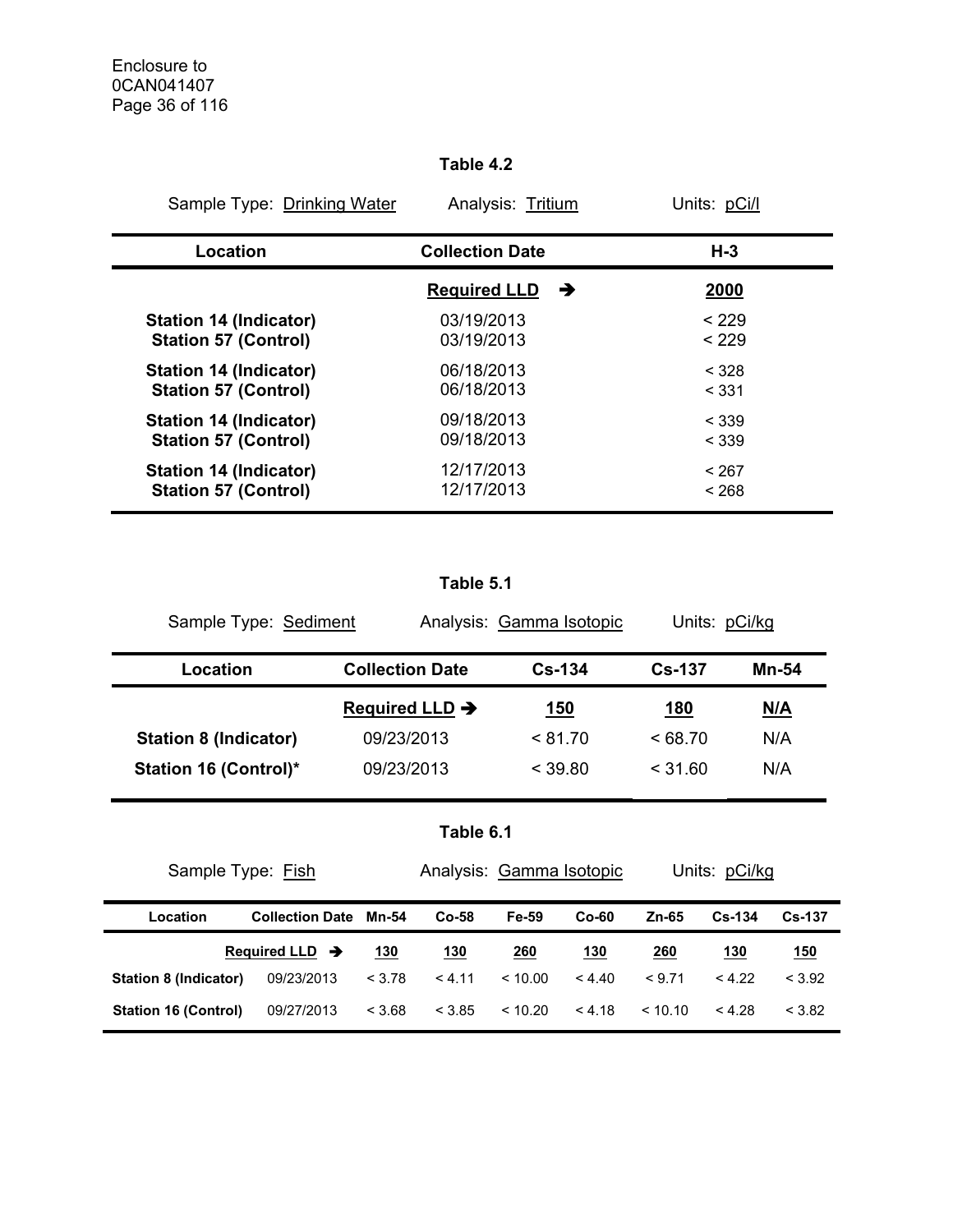Enclosure to
0CAN041407

**Table 4.2**

Sample Type: Drinking Water    Analysis: Tritium    Units: pCi/l

| Location | Collection Date | H-3 |
|---|---|---|
| | **Required LLD** ➔ | **2000** |
| **Station 14 (Indicator)** | 03/19/2013 | < 229 |
| **Station 57 (Control)** | 03/19/2013 | < 229 |
| **Station 14 (Indicator)** | 06/18/2013 | < 328 |
| **Station 57 (Control)** | 06/18/2013 | < 331 |
| **Station 14 (Indicator)** | 09/18/2013 | < 339 |
| **Station 57 (Control)** | 09/18/2013 | < 339 |
| **Station 14 (Indicator)** | 12/17/2013 | < 267 |
| **Station 57 (Control)** | 12/17/2013 | < 268 |

**Table 5.1**

Sample Type: Sediment    Analysis: Gamma Isotopic    Units: pCi/kg

| Location | Collection Date | Cs-134 | Cs-137 | Mn-54 |
|---|---|---|---|---|
| | **Required LLD** ➔ | **150** | **180** | **N/A** |
| **Station 8 (Indicator)** | 09/23/2013 | < 81.70 | < 68.70 | N/A |
| **Station 16 (Control)*** | 09/23/2013 | < 39.80 | < 31.60 | N/A |

**Table 6.1**

Sample Type: Fish    Analysis: Gamma Isotopic    Units: pCi/kg

| Location | Collection Date | Mn-54 | Co-58 | Fe-59 | Co-60 | Zn-65 | Cs-134 | Cs-137 |
|---|---|---|---|---|---|---|---|---|
| | **Required LLD** ➔ | **130** | **130** | **260** | **130** | **260** | **130** | **150** |
| **Station 8 (Indicator)** | 09/23/2013 | < 3.78 | < 4.11 | < 10.00 | < 4.40 | < 9.71 | < 4.22 | < 3.92 |
| **Station 16 (Control)** | 09/27/2013 | < 3.68 | < 3.85 | < 10.20 | < 4.18 | < 10.10 | < 4.28 | < 3.82 |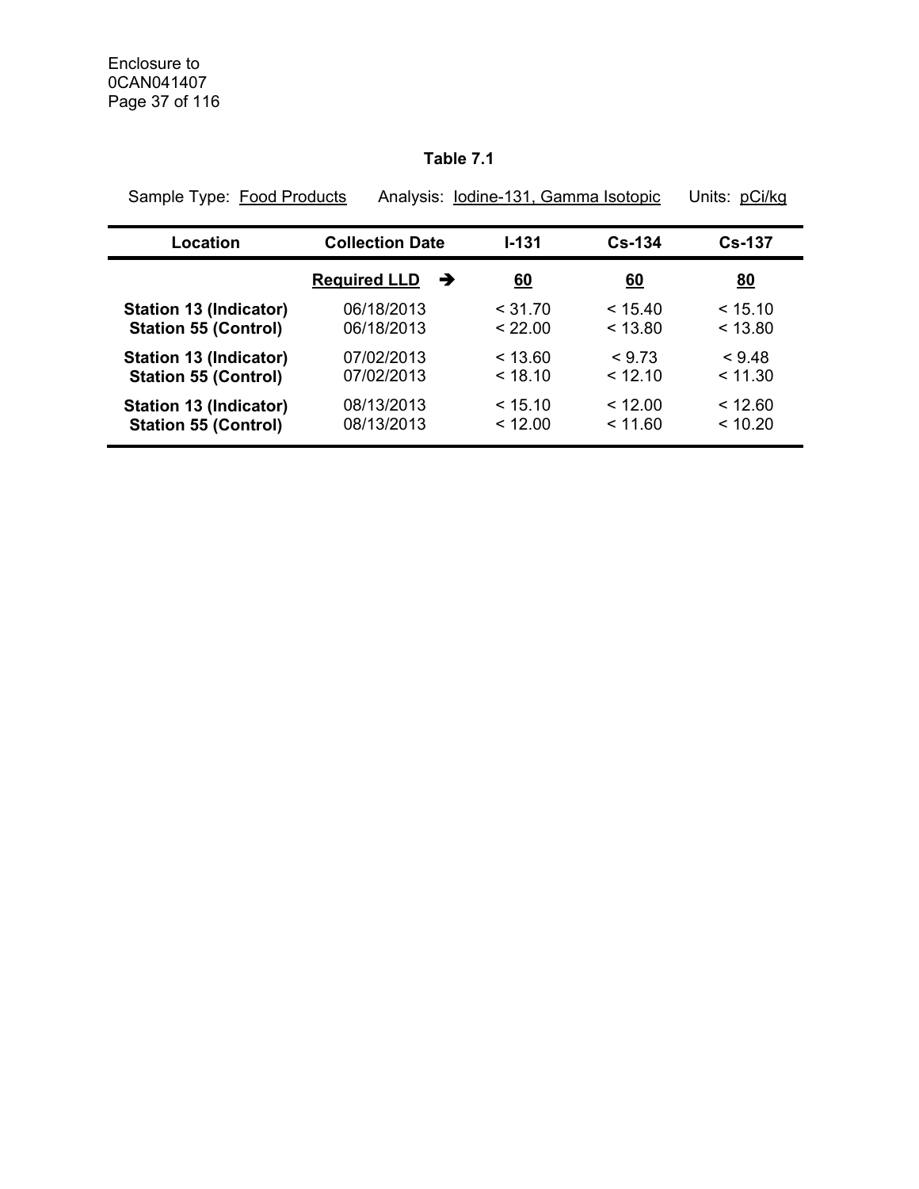**Table 7.1**

Sample Type: Food Products Analysis: Iodine-131, Gamma Isotopic Units: pCi/kg

| Location | Collection Date | I-131 | Cs-134 | Cs-137 |
|---|---|---|---|---|
| | **Required LLD** ➔ | **60** | **60** | **80** |
| **Station 13 (Indicator)** | 06/18/2013 | < 31.70 | < 15.40 | < 15.10 |
| **Station 55 (Control)** | 06/18/2013 | < 22.00 | < 13.80 | < 13.80 |
| **Station 13 (Indicator)** | 07/02/2013 | < 13.60 | < 9.73 | < 9.48 |
| **Station 55 (Control)** | 07/02/2013 | < 18.10 | < 12.10 | < 11.30 |
| **Station 13 (Indicator)** | 08/13/2013 | < 15.10 | < 12.00 | < 12.60 |
| **Station 55 (Control)** | 08/13/2013 | < 12.00 | < 11.60 | < 10.20 |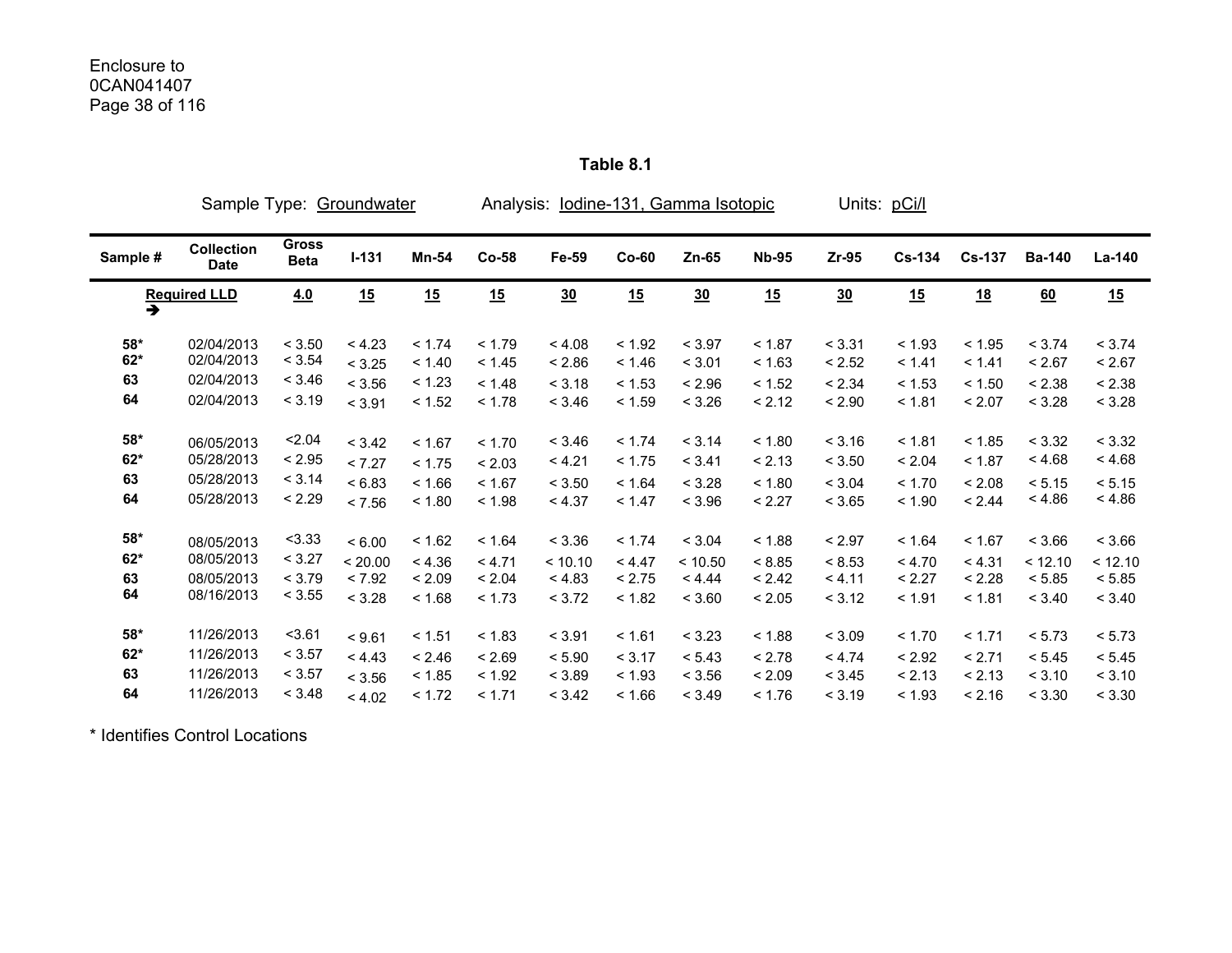Enclosure to
0CAN041407

## Table 8.1

Sample Type: Groundwater Analysis: Iodine-131, Gamma Isotopic Units: pCi/l

| Sample # | Collection Date | Gross Beta | I-131 | Mn-54 | Co-58 | Fe-59 | Co-60 | Zn-65 | Nb-95 | Zr-95 | Cs-134 | Cs-137 | Ba-140 | La-140 |
|---|---|---|---|---|---|---|---|---|---|---|---|---|---|---|
| Required LLD ➔ | | 4.0 | 15 | 15 | 15 | 30 | 15 | 30 | 15 | 30 | 15 | 18 | 60 | 15 |
| 58* | 02/04/2013 | < 3.50 | < 4.23 | < 1.74 | < 1.79 | < 4.08 | < 1.92 | < 3.97 | < 1.87 | < 3.31 | < 1.93 | < 1.95 | < 3.74 | < 3.74 |
| 62* | 02/04/2013 | < 3.54 | < 3.25 | < 1.40 | < 1.45 | < 2.86 | < 1.46 | < 3.01 | < 1.63 | < 2.52 | < 1.41 | < 1.41 | < 2.67 | < 2.67 |
| 63 | 02/04/2013 | < 3.46 | < 3.56 | < 1.23 | < 1.48 | < 3.18 | < 1.53 | < 2.96 | < 1.52 | < 2.34 | < 1.53 | < 1.50 | < 2.38 | < 2.38 |
| 64 | 02/04/2013 | < 3.19 | < 3.91 | < 1.52 | < 1.78 | < 3.46 | < 1.59 | < 3.26 | < 2.12 | < 2.90 | < 1.81 | < 2.07 | < 3.28 | < 3.28 |
| 58* | 06/05/2013 | <2.04 | < 3.42 | < 1.67 | < 1.70 | < 3.46 | < 1.74 | < 3.14 | < 1.80 | < 3.16 | < 1.81 | < 1.85 | < 3.32 | < 3.32 |
| 62* | 05/28/2013 | < 2.95 | < 7.27 | < 1.75 | < 2.03 | < 4.21 | < 1.75 | < 3.41 | < 2.13 | < 3.50 | < 2.04 | < 1.87 | < 4.68 | < 4.68 |
| 63 | 05/28/2013 | < 3.14 | < 6.83 | < 1.66 | < 1.67 | < 3.50 | < 1.64 | < 3.28 | < 1.80 | < 3.04 | < 1.70 | < 2.08 | < 5.15 | < 5.15 |
| 64 | 05/28/2013 | < 2.29 | < 7.56 | < 1.80 | < 1.98 | < 4.37 | < 1.47 | < 3.96 | < 2.27 | < 3.65 | < 1.90 | < 2.44 | < 4.86 | < 4.86 |
| 58* | 08/05/2013 | <3.33 | < 6.00 | < 1.62 | < 1.64 | < 3.36 | < 1.74 | < 3.04 | < 1.88 | < 2.97 | < 1.64 | < 1.67 | < 3.66 | < 3.66 |
| 62* | 08/05/2013 | < 3.27 | < 20.00 | < 4.36 | < 4.71 | < 10.10 | < 4.47 | < 10.50 | < 8.85 | < 8.53 | < 4.70 | < 4.31 | < 12.10 | < 12.10 |
| 63 | 08/05/2013 | < 3.79 | < 7.92 | < 2.09 | < 2.04 | < 4.83 | < 2.75 | < 4.44 | < 2.42 | < 4.11 | < 2.27 | < 2.28 | < 5.85 | < 5.85 |
| 64 | 08/16/2013 | < 3.55 | < 3.28 | < 1.68 | < 1.73 | < 3.72 | < 1.82 | < 3.60 | < 2.05 | < 3.12 | < 1.91 | < 1.81 | < 3.40 | < 3.40 |
| 58* | 11/26/2013 | <3.61 | < 9.61 | < 1.51 | < 1.83 | < 3.91 | < 1.61 | < 3.23 | < 1.88 | < 3.09 | < 1.70 | < 1.71 | < 5.73 | < 5.73 |
| 62* | 11/26/2013 | < 3.57 | < 4.43 | < 2.46 | < 2.69 | < 5.90 | < 3.17 | < 5.43 | < 2.78 | < 4.74 | < 2.92 | < 2.71 | < 5.45 | < 5.45 |
| 63 | 11/26/2013 | < 3.57 | < 3.56 | < 1.85 | < 1.92 | < 3.89 | < 1.93 | < 3.56 | < 2.09 | < 3.45 | < 2.13 | < 2.13 | < 3.10 | < 3.10 |
| 64 | 11/26/2013 | < 3.48 | < 4.02 | < 1.72 | < 1.71 | < 3.42 | < 1.66 | < 3.49 | < 1.76 | < 3.19 | < 1.93 | < 2.16 | < 3.30 | < 3.30 |

* Identifies Control Locations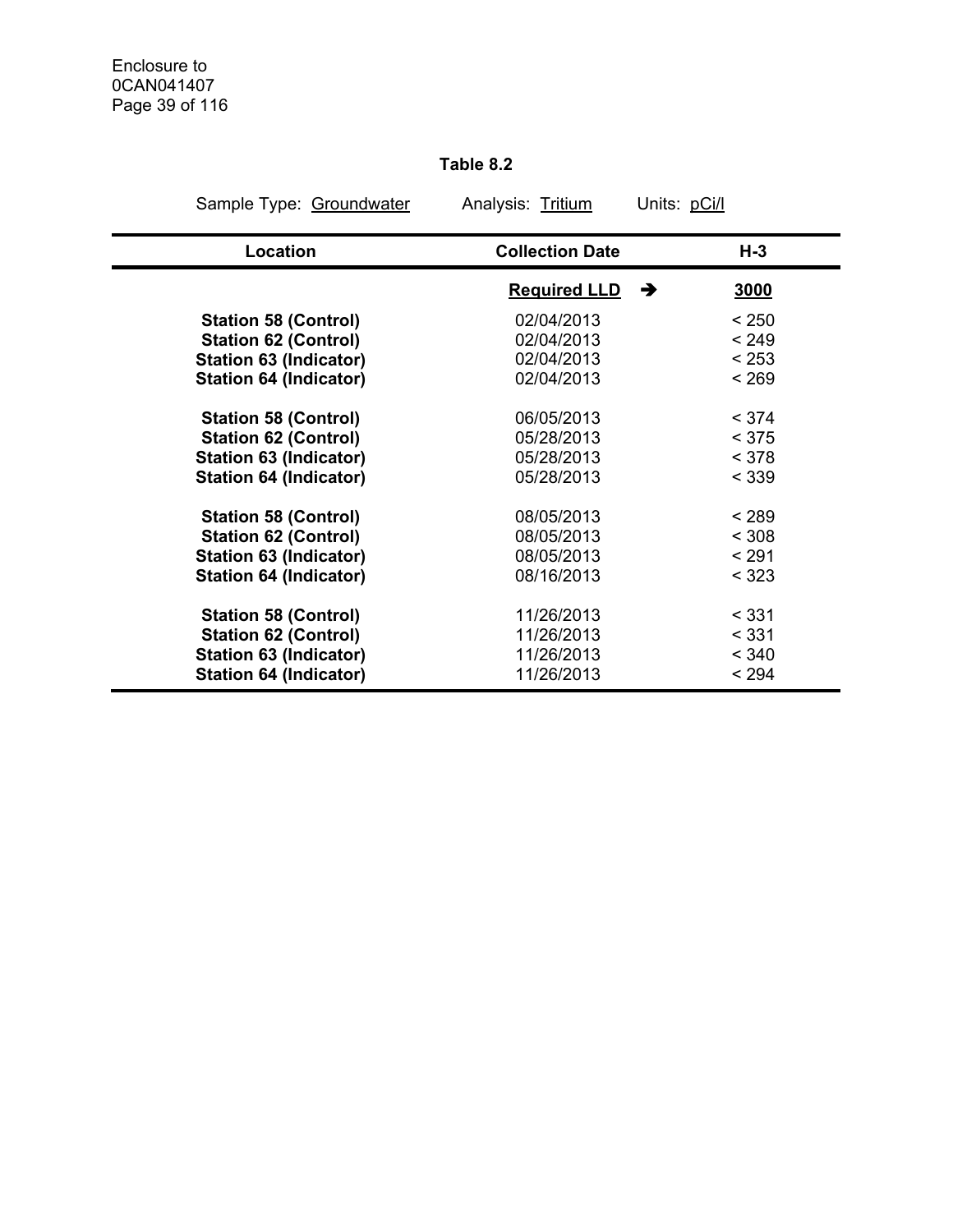**Table 8.2**

Sample Type: Groundwater Analysis: Tritium Units: pCi/l

| Location | Collection Date | H-3 |
|---|---|---|
| | **Required LLD** ➔ | **3000** |
| **Station 58 (Control)** | 02/04/2013 | < 250 |
| **Station 62 (Control)** | 02/04/2013 | < 249 |
| **Station 63 (Indicator)** | 02/04/2013 | < 253 |
| **Station 64 (Indicator)** | 02/04/2013 | < 269 |
| **Station 58 (Control)** | 06/05/2013 | < 374 |
| **Station 62 (Control)** | 05/28/2013 | < 375 |
| **Station 63 (Indicator)** | 05/28/2013 | < 378 |
| **Station 64 (Indicator)** | 05/28/2013 | < 339 |
| **Station 58 (Control)** | 08/05/2013 | < 289 |
| **Station 62 (Control)** | 08/05/2013 | < 308 |
| **Station 63 (Indicator)** | 08/05/2013 | < 291 |
| **Station 64 (Indicator)** | 08/16/2013 | < 323 |
| **Station 58 (Control)** | 11/26/2013 | < 331 |
| **Station 62 (Control)** | 11/26/2013 | < 331 |
| **Station 63 (Indicator)** | 11/26/2013 | < 340 |
| **Station 64 (Indicator)** | 11/26/2013 | < 294 |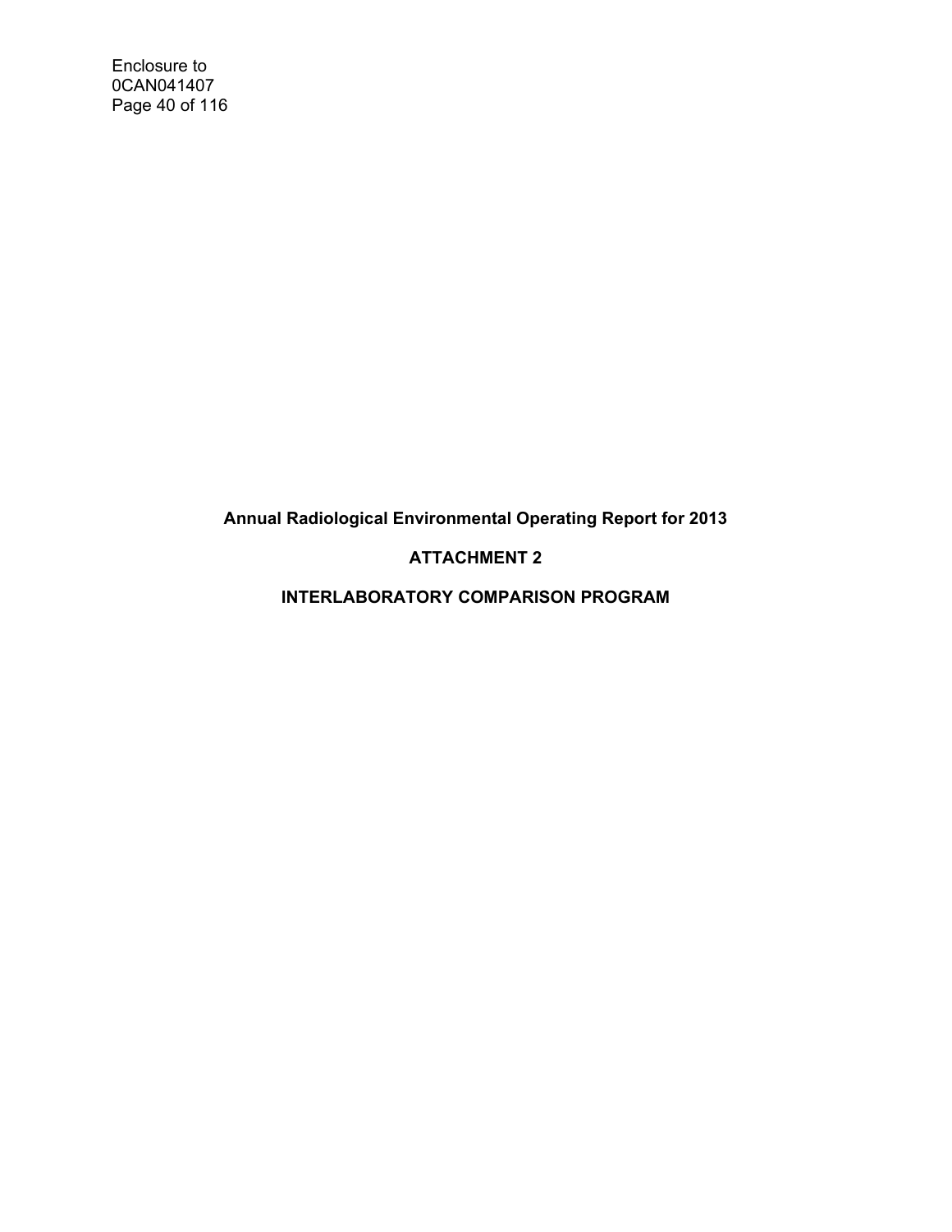# Annual Radiological Environmental Operating Report for 2013

## ATTACHMENT 2

## INTERLABORATORY COMPARISON PROGRAM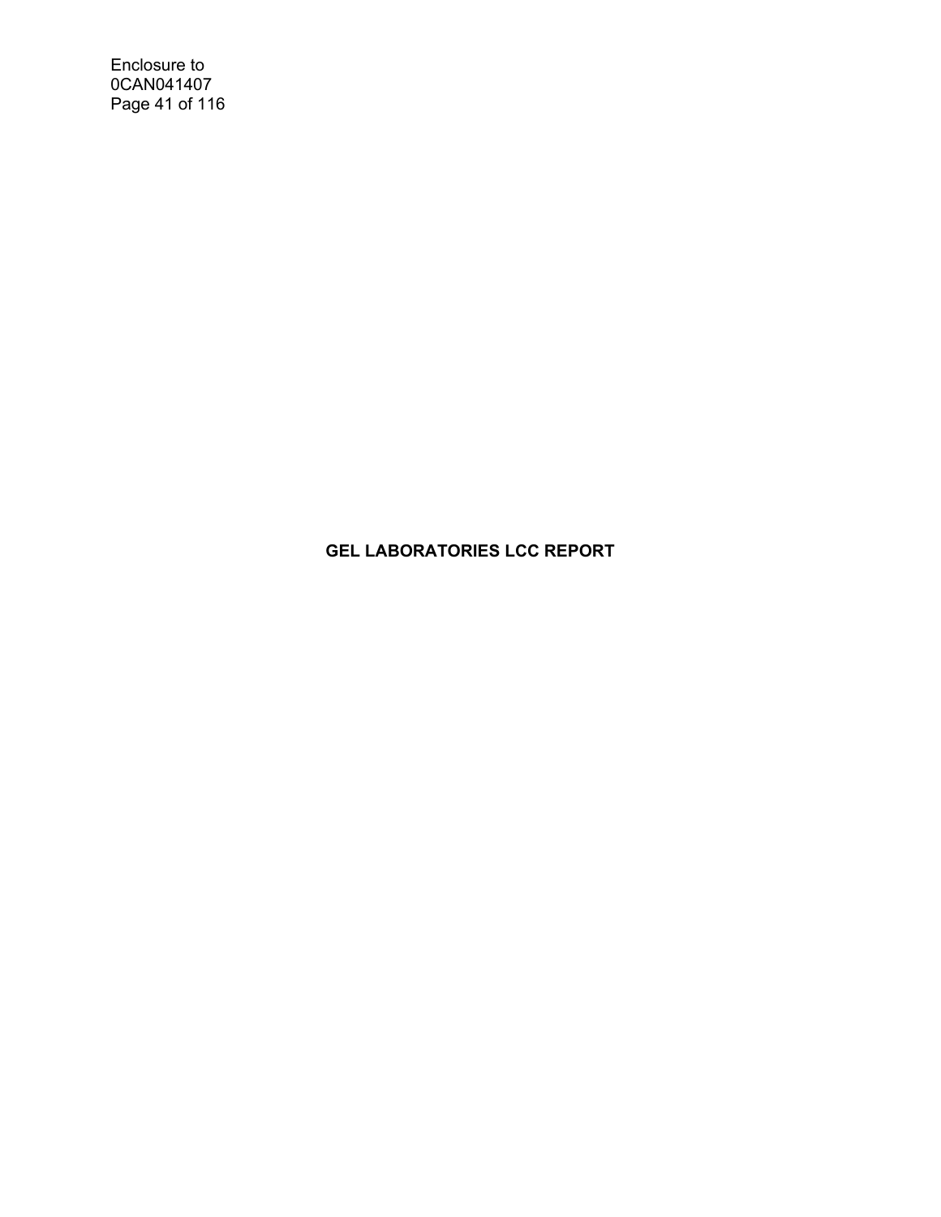**GEL LABORATORIES LCC REPORT**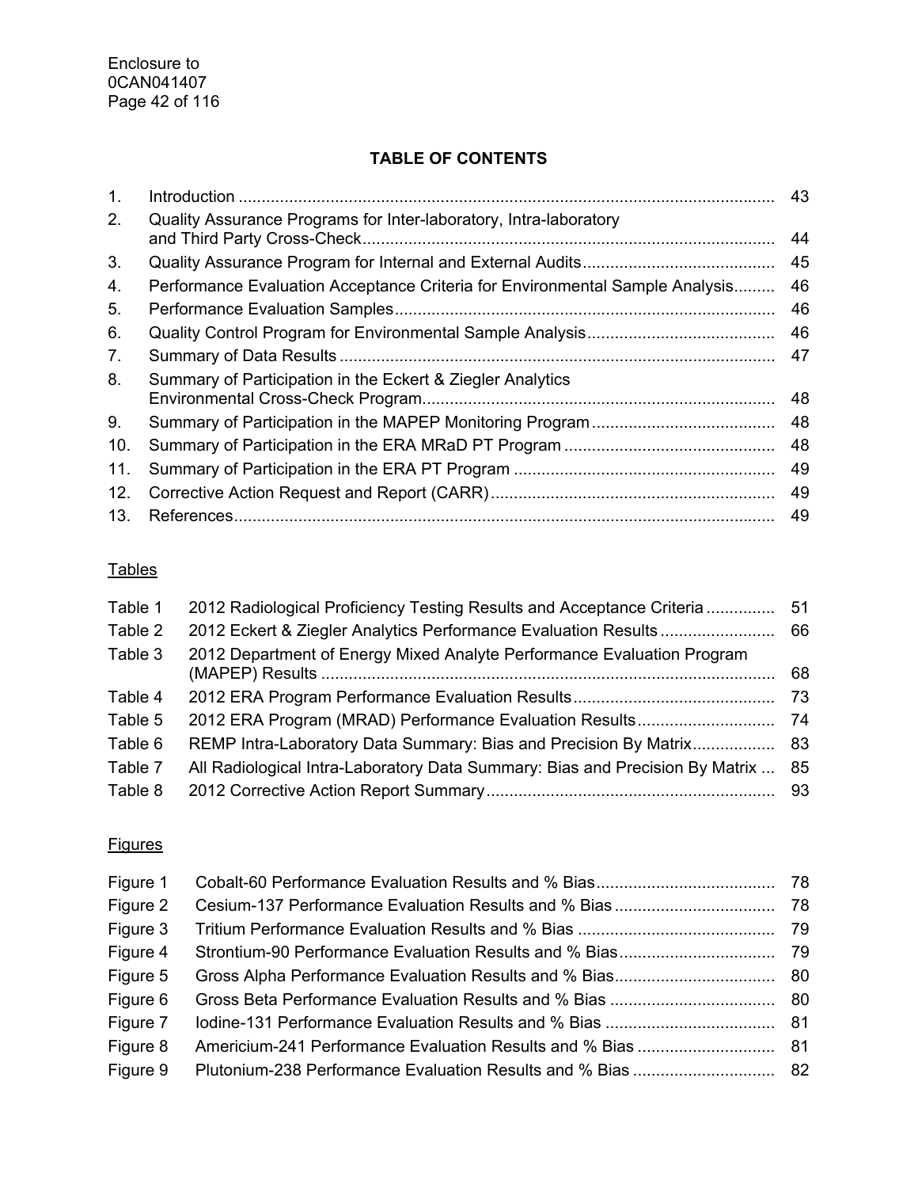## TABLE OF CONTENTS

| | | |
|---|---|---|
| 1. | Introduction | 43 |
| 2. | Quality Assurance Programs for Inter-laboratory, Intra-laboratory and Third Party Cross-Check | 44 |
| 3. | Quality Assurance Program for Internal and External Audits | 45 |
| 4. | Performance Evaluation Acceptance Criteria for Environmental Sample Analysis | 46 |
| 5. | Performance Evaluation Samples | 46 |
| 6. | Quality Control Program for Environmental Sample Analysis | 46 |
| 7. | Summary of Data Results | 47 |
| 8. | Summary of Participation in the Eckert & Ziegler Analytics Environmental Cross-Check Program | 48 |
| 9. | Summary of Participation in the MAPEP Monitoring Program | 48 |
| 10. | Summary of Participation in the ERA MRaD PT Program | 48 |
| 11. | Summary of Participation in the ERA PT Program | 49 |
| 12. | Corrective Action Request and Report (CARR) | 49 |
| 13. | References | 49 |

Tables

| | | |
|---|---|---|
| Table 1 | 2012 Radiological Proficiency Testing Results and Acceptance Criteria | 51 |
| Table 2 | 2012 Eckert & Ziegler Analytics Performance Evaluation Results | 66 |
| Table 3 | 2012 Department of Energy Mixed Analyte Performance Evaluation Program (MAPEP) Results | 68 |
| Table 4 | 2012 ERA Program Performance Evaluation Results | 73 |
| Table 5 | 2012 ERA Program (MRAD) Performance Evaluation Results | 74 |
| Table 6 | REMP Intra-Laboratory Data Summary: Bias and Precision By Matrix | 83 |
| Table 7 | All Radiological Intra-Laboratory Data Summary: Bias and Precision By Matrix | 85 |
| Table 8 | 2012 Corrective Action Report Summary | 93 |

Figures

| | | |
|---|---|---|
| Figure 1 | Cobalt-60 Performance Evaluation Results and % Bias | 78 |
| Figure 2 | Cesium-137 Performance Evaluation Results and % Bias | 78 |
| Figure 3 | Tritium Performance Evaluation Results and % Bias | 79 |
| Figure 4 | Strontium-90 Performance Evaluation Results and % Bias | 79 |
| Figure 5 | Gross Alpha Performance Evaluation Results and % Bias | 80 |
| Figure 6 | Gross Beta Performance Evaluation Results and % Bias | 80 |
| Figure 7 | Iodine-131 Performance Evaluation Results and % Bias | 81 |
| Figure 8 | Americium-241 Performance Evaluation Results and % Bias | 81 |
| Figure 9 | Plutonium-238 Performance Evaluation Results and % Bias | 82 |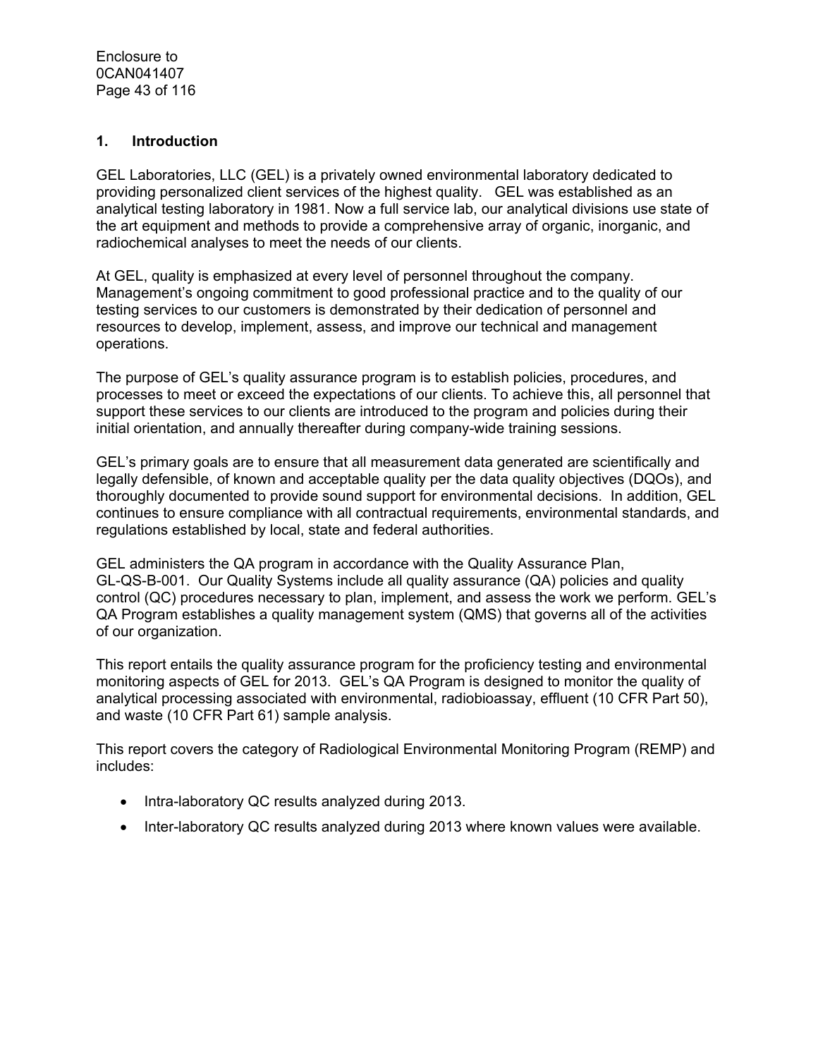## 1. Introduction

GEL Laboratories, LLC (GEL) is a privately owned environmental laboratory dedicated to providing personalized client services of the highest quality. GEL was established as an analytical testing laboratory in 1981. Now a full service lab, our analytical divisions use state of the art equipment and methods to provide a comprehensive array of organic, inorganic, and radiochemical analyses to meet the needs of our clients.

At GEL, quality is emphasized at every level of personnel throughout the company. Management's ongoing commitment to good professional practice and to the quality of our testing services to our customers is demonstrated by their dedication of personnel and resources to develop, implement, assess, and improve our technical and management operations.

The purpose of GEL's quality assurance program is to establish policies, procedures, and processes to meet or exceed the expectations of our clients. To achieve this, all personnel that support these services to our clients are introduced to the program and policies during their initial orientation, and annually thereafter during company-wide training sessions.

GEL's primary goals are to ensure that all measurement data generated are scientifically and legally defensible, of known and acceptable quality per the data quality objectives (DQOs), and thoroughly documented to provide sound support for environmental decisions. In addition, GEL continues to ensure compliance with all contractual requirements, environmental standards, and regulations established by local, state and federal authorities.

GEL administers the QA program in accordance with the Quality Assurance Plan, GL-QS-B-001. Our Quality Systems include all quality assurance (QA) policies and quality control (QC) procedures necessary to plan, implement, and assess the work we perform. GEL's QA Program establishes a quality management system (QMS) that governs all of the activities of our organization.

This report entails the quality assurance program for the proficiency testing and environmental monitoring aspects of GEL for 2013. GEL's QA Program is designed to monitor the quality of analytical processing associated with environmental, radiobioassay, effluent (10 CFR Part 50), and waste (10 CFR Part 61) sample analysis.

This report covers the category of Radiological Environmental Monitoring Program (REMP) and includes:

- Intra-laboratory QC results analyzed during 2013.
- Inter-laboratory QC results analyzed during 2013 where known values were available.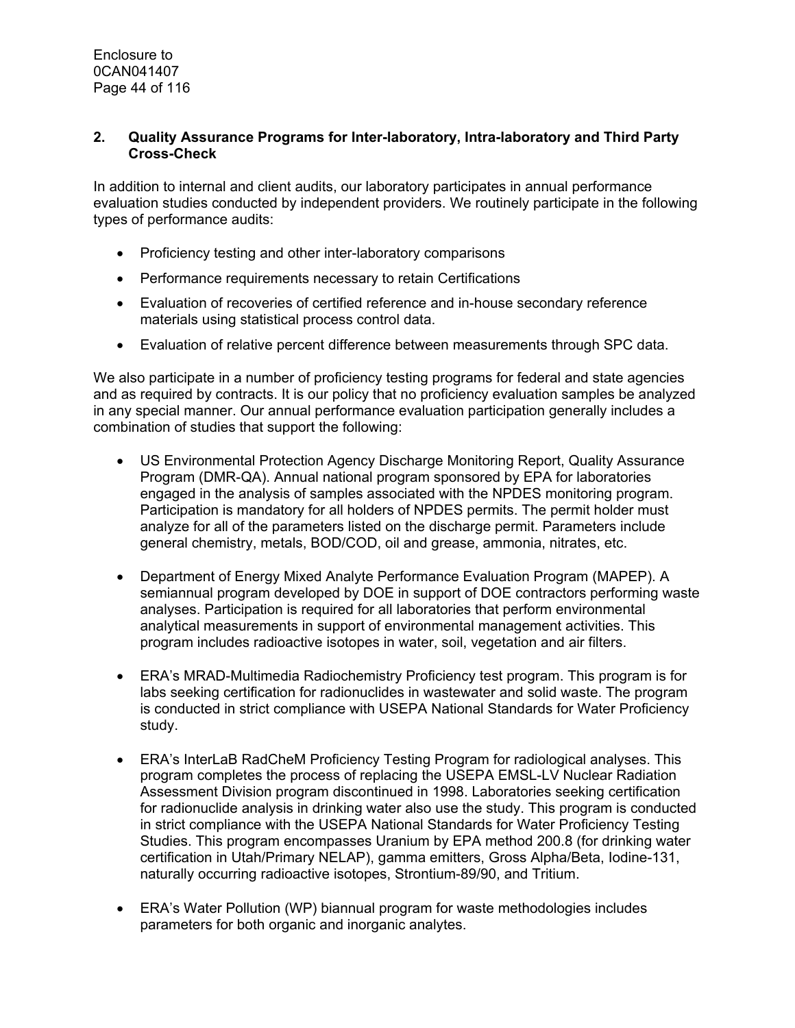## 2. Quality Assurance Programs for Inter-laboratory, Intra-laboratory and Third Party Cross-Check

In addition to internal and client audits, our laboratory participates in annual performance evaluation studies conducted by independent providers. We routinely participate in the following types of performance audits:

- Proficiency testing and other inter-laboratory comparisons
- Performance requirements necessary to retain Certifications
- Evaluation of recoveries of certified reference and in-house secondary reference materials using statistical process control data.
- Evaluation of relative percent difference between measurements through SPC data.

We also participate in a number of proficiency testing programs for federal and state agencies and as required by contracts. It is our policy that no proficiency evaluation samples be analyzed in any special manner. Our annual performance evaluation participation generally includes a combination of studies that support the following:

- US Environmental Protection Agency Discharge Monitoring Report, Quality Assurance Program (DMR-QA). Annual national program sponsored by EPA for laboratories engaged in the analysis of samples associated with the NPDES monitoring program. Participation is mandatory for all holders of NPDES permits. The permit holder must analyze for all of the parameters listed on the discharge permit. Parameters include general chemistry, metals, BOD/COD, oil and grease, ammonia, nitrates, etc.

- Department of Energy Mixed Analyte Performance Evaluation Program (MAPEP). A semiannual program developed by DOE in support of DOE contractors performing waste analyses. Participation is required for all laboratories that perform environmental analytical measurements in support of environmental management activities. This program includes radioactive isotopes in water, soil, vegetation and air filters.

- ERA's MRAD-Multimedia Radiochemistry Proficiency test program. This program is for labs seeking certification for radionuclides in wastewater and solid waste. The program is conducted in strict compliance with USEPA National Standards for Water Proficiency study.

- ERA's InterLaB RadCheM Proficiency Testing Program for radiological analyses. This program completes the process of replacing the USEPA EMSL-LV Nuclear Radiation Assessment Division program discontinued in 1998. Laboratories seeking certification for radionuclide analysis in drinking water also use the study. This program is conducted in strict compliance with the USEPA National Standards for Water Proficiency Testing Studies. This program encompasses Uranium by EPA method 200.8 (for drinking water certification in Utah/Primary NELAP), gamma emitters, Gross Alpha/Beta, Iodine-131, naturally occurring radioactive isotopes, Strontium-89/90, and Tritium.

- ERA's Water Pollution (WP) biannual program for waste methodologies includes parameters for both organic and inorganic analytes.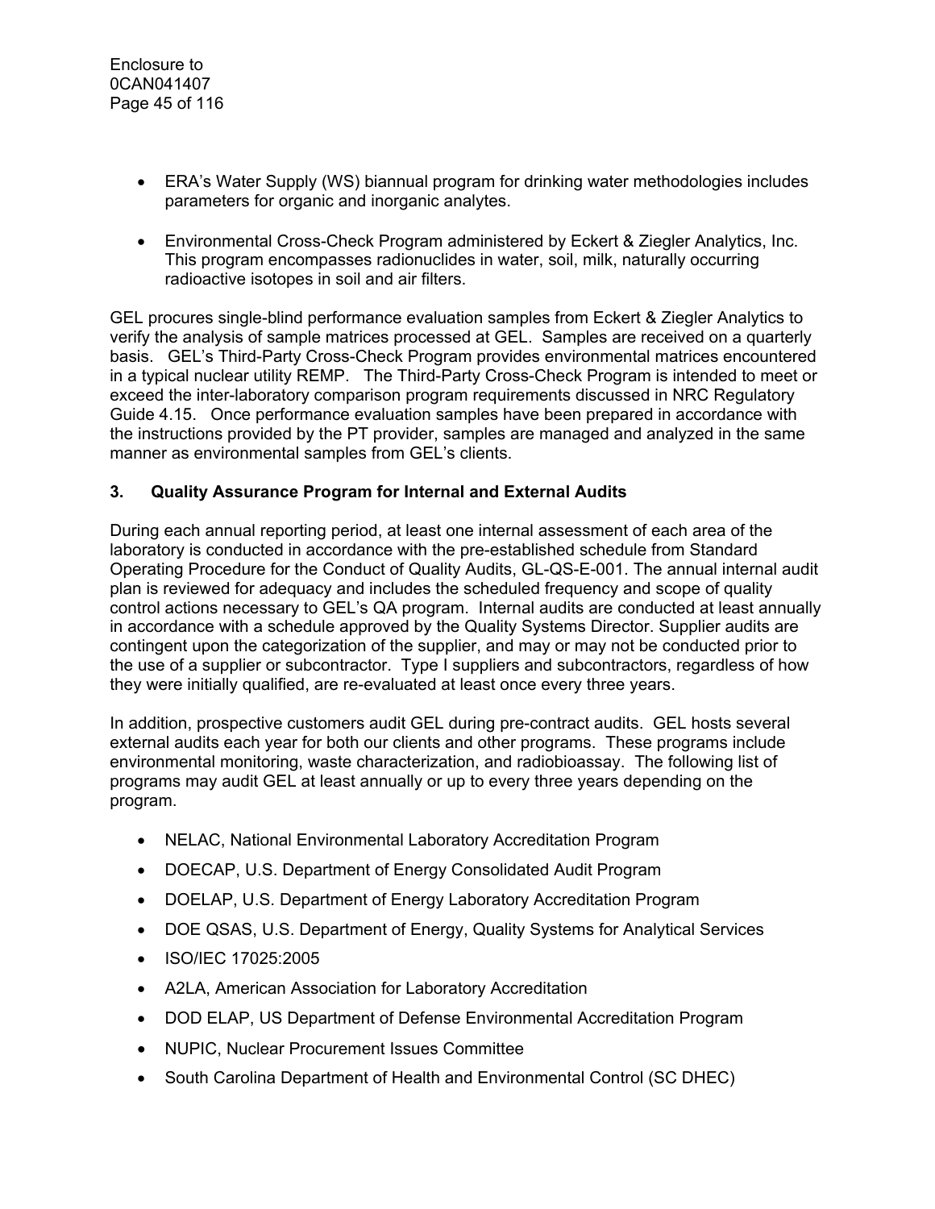- ERA's Water Supply (WS) biannual program for drinking water methodologies includes parameters for organic and inorganic analytes.

- Environmental Cross-Check Program administered by Eckert & Ziegler Analytics, Inc. This program encompasses radionuclides in water, soil, milk, naturally occurring radioactive isotopes in soil and air filters.

GEL procures single-blind performance evaluation samples from Eckert & Ziegler Analytics to verify the analysis of sample matrices processed at GEL. Samples are received on a quarterly basis. GEL's Third-Party Cross-Check Program provides environmental matrices encountered in a typical nuclear utility REMP. The Third-Party Cross-Check Program is intended to meet or exceed the inter-laboratory comparison program requirements discussed in NRC Regulatory Guide 4.15. Once performance evaluation samples have been prepared in accordance with the instructions provided by the PT provider, samples are managed and analyzed in the same manner as environmental samples from GEL's clients.

### 3. Quality Assurance Program for Internal and External Audits

During each annual reporting period, at least one internal assessment of each area of the laboratory is conducted in accordance with the pre-established schedule from Standard Operating Procedure for the Conduct of Quality Audits, GL-QS-E-001. The annual internal audit plan is reviewed for adequacy and includes the scheduled frequency and scope of quality control actions necessary to GEL's QA program. Internal audits are conducted at least annually in accordance with a schedule approved by the Quality Systems Director. Supplier audits are contingent upon the categorization of the supplier, and may or may not be conducted prior to the use of a supplier or subcontractor. Type I suppliers and subcontractors, regardless of how they were initially qualified, are re-evaluated at least once every three years.

In addition, prospective customers audit GEL during pre-contract audits. GEL hosts several external audits each year for both our clients and other programs. These programs include environmental monitoring, waste characterization, and radiobioassay. The following list of programs may audit GEL at least annually or up to every three years depending on the program.

- NELAC, National Environmental Laboratory Accreditation Program
- DOECAP, U.S. Department of Energy Consolidated Audit Program
- DOELAP, U.S. Department of Energy Laboratory Accreditation Program
- DOE QSAS, U.S. Department of Energy, Quality Systems for Analytical Services
- ISO/IEC 17025:2005
- A2LA, American Association for Laboratory Accreditation
- DOD ELAP, US Department of Defense Environmental Accreditation Program
- NUPIC, Nuclear Procurement Issues Committee
- South Carolina Department of Health and Environmental Control (SC DHEC)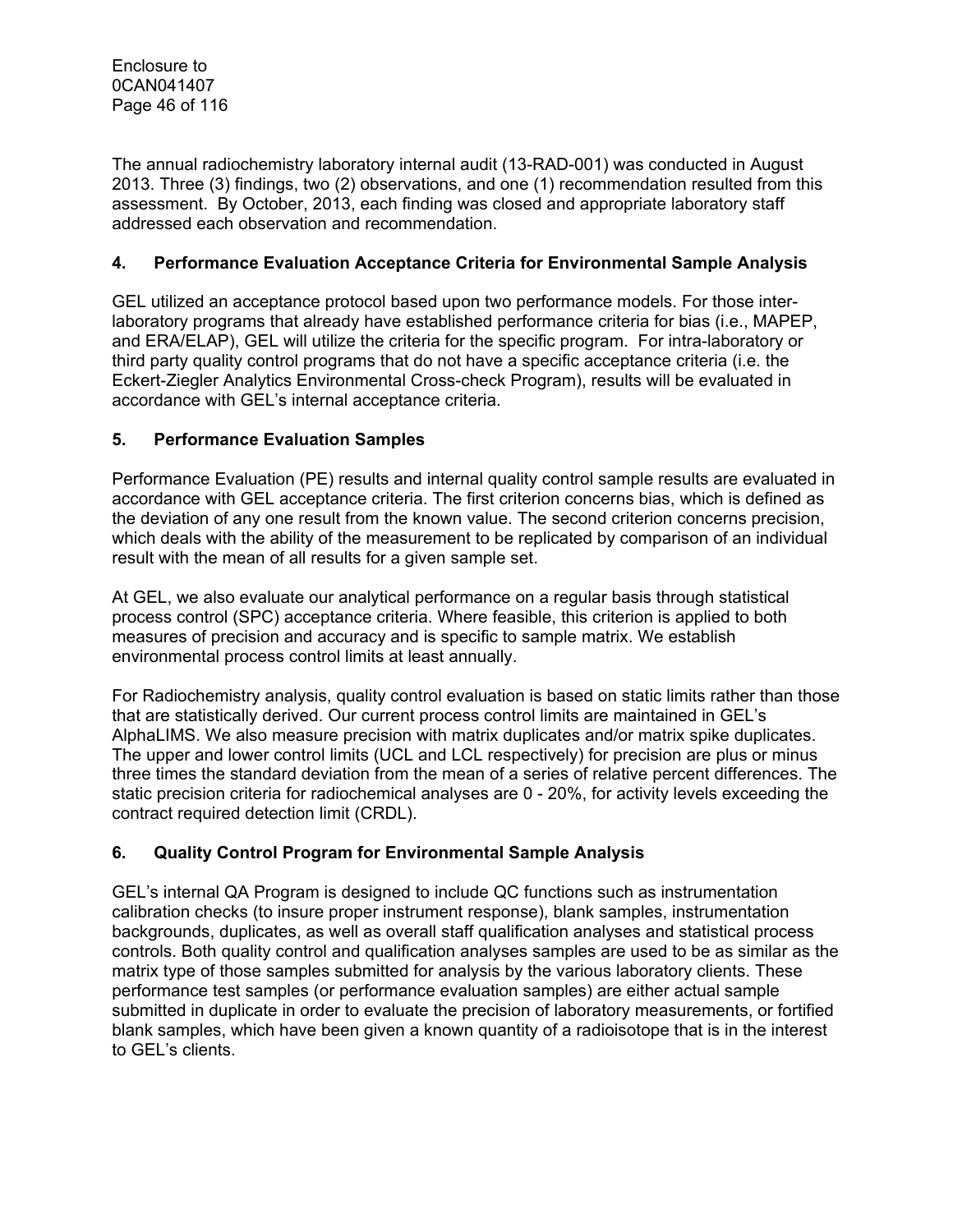The annual radiochemistry laboratory internal audit (13-RAD-001) was conducted in August 2013. Three (3) findings, two (2) observations, and one (1) recommendation resulted from this assessment. By October, 2013, each finding was closed and appropriate laboratory staff addressed each observation and recommendation.

## 4. Performance Evaluation Acceptance Criteria for Environmental Sample Analysis

GEL utilized an acceptance protocol based upon two performance models. For those inter-laboratory programs that already have established performance criteria for bias (i.e., MAPEP, and ERA/ELAP), GEL will utilize the criteria for the specific program. For intra-laboratory or third party quality control programs that do not have a specific acceptance criteria (i.e. the Eckert-Ziegler Analytics Environmental Cross-check Program), results will be evaluated in accordance with GEL's internal acceptance criteria.

## 5. Performance Evaluation Samples

Performance Evaluation (PE) results and internal quality control sample results are evaluated in accordance with GEL acceptance criteria. The first criterion concerns bias, which is defined as the deviation of any one result from the known value. The second criterion concerns precision, which deals with the ability of the measurement to be replicated by comparison of an individual result with the mean of all results for a given sample set.

At GEL, we also evaluate our analytical performance on a regular basis through statistical process control (SPC) acceptance criteria. Where feasible, this criterion is applied to both measures of precision and accuracy and is specific to sample matrix. We establish environmental process control limits at least annually.

For Radiochemistry analysis, quality control evaluation is based on static limits rather than those that are statistically derived. Our current process control limits are maintained in GEL's AlphaLIMS. We also measure precision with matrix duplicates and/or matrix spike duplicates. The upper and lower control limits (UCL and LCL respectively) for precision are plus or minus three times the standard deviation from the mean of a series of relative percent differences. The static precision criteria for radiochemical analyses are 0 - 20%, for activity levels exceeding the contract required detection limit (CRDL).

## 6. Quality Control Program for Environmental Sample Analysis

GEL's internal QA Program is designed to include QC functions such as instrumentation calibration checks (to insure proper instrument response), blank samples, instrumentation backgrounds, duplicates, as well as overall staff qualification analyses and statistical process controls. Both quality control and qualification analyses samples are used to be as similar as the matrix type of those samples submitted for analysis by the various laboratory clients. These performance test samples (or performance evaluation samples) are either actual sample submitted in duplicate in order to evaluate the precision of laboratory measurements, or fortified blank samples, which have been given a known quantity of a radioisotope that is in the interest to GEL's clients.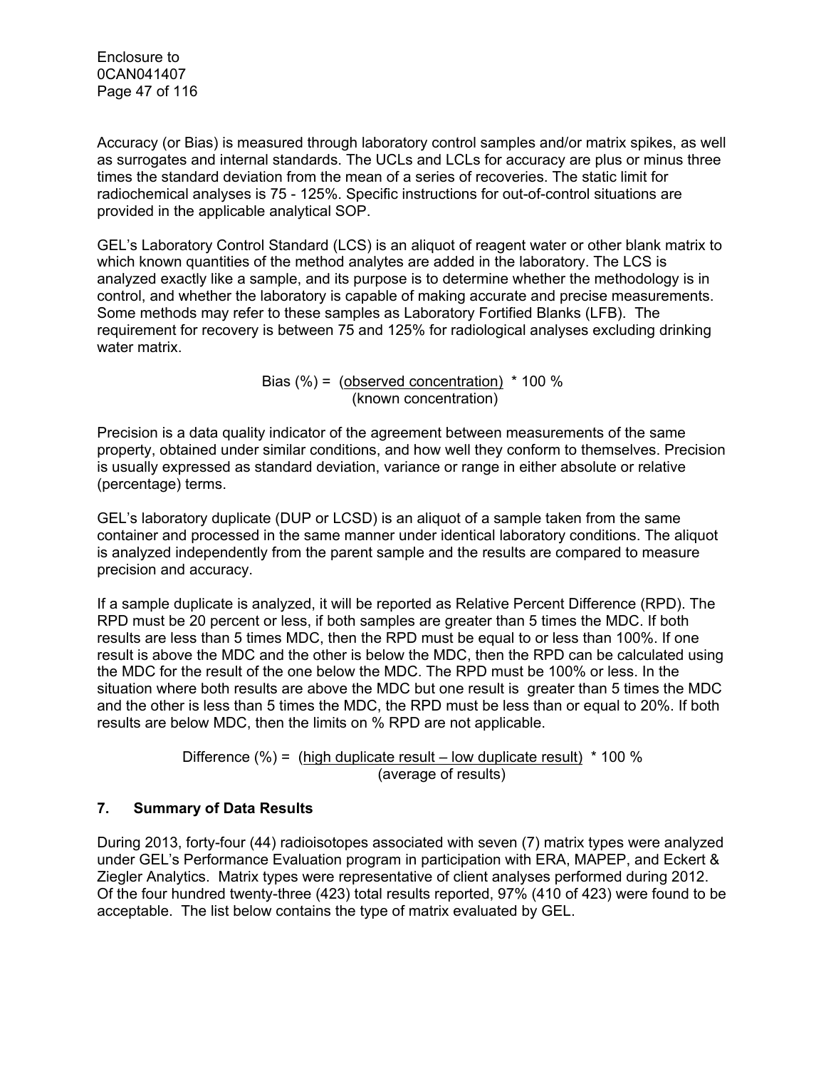Accuracy (or Bias) is measured through laboratory control samples and/or matrix spikes, as well as surrogates and internal standards. The UCLs and LCLs for accuracy are plus or minus three times the standard deviation from the mean of a series of recoveries. The static limit for radiochemical analyses is 75 - 125%. Specific instructions for out-of-control situations are provided in the applicable analytical SOP.

GEL's Laboratory Control Standard (LCS) is an aliquot of reagent water or other blank matrix to which known quantities of the method analytes are added in the laboratory. The LCS is analyzed exactly like a sample, and its purpose is to determine whether the methodology is in control, and whether the laboratory is capable of making accurate and precise measurements. Some methods may refer to these samples as Laboratory Fortified Blanks (LFB). The requirement for recovery is between 75 and 125% for radiological analyses excluding drinking water matrix.

$$\text{Bias (\%)} = \frac{\text{(observed concentration)}}{\text{(known concentration)}} * 100\ \%$$

Precision is a data quality indicator of the agreement between measurements of the same property, obtained under similar conditions, and how well they conform to themselves. Precision is usually expressed as standard deviation, variance or range in either absolute or relative (percentage) terms.

GEL's laboratory duplicate (DUP or LCSD) is an aliquot of a sample taken from the same container and processed in the same manner under identical laboratory conditions. The aliquot is analyzed independently from the parent sample and the results are compared to measure precision and accuracy.

If a sample duplicate is analyzed, it will be reported as Relative Percent Difference (RPD). The RPD must be 20 percent or less, if both samples are greater than 5 times the MDC. If both results are less than 5 times MDC, then the RPD must be equal to or less than 100%. If one result is above the MDC and the other is below the MDC, then the RPD can be calculated using the MDC for the result of the one below the MDC. The RPD must be 100% or less. In the situation where both results are above the MDC but one result is greater than 5 times the MDC and the other is less than 5 times the MDC, the RPD must be less than or equal to 20%. If both results are below MDC, then the limits on % RPD are not applicable.

$$\text{Difference (\%)} = \frac{\text{(high duplicate result – low duplicate result)}}{\text{(average of results)}} * 100\ \%$$

## 7. Summary of Data Results

During 2013, forty-four (44) radioisotopes associated with seven (7) matrix types were analyzed under GEL's Performance Evaluation program in participation with ERA, MAPEP, and Eckert & Ziegler Analytics. Matrix types were representative of client analyses performed during 2012. Of the four hundred twenty-three (423) total results reported, 97% (410 of 423) were found to be acceptable. The list below contains the type of matrix evaluated by GEL.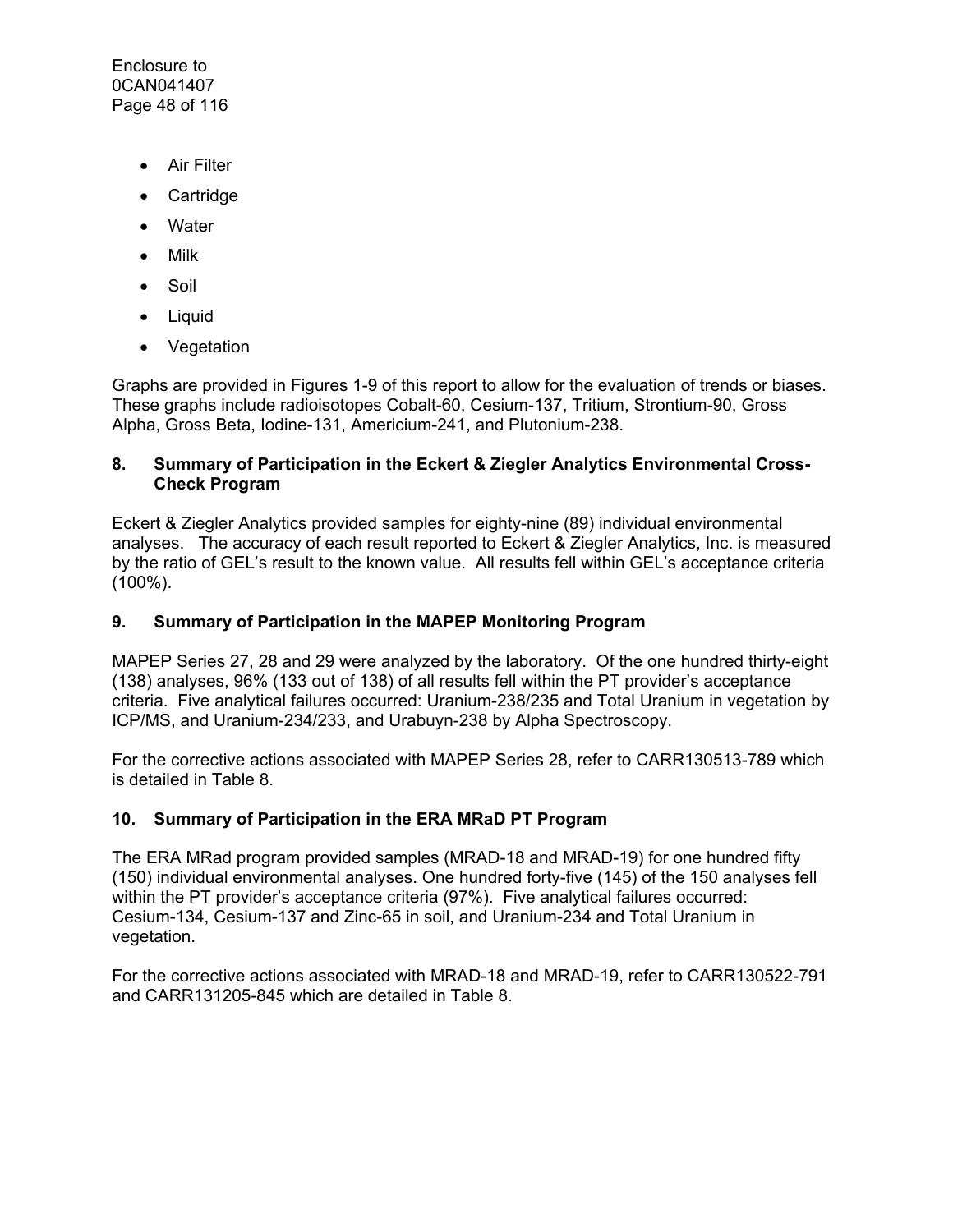- Air Filter
- Cartridge
- Water
- Milk
- Soil
- Liquid
- Vegetation

Graphs are provided in Figures 1-9 of this report to allow for the evaluation of trends or biases. These graphs include radioisotopes Cobalt-60, Cesium-137, Tritium, Strontium-90, Gross Alpha, Gross Beta, Iodine-131, Americium-241, and Plutonium-238.

## 8. Summary of Participation in the Eckert & Ziegler Analytics Environmental Cross-Check Program

Eckert & Ziegler Analytics provided samples for eighty-nine (89) individual environmental analyses. The accuracy of each result reported to Eckert & Ziegler Analytics, Inc. is measured by the ratio of GEL's result to the known value. All results fell within GEL's acceptance criteria (100%).

## 9. Summary of Participation in the MAPEP Monitoring Program

MAPEP Series 27, 28 and 29 were analyzed by the laboratory. Of the one hundred thirty-eight (138) analyses, 96% (133 out of 138) of all results fell within the PT provider's acceptance criteria. Five analytical failures occurred: Uranium-238/235 and Total Uranium in vegetation by ICP/MS, and Uranium-234/233, and Urabuyn-238 by Alpha Spectroscopy.

For the corrective actions associated with MAPEP Series 28, refer to CARR130513-789 which is detailed in Table 8.

## 10. Summary of Participation in the ERA MRaD PT Program

The ERA MRad program provided samples (MRAD-18 and MRAD-19) for one hundred fifty (150) individual environmental analyses. One hundred forty-five (145) of the 150 analyses fell within the PT provider's acceptance criteria (97%). Five analytical failures occurred: Cesium-134, Cesium-137 and Zinc-65 in soil, and Uranium-234 and Total Uranium in vegetation.

For the corrective actions associated with MRAD-18 and MRAD-19, refer to CARR130522-791 and CARR131205-845 which are detailed in Table 8.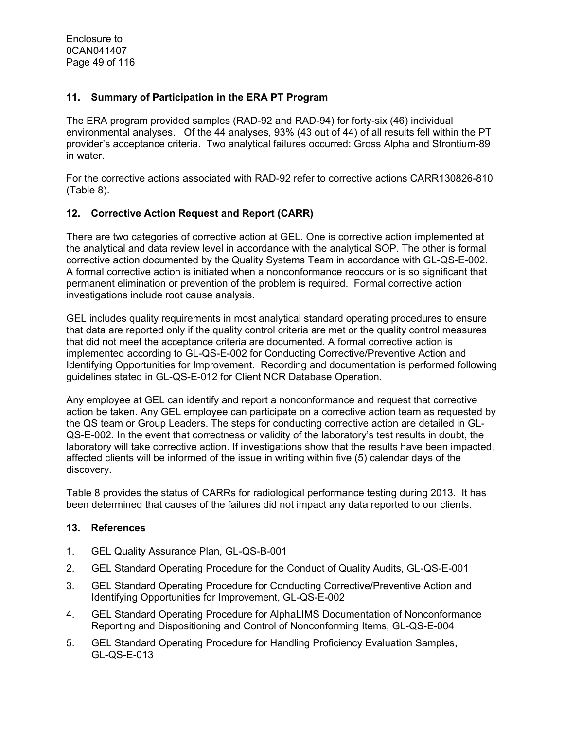## 11. Summary of Participation in the ERA PT Program

The ERA program provided samples (RAD-92 and RAD-94) for forty-six (46) individual environmental analyses. Of the 44 analyses, 93% (43 out of 44) of all results fell within the PT provider's acceptance criteria. Two analytical failures occurred: Gross Alpha and Strontium-89 in water.

For the corrective actions associated with RAD-92 refer to corrective actions CARR130826-810 (Table 8).

## 12. Corrective Action Request and Report (CARR)

There are two categories of corrective action at GEL. One is corrective action implemented at the analytical and data review level in accordance with the analytical SOP. The other is formal corrective action documented by the Quality Systems Team in accordance with GL-QS-E-002. A formal corrective action is initiated when a nonconformance reoccurs or is so significant that permanent elimination or prevention of the problem is required. Formal corrective action investigations include root cause analysis.

GEL includes quality requirements in most analytical standard operating procedures to ensure that data are reported only if the quality control criteria are met or the quality control measures that did not meet the acceptance criteria are documented. A formal corrective action is implemented according to GL-QS-E-002 for Conducting Corrective/Preventive Action and Identifying Opportunities for Improvement. Recording and documentation is performed following guidelines stated in GL-QS-E-012 for Client NCR Database Operation.

Any employee at GEL can identify and report a nonconformance and request that corrective action be taken. Any GEL employee can participate on a corrective action team as requested by the QS team or Group Leaders. The steps for conducting corrective action are detailed in GL-QS-E-002. In the event that correctness or validity of the laboratory's test results in doubt, the laboratory will take corrective action. If investigations show that the results have been impacted, affected clients will be informed of the issue in writing within five (5) calendar days of the discovery.

Table 8 provides the status of CARRs for radiological performance testing during 2013. It has been determined that causes of the failures did not impact any data reported to our clients.

## 13. References

1. GEL Quality Assurance Plan, GL-QS-B-001
2. GEL Standard Operating Procedure for the Conduct of Quality Audits, GL-QS-E-001
3. GEL Standard Operating Procedure for Conducting Corrective/Preventive Action and Identifying Opportunities for Improvement, GL-QS-E-002
4. GEL Standard Operating Procedure for AlphaLIMS Documentation of Nonconformance Reporting and Dispositioning and Control of Nonconforming Items, GL-QS-E-004
5. GEL Standard Operating Procedure for Handling Proficiency Evaluation Samples, GL-QS-E-013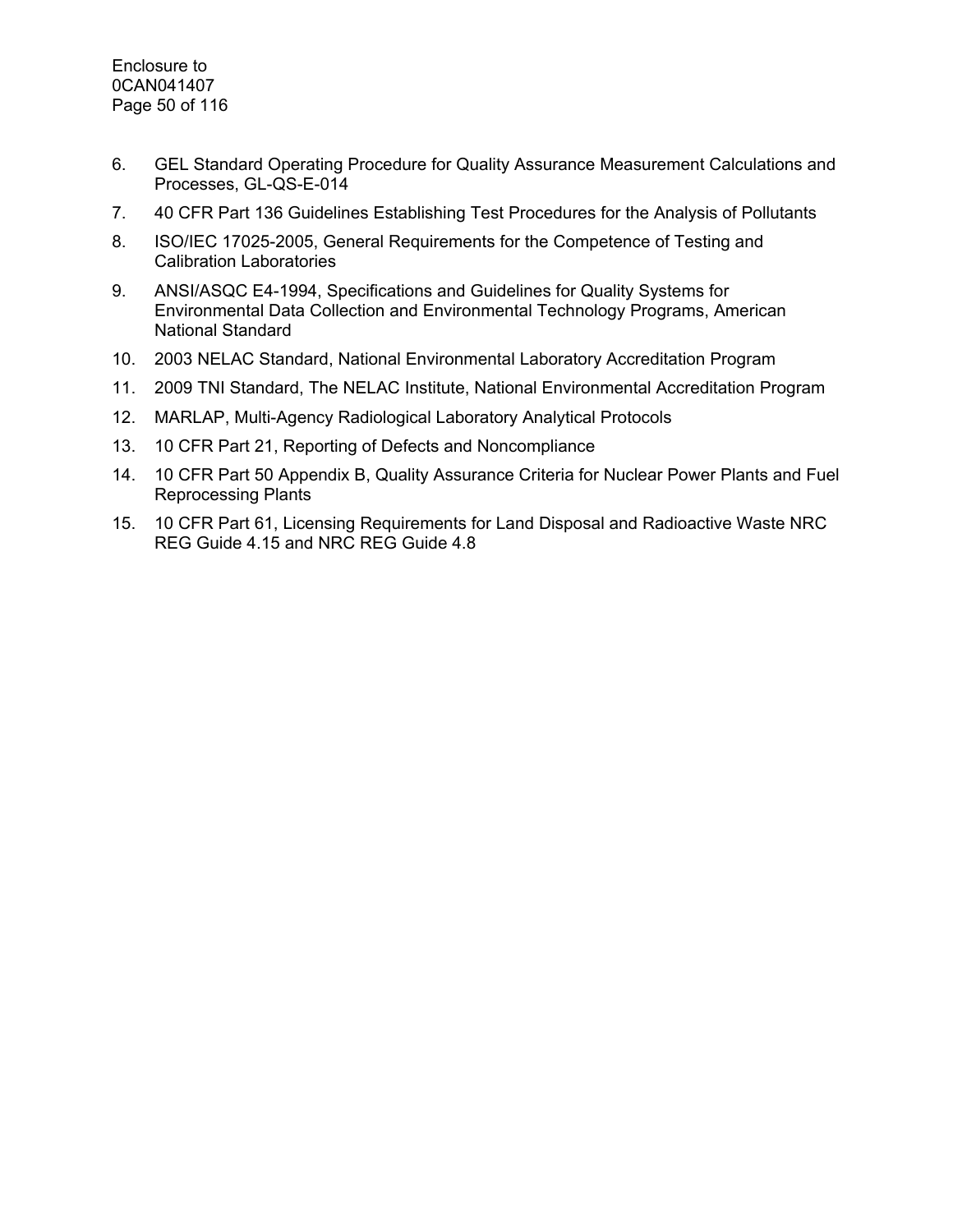6. GEL Standard Operating Procedure for Quality Assurance Measurement Calculations and Processes, GL-QS-E-014
7. 40 CFR Part 136 Guidelines Establishing Test Procedures for the Analysis of Pollutants
8. ISO/IEC 17025-2005, General Requirements for the Competence of Testing and Calibration Laboratories
9. ANSI/ASQC E4-1994, Specifications and Guidelines for Quality Systems for Environmental Data Collection and Environmental Technology Programs, American National Standard
10. 2003 NELAC Standard, National Environmental Laboratory Accreditation Program
11. 2009 TNI Standard, The NELAC Institute, National Environmental Accreditation Program
12. MARLAP, Multi-Agency Radiological Laboratory Analytical Protocols
13. 10 CFR Part 21, Reporting of Defects and Noncompliance
14. 10 CFR Part 50 Appendix B, Quality Assurance Criteria for Nuclear Power Plants and Fuel Reprocessing Plants
15. 10 CFR Part 61, Licensing Requirements for Land Disposal and Radioactive Waste NRC REG Guide 4.15 and NRC REG Guide 4.8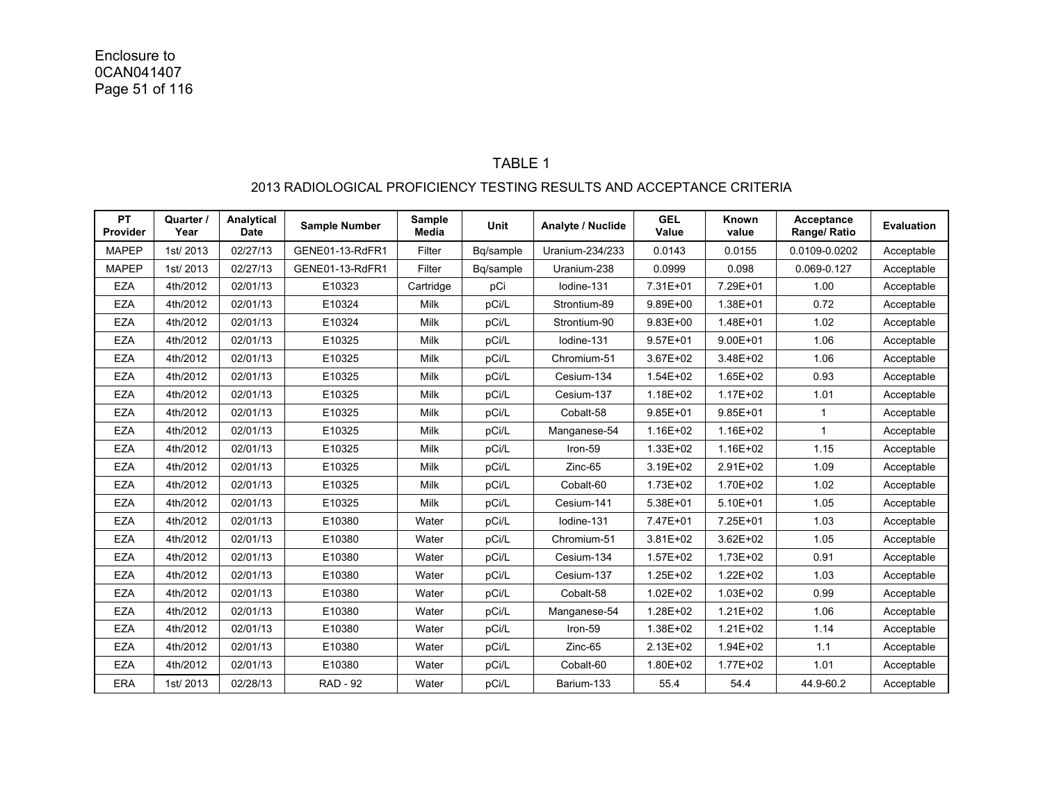Enclosure to
0CAN041407

# TABLE 1

## 2013 RADIOLOGICAL PROFICIENCY TESTING RESULTS AND ACCEPTANCE CRITERIA

| PT Provider | Quarter / Year | Analytical Date | Sample Number | Sample Media | Unit | Analyte / Nuclide | GEL Value | Known value | Acceptance Range/ Ratio | Evaluation |
|---|---|---|---|---|---|---|---|---|---|---|
| MAPEP | 1st/ 2013 | 02/27/13 | GENE01-13-RdFR1 | Filter | Bq/sample | Uranium-234/233 | 0.0143 | 0.0155 | 0.0109-0.0202 | Acceptable |
| MAPEP | 1st/ 2013 | 02/27/13 | GENE01-13-RdFR1 | Filter | Bq/sample | Uranium-238 | 0.0999 | 0.098 | 0.069-0.127 | Acceptable |
| EZA | 4th/2012 | 02/01/13 | E10323 | Cartridge | pCi | Iodine-131 | 7.31E+01 | 7.29E+01 | 1.00 | Acceptable |
| EZA | 4th/2012 | 02/01/13 | E10324 | Milk | pCi/L | Strontium-89 | 9.89E+00 | 1.38E+01 | 0.72 | Acceptable |
| EZA | 4th/2012 | 02/01/13 | E10324 | Milk | pCi/L | Strontium-90 | 9.83E+00 | 1.48E+01 | 1.02 | Acceptable |
| EZA | 4th/2012 | 02/01/13 | E10325 | Milk | pCi/L | Iodine-131 | 9.57E+01 | 9.00E+01 | 1.06 | Acceptable |
| EZA | 4th/2012 | 02/01/13 | E10325 | Milk | pCi/L | Chromium-51 | 3.67E+02 | 3.48E+02 | 1.06 | Acceptable |
| EZA | 4th/2012 | 02/01/13 | E10325 | Milk | pCi/L | Cesium-134 | 1.54E+02 | 1.65E+02 | 0.93 | Acceptable |
| EZA | 4th/2012 | 02/01/13 | E10325 | Milk | pCi/L | Cesium-137 | 1.18E+02 | 1.17E+02 | 1.01 | Acceptable |
| EZA | 4th/2012 | 02/01/13 | E10325 | Milk | pCi/L | Cobalt-58 | 9.85E+01 | 9.85E+01 | 1 | Acceptable |
| EZA | 4th/2012 | 02/01/13 | E10325 | Milk | pCi/L | Manganese-54 | 1.16E+02 | 1.16E+02 | 1 | Acceptable |
| EZA | 4th/2012 | 02/01/13 | E10325 | Milk | pCi/L | Iron-59 | 1.33E+02 | 1.16E+02 | 1.15 | Acceptable |
| EZA | 4th/2012 | 02/01/13 | E10325 | Milk | pCi/L | Zinc-65 | 3.19E+02 | 2.91E+02 | 1.09 | Acceptable |
| EZA | 4th/2012 | 02/01/13 | E10325 | Milk | pCi/L | Cobalt-60 | 1.73E+02 | 1.70E+02 | 1.02 | Acceptable |
| EZA | 4th/2012 | 02/01/13 | E10325 | Milk | pCi/L | Cesium-141 | 5.38E+01 | 5.10E+01 | 1.05 | Acceptable |
| EZA | 4th/2012 | 02/01/13 | E10380 | Water | pCi/L | Iodine-131 | 7.47E+01 | 7.25E+01 | 1.03 | Acceptable |
| EZA | 4th/2012 | 02/01/13 | E10380 | Water | pCi/L | Chromium-51 | 3.81E+02 | 3.62E+02 | 1.05 | Acceptable |
| EZA | 4th/2012 | 02/01/13 | E10380 | Water | pCi/L | Cesium-134 | 1.57E+02 | 1.73E+02 | 0.91 | Acceptable |
| EZA | 4th/2012 | 02/01/13 | E10380 | Water | pCi/L | Cesium-137 | 1.25E+02 | 1.22E+02 | 1.03 | Acceptable |
| EZA | 4th/2012 | 02/01/13 | E10380 | Water | pCi/L | Cobalt-58 | 1.02E+02 | 1.03E+02 | 0.99 | Acceptable |
| EZA | 4th/2012 | 02/01/13 | E10380 | Water | pCi/L | Manganese-54 | 1.28E+02 | 1.21E+02 | 1.06 | Acceptable |
| EZA | 4th/2012 | 02/01/13 | E10380 | Water | pCi/L | Iron-59 | 1.38E+02 | 1.21E+02 | 1.14 | Acceptable |
| EZA | 4th/2012 | 02/01/13 | E10380 | Water | pCi/L | Zinc-65 | 2.13E+02 | 1.94E+02 | 1.1 | Acceptable |
| EZA | 4th/2012 | 02/01/13 | E10380 | Water | pCi/L | Cobalt-60 | 1.80E+02 | 1.77E+02 | 1.01 | Acceptable |
| ERA | 1st/ 2013 | 02/28/13 | RAD - 92 | Water | pCi/L | Barium-133 | 55.4 | 54.4 | 44.9-60.2 | Acceptable |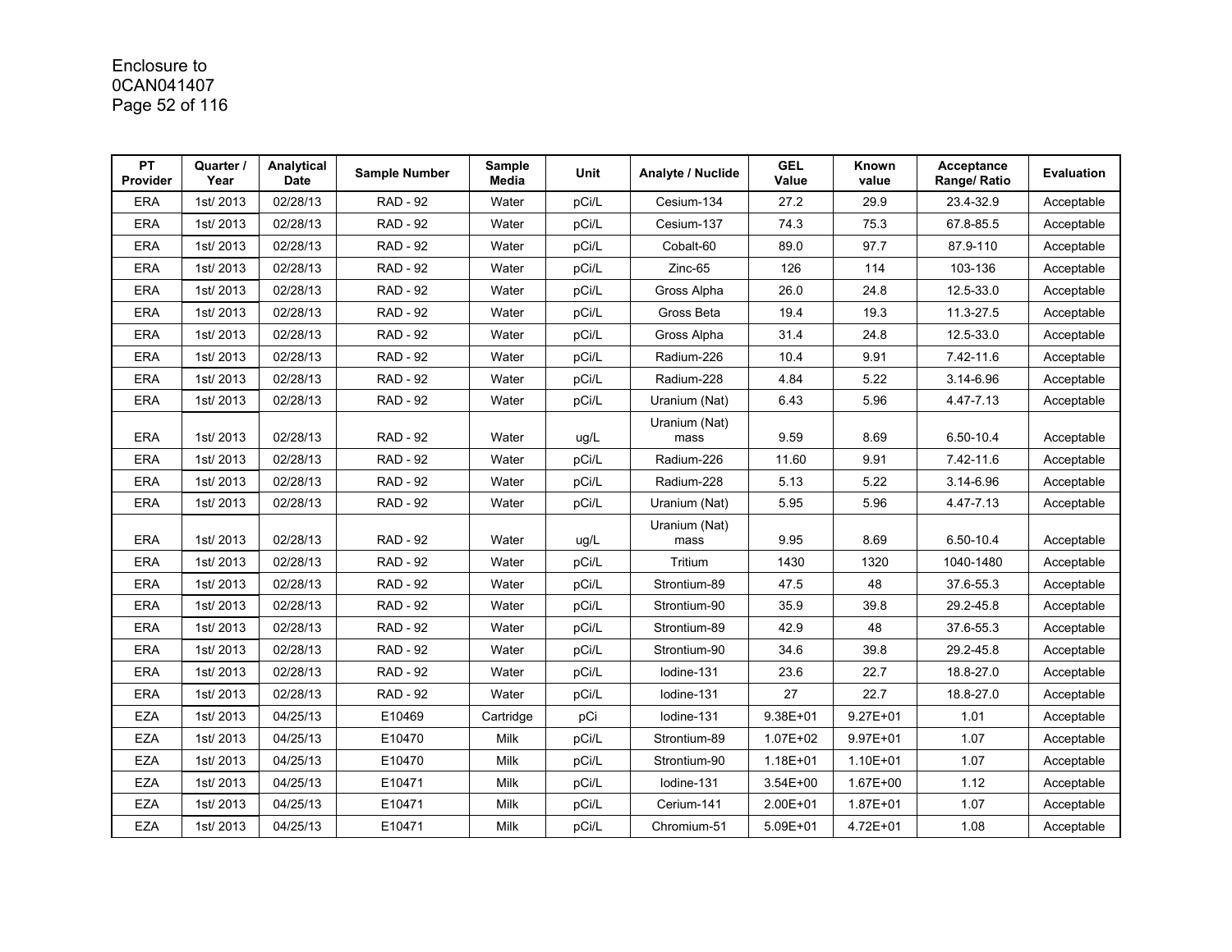Enclosure to
0CAN041407

| PT Provider | Quarter / Year | Analytical Date | Sample Number | Sample Media | Unit | Analyte / Nuclide | GEL Value | Known value | Acceptance Range/ Ratio | Evaluation |
|---|---|---|---|---|---|---|---|---|---|---|
| ERA | 1st/ 2013 | 02/28/13 | RAD - 92 | Water | pCi/L | Cesium-134 | 27.2 | 29.9 | 23.4-32.9 | Acceptable |
| ERA | 1st/ 2013 | 02/28/13 | RAD - 92 | Water | pCi/L | Cesium-137 | 74.3 | 75.3 | 67.8-85.5 | Acceptable |
| ERA | 1st/ 2013 | 02/28/13 | RAD - 92 | Water | pCi/L | Cobalt-60 | 89.0 | 97.7 | 87.9-110 | Acceptable |
| ERA | 1st/ 2013 | 02/28/13 | RAD - 92 | Water | pCi/L | Zinc-65 | 126 | 114 | 103-136 | Acceptable |
| ERA | 1st/ 2013 | 02/28/13 | RAD - 92 | Water | pCi/L | Gross Alpha | 26.0 | 24.8 | 12.5-33.0 | Acceptable |
| ERA | 1st/ 2013 | 02/28/13 | RAD - 92 | Water | pCi/L | Gross Beta | 19.4 | 19.3 | 11.3-27.5 | Acceptable |
| ERA | 1st/ 2013 | 02/28/13 | RAD - 92 | Water | pCi/L | Gross Alpha | 31.4 | 24.8 | 12.5-33.0 | Acceptable |
| ERA | 1st/ 2013 | 02/28/13 | RAD - 92 | Water | pCi/L | Radium-226 | 10.4 | 9.91 | 7.42-11.6 | Acceptable |
| ERA | 1st/ 2013 | 02/28/13 | RAD - 92 | Water | pCi/L | Radium-228 | 4.84 | 5.22 | 3.14-6.96 | Acceptable |
| ERA | 1st/ 2013 | 02/28/13 | RAD - 92 | Water | pCi/L | Uranium (Nat) | 6.43 | 5.96 | 4.47-7.13 | Acceptable |
| ERA | 1st/ 2013 | 02/28/13 | RAD - 92 | Water | ug/L | Uranium (Nat) mass | 9.59 | 8.69 | 6.50-10.4 | Acceptable |
| ERA | 1st/ 2013 | 02/28/13 | RAD - 92 | Water | pCi/L | Radium-226 | 11.60 | 9.91 | 7.42-11.6 | Acceptable |
| ERA | 1st/ 2013 | 02/28/13 | RAD - 92 | Water | pCi/L | Radium-228 | 5.13 | 5.22 | 3.14-6.96 | Acceptable |
| ERA | 1st/ 2013 | 02/28/13 | RAD - 92 | Water | pCi/L | Uranium (Nat) | 5.95 | 5.96 | 4.47-7.13 | Acceptable |
| ERA | 1st/ 2013 | 02/28/13 | RAD - 92 | Water | ug/L | Uranium (Nat) mass | 9.95 | 8.69 | 6.50-10.4 | Acceptable |
| ERA | 1st/ 2013 | 02/28/13 | RAD - 92 | Water | pCi/L | Tritium | 1430 | 1320 | 1040-1480 | Acceptable |
| ERA | 1st/ 2013 | 02/28/13 | RAD - 92 | Water | pCi/L | Strontium-89 | 47.5 | 48 | 37.6-55.3 | Acceptable |
| ERA | 1st/ 2013 | 02/28/13 | RAD - 92 | Water | pCi/L | Strontium-90 | 35.9 | 39.8 | 29.2-45.8 | Acceptable |
| ERA | 1st/ 2013 | 02/28/13 | RAD - 92 | Water | pCi/L | Strontium-89 | 42.9 | 48 | 37.6-55.3 | Acceptable |
| ERA | 1st/ 2013 | 02/28/13 | RAD - 92 | Water | pCi/L | Strontium-90 | 34.6 | 39.8 | 29.2-45.8 | Acceptable |
| ERA | 1st/ 2013 | 02/28/13 | RAD - 92 | Water | pCi/L | Iodine-131 | 23.6 | 22.7 | 18.8-27.0 | Acceptable |
| ERA | 1st/ 2013 | 02/28/13 | RAD - 92 | Water | pCi/L | Iodine-131 | 27 | 22.7 | 18.8-27.0 | Acceptable |
| EZA | 1st/ 2013 | 04/25/13 | E10469 | Cartridge | pCi | Iodine-131 | 9.38E+01 | 9.27E+01 | 1.01 | Acceptable |
| EZA | 1st/ 2013 | 04/25/13 | E10470 | Milk | pCi/L | Strontium-89 | 1.07E+02 | 9.97E+01 | 1.07 | Acceptable |
| EZA | 1st/ 2013 | 04/25/13 | E10470 | Milk | pCi/L | Strontium-90 | 1.18E+01 | 1.10E+01 | 1.07 | Acceptable |
| EZA | 1st/ 2013 | 04/25/13 | E10471 | Milk | pCi/L | Iodine-131 | 3.54E+00 | 1.67E+00 | 1.12 | Acceptable |
| EZA | 1st/ 2013 | 04/25/13 | E10471 | Milk | pCi/L | Cerium-141 | 2.00E+01 | 1.87E+01 | 1.07 | Acceptable |
| EZA | 1st/ 2013 | 04/25/13 | E10471 | Milk | pCi/L | Chromium-51 | 5.09E+01 | 4.72E+01 | 1.08 | Acceptable |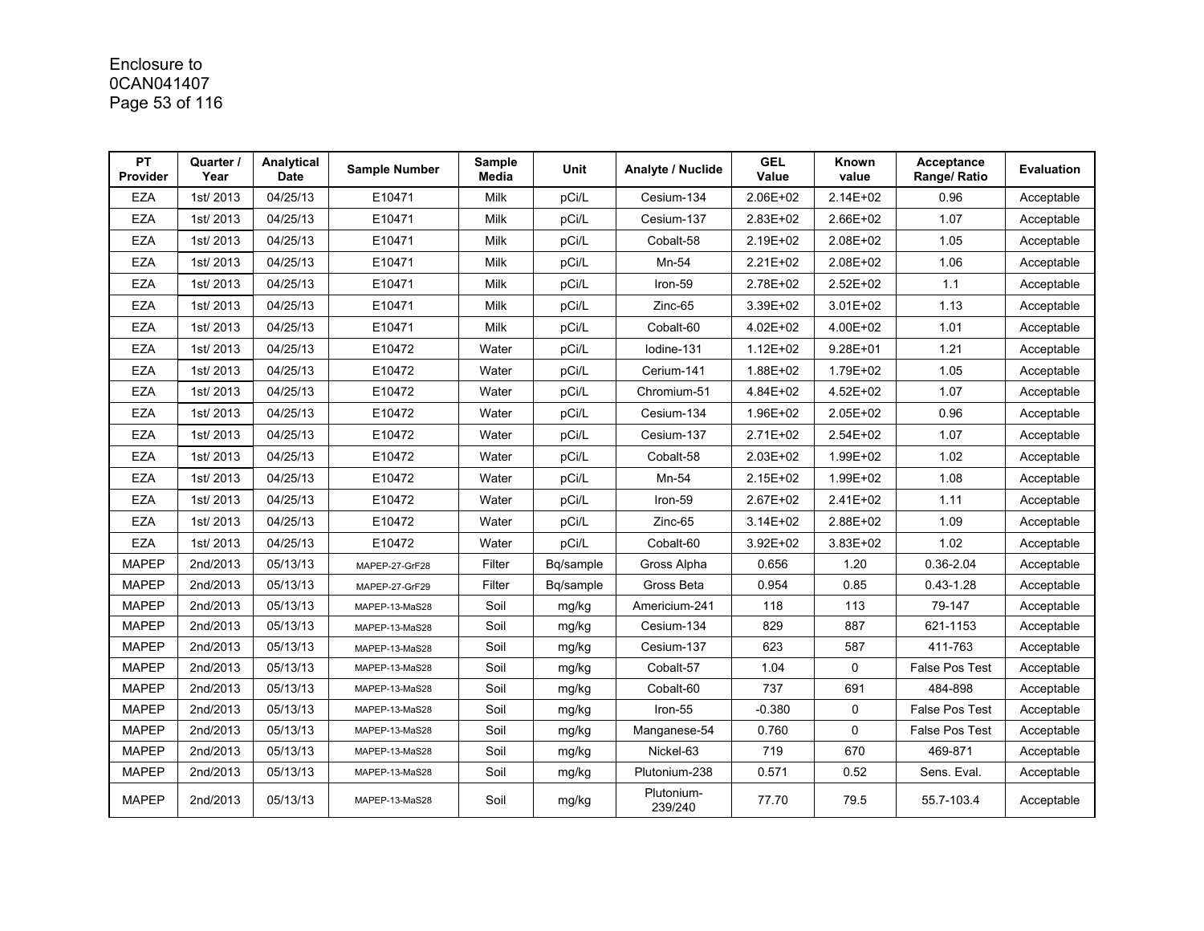Enclosure to
0CAN041407

| PT Provider | Quarter / Year | Analytical Date | Sample Number | Sample Media | Unit | Analyte / Nuclide | GEL Value | Known value | Acceptance Range/ Ratio | Evaluation |
|---|---|---|---|---|---|---|---|---|---|---|
| EZA | 1st/ 2013 | 04/25/13 | E10471 | Milk | pCi/L | Cesium-134 | 2.06E+02 | 2.14E+02 | 0.96 | Acceptable |
| EZA | 1st/ 2013 | 04/25/13 | E10471 | Milk | pCi/L | Cesium-137 | 2.83E+02 | 2.66E+02 | 1.07 | Acceptable |
| EZA | 1st/ 2013 | 04/25/13 | E10471 | Milk | pCi/L | Cobalt-58 | 2.19E+02 | 2.08E+02 | 1.05 | Acceptable |
| EZA | 1st/ 2013 | 04/25/13 | E10471 | Milk | pCi/L | Mn-54 | 2.21E+02 | 2.08E+02 | 1.06 | Acceptable |
| EZA | 1st/ 2013 | 04/25/13 | E10471 | Milk | pCi/L | Iron-59 | 2.78E+02 | 2.52E+02 | 1.1 | Acceptable |
| EZA | 1st/ 2013 | 04/25/13 | E10471 | Milk | pCi/L | Zinc-65 | 3.39E+02 | 3.01E+02 | 1.13 | Acceptable |
| EZA | 1st/ 2013 | 04/25/13 | E10471 | Milk | pCi/L | Cobalt-60 | 4.02E+02 | 4.00E+02 | 1.01 | Acceptable |
| EZA | 1st/ 2013 | 04/25/13 | E10472 | Water | pCi/L | Iodine-131 | 1.12E+02 | 9.28E+01 | 1.21 | Acceptable |
| EZA | 1st/ 2013 | 04/25/13 | E10472 | Water | pCi/L | Cerium-141 | 1.88E+02 | 1.79E+02 | 1.05 | Acceptable |
| EZA | 1st/ 2013 | 04/25/13 | E10472 | Water | pCi/L | Chromium-51 | 4.84E+02 | 4.52E+02 | 1.07 | Acceptable |
| EZA | 1st/ 2013 | 04/25/13 | E10472 | Water | pCi/L | Cesium-134 | 1.96E+02 | 2.05E+02 | 0.96 | Acceptable |
| EZA | 1st/ 2013 | 04/25/13 | E10472 | Water | pCi/L | Cesium-137 | 2.71E+02 | 2.54E+02 | 1.07 | Acceptable |
| EZA | 1st/ 2013 | 04/25/13 | E10472 | Water | pCi/L | Cobalt-58 | 2.03E+02 | 1.99E+02 | 1.02 | Acceptable |
| EZA | 1st/ 2013 | 04/25/13 | E10472 | Water | pCi/L | Mn-54 | 2.15E+02 | 1.99E+02 | 1.08 | Acceptable |
| EZA | 1st/ 2013 | 04/25/13 | E10472 | Water | pCi/L | Iron-59 | 2.67E+02 | 2.41E+02 | 1.11 | Acceptable |
| EZA | 1st/ 2013 | 04/25/13 | E10472 | Water | pCi/L | Zinc-65 | 3.14E+02 | 2.88E+02 | 1.09 | Acceptable |
| EZA | 1st/ 2013 | 04/25/13 | E10472 | Water | pCi/L | Cobalt-60 | 3.92E+02 | 3.83E+02 | 1.02 | Acceptable |
| MAPEP | 2nd/2013 | 05/13/13 | MAPEP-27-GrF28 | Filter | Bq/sample | Gross Alpha | 0.656 | 1.20 | 0.36-2.04 | Acceptable |
| MAPEP | 2nd/2013 | 05/13/13 | MAPEP-27-GrF29 | Filter | Bq/sample | Gross Beta | 0.954 | 0.85 | 0.43-1.28 | Acceptable |
| MAPEP | 2nd/2013 | 05/13/13 | MAPEP-13-MaS28 | Soil | mg/kg | Americium-241 | 118 | 113 | 79-147 | Acceptable |
| MAPEP | 2nd/2013 | 05/13/13 | MAPEP-13-MaS28 | Soil | mg/kg | Cesium-134 | 829 | 887 | 621-1153 | Acceptable |
| MAPEP | 2nd/2013 | 05/13/13 | MAPEP-13-MaS28 | Soil | mg/kg | Cesium-137 | 623 | 587 | 411-763 | Acceptable |
| MAPEP | 2nd/2013 | 05/13/13 | MAPEP-13-MaS28 | Soil | mg/kg | Cobalt-57 | 1.04 | 0 | False Pos Test | Acceptable |
| MAPEP | 2nd/2013 | 05/13/13 | MAPEP-13-MaS28 | Soil | mg/kg | Cobalt-60 | 737 | 691 | 484-898 | Acceptable |
| MAPEP | 2nd/2013 | 05/13/13 | MAPEP-13-MaS28 | Soil | mg/kg | Iron-55 | -0.380 | 0 | False Pos Test | Acceptable |
| MAPEP | 2nd/2013 | 05/13/13 | MAPEP-13-MaS28 | Soil | mg/kg | Manganese-54 | 0.760 | 0 | False Pos Test | Acceptable |
| MAPEP | 2nd/2013 | 05/13/13 | MAPEP-13-MaS28 | Soil | mg/kg | Nickel-63 | 719 | 670 | 469-871 | Acceptable |
| MAPEP | 2nd/2013 | 05/13/13 | MAPEP-13-MaS28 | Soil | mg/kg | Plutonium-238 | 0.571 | 0.52 | Sens. Eval. | Acceptable |
| MAPEP | 2nd/2013 | 05/13/13 | MAPEP-13-MaS28 | Soil | mg/kg | Plutonium-239/240 | 77.70 | 79.5 | 55.7-103.4 | Acceptable |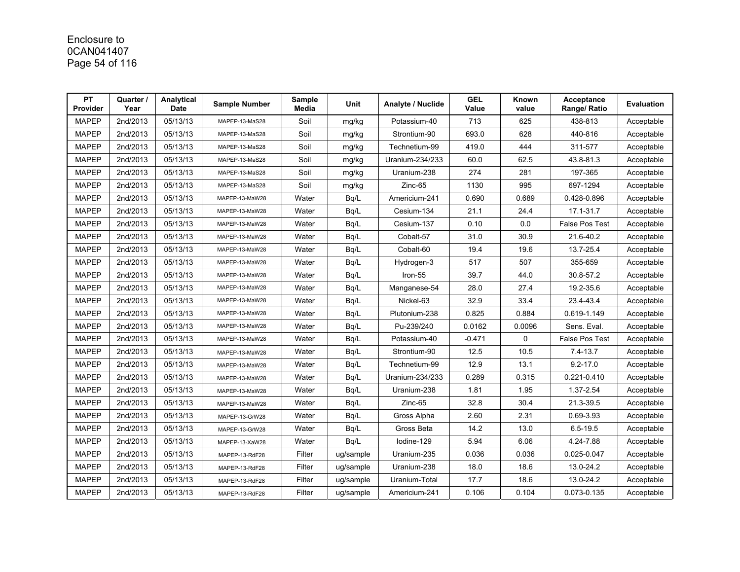Enclosure to
0CAN041407

| PT Provider | Quarter / Year | Analytical Date | Sample Number | Sample Media | Unit | Analyte / Nuclide | GEL Value | Known value | Acceptance Range/ Ratio | Evaluation |
|---|---|---|---|---|---|---|---|---|---|---|
| MAPEP | 2nd/2013 | 05/13/13 | MAPEP-13-MaS28 | Soil | mg/kg | Potassium-40 | 713 | 625 | 438-813 | Acceptable |
| MAPEP | 2nd/2013 | 05/13/13 | MAPEP-13-MaS28 | Soil | mg/kg | Strontium-90 | 693.0 | 628 | 440-816 | Acceptable |
| MAPEP | 2nd/2013 | 05/13/13 | MAPEP-13-MaS28 | Soil | mg/kg | Technetium-99 | 419.0 | 444 | 311-577 | Acceptable |
| MAPEP | 2nd/2013 | 05/13/13 | MAPEP-13-MaS28 | Soil | mg/kg | Uranium-234/233 | 60.0 | 62.5 | 43.8-81.3 | Acceptable |
| MAPEP | 2nd/2013 | 05/13/13 | MAPEP-13-MaS28 | Soil | mg/kg | Uranium-238 | 274 | 281 | 197-365 | Acceptable |
| MAPEP | 2nd/2013 | 05/13/13 | MAPEP-13-MaS28 | Soil | mg/kg | Zinc-65 | 1130 | 995 | 697-1294 | Acceptable |
| MAPEP | 2nd/2013 | 05/13/13 | MAPEP-13-MaW28 | Water | Bq/L | Americium-241 | 0.690 | 0.689 | 0.428-0.896 | Acceptable |
| MAPEP | 2nd/2013 | 05/13/13 | MAPEP-13-MaW28 | Water | Bq/L | Cesium-134 | 21.1 | 24.4 | 17.1-31.7 | Acceptable |
| MAPEP | 2nd/2013 | 05/13/13 | MAPEP-13-MaW28 | Water | Bq/L | Cesium-137 | 0.10 | 0.0 | False Pos Test | Acceptable |
| MAPEP | 2nd/2013 | 05/13/13 | MAPEP-13-MaW28 | Water | Bq/L | Cobalt-57 | 31.0 | 30.9 | 21.6-40.2 | Acceptable |
| MAPEP | 2nd/2013 | 05/13/13 | MAPEP-13-MaW28 | Water | Bq/L | Cobalt-60 | 19.4 | 19.6 | 13.7-25.4 | Acceptable |
| MAPEP | 2nd/2013 | 05/13/13 | MAPEP-13-MaW28 | Water | Bq/L | Hydrogen-3 | 517 | 507 | 355-659 | Acceptable |
| MAPEP | 2nd/2013 | 05/13/13 | MAPEP-13-MaW28 | Water | Bq/L | Iron-55 | 39.7 | 44.0 | 30.8-57.2 | Acceptable |
| MAPEP | 2nd/2013 | 05/13/13 | MAPEP-13-MaW28 | Water | Bq/L | Manganese-54 | 28.0 | 27.4 | 19.2-35.6 | Acceptable |
| MAPEP | 2nd/2013 | 05/13/13 | MAPEP-13-MaW28 | Water | Bq/L | Nickel-63 | 32.9 | 33.4 | 23.4-43.4 | Acceptable |
| MAPEP | 2nd/2013 | 05/13/13 | MAPEP-13-MaW28 | Water | Bq/L | Plutonium-238 | 0.825 | 0.884 | 0.619-1.149 | Acceptable |
| MAPEP | 2nd/2013 | 05/13/13 | MAPEP-13-MaW28 | Water | Bq/L | Pu-239/240 | 0.0162 | 0.0096 | Sens. Eval. | Acceptable |
| MAPEP | 2nd/2013 | 05/13/13 | MAPEP-13-MaW28 | Water | Bq/L | Potassium-40 | -0.471 | 0 | False Pos Test | Acceptable |
| MAPEP | 2nd/2013 | 05/13/13 | MAPEP-13-MaW28 | Water | Bq/L | Strontium-90 | 12.5 | 10.5 | 7.4-13.7 | Acceptable |
| MAPEP | 2nd/2013 | 05/13/13 | MAPEP-13-MaW28 | Water | Bq/L | Technetium-99 | 12.9 | 13.1 | 9.2-17.0 | Acceptable |
| MAPEP | 2nd/2013 | 05/13/13 | MAPEP-13-MaW28 | Water | Bq/L | Uranium-234/233 | 0.289 | 0.315 | 0.221-0.410 | Acceptable |
| MAPEP | 2nd/2013 | 05/13/13 | MAPEP-13-MaW28 | Water | Bq/L | Uranium-238 | 1.81 | 1.95 | 1.37-2.54 | Acceptable |
| MAPEP | 2nd/2013 | 05/13/13 | MAPEP-13-MaW28 | Water | Bq/L | Zinc-65 | 32.8 | 30.4 | 21.3-39.5 | Acceptable |
| MAPEP | 2nd/2013 | 05/13/13 | MAPEP-13-GrW28 | Water | Bq/L | Gross Alpha | 2.60 | 2.31 | 0.69-3.93 | Acceptable |
| MAPEP | 2nd/2013 | 05/13/13 | MAPEP-13-GrW28 | Water | Bq/L | Gross Beta | 14.2 | 13.0 | 6.5-19.5 | Acceptable |
| MAPEP | 2nd/2013 | 05/13/13 | MAPEP-13-XaW28 | Water | Bq/L | Iodine-129 | 5.94 | 6.06 | 4.24-7.88 | Acceptable |
| MAPEP | 2nd/2013 | 05/13/13 | MAPEP-13-RdF28 | Filter | ug/sample | Uranium-235 | 0.036 | 0.036 | 0.025-0.047 | Acceptable |
| MAPEP | 2nd/2013 | 05/13/13 | MAPEP-13-RdF28 | Filter | ug/sample | Uranium-238 | 18.0 | 18.6 | 13.0-24.2 | Acceptable |
| MAPEP | 2nd/2013 | 05/13/13 | MAPEP-13-RdF28 | Filter | ug/sample | Uranium-Total | 17.7 | 18.6 | 13.0-24.2 | Acceptable |
| MAPEP | 2nd/2013 | 05/13/13 | MAPEP-13-RdF28 | Filter | ug/sample | Americium-241 | 0.106 | 0.104 | 0.073-0.135 | Acceptable |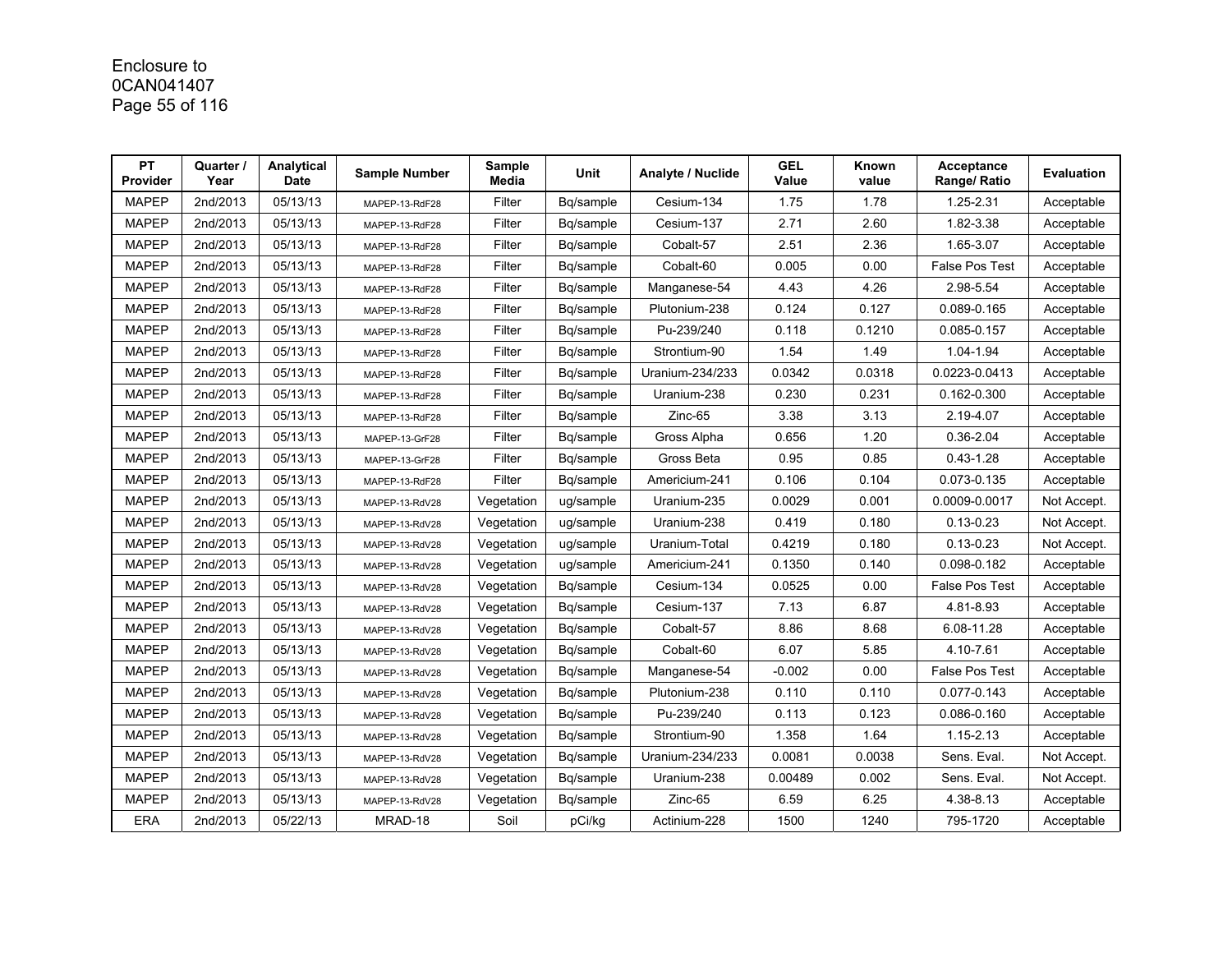Enclosure to
0CAN041407

| PT Provider | Quarter / Year | Analytical Date | Sample Number | Sample Media | Unit | Analyte / Nuclide | GEL Value | Known value | Acceptance Range/ Ratio | Evaluation |
|---|---|---|---|---|---|---|---|---|---|---|
| MAPEP | 2nd/2013 | 05/13/13 | MAPEP-13-RdF28 | Filter | Bq/sample | Cesium-134 | 1.75 | 1.78 | 1.25-2.31 | Acceptable |
| MAPEP | 2nd/2013 | 05/13/13 | MAPEP-13-RdF28 | Filter | Bq/sample | Cesium-137 | 2.71 | 2.60 | 1.82-3.38 | Acceptable |
| MAPEP | 2nd/2013 | 05/13/13 | MAPEP-13-RdF28 | Filter | Bq/sample | Cobalt-57 | 2.51 | 2.36 | 1.65-3.07 | Acceptable |
| MAPEP | 2nd/2013 | 05/13/13 | MAPEP-13-RdF28 | Filter | Bq/sample | Cobalt-60 | 0.005 | 0.00 | False Pos Test | Acceptable |
| MAPEP | 2nd/2013 | 05/13/13 | MAPEP-13-RdF28 | Filter | Bq/sample | Manganese-54 | 4.43 | 4.26 | 2.98-5.54 | Acceptable |
| MAPEP | 2nd/2013 | 05/13/13 | MAPEP-13-RdF28 | Filter | Bq/sample | Plutonium-238 | 0.124 | 0.127 | 0.089-0.165 | Acceptable |
| MAPEP | 2nd/2013 | 05/13/13 | MAPEP-13-RdF28 | Filter | Bq/sample | Pu-239/240 | 0.118 | 0.1210 | 0.085-0.157 | Acceptable |
| MAPEP | 2nd/2013 | 05/13/13 | MAPEP-13-RdF28 | Filter | Bq/sample | Strontium-90 | 1.54 | 1.49 | 1.04-1.94 | Acceptable |
| MAPEP | 2nd/2013 | 05/13/13 | MAPEP-13-RdF28 | Filter | Bq/sample | Uranium-234/233 | 0.0342 | 0.0318 | 0.0223-0.0413 | Acceptable |
| MAPEP | 2nd/2013 | 05/13/13 | MAPEP-13-RdF28 | Filter | Bq/sample | Uranium-238 | 0.230 | 0.231 | 0.162-0.300 | Acceptable |
| MAPEP | 2nd/2013 | 05/13/13 | MAPEP-13-RdF28 | Filter | Bq/sample | Zinc-65 | 3.38 | 3.13 | 2.19-4.07 | Acceptable |
| MAPEP | 2nd/2013 | 05/13/13 | MAPEP-13-GrF28 | Filter | Bq/sample | Gross Alpha | 0.656 | 1.20 | 0.36-2.04 | Acceptable |
| MAPEP | 2nd/2013 | 05/13/13 | MAPEP-13-GrF28 | Filter | Bq/sample | Gross Beta | 0.95 | 0.85 | 0.43-1.28 | Acceptable |
| MAPEP | 2nd/2013 | 05/13/13 | MAPEP-13-RdF28 | Filter | Bq/sample | Americium-241 | 0.106 | 0.104 | 0.073-0.135 | Acceptable |
| MAPEP | 2nd/2013 | 05/13/13 | MAPEP-13-RdV28 | Vegetation | ug/sample | Uranium-235 | 0.0029 | 0.001 | 0.0009-0.0017 | Not Accept. |
| MAPEP | 2nd/2013 | 05/13/13 | MAPEP-13-RdV28 | Vegetation | ug/sample | Uranium-238 | 0.419 | 0.180 | 0.13-0.23 | Not Accept. |
| MAPEP | 2nd/2013 | 05/13/13 | MAPEP-13-RdV28 | Vegetation | ug/sample | Uranium-Total | 0.4219 | 0.180 | 0.13-0.23 | Not Accept. |
| MAPEP | 2nd/2013 | 05/13/13 | MAPEP-13-RdV28 | Vegetation | ug/sample | Americium-241 | 0.1350 | 0.140 | 0.098-0.182 | Acceptable |
| MAPEP | 2nd/2013 | 05/13/13 | MAPEP-13-RdV28 | Vegetation | Bq/sample | Cesium-134 | 0.0525 | 0.00 | False Pos Test | Acceptable |
| MAPEP | 2nd/2013 | 05/13/13 | MAPEP-13-RdV28 | Vegetation | Bq/sample | Cesium-137 | 7.13 | 6.87 | 4.81-8.93 | Acceptable |
| MAPEP | 2nd/2013 | 05/13/13 | MAPEP-13-RdV28 | Vegetation | Bq/sample | Cobalt-57 | 8.86 | 8.68 | 6.08-11.28 | Acceptable |
| MAPEP | 2nd/2013 | 05/13/13 | MAPEP-13-RdV28 | Vegetation | Bq/sample | Cobalt-60 | 6.07 | 5.85 | 4.10-7.61 | Acceptable |
| MAPEP | 2nd/2013 | 05/13/13 | MAPEP-13-RdV28 | Vegetation | Bq/sample | Manganese-54 | -0.002 | 0.00 | False Pos Test | Acceptable |
| MAPEP | 2nd/2013 | 05/13/13 | MAPEP-13-RdV28 | Vegetation | Bq/sample | Plutonium-238 | 0.110 | 0.110 | 0.077-0.143 | Acceptable |
| MAPEP | 2nd/2013 | 05/13/13 | MAPEP-13-RdV28 | Vegetation | Bq/sample | Pu-239/240 | 0.113 | 0.123 | 0.086-0.160 | Acceptable |
| MAPEP | 2nd/2013 | 05/13/13 | MAPEP-13-RdV28 | Vegetation | Bq/sample | Strontium-90 | 1.358 | 1.64 | 1.15-2.13 | Acceptable |
| MAPEP | 2nd/2013 | 05/13/13 | MAPEP-13-RdV28 | Vegetation | Bq/sample | Uranium-234/233 | 0.0081 | 0.0038 | Sens. Eval. | Not Accept. |
| MAPEP | 2nd/2013 | 05/13/13 | MAPEP-13-RdV28 | Vegetation | Bq/sample | Uranium-238 | 0.00489 | 0.002 | Sens. Eval. | Not Accept. |
| MAPEP | 2nd/2013 | 05/13/13 | MAPEP-13-RdV28 | Vegetation | Bq/sample | Zinc-65 | 6.59 | 6.25 | 4.38-8.13 | Acceptable |
| ERA | 2nd/2013 | 05/22/13 | MRAD-18 | Soil | pCi/kg | Actinium-228 | 1500 | 1240 | 795-1720 | Acceptable |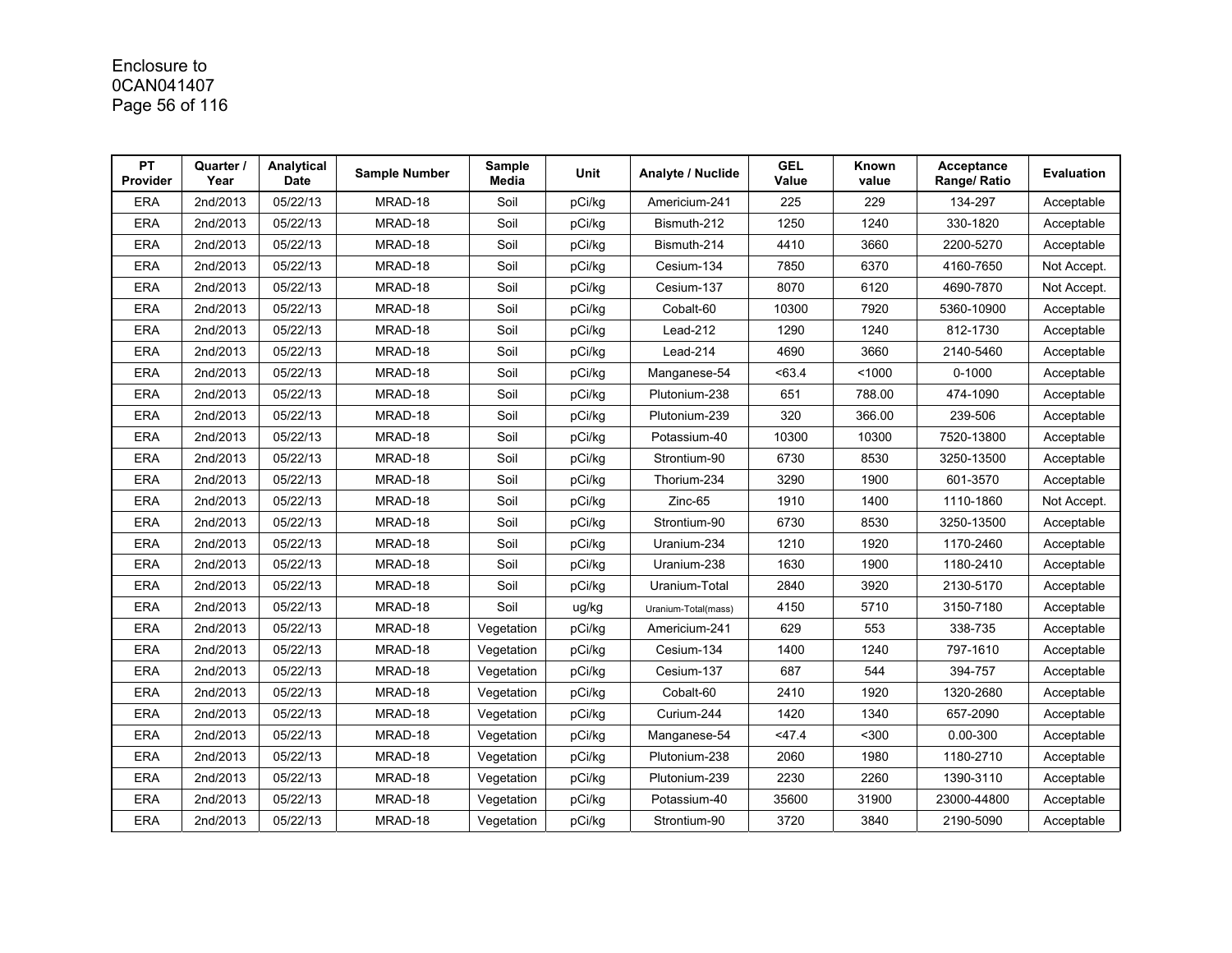Enclosure to
0CAN041407

| PT Provider | Quarter / Year | Analytical Date | Sample Number | Sample Media | Unit | Analyte / Nuclide | GEL Value | Known value | Acceptance Range/ Ratio | Evaluation |
|---|---|---|---|---|---|---|---|---|---|---|
| ERA | 2nd/2013 | 05/22/13 | MRAD-18 | Soil | pCi/kg | Americium-241 | 225 | 229 | 134-297 | Acceptable |
| ERA | 2nd/2013 | 05/22/13 | MRAD-18 | Soil | pCi/kg | Bismuth-212 | 1250 | 1240 | 330-1820 | Acceptable |
| ERA | 2nd/2013 | 05/22/13 | MRAD-18 | Soil | pCi/kg | Bismuth-214 | 4410 | 3660 | 2200-5270 | Acceptable |
| ERA | 2nd/2013 | 05/22/13 | MRAD-18 | Soil | pCi/kg | Cesium-134 | 7850 | 6370 | 4160-7650 | Not Accept. |
| ERA | 2nd/2013 | 05/22/13 | MRAD-18 | Soil | pCi/kg | Cesium-137 | 8070 | 6120 | 4690-7870 | Not Accept. |
| ERA | 2nd/2013 | 05/22/13 | MRAD-18 | Soil | pCi/kg | Cobalt-60 | 10300 | 7920 | 5360-10900 | Acceptable |
| ERA | 2nd/2013 | 05/22/13 | MRAD-18 | Soil | pCi/kg | Lead-212 | 1290 | 1240 | 812-1730 | Acceptable |
| ERA | 2nd/2013 | 05/22/13 | MRAD-18 | Soil | pCi/kg | Lead-214 | 4690 | 3660 | 2140-5460 | Acceptable |
| ERA | 2nd/2013 | 05/22/13 | MRAD-18 | Soil | pCi/kg | Manganese-54 | <63.4 | <1000 | 0-1000 | Acceptable |
| ERA | 2nd/2013 | 05/22/13 | MRAD-18 | Soil | pCi/kg | Plutonium-238 | 651 | 788.00 | 474-1090 | Acceptable |
| ERA | 2nd/2013 | 05/22/13 | MRAD-18 | Soil | pCi/kg | Plutonium-239 | 320 | 366.00 | 239-506 | Acceptable |
| ERA | 2nd/2013 | 05/22/13 | MRAD-18 | Soil | pCi/kg | Potassium-40 | 10300 | 10300 | 7520-13800 | Acceptable |
| ERA | 2nd/2013 | 05/22/13 | MRAD-18 | Soil | pCi/kg | Strontium-90 | 6730 | 8530 | 3250-13500 | Acceptable |
| ERA | 2nd/2013 | 05/22/13 | MRAD-18 | Soil | pCi/kg | Thorium-234 | 3290 | 1900 | 601-3570 | Acceptable |
| ERA | 2nd/2013 | 05/22/13 | MRAD-18 | Soil | pCi/kg | Zinc-65 | 1910 | 1400 | 1110-1860 | Not Accept. |
| ERA | 2nd/2013 | 05/22/13 | MRAD-18 | Soil | pCi/kg | Strontium-90 | 6730 | 8530 | 3250-13500 | Acceptable |
| ERA | 2nd/2013 | 05/22/13 | MRAD-18 | Soil | pCi/kg | Uranium-234 | 1210 | 1920 | 1170-2460 | Acceptable |
| ERA | 2nd/2013 | 05/22/13 | MRAD-18 | Soil | pCi/kg | Uranium-238 | 1630 | 1900 | 1180-2410 | Acceptable |
| ERA | 2nd/2013 | 05/22/13 | MRAD-18 | Soil | pCi/kg | Uranium-Total | 2840 | 3920 | 2130-5170 | Acceptable |
| ERA | 2nd/2013 | 05/22/13 | MRAD-18 | Soil | ug/kg | Uranium-Total(mass) | 4150 | 5710 | 3150-7180 | Acceptable |
| ERA | 2nd/2013 | 05/22/13 | MRAD-18 | Vegetation | pCi/kg | Americium-241 | 629 | 553 | 338-735 | Acceptable |
| ERA | 2nd/2013 | 05/22/13 | MRAD-18 | Vegetation | pCi/kg | Cesium-134 | 1400 | 1240 | 797-1610 | Acceptable |
| ERA | 2nd/2013 | 05/22/13 | MRAD-18 | Vegetation | pCi/kg | Cesium-137 | 687 | 544 | 394-757 | Acceptable |
| ERA | 2nd/2013 | 05/22/13 | MRAD-18 | Vegetation | pCi/kg | Cobalt-60 | 2410 | 1920 | 1320-2680 | Acceptable |
| ERA | 2nd/2013 | 05/22/13 | MRAD-18 | Vegetation | pCi/kg | Curium-244 | 1420 | 1340 | 657-2090 | Acceptable |
| ERA | 2nd/2013 | 05/22/13 | MRAD-18 | Vegetation | pCi/kg | Manganese-54 | <47.4 | <300 | 0.00-300 | Acceptable |
| ERA | 2nd/2013 | 05/22/13 | MRAD-18 | Vegetation | pCi/kg | Plutonium-238 | 2060 | 1980 | 1180-2710 | Acceptable |
| ERA | 2nd/2013 | 05/22/13 | MRAD-18 | Vegetation | pCi/kg | Plutonium-239 | 2230 | 2260 | 1390-3110 | Acceptable |
| ERA | 2nd/2013 | 05/22/13 | MRAD-18 | Vegetation | pCi/kg | Potassium-40 | 35600 | 31900 | 23000-44800 | Acceptable |
| ERA | 2nd/2013 | 05/22/13 | MRAD-18 | Vegetation | pCi/kg | Strontium-90 | 3720 | 3840 | 2190-5090 | Acceptable |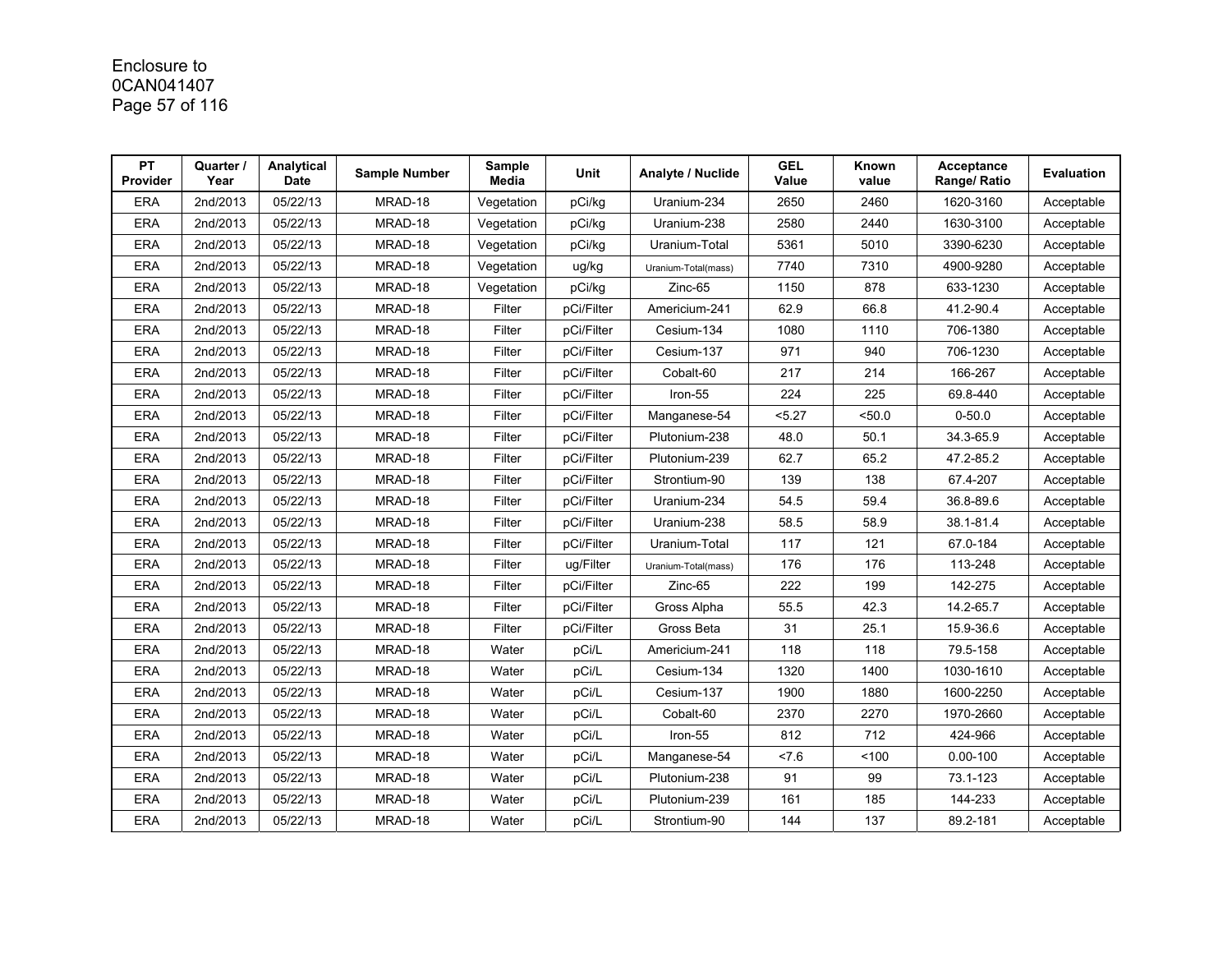| PT Provider | Quarter / Year | Analytical Date | Sample Number | Sample Media | Unit | Analyte / Nuclide | GEL Value | Known value | Acceptance Range/ Ratio | Evaluation |
|---|---|---|---|---|---|---|---|---|---|---|
| ERA | 2nd/2013 | 05/22/13 | MRAD-18 | Vegetation | pCi/kg | Uranium-234 | 2650 | 2460 | 1620-3160 | Acceptable |
| ERA | 2nd/2013 | 05/22/13 | MRAD-18 | Vegetation | pCi/kg | Uranium-238 | 2580 | 2440 | 1630-3100 | Acceptable |
| ERA | 2nd/2013 | 05/22/13 | MRAD-18 | Vegetation | pCi/kg | Uranium-Total | 5361 | 5010 | 3390-6230 | Acceptable |
| ERA | 2nd/2013 | 05/22/13 | MRAD-18 | Vegetation | ug/kg | Uranium-Total(mass) | 7740 | 7310 | 4900-9280 | Acceptable |
| ERA | 2nd/2013 | 05/22/13 | MRAD-18 | Vegetation | pCi/kg | Zinc-65 | 1150 | 878 | 633-1230 | Acceptable |
| ERA | 2nd/2013 | 05/22/13 | MRAD-18 | Filter | pCi/Filter | Americium-241 | 62.9 | 66.8 | 41.2-90.4 | Acceptable |
| ERA | 2nd/2013 | 05/22/13 | MRAD-18 | Filter | pCi/Filter | Cesium-134 | 1080 | 1110 | 706-1380 | Acceptable |
| ERA | 2nd/2013 | 05/22/13 | MRAD-18 | Filter | pCi/Filter | Cesium-137 | 971 | 940 | 706-1230 | Acceptable |
| ERA | 2nd/2013 | 05/22/13 | MRAD-18 | Filter | pCi/Filter | Cobalt-60 | 217 | 214 | 166-267 | Acceptable |
| ERA | 2nd/2013 | 05/22/13 | MRAD-18 | Filter | pCi/Filter | Iron-55 | 224 | 225 | 69.8-440 | Acceptable |
| ERA | 2nd/2013 | 05/22/13 | MRAD-18 | Filter | pCi/Filter | Manganese-54 | <5.27 | <50.0 | 0-50.0 | Acceptable |
| ERA | 2nd/2013 | 05/22/13 | MRAD-18 | Filter | pCi/Filter | Plutonium-238 | 48.0 | 50.1 | 34.3-65.9 | Acceptable |
| ERA | 2nd/2013 | 05/22/13 | MRAD-18 | Filter | pCi/Filter | Plutonium-239 | 62.7 | 65.2 | 47.2-85.2 | Acceptable |
| ERA | 2nd/2013 | 05/22/13 | MRAD-18 | Filter | pCi/Filter | Strontium-90 | 139 | 138 | 67.4-207 | Acceptable |
| ERA | 2nd/2013 | 05/22/13 | MRAD-18 | Filter | pCi/Filter | Uranium-234 | 54.5 | 59.4 | 36.8-89.6 | Acceptable |
| ERA | 2nd/2013 | 05/22/13 | MRAD-18 | Filter | pCi/Filter | Uranium-238 | 58.5 | 58.9 | 38.1-81.4 | Acceptable |
| ERA | 2nd/2013 | 05/22/13 | MRAD-18 | Filter | pCi/Filter | Uranium-Total | 117 | 121 | 67.0-184 | Acceptable |
| ERA | 2nd/2013 | 05/22/13 | MRAD-18 | Filter | ug/Filter | Uranium-Total(mass) | 176 | 176 | 113-248 | Acceptable |
| ERA | 2nd/2013 | 05/22/13 | MRAD-18 | Filter | pCi/Filter | Zinc-65 | 222 | 199 | 142-275 | Acceptable |
| ERA | 2nd/2013 | 05/22/13 | MRAD-18 | Filter | pCi/Filter | Gross Alpha | 55.5 | 42.3 | 14.2-65.7 | Acceptable |
| ERA | 2nd/2013 | 05/22/13 | MRAD-18 | Filter | pCi/Filter | Gross Beta | 31 | 25.1 | 15.9-36.6 | Acceptable |
| ERA | 2nd/2013 | 05/22/13 | MRAD-18 | Water | pCi/L | Americium-241 | 118 | 118 | 79.5-158 | Acceptable |
| ERA | 2nd/2013 | 05/22/13 | MRAD-18 | Water | pCi/L | Cesium-134 | 1320 | 1400 | 1030-1610 | Acceptable |
| ERA | 2nd/2013 | 05/22/13 | MRAD-18 | Water | pCi/L | Cesium-137 | 1900 | 1880 | 1600-2250 | Acceptable |
| ERA | 2nd/2013 | 05/22/13 | MRAD-18 | Water | pCi/L | Cobalt-60 | 2370 | 2270 | 1970-2660 | Acceptable |
| ERA | 2nd/2013 | 05/22/13 | MRAD-18 | Water | pCi/L | Iron-55 | 812 | 712 | 424-966 | Acceptable |
| ERA | 2nd/2013 | 05/22/13 | MRAD-18 | Water | pCi/L | Manganese-54 | <7.6 | <100 | 0.00-100 | Acceptable |
| ERA | 2nd/2013 | 05/22/13 | MRAD-18 | Water | pCi/L | Plutonium-238 | 91 | 99 | 73.1-123 | Acceptable |
| ERA | 2nd/2013 | 05/22/13 | MRAD-18 | Water | pCi/L | Plutonium-239 | 161 | 185 | 144-233 | Acceptable |
| ERA | 2nd/2013 | 05/22/13 | MRAD-18 | Water | pCi/L | Strontium-90 | 144 | 137 | 89.2-181 | Acceptable |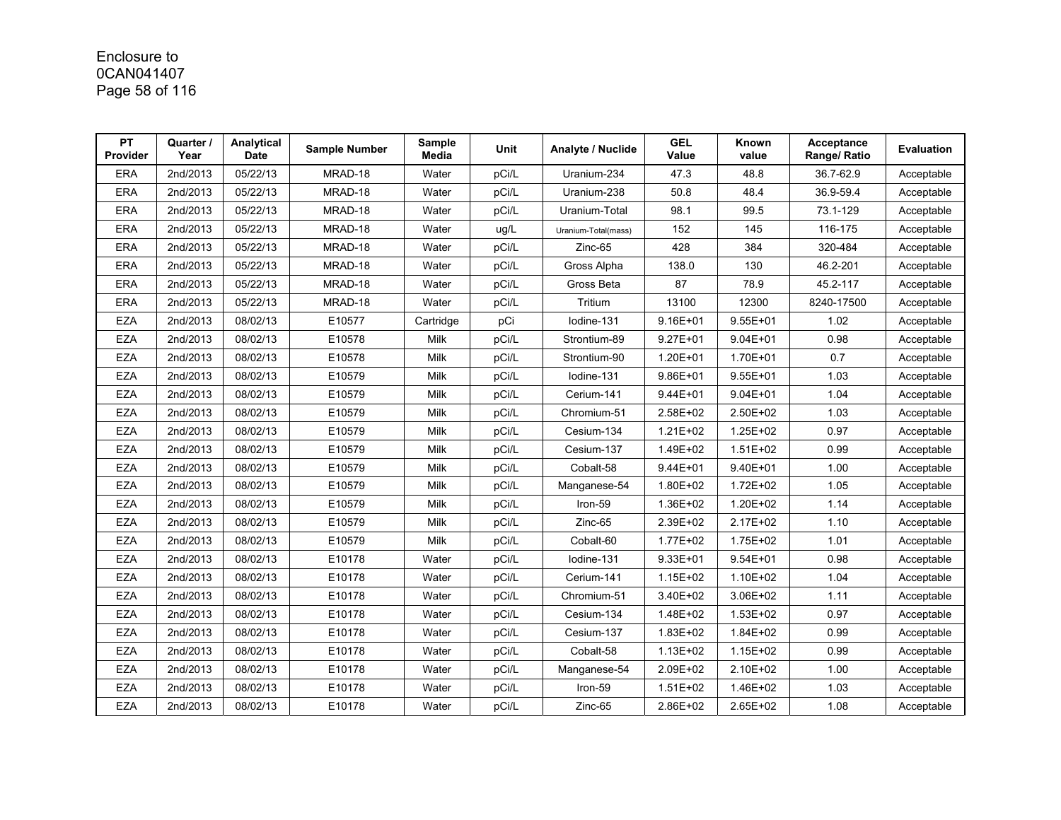Enclosure to
0CAN041407

| PT Provider | Quarter / Year | Analytical Date | Sample Number | Sample Media | Unit | Analyte / Nuclide | GEL Value | Known value | Acceptance Range/ Ratio | Evaluation |
|---|---|---|---|---|---|---|---|---|---|---|
| ERA | 2nd/2013 | 05/22/13 | MRAD-18 | Water | pCi/L | Uranium-234 | 47.3 | 48.8 | 36.7-62.9 | Acceptable |
| ERA | 2nd/2013 | 05/22/13 | MRAD-18 | Water | pCi/L | Uranium-238 | 50.8 | 48.4 | 36.9-59.4 | Acceptable |
| ERA | 2nd/2013 | 05/22/13 | MRAD-18 | Water | pCi/L | Uranium-Total | 98.1 | 99.5 | 73.1-129 | Acceptable |
| ERA | 2nd/2013 | 05/22/13 | MRAD-18 | Water | ug/L | Uranium-Total(mass) | 152 | 145 | 116-175 | Acceptable |
| ERA | 2nd/2013 | 05/22/13 | MRAD-18 | Water | pCi/L | Zinc-65 | 428 | 384 | 320-484 | Acceptable |
| ERA | 2nd/2013 | 05/22/13 | MRAD-18 | Water | pCi/L | Gross Alpha | 138.0 | 130 | 46.2-201 | Acceptable |
| ERA | 2nd/2013 | 05/22/13 | MRAD-18 | Water | pCi/L | Gross Beta | 87 | 78.9 | 45.2-117 | Acceptable |
| ERA | 2nd/2013 | 05/22/13 | MRAD-18 | Water | pCi/L | Tritium | 13100 | 12300 | 8240-17500 | Acceptable |
| EZA | 2nd/2013 | 08/02/13 | E10577 | Cartridge | pCi | Iodine-131 | 9.16E+01 | 9.55E+01 | 1.02 | Acceptable |
| EZA | 2nd/2013 | 08/02/13 | E10578 | Milk | pCi/L | Strontium-89 | 9.27E+01 | 9.04E+01 | 0.98 | Acceptable |
| EZA | 2nd/2013 | 08/02/13 | E10578 | Milk | pCi/L | Strontium-90 | 1.20E+01 | 1.70E+01 | 0.7 | Acceptable |
| EZA | 2nd/2013 | 08/02/13 | E10579 | Milk | pCi/L | Iodine-131 | 9.86E+01 | 9.55E+01 | 1.03 | Acceptable |
| EZA | 2nd/2013 | 08/02/13 | E10579 | Milk | pCi/L | Cerium-141 | 9.44E+01 | 9.04E+01 | 1.04 | Acceptable |
| EZA | 2nd/2013 | 08/02/13 | E10579 | Milk | pCi/L | Chromium-51 | 2.58E+02 | 2.50E+02 | 1.03 | Acceptable |
| EZA | 2nd/2013 | 08/02/13 | E10579 | Milk | pCi/L | Cesium-134 | 1.21E+02 | 1.25E+02 | 0.97 | Acceptable |
| EZA | 2nd/2013 | 08/02/13 | E10579 | Milk | pCi/L | Cesium-137 | 1.49E+02 | 1.51E+02 | 0.99 | Acceptable |
| EZA | 2nd/2013 | 08/02/13 | E10579 | Milk | pCi/L | Cobalt-58 | 9.44E+01 | 9.40E+01 | 1.00 | Acceptable |
| EZA | 2nd/2013 | 08/02/13 | E10579 | Milk | pCi/L | Manganese-54 | 1.80E+02 | 1.72E+02 | 1.05 | Acceptable |
| EZA | 2nd/2013 | 08/02/13 | E10579 | Milk | pCi/L | Iron-59 | 1.36E+02 | 1.20E+02 | 1.14 | Acceptable |
| EZA | 2nd/2013 | 08/02/13 | E10579 | Milk | pCi/L | Zinc-65 | 2.39E+02 | 2.17E+02 | 1.10 | Acceptable |
| EZA | 2nd/2013 | 08/02/13 | E10579 | Milk | pCi/L | Cobalt-60 | 1.77E+02 | 1.75E+02 | 1.01 | Acceptable |
| EZA | 2nd/2013 | 08/02/13 | E10178 | Water | pCi/L | Iodine-131 | 9.33E+01 | 9.54E+01 | 0.98 | Acceptable |
| EZA | 2nd/2013 | 08/02/13 | E10178 | Water | pCi/L | Cerium-141 | 1.15E+02 | 1.10E+02 | 1.04 | Acceptable |
| EZA | 2nd/2013 | 08/02/13 | E10178 | Water | pCi/L | Chromium-51 | 3.40E+02 | 3.06E+02 | 1.11 | Acceptable |
| EZA | 2nd/2013 | 08/02/13 | E10178 | Water | pCi/L | Cesium-134 | 1.48E+02 | 1.53E+02 | 0.97 | Acceptable |
| EZA | 2nd/2013 | 08/02/13 | E10178 | Water | pCi/L | Cesium-137 | 1.83E+02 | 1.84E+02 | 0.99 | Acceptable |
| EZA | 2nd/2013 | 08/02/13 | E10178 | Water | pCi/L | Cobalt-58 | 1.13E+02 | 1.15E+02 | 0.99 | Acceptable |
| EZA | 2nd/2013 | 08/02/13 | E10178 | Water | pCi/L | Manganese-54 | 2.09E+02 | 2.10E+02 | 1.00 | Acceptable |
| EZA | 2nd/2013 | 08/02/13 | E10178 | Water | pCi/L | Iron-59 | 1.51E+02 | 1.46E+02 | 1.03 | Acceptable |
| EZA | 2nd/2013 | 08/02/13 | E10178 | Water | pCi/L | Zinc-65 | 2.86E+02 | 2.65E+02 | 1.08 | Acceptable |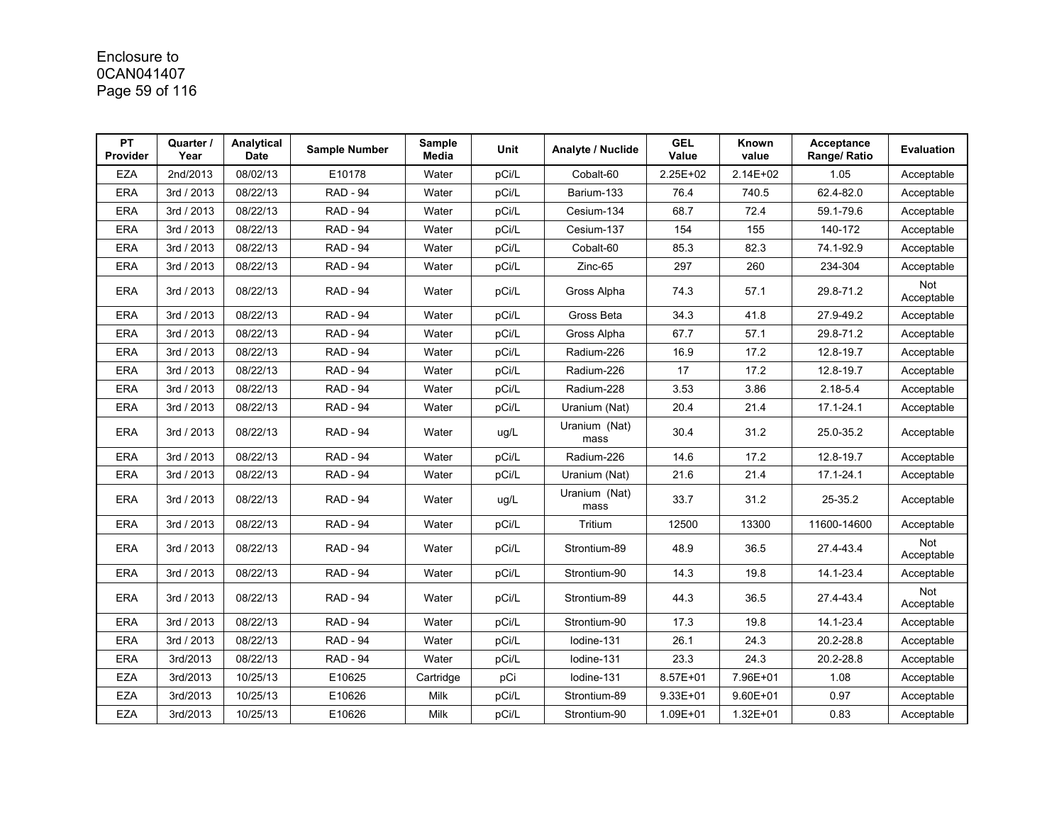| PT Provider | Quarter / Year | Analytical Date | Sample Number | Sample Media | Unit | Analyte / Nuclide | GEL Value | Known value | Acceptance Range/ Ratio | Evaluation |
|---|---|---|---|---|---|---|---|---|---|---|
| EZA | 2nd/2013 | 08/02/13 | E10178 | Water | pCi/L | Cobalt-60 | 2.25E+02 | 2.14E+02 | 1.05 | Acceptable |
| ERA | 3rd / 2013 | 08/22/13 | RAD - 94 | Water | pCi/L | Barium-133 | 76.4 | 740.5 | 62.4-82.0 | Acceptable |
| ERA | 3rd / 2013 | 08/22/13 | RAD - 94 | Water | pCi/L | Cesium-134 | 68.7 | 72.4 | 59.1-79.6 | Acceptable |
| ERA | 3rd / 2013 | 08/22/13 | RAD - 94 | Water | pCi/L | Cesium-137 | 154 | 155 | 140-172 | Acceptable |
| ERA | 3rd / 2013 | 08/22/13 | RAD - 94 | Water | pCi/L | Cobalt-60 | 85.3 | 82.3 | 74.1-92.9 | Acceptable |
| ERA | 3rd / 2013 | 08/22/13 | RAD - 94 | Water | pCi/L | Zinc-65 | 297 | 260 | 234-304 | Acceptable |
| ERA | 3rd / 2013 | 08/22/13 | RAD - 94 | Water | pCi/L | Gross Alpha | 74.3 | 57.1 | 29.8-71.2 | Not Acceptable |
| ERA | 3rd / 2013 | 08/22/13 | RAD - 94 | Water | pCi/L | Gross Beta | 34.3 | 41.8 | 27.9-49.2 | Acceptable |
| ERA | 3rd / 2013 | 08/22/13 | RAD - 94 | Water | pCi/L | Gross Alpha | 67.7 | 57.1 | 29.8-71.2 | Acceptable |
| ERA | 3rd / 2013 | 08/22/13 | RAD - 94 | Water | pCi/L | Radium-226 | 16.9 | 17.2 | 12.8-19.7 | Acceptable |
| ERA | 3rd / 2013 | 08/22/13 | RAD - 94 | Water | pCi/L | Radium-226 | 17 | 17.2 | 12.8-19.7 | Acceptable |
| ERA | 3rd / 2013 | 08/22/13 | RAD - 94 | Water | pCi/L | Radium-228 | 3.53 | 3.86 | 2.18-5.4 | Acceptable |
| ERA | 3rd / 2013 | 08/22/13 | RAD - 94 | Water | pCi/L | Uranium (Nat) | 20.4 | 21.4 | 17.1-24.1 | Acceptable |
| ERA | 3rd / 2013 | 08/22/13 | RAD - 94 | Water | ug/L | Uranium (Nat) mass | 30.4 | 31.2 | 25.0-35.2 | Acceptable |
| ERA | 3rd / 2013 | 08/22/13 | RAD - 94 | Water | pCi/L | Radium-226 | 14.6 | 17.2 | 12.8-19.7 | Acceptable |
| ERA | 3rd / 2013 | 08/22/13 | RAD - 94 | Water | pCi/L | Uranium (Nat) | 21.6 | 21.4 | 17.1-24.1 | Acceptable |
| ERA | 3rd / 2013 | 08/22/13 | RAD - 94 | Water | ug/L | Uranium (Nat) mass | 33.7 | 31.2 | 25-35.2 | Acceptable |
| ERA | 3rd / 2013 | 08/22/13 | RAD - 94 | Water | pCi/L | Tritium | 12500 | 13300 | 11600-14600 | Acceptable |
| ERA | 3rd / 2013 | 08/22/13 | RAD - 94 | Water | pCi/L | Strontium-89 | 48.9 | 36.5 | 27.4-43.4 | Not Acceptable |
| ERA | 3rd / 2013 | 08/22/13 | RAD - 94 | Water | pCi/L | Strontium-90 | 14.3 | 19.8 | 14.1-23.4 | Acceptable |
| ERA | 3rd / 2013 | 08/22/13 | RAD - 94 | Water | pCi/L | Strontium-89 | 44.3 | 36.5 | 27.4-43.4 | Not Acceptable |
| ERA | 3rd / 2013 | 08/22/13 | RAD - 94 | Water | pCi/L | Strontium-90 | 17.3 | 19.8 | 14.1-23.4 | Acceptable |
| ERA | 3rd / 2013 | 08/22/13 | RAD - 94 | Water | pCi/L | Iodine-131 | 26.1 | 24.3 | 20.2-28.8 | Acceptable |
| ERA | 3rd/2013 | 08/22/13 | RAD - 94 | Water | pCi/L | Iodine-131 | 23.3 | 24.3 | 20.2-28.8 | Acceptable |
| EZA | 3rd/2013 | 10/25/13 | E10625 | Cartridge | pCi | Iodine-131 | 8.57E+01 | 7.96E+01 | 1.08 | Acceptable |
| EZA | 3rd/2013 | 10/25/13 | E10626 | Milk | pCi/L | Strontium-89 | 9.33E+01 | 9.60E+01 | 0.97 | Acceptable |
| EZA | 3rd/2013 | 10/25/13 | E10626 | Milk | pCi/L | Strontium-90 | 1.09E+01 | 1.32E+01 | 0.83 | Acceptable |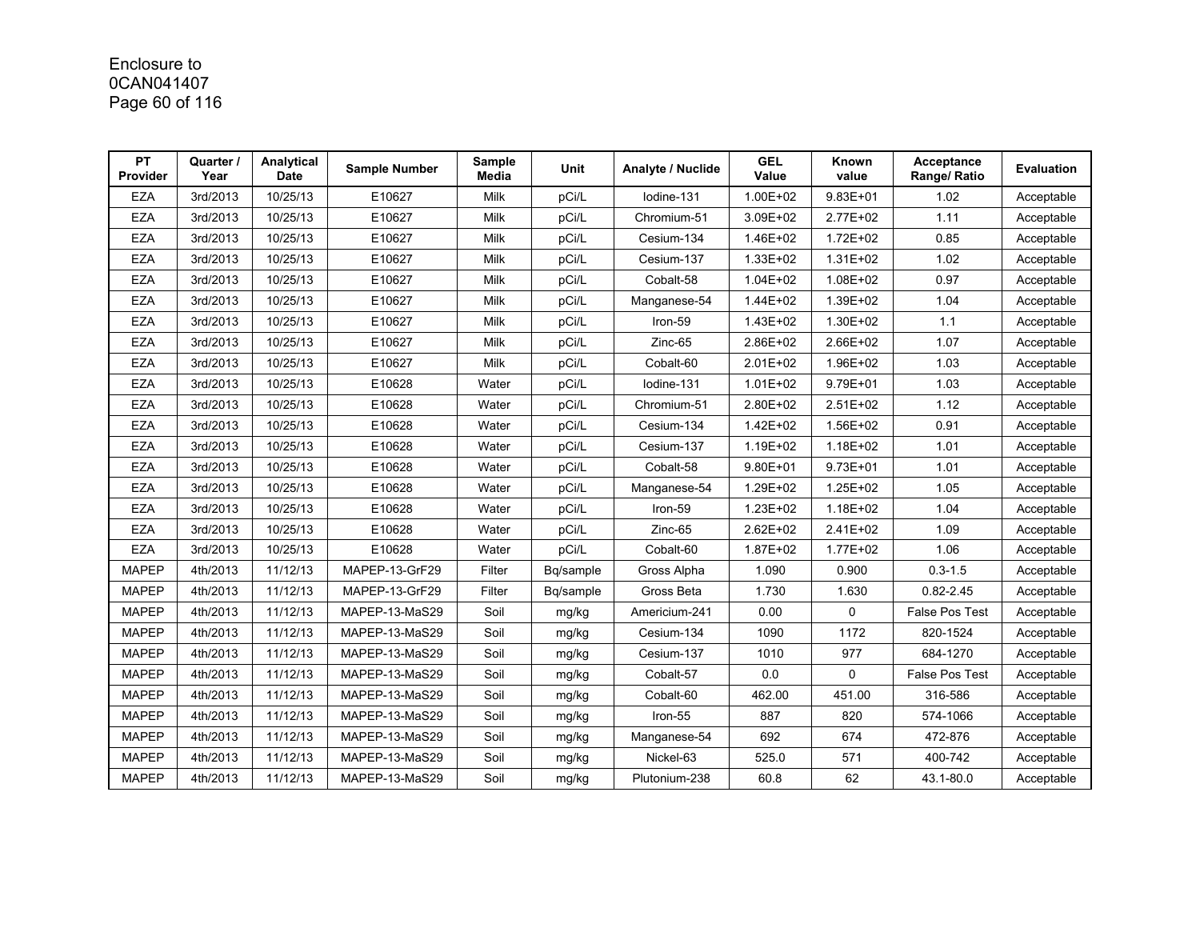| PT Provider | Quarter / Year | Analytical Date | Sample Number | Sample Media | Unit | Analyte / Nuclide | GEL Value | Known value | Acceptance Range/ Ratio | Evaluation |
|---|---|---|---|---|---|---|---|---|---|---|
| EZA | 3rd/2013 | 10/25/13 | E10627 | Milk | pCi/L | Iodine-131 | 1.00E+02 | 9.83E+01 | 1.02 | Acceptable |
| EZA | 3rd/2013 | 10/25/13 | E10627 | Milk | pCi/L | Chromium-51 | 3.09E+02 | 2.77E+02 | 1.11 | Acceptable |
| EZA | 3rd/2013 | 10/25/13 | E10627 | Milk | pCi/L | Cesium-134 | 1.46E+02 | 1.72E+02 | 0.85 | Acceptable |
| EZA | 3rd/2013 | 10/25/13 | E10627 | Milk | pCi/L | Cesium-137 | 1.33E+02 | 1.31E+02 | 1.02 | Acceptable |
| EZA | 3rd/2013 | 10/25/13 | E10627 | Milk | pCi/L | Cobalt-58 | 1.04E+02 | 1.08E+02 | 0.97 | Acceptable |
| EZA | 3rd/2013 | 10/25/13 | E10627 | Milk | pCi/L | Manganese-54 | 1.44E+02 | 1.39E+02 | 1.04 | Acceptable |
| EZA | 3rd/2013 | 10/25/13 | E10627 | Milk | pCi/L | Iron-59 | 1.43E+02 | 1.30E+02 | 1.1 | Acceptable |
| EZA | 3rd/2013 | 10/25/13 | E10627 | Milk | pCi/L | Zinc-65 | 2.86E+02 | 2.66E+02 | 1.07 | Acceptable |
| EZA | 3rd/2013 | 10/25/13 | E10627 | Milk | pCi/L | Cobalt-60 | 2.01E+02 | 1.96E+02 | 1.03 | Acceptable |
| EZA | 3rd/2013 | 10/25/13 | E10628 | Water | pCi/L | Iodine-131 | 1.01E+02 | 9.79E+01 | 1.03 | Acceptable |
| EZA | 3rd/2013 | 10/25/13 | E10628 | Water | pCi/L | Chromium-51 | 2.80E+02 | 2.51E+02 | 1.12 | Acceptable |
| EZA | 3rd/2013 | 10/25/13 | E10628 | Water | pCi/L | Cesium-134 | 1.42E+02 | 1.56E+02 | 0.91 | Acceptable |
| EZA | 3rd/2013 | 10/25/13 | E10628 | Water | pCi/L | Cesium-137 | 1.19E+02 | 1.18E+02 | 1.01 | Acceptable |
| EZA | 3rd/2013 | 10/25/13 | E10628 | Water | pCi/L | Cobalt-58 | 9.80E+01 | 9.73E+01 | 1.01 | Acceptable |
| EZA | 3rd/2013 | 10/25/13 | E10628 | Water | pCi/L | Manganese-54 | 1.29E+02 | 1.25E+02 | 1.05 | Acceptable |
| EZA | 3rd/2013 | 10/25/13 | E10628 | Water | pCi/L | Iron-59 | 1.23E+02 | 1.18E+02 | 1.04 | Acceptable |
| EZA | 3rd/2013 | 10/25/13 | E10628 | Water | pCi/L | Zinc-65 | 2.62E+02 | 2.41E+02 | 1.09 | Acceptable |
| EZA | 3rd/2013 | 10/25/13 | E10628 | Water | pCi/L | Cobalt-60 | 1.87E+02 | 1.77E+02 | 1.06 | Acceptable |
| MAPEP | 4th/2013 | 11/12/13 | MAPEP-13-GrF29 | Filter | Bq/sample | Gross Alpha | 1.090 | 0.900 | 0.3-1.5 | Acceptable |
| MAPEP | 4th/2013 | 11/12/13 | MAPEP-13-GrF29 | Filter | Bq/sample | Gross Beta | 1.730 | 1.630 | 0.82-2.45 | Acceptable |
| MAPEP | 4th/2013 | 11/12/13 | MAPEP-13-MaS29 | Soil | mg/kg | Americium-241 | 0.00 | 0 | False Pos Test | Acceptable |
| MAPEP | 4th/2013 | 11/12/13 | MAPEP-13-MaS29 | Soil | mg/kg | Cesium-134 | 1090 | 1172 | 820-1524 | Acceptable |
| MAPEP | 4th/2013 | 11/12/13 | MAPEP-13-MaS29 | Soil | mg/kg | Cesium-137 | 1010 | 977 | 684-1270 | Acceptable |
| MAPEP | 4th/2013 | 11/12/13 | MAPEP-13-MaS29 | Soil | mg/kg | Cobalt-57 | 0.0 | 0 | False Pos Test | Acceptable |
| MAPEP | 4th/2013 | 11/12/13 | MAPEP-13-MaS29 | Soil | mg/kg | Cobalt-60 | 462.00 | 451.00 | 316-586 | Acceptable |
| MAPEP | 4th/2013 | 11/12/13 | MAPEP-13-MaS29 | Soil | mg/kg | Iron-55 | 887 | 820 | 574-1066 | Acceptable |
| MAPEP | 4th/2013 | 11/12/13 | MAPEP-13-MaS29 | Soil | mg/kg | Manganese-54 | 692 | 674 | 472-876 | Acceptable |
| MAPEP | 4th/2013 | 11/12/13 | MAPEP-13-MaS29 | Soil | mg/kg | Nickel-63 | 525.0 | 571 | 400-742 | Acceptable |
| MAPEP | 4th/2013 | 11/12/13 | MAPEP-13-MaS29 | Soil | mg/kg | Plutonium-238 | 60.8 | 62 | 43.1-80.0 | Acceptable |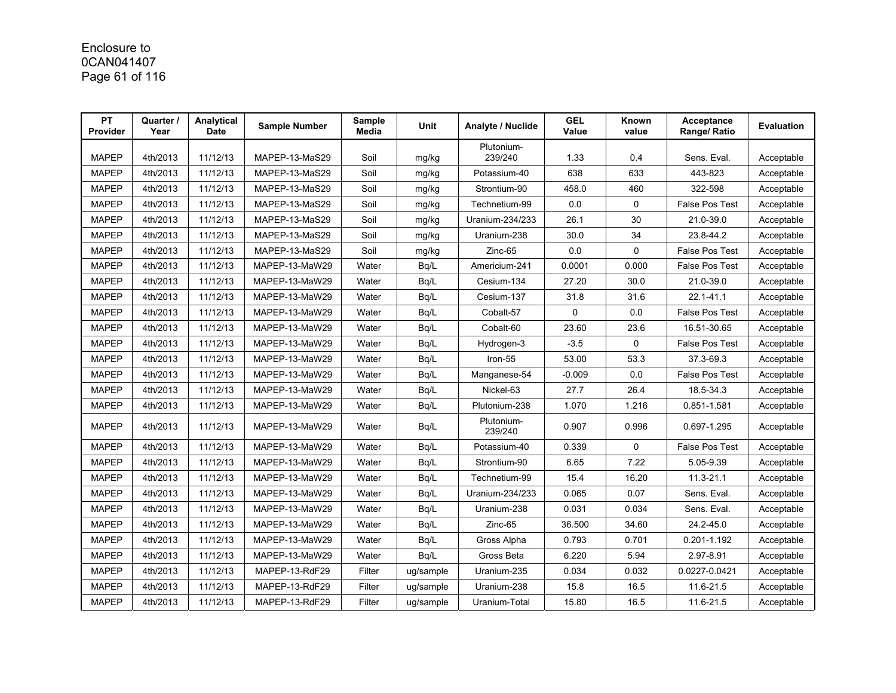Enclosure to
0CAN041407

| PT Provider | Quarter / Year | Analytical Date | Sample Number | Sample Media | Unit | Analyte / Nuclide | GEL Value | Known value | Acceptance Range/ Ratio | Evaluation |
|---|---|---|---|---|---|---|---|---|---|---|
| MAPEP | 4th/2013 | 11/12/13 | MAPEP-13-MaS29 | Soil | mg/kg | Plutonium-239/240 | 1.33 | 0.4 | Sens. Eval. | Acceptable |
| MAPEP | 4th/2013 | 11/12/13 | MAPEP-13-MaS29 | Soil | mg/kg | Potassium-40 | 638 | 633 | 443-823 | Acceptable |
| MAPEP | 4th/2013 | 11/12/13 | MAPEP-13-MaS29 | Soil | mg/kg | Strontium-90 | 458.0 | 460 | 322-598 | Acceptable |
| MAPEP | 4th/2013 | 11/12/13 | MAPEP-13-MaS29 | Soil | mg/kg | Technetium-99 | 0.0 | 0 | False Pos Test | Acceptable |
| MAPEP | 4th/2013 | 11/12/13 | MAPEP-13-MaS29 | Soil | mg/kg | Uranium-234/233 | 26.1 | 30 | 21.0-39.0 | Acceptable |
| MAPEP | 4th/2013 | 11/12/13 | MAPEP-13-MaS29 | Soil | mg/kg | Uranium-238 | 30.0 | 34 | 23.8-44.2 | Acceptable |
| MAPEP | 4th/2013 | 11/12/13 | MAPEP-13-MaS29 | Soil | mg/kg | Zinc-65 | 0.0 | 0 | False Pos Test | Acceptable |
| MAPEP | 4th/2013 | 11/12/13 | MAPEP-13-MaW29 | Water | Bq/L | Americium-241 | 0.0001 | 0.000 | False Pos Test | Acceptable |
| MAPEP | 4th/2013 | 11/12/13 | MAPEP-13-MaW29 | Water | Bq/L | Cesium-134 | 27.20 | 30.0 | 21.0-39.0 | Acceptable |
| MAPEP | 4th/2013 | 11/12/13 | MAPEP-13-MaW29 | Water | Bq/L | Cesium-137 | 31.8 | 31.6 | 22.1-41.1 | Acceptable |
| MAPEP | 4th/2013 | 11/12/13 | MAPEP-13-MaW29 | Water | Bq/L | Cobalt-57 | 0 | 0.0 | False Pos Test | Acceptable |
| MAPEP | 4th/2013 | 11/12/13 | MAPEP-13-MaW29 | Water | Bq/L | Cobalt-60 | 23.60 | 23.6 | 16.51-30.65 | Acceptable |
| MAPEP | 4th/2013 | 11/12/13 | MAPEP-13-MaW29 | Water | Bq/L | Hydrogen-3 | -3.5 | 0 | False Pos Test | Acceptable |
| MAPEP | 4th/2013 | 11/12/13 | MAPEP-13-MaW29 | Water | Bq/L | Iron-55 | 53.00 | 53.3 | 37.3-69.3 | Acceptable |
| MAPEP | 4th/2013 | 11/12/13 | MAPEP-13-MaW29 | Water | Bq/L | Manganese-54 | -0.009 | 0.0 | False Pos Test | Acceptable |
| MAPEP | 4th/2013 | 11/12/13 | MAPEP-13-MaW29 | Water | Bq/L | Nickel-63 | 27.7 | 26.4 | 18.5-34.3 | Acceptable |
| MAPEP | 4th/2013 | 11/12/13 | MAPEP-13-MaW29 | Water | Bq/L | Plutonium-238 | 1.070 | 1.216 | 0.851-1.581 | Acceptable |
| MAPEP | 4th/2013 | 11/12/13 | MAPEP-13-MaW29 | Water | Bq/L | Plutonium-239/240 | 0.907 | 0.996 | 0.697-1.295 | Acceptable |
| MAPEP | 4th/2013 | 11/12/13 | MAPEP-13-MaW29 | Water | Bq/L | Potassium-40 | 0.339 | 0 | False Pos Test | Acceptable |
| MAPEP | 4th/2013 | 11/12/13 | MAPEP-13-MaW29 | Water | Bq/L | Strontium-90 | 6.65 | 7.22 | 5.05-9.39 | Acceptable |
| MAPEP | 4th/2013 | 11/12/13 | MAPEP-13-MaW29 | Water | Bq/L | Technetium-99 | 15.4 | 16.20 | 11.3-21.1 | Acceptable |
| MAPEP | 4th/2013 | 11/12/13 | MAPEP-13-MaW29 | Water | Bq/L | Uranium-234/233 | 0.065 | 0.07 | Sens. Eval. | Acceptable |
| MAPEP | 4th/2013 | 11/12/13 | MAPEP-13-MaW29 | Water | Bq/L | Uranium-238 | 0.031 | 0.034 | Sens. Eval. | Acceptable |
| MAPEP | 4th/2013 | 11/12/13 | MAPEP-13-MaW29 | Water | Bq/L | Zinc-65 | 36.500 | 34.60 | 24.2-45.0 | Acceptable |
| MAPEP | 4th/2013 | 11/12/13 | MAPEP-13-MaW29 | Water | Bq/L | Gross Alpha | 0.793 | 0.701 | 0.201-1.192 | Acceptable |
| MAPEP | 4th/2013 | 11/12/13 | MAPEP-13-MaW29 | Water | Bq/L | Gross Beta | 6.220 | 5.94 | 2.97-8.91 | Acceptable |
| MAPEP | 4th/2013 | 11/12/13 | MAPEP-13-RdF29 | Filter | ug/sample | Uranium-235 | 0.034 | 0.032 | 0.0227-0.0421 | Acceptable |
| MAPEP | 4th/2013 | 11/12/13 | MAPEP-13-RdF29 | Filter | ug/sample | Uranium-238 | 15.8 | 16.5 | 11.6-21.5 | Acceptable |
| MAPEP | 4th/2013 | 11/12/13 | MAPEP-13-RdF29 | Filter | ug/sample | Uranium-Total | 15.80 | 16.5 | 11.6-21.5 | Acceptable |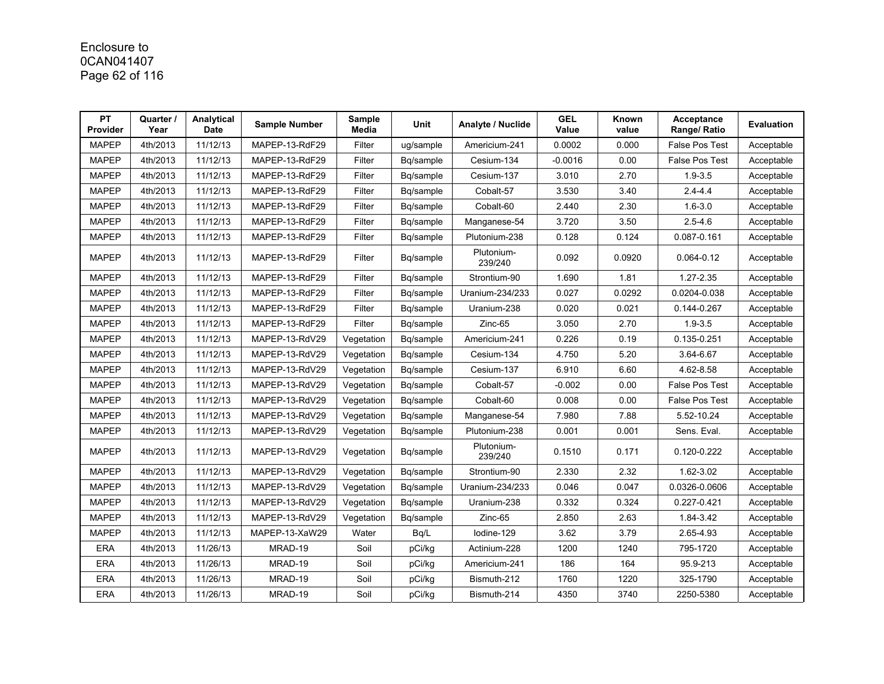| PT Provider | Quarter / Year | Analytical Date | Sample Number | Sample Media | Unit | Analyte / Nuclide | GEL Value | Known value | Acceptance Range/ Ratio | Evaluation |
|---|---|---|---|---|---|---|---|---|---|---|
| MAPEP | 4th/2013 | 11/12/13 | MAPEP-13-RdF29 | Filter | ug/sample | Americium-241 | 0.0002 | 0.000 | False Pos Test | Acceptable |
| MAPEP | 4th/2013 | 11/12/13 | MAPEP-13-RdF29 | Filter | Bq/sample | Cesium-134 | -0.0016 | 0.00 | False Pos Test | Acceptable |
| MAPEP | 4th/2013 | 11/12/13 | MAPEP-13-RdF29 | Filter | Bq/sample | Cesium-137 | 3.010 | 2.70 | 1.9-3.5 | Acceptable |
| MAPEP | 4th/2013 | 11/12/13 | MAPEP-13-RdF29 | Filter | Bq/sample | Cobalt-57 | 3.530 | 3.40 | 2.4-4.4 | Acceptable |
| MAPEP | 4th/2013 | 11/12/13 | MAPEP-13-RdF29 | Filter | Bq/sample | Cobalt-60 | 2.440 | 2.30 | 1.6-3.0 | Acceptable |
| MAPEP | 4th/2013 | 11/12/13 | MAPEP-13-RdF29 | Filter | Bq/sample | Manganese-54 | 3.720 | 3.50 | 2.5-4.6 | Acceptable |
| MAPEP | 4th/2013 | 11/12/13 | MAPEP-13-RdF29 | Filter | Bq/sample | Plutonium-238 | 0.128 | 0.124 | 0.087-0.161 | Acceptable |
| MAPEP | 4th/2013 | 11/12/13 | MAPEP-13-RdF29 | Filter | Bq/sample | Plutonium-239/240 | 0.092 | 0.0920 | 0.064-0.12 | Acceptable |
| MAPEP | 4th/2013 | 11/12/13 | MAPEP-13-RdF29 | Filter | Bq/sample | Strontium-90 | 1.690 | 1.81 | 1.27-2.35 | Acceptable |
| MAPEP | 4th/2013 | 11/12/13 | MAPEP-13-RdF29 | Filter | Bq/sample | Uranium-234/233 | 0.027 | 0.0292 | 0.0204-0.038 | Acceptable |
| MAPEP | 4th/2013 | 11/12/13 | MAPEP-13-RdF29 | Filter | Bq/sample | Uranium-238 | 0.020 | 0.021 | 0.144-0.267 | Acceptable |
| MAPEP | 4th/2013 | 11/12/13 | MAPEP-13-RdF29 | Filter | Bq/sample | Zinc-65 | 3.050 | 2.70 | 1.9-3.5 | Acceptable |
| MAPEP | 4th/2013 | 11/12/13 | MAPEP-13-RdV29 | Vegetation | Bq/sample | Americium-241 | 0.226 | 0.19 | 0.135-0.251 | Acceptable |
| MAPEP | 4th/2013 | 11/12/13 | MAPEP-13-RdV29 | Vegetation | Bq/sample | Cesium-134 | 4.750 | 5.20 | 3.64-6.67 | Acceptable |
| MAPEP | 4th/2013 | 11/12/13 | MAPEP-13-RdV29 | Vegetation | Bq/sample | Cesium-137 | 6.910 | 6.60 | 4.62-8.58 | Acceptable |
| MAPEP | 4th/2013 | 11/12/13 | MAPEP-13-RdV29 | Vegetation | Bq/sample | Cobalt-57 | -0.002 | 0.00 | False Pos Test | Acceptable |
| MAPEP | 4th/2013 | 11/12/13 | MAPEP-13-RdV29 | Vegetation | Bq/sample | Cobalt-60 | 0.008 | 0.00 | False Pos Test | Acceptable |
| MAPEP | 4th/2013 | 11/12/13 | MAPEP-13-RdV29 | Vegetation | Bq/sample | Manganese-54 | 7.980 | 7.88 | 5.52-10.24 | Acceptable |
| MAPEP | 4th/2013 | 11/12/13 | MAPEP-13-RdV29 | Vegetation | Bq/sample | Plutonium-238 | 0.001 | 0.001 | Sens. Eval. | Acceptable |
| MAPEP | 4th/2013 | 11/12/13 | MAPEP-13-RdV29 | Vegetation | Bq/sample | Plutonium-239/240 | 0.1510 | 0.171 | 0.120-0.222 | Acceptable |
| MAPEP | 4th/2013 | 11/12/13 | MAPEP-13-RdV29 | Vegetation | Bq/sample | Strontium-90 | 2.330 | 2.32 | 1.62-3.02 | Acceptable |
| MAPEP | 4th/2013 | 11/12/13 | MAPEP-13-RdV29 | Vegetation | Bq/sample | Uranium-234/233 | 0.046 | 0.047 | 0.0326-0.0606 | Acceptable |
| MAPEP | 4th/2013 | 11/12/13 | MAPEP-13-RdV29 | Vegetation | Bq/sample | Uranium-238 | 0.332 | 0.324 | 0.227-0.421 | Acceptable |
| MAPEP | 4th/2013 | 11/12/13 | MAPEP-13-RdV29 | Vegetation | Bq/sample | Zinc-65 | 2.850 | 2.63 | 1.84-3.42 | Acceptable |
| MAPEP | 4th/2013 | 11/12/13 | MAPEP-13-XaW29 | Water | Bq/L | Iodine-129 | 3.62 | 3.79 | 2.65-4.93 | Acceptable |
| ERA | 4th/2013 | 11/26/13 | MRAD-19 | Soil | pCi/kg | Actinium-228 | 1200 | 1240 | 795-1720 | Acceptable |
| ERA | 4th/2013 | 11/26/13 | MRAD-19 | Soil | pCi/kg | Americium-241 | 186 | 164 | 95.9-213 | Acceptable |
| ERA | 4th/2013 | 11/26/13 | MRAD-19 | Soil | pCi/kg | Bismuth-212 | 1760 | 1220 | 325-1790 | Acceptable |
| ERA | 4th/2013 | 11/26/13 | MRAD-19 | Soil | pCi/kg | Bismuth-214 | 4350 | 3740 | 2250-5380 | Acceptable |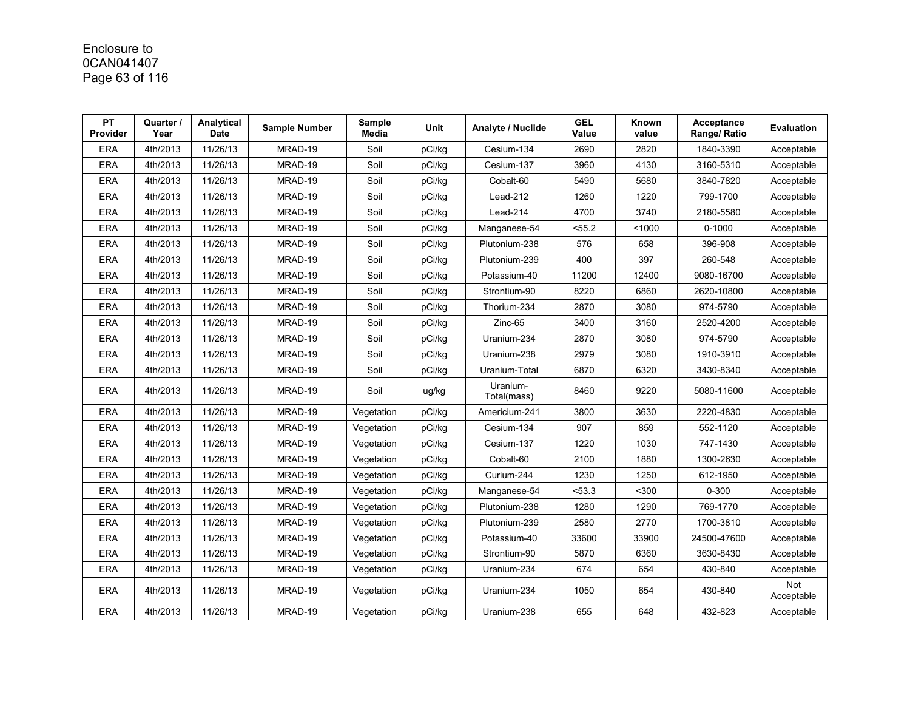Enclosure to
0CAN041407

| PT Provider | Quarter / Year | Analytical Date | Sample Number | Sample Media | Unit | Analyte / Nuclide | GEL Value | Known value | Acceptance Range/ Ratio | Evaluation |
|---|---|---|---|---|---|---|---|---|---|---|
| ERA | 4th/2013 | 11/26/13 | MRAD-19 | Soil | pCi/kg | Cesium-134 | 2690 | 2820 | 1840-3390 | Acceptable |
| ERA | 4th/2013 | 11/26/13 | MRAD-19 | Soil | pCi/kg | Cesium-137 | 3960 | 4130 | 3160-5310 | Acceptable |
| ERA | 4th/2013 | 11/26/13 | MRAD-19 | Soil | pCi/kg | Cobalt-60 | 5490 | 5680 | 3840-7820 | Acceptable |
| ERA | 4th/2013 | 11/26/13 | MRAD-19 | Soil | pCi/kg | Lead-212 | 1260 | 1220 | 799-1700 | Acceptable |
| ERA | 4th/2013 | 11/26/13 | MRAD-19 | Soil | pCi/kg | Lead-214 | 4700 | 3740 | 2180-5580 | Acceptable |
| ERA | 4th/2013 | 11/26/13 | MRAD-19 | Soil | pCi/kg | Manganese-54 | <55.2 | <1000 | 0-1000 | Acceptable |
| ERA | 4th/2013 | 11/26/13 | MRAD-19 | Soil | pCi/kg | Plutonium-238 | 576 | 658 | 396-908 | Acceptable |
| ERA | 4th/2013 | 11/26/13 | MRAD-19 | Soil | pCi/kg | Plutonium-239 | 400 | 397 | 260-548 | Acceptable |
| ERA | 4th/2013 | 11/26/13 | MRAD-19 | Soil | pCi/kg | Potassium-40 | 11200 | 12400 | 9080-16700 | Acceptable |
| ERA | 4th/2013 | 11/26/13 | MRAD-19 | Soil | pCi/kg | Strontium-90 | 8220 | 6860 | 2620-10800 | Acceptable |
| ERA | 4th/2013 | 11/26/13 | MRAD-19 | Soil | pCi/kg | Thorium-234 | 2870 | 3080 | 974-5790 | Acceptable |
| ERA | 4th/2013 | 11/26/13 | MRAD-19 | Soil | pCi/kg | Zinc-65 | 3400 | 3160 | 2520-4200 | Acceptable |
| ERA | 4th/2013 | 11/26/13 | MRAD-19 | Soil | pCi/kg | Uranium-234 | 2870 | 3080 | 974-5790 | Acceptable |
| ERA | 4th/2013 | 11/26/13 | MRAD-19 | Soil | pCi/kg | Uranium-238 | 2979 | 3080 | 1910-3910 | Acceptable |
| ERA | 4th/2013 | 11/26/13 | MRAD-19 | Soil | pCi/kg | Uranium-Total | 6870 | 6320 | 3430-8340 | Acceptable |
| ERA | 4th/2013 | 11/26/13 | MRAD-19 | Soil | ug/kg | Uranium-Total(mass) | 8460 | 9220 | 5080-11600 | Acceptable |
| ERA | 4th/2013 | 11/26/13 | MRAD-19 | Vegetation | pCi/kg | Americium-241 | 3800 | 3630 | 2220-4830 | Acceptable |
| ERA | 4th/2013 | 11/26/13 | MRAD-19 | Vegetation | pCi/kg | Cesium-134 | 907 | 859 | 552-1120 | Acceptable |
| ERA | 4th/2013 | 11/26/13 | MRAD-19 | Vegetation | pCi/kg | Cesium-137 | 1220 | 1030 | 747-1430 | Acceptable |
| ERA | 4th/2013 | 11/26/13 | MRAD-19 | Vegetation | pCi/kg | Cobalt-60 | 2100 | 1880 | 1300-2630 | Acceptable |
| ERA | 4th/2013 | 11/26/13 | MRAD-19 | Vegetation | pCi/kg | Curium-244 | 1230 | 1250 | 612-1950 | Acceptable |
| ERA | 4th/2013 | 11/26/13 | MRAD-19 | Vegetation | pCi/kg | Manganese-54 | <53.3 | <300 | 0-300 | Acceptable |
| ERA | 4th/2013 | 11/26/13 | MRAD-19 | Vegetation | pCi/kg | Plutonium-238 | 1280 | 1290 | 769-1770 | Acceptable |
| ERA | 4th/2013 | 11/26/13 | MRAD-19 | Vegetation | pCi/kg | Plutonium-239 | 2580 | 2770 | 1700-3810 | Acceptable |
| ERA | 4th/2013 | 11/26/13 | MRAD-19 | Vegetation | pCi/kg | Potassium-40 | 33600 | 33900 | 24500-47600 | Acceptable |
| ERA | 4th/2013 | 11/26/13 | MRAD-19 | Vegetation | pCi/kg | Strontium-90 | 5870 | 6360 | 3630-8430 | Acceptable |
| ERA | 4th/2013 | 11/26/13 | MRAD-19 | Vegetation | pCi/kg | Uranium-234 | 674 | 654 | 430-840 | Acceptable |
| ERA | 4th/2013 | 11/26/13 | MRAD-19 | Vegetation | pCi/kg | Uranium-234 | 1050 | 654 | 430-840 | Not Acceptable |
| ERA | 4th/2013 | 11/26/13 | MRAD-19 | Vegetation | pCi/kg | Uranium-238 | 655 | 648 | 432-823 | Acceptable |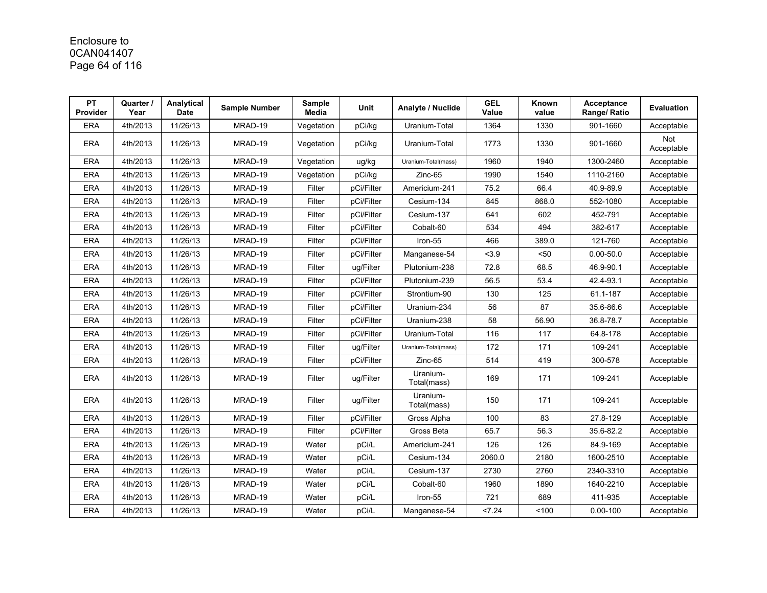Enclosure to
0CAN041407

| PT Provider | Quarter / Year | Analytical Date | Sample Number | Sample Media | Unit | Analyte / Nuclide | GEL Value | Known value | Acceptance Range/ Ratio | Evaluation |
|---|---|---|---|---|---|---|---|---|---|---|
| ERA | 4th/2013 | 11/26/13 | MRAD-19 | Vegetation | pCi/kg | Uranium-Total | 1364 | 1330 | 901-1660 | Acceptable |
| ERA | 4th/2013 | 11/26/13 | MRAD-19 | Vegetation | pCi/kg | Uranium-Total | 1773 | 1330 | 901-1660 | Not Acceptable |
| ERA | 4th/2013 | 11/26/13 | MRAD-19 | Vegetation | ug/kg | Uranium-Total(mass) | 1960 | 1940 | 1300-2460 | Acceptable |
| ERA | 4th/2013 | 11/26/13 | MRAD-19 | Vegetation | pCi/kg | Zinc-65 | 1990 | 1540 | 1110-2160 | Acceptable |
| ERA | 4th/2013 | 11/26/13 | MRAD-19 | Filter | pCi/Filter | Americium-241 | 75.2 | 66.4 | 40.9-89.9 | Acceptable |
| ERA | 4th/2013 | 11/26/13 | MRAD-19 | Filter | pCi/Filter | Cesium-134 | 845 | 868.0 | 552-1080 | Acceptable |
| ERA | 4th/2013 | 11/26/13 | MRAD-19 | Filter | pCi/Filter | Cesium-137 | 641 | 602 | 452-791 | Acceptable |
| ERA | 4th/2013 | 11/26/13 | MRAD-19 | Filter | pCi/Filter | Cobalt-60 | 534 | 494 | 382-617 | Acceptable |
| ERA | 4th/2013 | 11/26/13 | MRAD-19 | Filter | pCi/Filter | Iron-55 | 466 | 389.0 | 121-760 | Acceptable |
| ERA | 4th/2013 | 11/26/13 | MRAD-19 | Filter | pCi/Filter | Manganese-54 | <3.9 | <50 | 0.00-50.0 | Acceptable |
| ERA | 4th/2013 | 11/26/13 | MRAD-19 | Filter | ug/Filter | Plutonium-238 | 72.8 | 68.5 | 46.9-90.1 | Acceptable |
| ERA | 4th/2013 | 11/26/13 | MRAD-19 | Filter | pCi/Filter | Plutonium-239 | 56.5 | 53.4 | 42.4-93.1 | Acceptable |
| ERA | 4th/2013 | 11/26/13 | MRAD-19 | Filter | pCi/Filter | Strontium-90 | 130 | 125 | 61.1-187 | Acceptable |
| ERA | 4th/2013 | 11/26/13 | MRAD-19 | Filter | pCi/Filter | Uranium-234 | 56 | 87 | 35.6-86.6 | Acceptable |
| ERA | 4th/2013 | 11/26/13 | MRAD-19 | Filter | pCi/Filter | Uranium-238 | 58 | 56.90 | 36.8-78.7 | Acceptable |
| ERA | 4th/2013 | 11/26/13 | MRAD-19 | Filter | pCi/Filter | Uranium-Total | 116 | 117 | 64.8-178 | Acceptable |
| ERA | 4th/2013 | 11/26/13 | MRAD-19 | Filter | ug/Filter | Uranium-Total(mass) | 172 | 171 | 109-241 | Acceptable |
| ERA | 4th/2013 | 11/26/13 | MRAD-19 | Filter | pCi/Filter | Zinc-65 | 514 | 419 | 300-578 | Acceptable |
| ERA | 4th/2013 | 11/26/13 | MRAD-19 | Filter | ug/Filter | Uranium-Total(mass) | 169 | 171 | 109-241 | Acceptable |
| ERA | 4th/2013 | 11/26/13 | MRAD-19 | Filter | ug/Filter | Uranium-Total(mass) | 150 | 171 | 109-241 | Acceptable |
| ERA | 4th/2013 | 11/26/13 | MRAD-19 | Filter | pCi/Filter | Gross Alpha | 100 | 83 | 27.8-129 | Acceptable |
| ERA | 4th/2013 | 11/26/13 | MRAD-19 | Filter | pCi/Filter | Gross Beta | 65.7 | 56.3 | 35.6-82.2 | Acceptable |
| ERA | 4th/2013 | 11/26/13 | MRAD-19 | Water | pCi/L | Americium-241 | 126 | 126 | 84.9-169 | Acceptable |
| ERA | 4th/2013 | 11/26/13 | MRAD-19 | Water | pCi/L | Cesium-134 | 2060.0 | 2180 | 1600-2510 | Acceptable |
| ERA | 4th/2013 | 11/26/13 | MRAD-19 | Water | pCi/L | Cesium-137 | 2730 | 2760 | 2340-3310 | Acceptable |
| ERA | 4th/2013 | 11/26/13 | MRAD-19 | Water | pCi/L | Cobalt-60 | 1960 | 1890 | 1640-2210 | Acceptable |
| ERA | 4th/2013 | 11/26/13 | MRAD-19 | Water | pCi/L | Iron-55 | 721 | 689 | 411-935 | Acceptable |
| ERA | 4th/2013 | 11/26/13 | MRAD-19 | Water | pCi/L | Manganese-54 | <7.24 | <100 | 0.00-100 | Acceptable |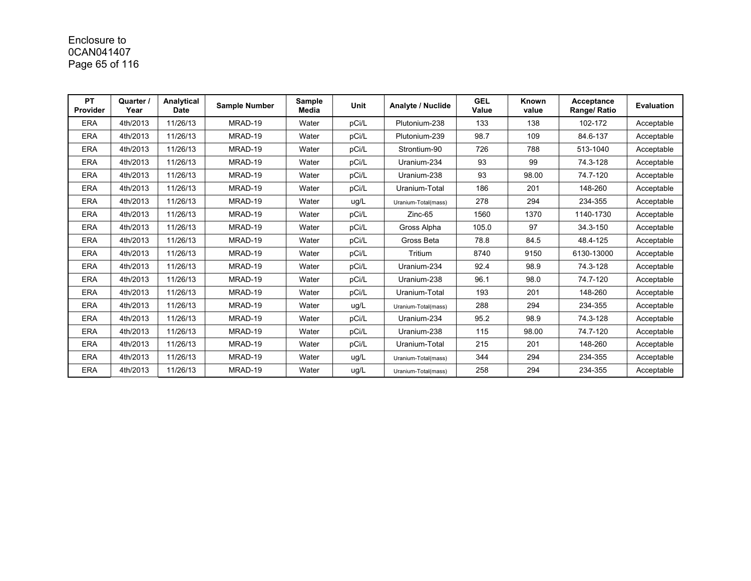Enclosure to
0CAN041407

| PT Provider | Quarter / Year | Analytical Date | Sample Number | Sample Media | Unit | Analyte / Nuclide | GEL Value | Known value | Acceptance Range/ Ratio | Evaluation |
|---|---|---|---|---|---|---|---|---|---|---|
| ERA | 4th/2013 | 11/26/13 | MRAD-19 | Water | pCi/L | Plutonium-238 | 133 | 138 | 102-172 | Acceptable |
| ERA | 4th/2013 | 11/26/13 | MRAD-19 | Water | pCi/L | Plutonium-239 | 98.7 | 109 | 84.6-137 | Acceptable |
| ERA | 4th/2013 | 11/26/13 | MRAD-19 | Water | pCi/L | Strontium-90 | 726 | 788 | 513-1040 | Acceptable |
| ERA | 4th/2013 | 11/26/13 | MRAD-19 | Water | pCi/L | Uranium-234 | 93 | 99 | 74.3-128 | Acceptable |
| ERA | 4th/2013 | 11/26/13 | MRAD-19 | Water | pCi/L | Uranium-238 | 93 | 98.00 | 74.7-120 | Acceptable |
| ERA | 4th/2013 | 11/26/13 | MRAD-19 | Water | pCi/L | Uranium-Total | 186 | 201 | 148-260 | Acceptable |
| ERA | 4th/2013 | 11/26/13 | MRAD-19 | Water | ug/L | Uranium-Total(mass) | 278 | 294 | 234-355 | Acceptable |
| ERA | 4th/2013 | 11/26/13 | MRAD-19 | Water | pCi/L | Zinc-65 | 1560 | 1370 | 1140-1730 | Acceptable |
| ERA | 4th/2013 | 11/26/13 | MRAD-19 | Water | pCi/L | Gross Alpha | 105.0 | 97 | 34.3-150 | Acceptable |
| ERA | 4th/2013 | 11/26/13 | MRAD-19 | Water | pCi/L | Gross Beta | 78.8 | 84.5 | 48.4-125 | Acceptable |
| ERA | 4th/2013 | 11/26/13 | MRAD-19 | Water | pCi/L | Tritium | 8740 | 9150 | 6130-13000 | Acceptable |
| ERA | 4th/2013 | 11/26/13 | MRAD-19 | Water | pCi/L | Uranium-234 | 92.4 | 98.9 | 74.3-128 | Acceptable |
| ERA | 4th/2013 | 11/26/13 | MRAD-19 | Water | pCi/L | Uranium-238 | 96.1 | 98.0 | 74.7-120 | Acceptable |
| ERA | 4th/2013 | 11/26/13 | MRAD-19 | Water | pCi/L | Uranium-Total | 193 | 201 | 148-260 | Acceptable |
| ERA | 4th/2013 | 11/26/13 | MRAD-19 | Water | ug/L | Uranium-Total(mass) | 288 | 294 | 234-355 | Acceptable |
| ERA | 4th/2013 | 11/26/13 | MRAD-19 | Water | pCi/L | Uranium-234 | 95.2 | 98.9 | 74.3-128 | Acceptable |
| ERA | 4th/2013 | 11/26/13 | MRAD-19 | Water | pCi/L | Uranium-238 | 115 | 98.00 | 74.7-120 | Acceptable |
| ERA | 4th/2013 | 11/26/13 | MRAD-19 | Water | pCi/L | Uranium-Total | 215 | 201 | 148-260 | Acceptable |
| ERA | 4th/2013 | 11/26/13 | MRAD-19 | Water | ug/L | Uranium-Total(mass) | 344 | 294 | 234-355 | Acceptable |
| ERA | 4th/2013 | 11/26/13 | MRAD-19 | Water | ug/L | Uranium-Total(mass) | 258 | 294 | 234-355 | Acceptable |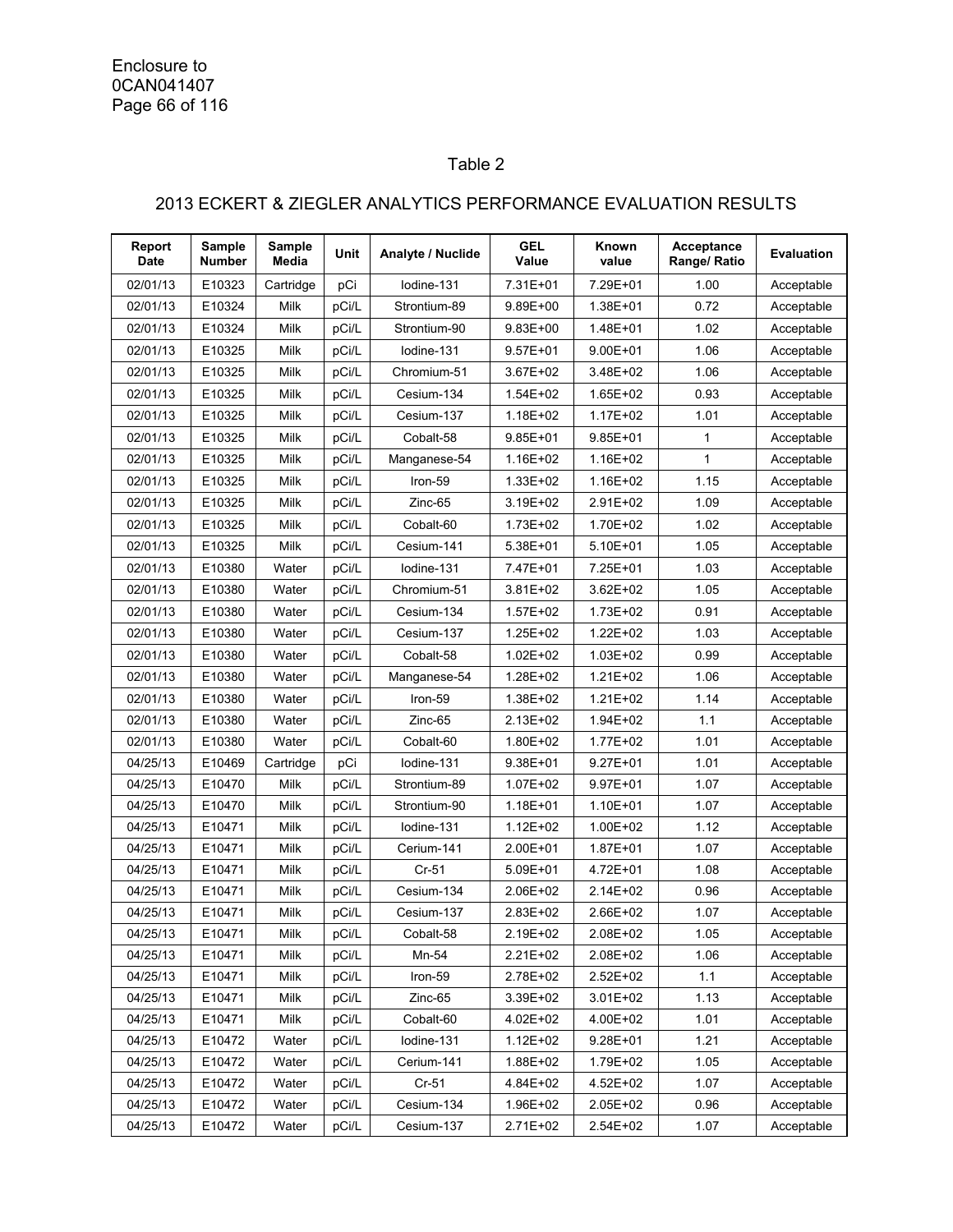## Table 2

## 2013 ECKERT & ZIEGLER ANALYTICS PERFORMANCE EVALUATION RESULTS

| Report Date | Sample Number | Sample Media | Unit | Analyte / Nuclide | GEL Value | Known value | Acceptance Range/ Ratio | Evaluation |
|---|---|---|---|---|---|---|---|---|
| 02/01/13 | E10323 | Cartridge | pCi | Iodine-131 | 7.31E+01 | 7.29E+01 | 1.00 | Acceptable |
| 02/01/13 | E10324 | Milk | pCi/L | Strontium-89 | 9.89E+00 | 1.38E+01 | 0.72 | Acceptable |
| 02/01/13 | E10324 | Milk | pCi/L | Strontium-90 | 9.83E+00 | 1.48E+01 | 1.02 | Acceptable |
| 02/01/13 | E10325 | Milk | pCi/L | Iodine-131 | 9.57E+01 | 9.00E+01 | 1.06 | Acceptable |
| 02/01/13 | E10325 | Milk | pCi/L | Chromium-51 | 3.67E+02 | 3.48E+02 | 1.06 | Acceptable |
| 02/01/13 | E10325 | Milk | pCi/L | Cesium-134 | 1.54E+02 | 1.65E+02 | 0.93 | Acceptable |
| 02/01/13 | E10325 | Milk | pCi/L | Cesium-137 | 1.18E+02 | 1.17E+02 | 1.01 | Acceptable |
| 02/01/13 | E10325 | Milk | pCi/L | Cobalt-58 | 9.85E+01 | 9.85E+01 | 1 | Acceptable |
| 02/01/13 | E10325 | Milk | pCi/L | Manganese-54 | 1.16E+02 | 1.16E+02 | 1 | Acceptable |
| 02/01/13 | E10325 | Milk | pCi/L | Iron-59 | 1.33E+02 | 1.16E+02 | 1.15 | Acceptable |
| 02/01/13 | E10325 | Milk | pCi/L | Zinc-65 | 3.19E+02 | 2.91E+02 | 1.09 | Acceptable |
| 02/01/13 | E10325 | Milk | pCi/L | Cobalt-60 | 1.73E+02 | 1.70E+02 | 1.02 | Acceptable |
| 02/01/13 | E10325 | Milk | pCi/L | Cesium-141 | 5.38E+01 | 5.10E+01 | 1.05 | Acceptable |
| 02/01/13 | E10380 | Water | pCi/L | Iodine-131 | 7.47E+01 | 7.25E+01 | 1.03 | Acceptable |
| 02/01/13 | E10380 | Water | pCi/L | Chromium-51 | 3.81E+02 | 3.62E+02 | 1.05 | Acceptable |
| 02/01/13 | E10380 | Water | pCi/L | Cesium-134 | 1.57E+02 | 1.73E+02 | 0.91 | Acceptable |
| 02/01/13 | E10380 | Water | pCi/L | Cesium-137 | 1.25E+02 | 1.22E+02 | 1.03 | Acceptable |
| 02/01/13 | E10380 | Water | pCi/L | Cobalt-58 | 1.02E+02 | 1.03E+02 | 0.99 | Acceptable |
| 02/01/13 | E10380 | Water | pCi/L | Manganese-54 | 1.28E+02 | 1.21E+02 | 1.06 | Acceptable |
| 02/01/13 | E10380 | Water | pCi/L | Iron-59 | 1.38E+02 | 1.21E+02 | 1.14 | Acceptable |
| 02/01/13 | E10380 | Water | pCi/L | Zinc-65 | 2.13E+02 | 1.94E+02 | 1.1 | Acceptable |
| 02/01/13 | E10380 | Water | pCi/L | Cobalt-60 | 1.80E+02 | 1.77E+02 | 1.01 | Acceptable |
| 04/25/13 | E10469 | Cartridge | pCi | Iodine-131 | 9.38E+01 | 9.27E+01 | 1.01 | Acceptable |
| 04/25/13 | E10470 | Milk | pCi/L | Strontium-89 | 1.07E+02 | 9.97E+01 | 1.07 | Acceptable |
| 04/25/13 | E10470 | Milk | pCi/L | Strontium-90 | 1.18E+01 | 1.10E+01 | 1.07 | Acceptable |
| 04/25/13 | E10471 | Milk | pCi/L | Iodine-131 | 1.12E+02 | 1.00E+02 | 1.12 | Acceptable |
| 04/25/13 | E10471 | Milk | pCi/L | Cerium-141 | 2.00E+01 | 1.87E+01 | 1.07 | Acceptable |
| 04/25/13 | E10471 | Milk | pCi/L | Cr-51 | 5.09E+01 | 4.72E+01 | 1.08 | Acceptable |
| 04/25/13 | E10471 | Milk | pCi/L | Cesium-134 | 2.06E+02 | 2.14E+02 | 0.96 | Acceptable |
| 04/25/13 | E10471 | Milk | pCi/L | Cesium-137 | 2.83E+02 | 2.66E+02 | 1.07 | Acceptable |
| 04/25/13 | E10471 | Milk | pCi/L | Cobalt-58 | 2.19E+02 | 2.08E+02 | 1.05 | Acceptable |
| 04/25/13 | E10471 | Milk | pCi/L | Mn-54 | 2.21E+02 | 2.08E+02 | 1.06 | Acceptable |
| 04/25/13 | E10471 | Milk | pCi/L | Iron-59 | 2.78E+02 | 2.52E+02 | 1.1 | Acceptable |
| 04/25/13 | E10471 | Milk | pCi/L | Zinc-65 | 3.39E+02 | 3.01E+02 | 1.13 | Acceptable |
| 04/25/13 | E10471 | Milk | pCi/L | Cobalt-60 | 4.02E+02 | 4.00E+02 | 1.01 | Acceptable |
| 04/25/13 | E10472 | Water | pCi/L | Iodine-131 | 1.12E+02 | 9.28E+01 | 1.21 | Acceptable |
| 04/25/13 | E10472 | Water | pCi/L | Cerium-141 | 1.88E+02 | 1.79E+02 | 1.05 | Acceptable |
| 04/25/13 | E10472 | Water | pCi/L | Cr-51 | 4.84E+02 | 4.52E+02 | 1.07 | Acceptable |
| 04/25/13 | E10472 | Water | pCi/L | Cesium-134 | 1.96E+02 | 2.05E+02 | 0.96 | Acceptable |
| 04/25/13 | E10472 | Water | pCi/L | Cesium-137 | 2.71E+02 | 2.54E+02 | 1.07 | Acceptable |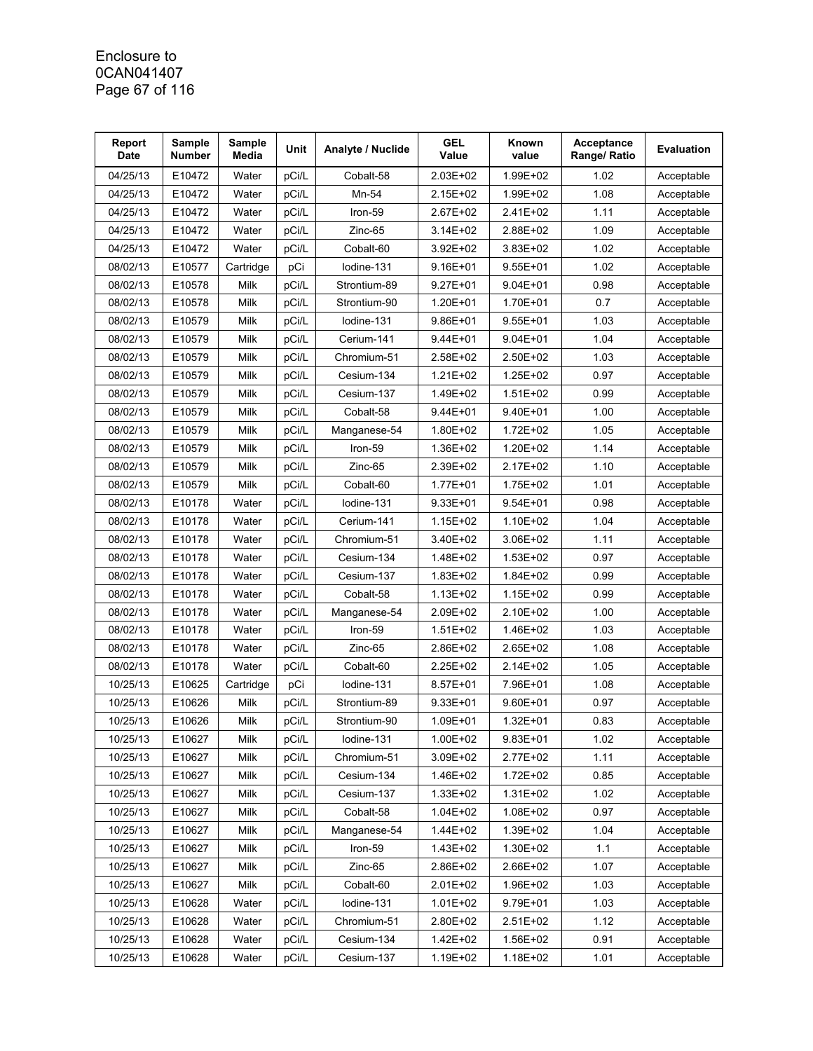| Report Date | Sample Number | Sample Media | Unit | Analyte / Nuclide | GEL Value | Known value | Acceptance Range/ Ratio | Evaluation |
|---|---|---|---|---|---|---|---|---|
| 04/25/13 | E10472 | Water | pCi/L | Cobalt-58 | 2.03E+02 | 1.99E+02 | 1.02 | Acceptable |
| 04/25/13 | E10472 | Water | pCi/L | Mn-54 | 2.15E+02 | 1.99E+02 | 1.08 | Acceptable |
| 04/25/13 | E10472 | Water | pCi/L | Iron-59 | 2.67E+02 | 2.41E+02 | 1.11 | Acceptable |
| 04/25/13 | E10472 | Water | pCi/L | Zinc-65 | 3.14E+02 | 2.88E+02 | 1.09 | Acceptable |
| 04/25/13 | E10472 | Water | pCi/L | Cobalt-60 | 3.92E+02 | 3.83E+02 | 1.02 | Acceptable |
| 08/02/13 | E10577 | Cartridge | pCi | Iodine-131 | 9.16E+01 | 9.55E+01 | 1.02 | Acceptable |
| 08/02/13 | E10578 | Milk | pCi/L | Strontium-89 | 9.27E+01 | 9.04E+01 | 0.98 | Acceptable |
| 08/02/13 | E10578 | Milk | pCi/L | Strontium-90 | 1.20E+01 | 1.70E+01 | 0.7 | Acceptable |
| 08/02/13 | E10579 | Milk | pCi/L | Iodine-131 | 9.86E+01 | 9.55E+01 | 1.03 | Acceptable |
| 08/02/13 | E10579 | Milk | pCi/L | Cerium-141 | 9.44E+01 | 9.04E+01 | 1.04 | Acceptable |
| 08/02/13 | E10579 | Milk | pCi/L | Chromium-51 | 2.58E+02 | 2.50E+02 | 1.03 | Acceptable |
| 08/02/13 | E10579 | Milk | pCi/L | Cesium-134 | 1.21E+02 | 1.25E+02 | 0.97 | Acceptable |
| 08/02/13 | E10579 | Milk | pCi/L | Cesium-137 | 1.49E+02 | 1.51E+02 | 0.99 | Acceptable |
| 08/02/13 | E10579 | Milk | pCi/L | Cobalt-58 | 9.44E+01 | 9.40E+01 | 1.00 | Acceptable |
| 08/02/13 | E10579 | Milk | pCi/L | Manganese-54 | 1.80E+02 | 1.72E+02 | 1.05 | Acceptable |
| 08/02/13 | E10579 | Milk | pCi/L | Iron-59 | 1.36E+02 | 1.20E+02 | 1.14 | Acceptable |
| 08/02/13 | E10579 | Milk | pCi/L | Zinc-65 | 2.39E+02 | 2.17E+02 | 1.10 | Acceptable |
| 08/02/13 | E10579 | Milk | pCi/L | Cobalt-60 | 1.77E+01 | 1.75E+02 | 1.01 | Acceptable |
| 08/02/13 | E10178 | Water | pCi/L | Iodine-131 | 9.33E+01 | 9.54E+01 | 0.98 | Acceptable |
| 08/02/13 | E10178 | Water | pCi/L | Cerium-141 | 1.15E+02 | 1.10E+02 | 1.04 | Acceptable |
| 08/02/13 | E10178 | Water | pCi/L | Chromium-51 | 3.40E+02 | 3.06E+02 | 1.11 | Acceptable |
| 08/02/13 | E10178 | Water | pCi/L | Cesium-134 | 1.48E+02 | 1.53E+02 | 0.97 | Acceptable |
| 08/02/13 | E10178 | Water | pCi/L | Cesium-137 | 1.83E+02 | 1.84E+02 | 0.99 | Acceptable |
| 08/02/13 | E10178 | Water | pCi/L | Cobalt-58 | 1.13E+02 | 1.15E+02 | 0.99 | Acceptable |
| 08/02/13 | E10178 | Water | pCi/L | Manganese-54 | 2.09E+02 | 2.10E+02 | 1.00 | Acceptable |
| 08/02/13 | E10178 | Water | pCi/L | Iron-59 | 1.51E+02 | 1.46E+02 | 1.03 | Acceptable |
| 08/02/13 | E10178 | Water | pCi/L | Zinc-65 | 2.86E+02 | 2.65E+02 | 1.08 | Acceptable |
| 08/02/13 | E10178 | Water | pCi/L | Cobalt-60 | 2.25E+02 | 2.14E+02 | 1.05 | Acceptable |
| 10/25/13 | E10625 | Cartridge | pCi | Iodine-131 | 8.57E+01 | 7.96E+01 | 1.08 | Acceptable |
| 10/25/13 | E10626 | Milk | pCi/L | Strontium-89 | 9.33E+01 | 9.60E+01 | 0.97 | Acceptable |
| 10/25/13 | E10626 | Milk | pCi/L | Strontium-90 | 1.09E+01 | 1.32E+01 | 0.83 | Acceptable |
| 10/25/13 | E10627 | Milk | pCi/L | Iodine-131 | 1.00E+02 | 9.83E+01 | 1.02 | Acceptable |
| 10/25/13 | E10627 | Milk | pCi/L | Chromium-51 | 3.09E+02 | 2.77E+02 | 1.11 | Acceptable |
| 10/25/13 | E10627 | Milk | pCi/L | Cesium-134 | 1.46E+02 | 1.72E+02 | 0.85 | Acceptable |
| 10/25/13 | E10627 | Milk | pCi/L | Cesium-137 | 1.33E+02 | 1.31E+02 | 1.02 | Acceptable |
| 10/25/13 | E10627 | Milk | pCi/L | Cobalt-58 | 1.04E+02 | 1.08E+02 | 0.97 | Acceptable |
| 10/25/13 | E10627 | Milk | pCi/L | Manganese-54 | 1.44E+02 | 1.39E+02 | 1.04 | Acceptable |
| 10/25/13 | E10627 | Milk | pCi/L | Iron-59 | 1.43E+02 | 1.30E+02 | 1.1 | Acceptable |
| 10/25/13 | E10627 | Milk | pCi/L | Zinc-65 | 2.86E+02 | 2.66E+02 | 1.07 | Acceptable |
| 10/25/13 | E10627 | Milk | pCi/L | Cobalt-60 | 2.01E+02 | 1.96E+02 | 1.03 | Acceptable |
| 10/25/13 | E10628 | Water | pCi/L | Iodine-131 | 1.01E+02 | 9.79E+01 | 1.03 | Acceptable |
| 10/25/13 | E10628 | Water | pCi/L | Chromium-51 | 2.80E+02 | 2.51E+02 | 1.12 | Acceptable |
| 10/25/13 | E10628 | Water | pCi/L | Cesium-134 | 1.42E+02 | 1.56E+02 | 0.91 | Acceptable |
| 10/25/13 | E10628 | Water | pCi/L | Cesium-137 | 1.19E+02 | 1.18E+02 | 1.01 | Acceptable |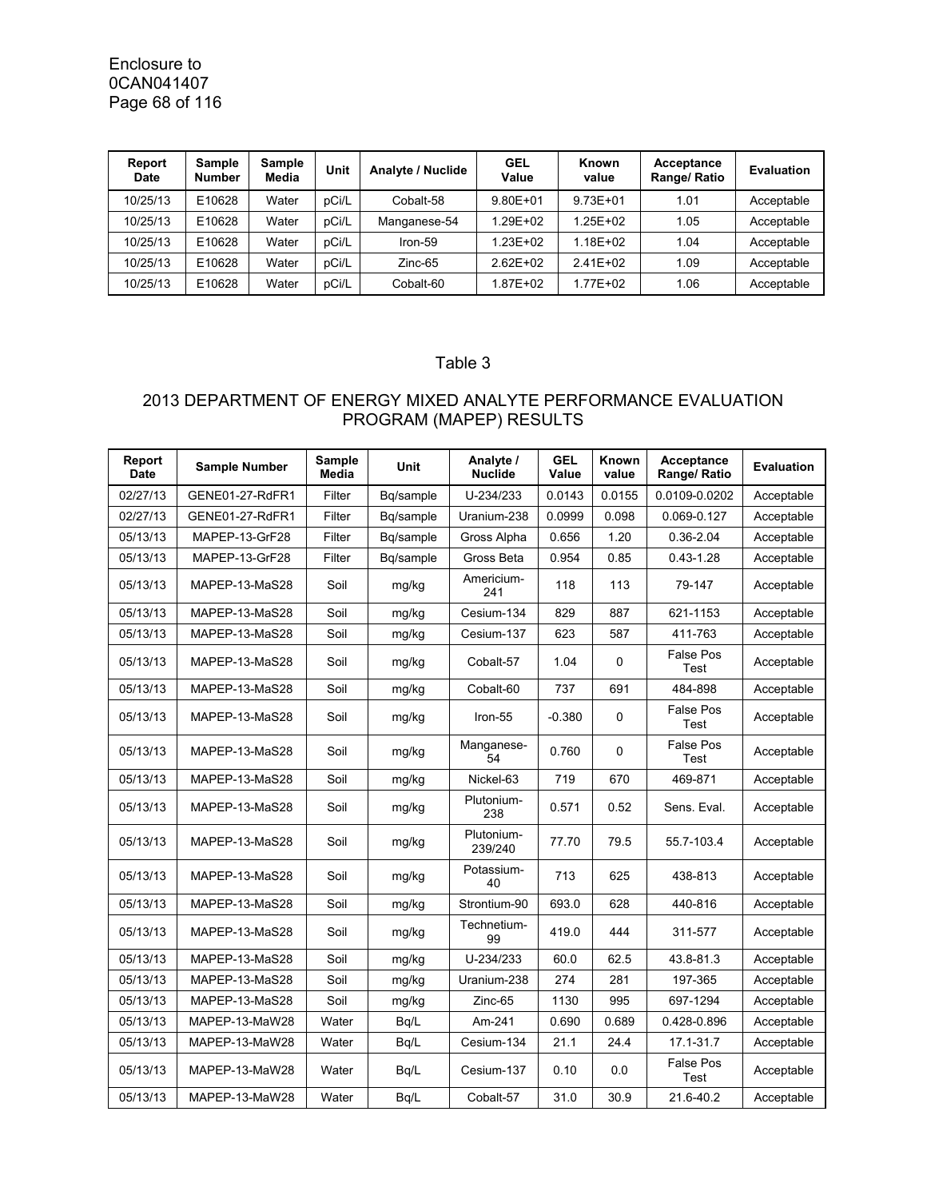| Report Date | Sample Number | Sample Media | Unit | Analyte / Nuclide | GEL Value | Known value | Acceptance Range/ Ratio | Evaluation |
|---|---|---|---|---|---|---|---|---|
| 10/25/13 | E10628 | Water | pCi/L | Cobalt-58 | 9.80E+01 | 9.73E+01 | 1.01 | Acceptable |
| 10/25/13 | E10628 | Water | pCi/L | Manganese-54 | 1.29E+02 | 1.25E+02 | 1.05 | Acceptable |
| 10/25/13 | E10628 | Water | pCi/L | Iron-59 | 1.23E+02 | 1.18E+02 | 1.04 | Acceptable |
| 10/25/13 | E10628 | Water | pCi/L | Zinc-65 | 2.62E+02 | 2.41E+02 | 1.09 | Acceptable |
| 10/25/13 | E10628 | Water | pCi/L | Cobalt-60 | 1.87E+02 | 1.77E+02 | 1.06 | Acceptable |

Table 3

2013 DEPARTMENT OF ENERGY MIXED ANALYTE PERFORMANCE EVALUATION PROGRAM (MAPEP) RESULTS

| Report Date | Sample Number | Sample Media | Unit | Analyte / Nuclide | GEL Value | Known value | Acceptance Range/ Ratio | Evaluation |
|---|---|---|---|---|---|---|---|---|
| 02/27/13 | GENE01-27-RdFR1 | Filter | Bq/sample | U-234/233 | 0.0143 | 0.0155 | 0.0109-0.0202 | Acceptable |
| 02/27/13 | GENE01-27-RdFR1 | Filter | Bq/sample | Uranium-238 | 0.0999 | 0.098 | 0.069-0.127 | Acceptable |
| 05/13/13 | MAPEP-13-GrF28 | Filter | Bq/sample | Gross Alpha | 0.656 | 1.20 | 0.36-2.04 | Acceptable |
| 05/13/13 | MAPEP-13-GrF28 | Filter | Bq/sample | Gross Beta | 0.954 | 0.85 | 0.43-1.28 | Acceptable |
| 05/13/13 | MAPEP-13-MaS28 | Soil | mg/kg | Americium-241 | 118 | 113 | 79-147 | Acceptable |
| 05/13/13 | MAPEP-13-MaS28 | Soil | mg/kg | Cesium-134 | 829 | 887 | 621-1153 | Acceptable |
| 05/13/13 | MAPEP-13-MaS28 | Soil | mg/kg | Cesium-137 | 623 | 587 | 411-763 | Acceptable |
| 05/13/13 | MAPEP-13-MaS28 | Soil | mg/kg | Cobalt-57 | 1.04 | 0 | False Pos Test | Acceptable |
| 05/13/13 | MAPEP-13-MaS28 | Soil | mg/kg | Cobalt-60 | 737 | 691 | 484-898 | Acceptable |
| 05/13/13 | MAPEP-13-MaS28 | Soil | mg/kg | Iron-55 | -0.380 | 0 | False Pos Test | Acceptable |
| 05/13/13 | MAPEP-13-MaS28 | Soil | mg/kg | Manganese-54 | 0.760 | 0 | False Pos Test | Acceptable |
| 05/13/13 | MAPEP-13-MaS28 | Soil | mg/kg | Nickel-63 | 719 | 670 | 469-871 | Acceptable |
| 05/13/13 | MAPEP-13-MaS28 | Soil | mg/kg | Plutonium-238 | 0.571 | 0.52 | Sens. Eval. | Acceptable |
| 05/13/13 | MAPEP-13-MaS28 | Soil | mg/kg | Plutonium-239/240 | 77.70 | 79.5 | 55.7-103.4 | Acceptable |
| 05/13/13 | MAPEP-13-MaS28 | Soil | mg/kg | Potassium-40 | 713 | 625 | 438-813 | Acceptable |
| 05/13/13 | MAPEP-13-MaS28 | Soil | mg/kg | Strontium-90 | 693.0 | 628 | 440-816 | Acceptable |
| 05/13/13 | MAPEP-13-MaS28 | Soil | mg/kg | Technetium-99 | 419.0 | 444 | 311-577 | Acceptable |
| 05/13/13 | MAPEP-13-MaS28 | Soil | mg/kg | U-234/233 | 60.0 | 62.5 | 43.8-81.3 | Acceptable |
| 05/13/13 | MAPEP-13-MaS28 | Soil | mg/kg | Uranium-238 | 274 | 281 | 197-365 | Acceptable |
| 05/13/13 | MAPEP-13-MaS28 | Soil | mg/kg | Zinc-65 | 1130 | 995 | 697-1294 | Acceptable |
| 05/13/13 | MAPEP-13-MaW28 | Water | Bq/L | Am-241 | 0.690 | 0.689 | 0.428-0.896 | Acceptable |
| 05/13/13 | MAPEP-13-MaW28 | Water | Bq/L | Cesium-134 | 21.1 | 24.4 | 17.1-31.7 | Acceptable |
| 05/13/13 | MAPEP-13-MaW28 | Water | Bq/L | Cesium-137 | 0.10 | 0.0 | False Pos Test | Acceptable |
| 05/13/13 | MAPEP-13-MaW28 | Water | Bq/L | Cobalt-57 | 31.0 | 30.9 | 21.6-40.2 | Acceptable |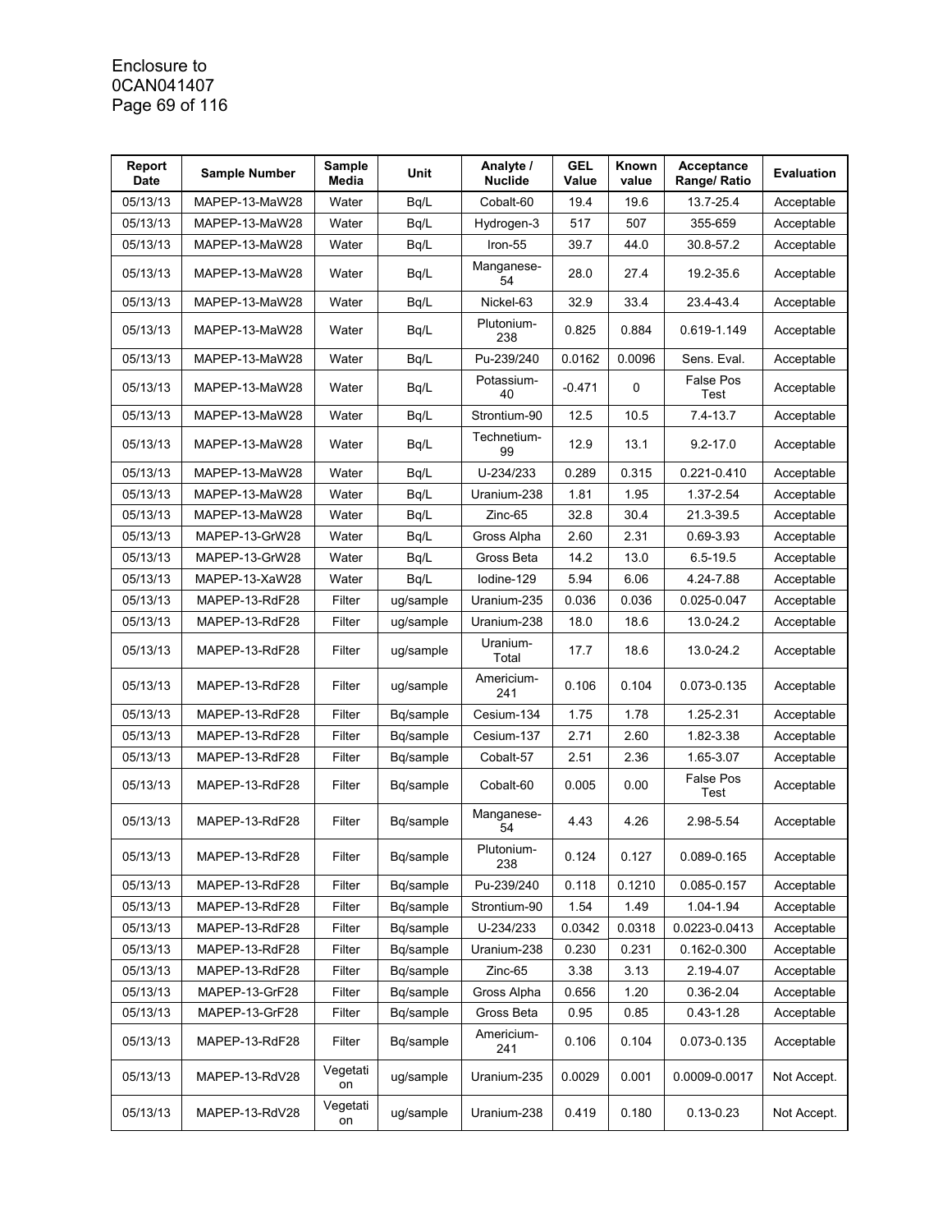| Report Date | Sample Number | Sample Media | Unit | Analyte / Nuclide | GEL Value | Known value | Acceptance Range/ Ratio | Evaluation |
|---|---|---|---|---|---|---|---|---|
| 05/13/13 | MAPEP-13-MaW28 | Water | Bq/L | Cobalt-60 | 19.4 | 19.6 | 13.7-25.4 | Acceptable |
| 05/13/13 | MAPEP-13-MaW28 | Water | Bq/L | Hydrogen-3 | 517 | 507 | 355-659 | Acceptable |
| 05/13/13 | MAPEP-13-MaW28 | Water | Bq/L | Iron-55 | 39.7 | 44.0 | 30.8-57.2 | Acceptable |
| 05/13/13 | MAPEP-13-MaW28 | Water | Bq/L | Manganese-54 | 28.0 | 27.4 | 19.2-35.6 | Acceptable |
| 05/13/13 | MAPEP-13-MaW28 | Water | Bq/L | Nickel-63 | 32.9 | 33.4 | 23.4-43.4 | Acceptable |
| 05/13/13 | MAPEP-13-MaW28 | Water | Bq/L | Plutonium-238 | 0.825 | 0.884 | 0.619-1.149 | Acceptable |
| 05/13/13 | MAPEP-13-MaW28 | Water | Bq/L | Pu-239/240 | 0.0162 | 0.0096 | Sens. Eval. | Acceptable |
| 05/13/13 | MAPEP-13-MaW28 | Water | Bq/L | Potassium-40 | -0.471 | 0 | False Pos Test | Acceptable |
| 05/13/13 | MAPEP-13-MaW28 | Water | Bq/L | Strontium-90 | 12.5 | 10.5 | 7.4-13.7 | Acceptable |
| 05/13/13 | MAPEP-13-MaW28 | Water | Bq/L | Technetium-99 | 12.9 | 13.1 | 9.2-17.0 | Acceptable |
| 05/13/13 | MAPEP-13-MaW28 | Water | Bq/L | U-234/233 | 0.289 | 0.315 | 0.221-0.410 | Acceptable |
| 05/13/13 | MAPEP-13-MaW28 | Water | Bq/L | Uranium-238 | 1.81 | 1.95 | 1.37-2.54 | Acceptable |
| 05/13/13 | MAPEP-13-MaW28 | Water | Bq/L | Zinc-65 | 32.8 | 30.4 | 21.3-39.5 | Acceptable |
| 05/13/13 | MAPEP-13-GrW28 | Water | Bq/L | Gross Alpha | 2.60 | 2.31 | 0.69-3.93 | Acceptable |
| 05/13/13 | MAPEP-13-GrW28 | Water | Bq/L | Gross Beta | 14.2 | 13.0 | 6.5-19.5 | Acceptable |
| 05/13/13 | MAPEP-13-XaW28 | Water | Bq/L | Iodine-129 | 5.94 | 6.06 | 4.24-7.88 | Acceptable |
| 05/13/13 | MAPEP-13-RdF28 | Filter | ug/sample | Uranium-235 | 0.036 | 0.036 | 0.025-0.047 | Acceptable |
| 05/13/13 | MAPEP-13-RdF28 | Filter | ug/sample | Uranium-238 | 18.0 | 18.6 | 13.0-24.2 | Acceptable |
| 05/13/13 | MAPEP-13-RdF28 | Filter | ug/sample | Uranium-Total | 17.7 | 18.6 | 13.0-24.2 | Acceptable |
| 05/13/13 | MAPEP-13-RdF28 | Filter | ug/sample | Americium-241 | 0.106 | 0.104 | 0.073-0.135 | Acceptable |
| 05/13/13 | MAPEP-13-RdF28 | Filter | Bq/sample | Cesium-134 | 1.75 | 1.78 | 1.25-2.31 | Acceptable |
| 05/13/13 | MAPEP-13-RdF28 | Filter | Bq/sample | Cesium-137 | 2.71 | 2.60 | 1.82-3.38 | Acceptable |
| 05/13/13 | MAPEP-13-RdF28 | Filter | Bq/sample | Cobalt-57 | 2.51 | 2.36 | 1.65-3.07 | Acceptable |
| 05/13/13 | MAPEP-13-RdF28 | Filter | Bq/sample | Cobalt-60 | 0.005 | 0.00 | False Pos Test | Acceptable |
| 05/13/13 | MAPEP-13-RdF28 | Filter | Bq/sample | Manganese-54 | 4.43 | 4.26 | 2.98-5.54 | Acceptable |
| 05/13/13 | MAPEP-13-RdF28 | Filter | Bq/sample | Plutonium-238 | 0.124 | 0.127 | 0.089-0.165 | Acceptable |
| 05/13/13 | MAPEP-13-RdF28 | Filter | Bq/sample | Pu-239/240 | 0.118 | 0.1210 | 0.085-0.157 | Acceptable |
| 05/13/13 | MAPEP-13-RdF28 | Filter | Bq/sample | Strontium-90 | 1.54 | 1.49 | 1.04-1.94 | Acceptable |
| 05/13/13 | MAPEP-13-RdF28 | Filter | Bq/sample | U-234/233 | 0.0342 | 0.0318 | 0.0223-0.0413 | Acceptable |
| 05/13/13 | MAPEP-13-RdF28 | Filter | Bq/sample | Uranium-238 | 0.230 | 0.231 | 0.162-0.300 | Acceptable |
| 05/13/13 | MAPEP-13-RdF28 | Filter | Bq/sample | Zinc-65 | 3.38 | 3.13 | 2.19-4.07 | Acceptable |
| 05/13/13 | MAPEP-13-GrF28 | Filter | Bq/sample | Gross Alpha | 0.656 | 1.20 | 0.36-2.04 | Acceptable |
| 05/13/13 | MAPEP-13-GrF28 | Filter | Bq/sample | Gross Beta | 0.95 | 0.85 | 0.43-1.28 | Acceptable |
| 05/13/13 | MAPEP-13-RdF28 | Filter | Bq/sample | Americium-241 | 0.106 | 0.104 | 0.073-0.135 | Acceptable |
| 05/13/13 | MAPEP-13-RdV28 | Vegetation | ug/sample | Uranium-235 | 0.0029 | 0.001 | 0.0009-0.0017 | Not Accept. |
| 05/13/13 | MAPEP-13-RdV28 | Vegetation | ug/sample | Uranium-238 | 0.419 | 0.180 | 0.13-0.23 | Not Accept. |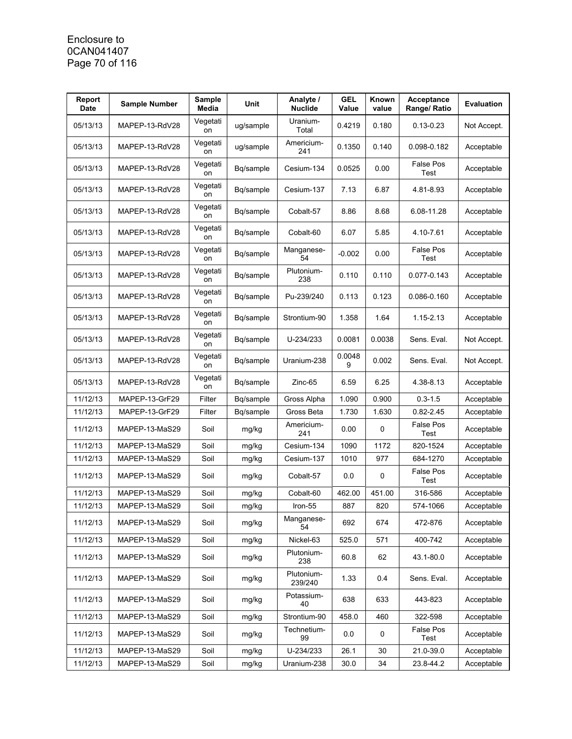| Report Date | Sample Number | Sample Media | Unit | Analyte / Nuclide | GEL Value | Known value | Acceptance Range/ Ratio | Evaluation |
|---|---|---|---|---|---|---|---|---|
| 05/13/13 | MAPEP-13-RdV28 | Vegetation | ug/sample | Uranium-Total | 0.4219 | 0.180 | 0.13-0.23 | Not Accept. |
| 05/13/13 | MAPEP-13-RdV28 | Vegetation | ug/sample | Americium-241 | 0.1350 | 0.140 | 0.098-0.182 | Acceptable |
| 05/13/13 | MAPEP-13-RdV28 | Vegetation | Bq/sample | Cesium-134 | 0.0525 | 0.00 | False Pos Test | Acceptable |
| 05/13/13 | MAPEP-13-RdV28 | Vegetation | Bq/sample | Cesium-137 | 7.13 | 6.87 | 4.81-8.93 | Acceptable |
| 05/13/13 | MAPEP-13-RdV28 | Vegetation | Bq/sample | Cobalt-57 | 8.86 | 8.68 | 6.08-11.28 | Acceptable |
| 05/13/13 | MAPEP-13-RdV28 | Vegetation | Bq/sample | Cobalt-60 | 6.07 | 5.85 | 4.10-7.61 | Acceptable |
| 05/13/13 | MAPEP-13-RdV28 | Vegetation | Bq/sample | Manganese-54 | -0.002 | 0.00 | False Pos Test | Acceptable |
| 05/13/13 | MAPEP-13-RdV28 | Vegetation | Bq/sample | Plutonium-238 | 0.110 | 0.110 | 0.077-0.143 | Acceptable |
| 05/13/13 | MAPEP-13-RdV28 | Vegetation | Bq/sample | Pu-239/240 | 0.113 | 0.123 | 0.086-0.160 | Acceptable |
| 05/13/13 | MAPEP-13-RdV28 | Vegetation | Bq/sample | Strontium-90 | 1.358 | 1.64 | 1.15-2.13 | Acceptable |
| 05/13/13 | MAPEP-13-RdV28 | Vegetation | Bq/sample | U-234/233 | 0.0081 | 0.0038 | Sens. Eval. | Not Accept. |
| 05/13/13 | MAPEP-13-RdV28 | Vegetation | Bq/sample | Uranium-238 | 0.00489 | 0.002 | Sens. Eval. | Not Accept. |
| 05/13/13 | MAPEP-13-RdV28 | Vegetation | Bq/sample | Zinc-65 | 6.59 | 6.25 | 4.38-8.13 | Acceptable |
| 11/12/13 | MAPEP-13-GrF29 | Filter | Bq/sample | Gross Alpha | 1.090 | 0.900 | 0.3-1.5 | Acceptable |
| 11/12/13 | MAPEP-13-GrF29 | Filter | Bq/sample | Gross Beta | 1.730 | 1.630 | 0.82-2.45 | Acceptable |
| 11/12/13 | MAPEP-13-MaS29 | Soil | mg/kg | Americium-241 | 0.00 | 0 | False Pos Test | Acceptable |
| 11/12/13 | MAPEP-13-MaS29 | Soil | mg/kg | Cesium-134 | 1090 | 1172 | 820-1524 | Acceptable |
| 11/12/13 | MAPEP-13-MaS29 | Soil | mg/kg | Cesium-137 | 1010 | 977 | 684-1270 | Acceptable |
| 11/12/13 | MAPEP-13-MaS29 | Soil | mg/kg | Cobalt-57 | 0.0 | 0 | False Pos Test | Acceptable |
| 11/12/13 | MAPEP-13-MaS29 | Soil | mg/kg | Cobalt-60 | 462.00 | 451.00 | 316-586 | Acceptable |
| 11/12/13 | MAPEP-13-MaS29 | Soil | mg/kg | Iron-55 | 887 | 820 | 574-1066 | Acceptable |
| 11/12/13 | MAPEP-13-MaS29 | Soil | mg/kg | Manganese-54 | 692 | 674 | 472-876 | Acceptable |
| 11/12/13 | MAPEP-13-MaS29 | Soil | mg/kg | Nickel-63 | 525.0 | 571 | 400-742 | Acceptable |
| 11/12/13 | MAPEP-13-MaS29 | Soil | mg/kg | Plutonium-238 | 60.8 | 62 | 43.1-80.0 | Acceptable |
| 11/12/13 | MAPEP-13-MaS29 | Soil | mg/kg | Plutonium-239/240 | 1.33 | 0.4 | Sens. Eval. | Acceptable |
| 11/12/13 | MAPEP-13-MaS29 | Soil | mg/kg | Potassium-40 | 638 | 633 | 443-823 | Acceptable |
| 11/12/13 | MAPEP-13-MaS29 | Soil | mg/kg | Strontium-90 | 458.0 | 460 | 322-598 | Acceptable |
| 11/12/13 | MAPEP-13-MaS29 | Soil | mg/kg | Technetium-99 | 0.0 | 0 | False Pos Test | Acceptable |
| 11/12/13 | MAPEP-13-MaS29 | Soil | mg/kg | U-234/233 | 26.1 | 30 | 21.0-39.0 | Acceptable |
| 11/12/13 | MAPEP-13-MaS29 | Soil | mg/kg | Uranium-238 | 30.0 | 34 | 23.8-44.2 | Acceptable |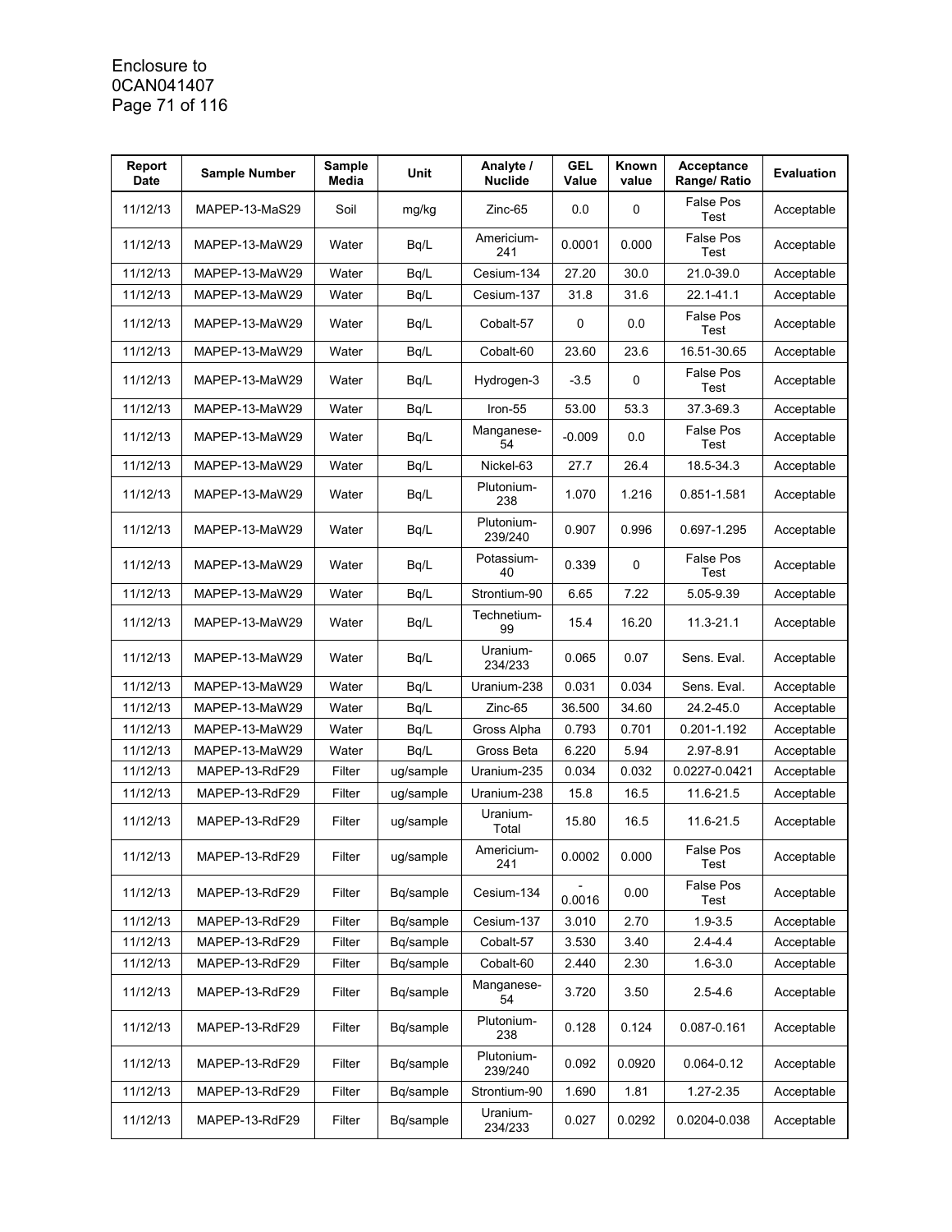| Report Date | Sample Number | Sample Media | Unit | Analyte / Nuclide | GEL Value | Known value | Acceptance Range/ Ratio | Evaluation |
|---|---|---|---|---|---|---|---|---|
| 11/12/13 | MAPEP-13-MaS29 | Soil | mg/kg | Zinc-65 | 0.0 | 0 | False Pos Test | Acceptable |
| 11/12/13 | MAPEP-13-MaW29 | Water | Bq/L | Americium-241 | 0.0001 | 0.000 | False Pos Test | Acceptable |
| 11/12/13 | MAPEP-13-MaW29 | Water | Bq/L | Cesium-134 | 27.20 | 30.0 | 21.0-39.0 | Acceptable |
| 11/12/13 | MAPEP-13-MaW29 | Water | Bq/L | Cesium-137 | 31.8 | 31.6 | 22.1-41.1 | Acceptable |
| 11/12/13 | MAPEP-13-MaW29 | Water | Bq/L | Cobalt-57 | 0 | 0.0 | False Pos Test | Acceptable |
| 11/12/13 | MAPEP-13-MaW29 | Water | Bq/L | Cobalt-60 | 23.60 | 23.6 | 16.51-30.65 | Acceptable |
| 11/12/13 | MAPEP-13-MaW29 | Water | Bq/L | Hydrogen-3 | -3.5 | 0 | False Pos Test | Acceptable |
| 11/12/13 | MAPEP-13-MaW29 | Water | Bq/L | Iron-55 | 53.00 | 53.3 | 37.3-69.3 | Acceptable |
| 11/12/13 | MAPEP-13-MaW29 | Water | Bq/L | Manganese-54 | -0.009 | 0.0 | False Pos Test | Acceptable |
| 11/12/13 | MAPEP-13-MaW29 | Water | Bq/L | Nickel-63 | 27.7 | 26.4 | 18.5-34.3 | Acceptable |
| 11/12/13 | MAPEP-13-MaW29 | Water | Bq/L | Plutonium-238 | 1.070 | 1.216 | 0.851-1.581 | Acceptable |
| 11/12/13 | MAPEP-13-MaW29 | Water | Bq/L | Plutonium-239/240 | 0.907 | 0.996 | 0.697-1.295 | Acceptable |
| 11/12/13 | MAPEP-13-MaW29 | Water | Bq/L | Potassium-40 | 0.339 | 0 | False Pos Test | Acceptable |
| 11/12/13 | MAPEP-13-MaW29 | Water | Bq/L | Strontium-90 | 6.65 | 7.22 | 5.05-9.39 | Acceptable |
| 11/12/13 | MAPEP-13-MaW29 | Water | Bq/L | Technetium-99 | 15.4 | 16.20 | 11.3-21.1 | Acceptable |
| 11/12/13 | MAPEP-13-MaW29 | Water | Bq/L | Uranium-234/233 | 0.065 | 0.07 | Sens. Eval. | Acceptable |
| 11/12/13 | MAPEP-13-MaW29 | Water | Bq/L | Uranium-238 | 0.031 | 0.034 | Sens. Eval. | Acceptable |
| 11/12/13 | MAPEP-13-MaW29 | Water | Bq/L | Zinc-65 | 36.500 | 34.60 | 24.2-45.0 | Acceptable |
| 11/12/13 | MAPEP-13-MaW29 | Water | Bq/L | Gross Alpha | 0.793 | 0.701 | 0.201-1.192 | Acceptable |
| 11/12/13 | MAPEP-13-MaW29 | Water | Bq/L | Gross Beta | 6.220 | 5.94 | 2.97-8.91 | Acceptable |
| 11/12/13 | MAPEP-13-RdF29 | Filter | ug/sample | Uranium-235 | 0.034 | 0.032 | 0.0227-0.0421 | Acceptable |
| 11/12/13 | MAPEP-13-RdF29 | Filter | ug/sample | Uranium-238 | 15.8 | 16.5 | 11.6-21.5 | Acceptable |
| 11/12/13 | MAPEP-13-RdF29 | Filter | ug/sample | Uranium-Total | 15.80 | 16.5 | 11.6-21.5 | Acceptable |
| 11/12/13 | MAPEP-13-RdF29 | Filter | ug/sample | Americium-241 | 0.0002 | 0.000 | False Pos Test | Acceptable |
| 11/12/13 | MAPEP-13-RdF29 | Filter | Bq/sample | Cesium-134 | -0.0016 | 0.00 | False Pos Test | Acceptable |
| 11/12/13 | MAPEP-13-RdF29 | Filter | Bq/sample | Cesium-137 | 3.010 | 2.70 | 1.9-3.5 | Acceptable |
| 11/12/13 | MAPEP-13-RdF29 | Filter | Bq/sample | Cobalt-57 | 3.530 | 3.40 | 2.4-4.4 | Acceptable |
| 11/12/13 | MAPEP-13-RdF29 | Filter | Bq/sample | Cobalt-60 | 2.440 | 2.30 | 1.6-3.0 | Acceptable |
| 11/12/13 | MAPEP-13-RdF29 | Filter | Bq/sample | Manganese-54 | 3.720 | 3.50 | 2.5-4.6 | Acceptable |
| 11/12/13 | MAPEP-13-RdF29 | Filter | Bq/sample | Plutonium-238 | 0.128 | 0.124 | 0.087-0.161 | Acceptable |
| 11/12/13 | MAPEP-13-RdF29 | Filter | Bq/sample | Plutonium-239/240 | 0.092 | 0.0920 | 0.064-0.12 | Acceptable |
| 11/12/13 | MAPEP-13-RdF29 | Filter | Bq/sample | Strontium-90 | 1.690 | 1.81 | 1.27-2.35 | Acceptable |
| 11/12/13 | MAPEP-13-RdF29 | Filter | Bq/sample | Uranium-234/233 | 0.027 | 0.0292 | 0.0204-0.038 | Acceptable |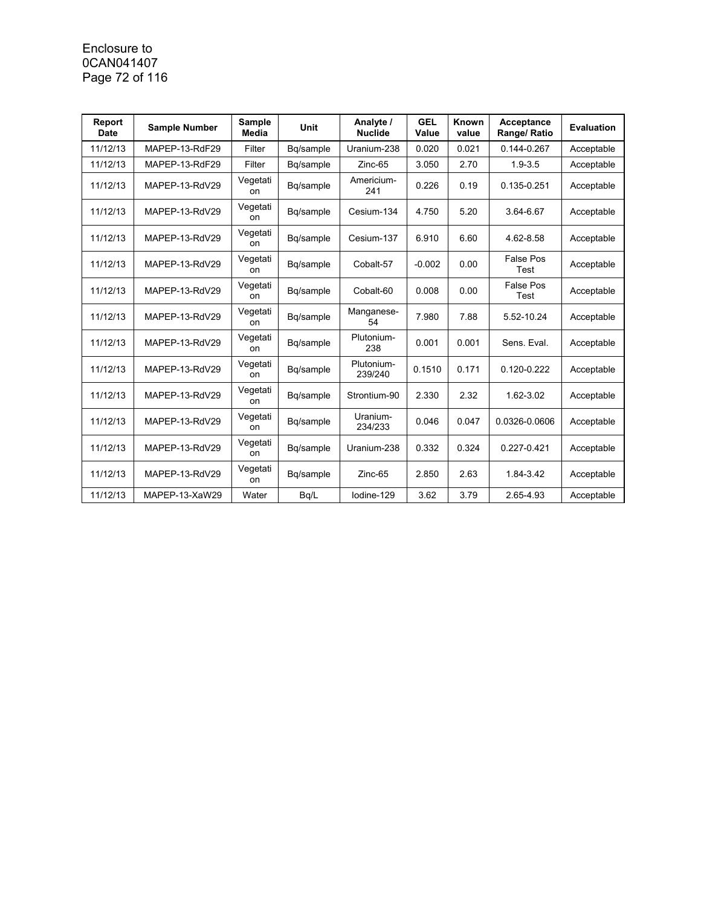| Report Date | Sample Number | Sample Media | Unit | Analyte / Nuclide | GEL Value | Known value | Acceptance Range/ Ratio | Evaluation |
|---|---|---|---|---|---|---|---|---|
| 11/12/13 | MAPEP-13-RdF29 | Filter | Bq/sample | Uranium-238 | 0.020 | 0.021 | 0.144-0.267 | Acceptable |
| 11/12/13 | MAPEP-13-RdF29 | Filter | Bq/sample | Zinc-65 | 3.050 | 2.70 | 1.9-3.5 | Acceptable |
| 11/12/13 | MAPEP-13-RdV29 | Vegetation | Bq/sample | Americium-241 | 0.226 | 0.19 | 0.135-0.251 | Acceptable |
| 11/12/13 | MAPEP-13-RdV29 | Vegetation | Bq/sample | Cesium-134 | 4.750 | 5.20 | 3.64-6.67 | Acceptable |
| 11/12/13 | MAPEP-13-RdV29 | Vegetation | Bq/sample | Cesium-137 | 6.910 | 6.60 | 4.62-8.58 | Acceptable |
| 11/12/13 | MAPEP-13-RdV29 | Vegetation | Bq/sample | Cobalt-57 | -0.002 | 0.00 | False Pos Test | Acceptable |
| 11/12/13 | MAPEP-13-RdV29 | Vegetation | Bq/sample | Cobalt-60 | 0.008 | 0.00 | False Pos Test | Acceptable |
| 11/12/13 | MAPEP-13-RdV29 | Vegetation | Bq/sample | Manganese-54 | 7.980 | 7.88 | 5.52-10.24 | Acceptable |
| 11/12/13 | MAPEP-13-RdV29 | Vegetation | Bq/sample | Plutonium-238 | 0.001 | 0.001 | Sens. Eval. | Acceptable |
| 11/12/13 | MAPEP-13-RdV29 | Vegetation | Bq/sample | Plutonium-239/240 | 0.1510 | 0.171 | 0.120-0.222 | Acceptable |
| 11/12/13 | MAPEP-13-RdV29 | Vegetation | Bq/sample | Strontium-90 | 2.330 | 2.32 | 1.62-3.02 | Acceptable |
| 11/12/13 | MAPEP-13-RdV29 | Vegetation | Bq/sample | Uranium-234/233 | 0.046 | 0.047 | 0.0326-0.0606 | Acceptable |
| 11/12/13 | MAPEP-13-RdV29 | Vegetation | Bq/sample | Uranium-238 | 0.332 | 0.324 | 0.227-0.421 | Acceptable |
| 11/12/13 | MAPEP-13-RdV29 | Vegetation | Bq/sample | Zinc-65 | 2.850 | 2.63 | 1.84-3.42 | Acceptable |
| 11/12/13 | MAPEP-13-XaW29 | Water | Bq/L | Iodine-129 | 3.62 | 3.79 | 2.65-4.93 | Acceptable |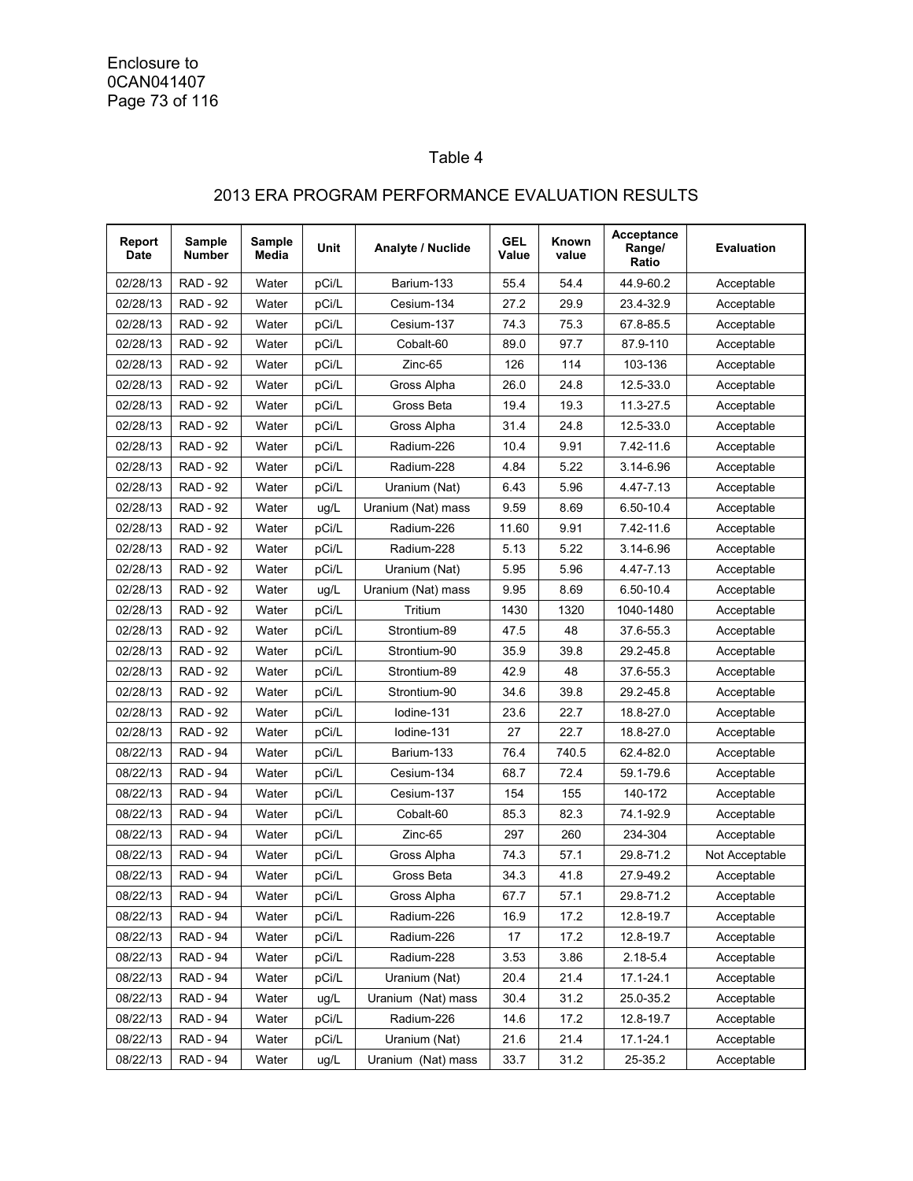Enclosure to
0CAN041407

## Table 4

## 2013 ERA PROGRAM PERFORMANCE EVALUATION RESULTS

| Report Date | Sample Number | Sample Media | Unit | Analyte / Nuclide | GEL Value | Known value | Acceptance Range/ Ratio | Evaluation |
|---|---|---|---|---|---|---|---|---|
| 02/28/13 | RAD - 92 | Water | pCi/L | Barium-133 | 55.4 | 54.4 | 44.9-60.2 | Acceptable |
| 02/28/13 | RAD - 92 | Water | pCi/L | Cesium-134 | 27.2 | 29.9 | 23.4-32.9 | Acceptable |
| 02/28/13 | RAD - 92 | Water | pCi/L | Cesium-137 | 74.3 | 75.3 | 67.8-85.5 | Acceptable |
| 02/28/13 | RAD - 92 | Water | pCi/L | Cobalt-60 | 89.0 | 97.7 | 87.9-110 | Acceptable |
| 02/28/13 | RAD - 92 | Water | pCi/L | Zinc-65 | 126 | 114 | 103-136 | Acceptable |
| 02/28/13 | RAD - 92 | Water | pCi/L | Gross Alpha | 26.0 | 24.8 | 12.5-33.0 | Acceptable |
| 02/28/13 | RAD - 92 | Water | pCi/L | Gross Beta | 19.4 | 19.3 | 11.3-27.5 | Acceptable |
| 02/28/13 | RAD - 92 | Water | pCi/L | Gross Alpha | 31.4 | 24.8 | 12.5-33.0 | Acceptable |
| 02/28/13 | RAD - 92 | Water | pCi/L | Radium-226 | 10.4 | 9.91 | 7.42-11.6 | Acceptable |
| 02/28/13 | RAD - 92 | Water | pCi/L | Radium-228 | 4.84 | 5.22 | 3.14-6.96 | Acceptable |
| 02/28/13 | RAD - 92 | Water | pCi/L | Uranium (Nat) | 6.43 | 5.96 | 4.47-7.13 | Acceptable |
| 02/28/13 | RAD - 92 | Water | ug/L | Uranium (Nat) mass | 9.59 | 8.69 | 6.50-10.4 | Acceptable |
| 02/28/13 | RAD - 92 | Water | pCi/L | Radium-226 | 11.60 | 9.91 | 7.42-11.6 | Acceptable |
| 02/28/13 | RAD - 92 | Water | pCi/L | Radium-228 | 5.13 | 5.22 | 3.14-6.96 | Acceptable |
| 02/28/13 | RAD - 92 | Water | pCi/L | Uranium (Nat) | 5.95 | 5.96 | 4.47-7.13 | Acceptable |
| 02/28/13 | RAD - 92 | Water | ug/L | Uranium (Nat) mass | 9.95 | 8.69 | 6.50-10.4 | Acceptable |
| 02/28/13 | RAD - 92 | Water | pCi/L | Tritium | 1430 | 1320 | 1040-1480 | Acceptable |
| 02/28/13 | RAD - 92 | Water | pCi/L | Strontium-89 | 47.5 | 48 | 37.6-55.3 | Acceptable |
| 02/28/13 | RAD - 92 | Water | pCi/L | Strontium-90 | 35.9 | 39.8 | 29.2-45.8 | Acceptable |
| 02/28/13 | RAD - 92 | Water | pCi/L | Strontium-89 | 42.9 | 48 | 37.6-55.3 | Acceptable |
| 02/28/13 | RAD - 92 | Water | pCi/L | Strontium-90 | 34.6 | 39.8 | 29.2-45.8 | Acceptable |
| 02/28/13 | RAD - 92 | Water | pCi/L | Iodine-131 | 23.6 | 22.7 | 18.8-27.0 | Acceptable |
| 02/28/13 | RAD - 92 | Water | pCi/L | Iodine-131 | 27 | 22.7 | 18.8-27.0 | Acceptable |
| 08/22/13 | RAD - 94 | Water | pCi/L | Barium-133 | 76.4 | 740.5 | 62.4-82.0 | Acceptable |
| 08/22/13 | RAD - 94 | Water | pCi/L | Cesium-134 | 68.7 | 72.4 | 59.1-79.6 | Acceptable |
| 08/22/13 | RAD - 94 | Water | pCi/L | Cesium-137 | 154 | 155 | 140-172 | Acceptable |
| 08/22/13 | RAD - 94 | Water | pCi/L | Cobalt-60 | 85.3 | 82.3 | 74.1-92.9 | Acceptable |
| 08/22/13 | RAD - 94 | Water | pCi/L | Zinc-65 | 297 | 260 | 234-304 | Acceptable |
| 08/22/13 | RAD - 94 | Water | pCi/L | Gross Alpha | 74.3 | 57.1 | 29.8-71.2 | Not Acceptable |
| 08/22/13 | RAD - 94 | Water | pCi/L | Gross Beta | 34.3 | 41.8 | 27.9-49.2 | Acceptable |
| 08/22/13 | RAD - 94 | Water | pCi/L | Gross Alpha | 67.7 | 57.1 | 29.8-71.2 | Acceptable |
| 08/22/13 | RAD - 94 | Water | pCi/L | Radium-226 | 16.9 | 17.2 | 12.8-19.7 | Acceptable |
| 08/22/13 | RAD - 94 | Water | pCi/L | Radium-226 | 17 | 17.2 | 12.8-19.7 | Acceptable |
| 08/22/13 | RAD - 94 | Water | pCi/L | Radium-228 | 3.53 | 3.86 | 2.18-5.4 | Acceptable |
| 08/22/13 | RAD - 94 | Water | pCi/L | Uranium (Nat) | 20.4 | 21.4 | 17.1-24.1 | Acceptable |
| 08/22/13 | RAD - 94 | Water | ug/L | Uranium (Nat) mass | 30.4 | 31.2 | 25.0-35.2 | Acceptable |
| 08/22/13 | RAD - 94 | Water | pCi/L | Radium-226 | 14.6 | 17.2 | 12.8-19.7 | Acceptable |
| 08/22/13 | RAD - 94 | Water | pCi/L | Uranium (Nat) | 21.6 | 21.4 | 17.1-24.1 | Acceptable |
| 08/22/13 | RAD - 94 | Water | ug/L | Uranium (Nat) mass | 33.7 | 31.2 | 25-35.2 | Acceptable |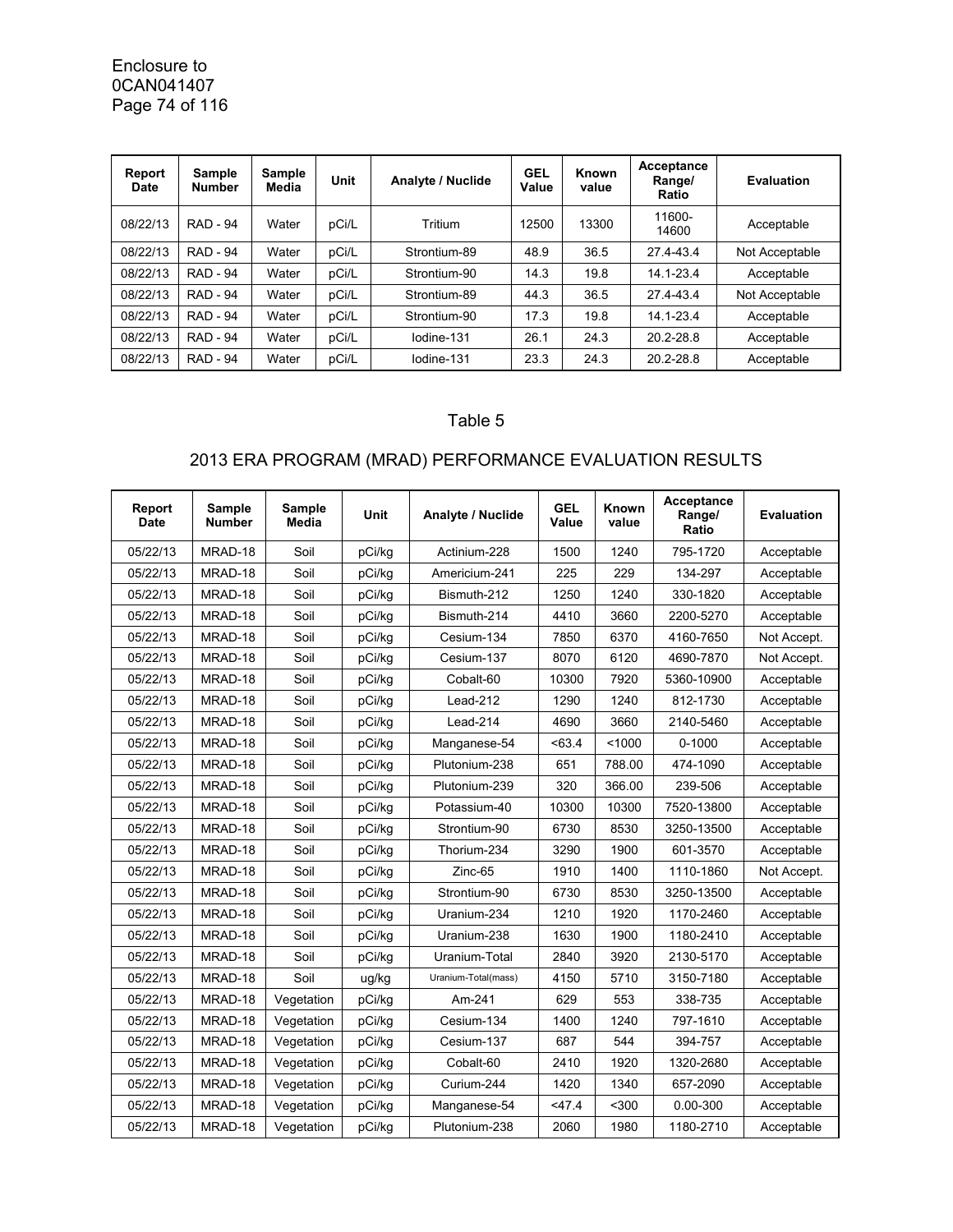| Report Date | Sample Number | Sample Media | Unit | Analyte / Nuclide | GEL Value | Known value | Acceptance Range/ Ratio | Evaluation |
|---|---|---|---|---|---|---|---|---|
| 08/22/13 | RAD - 94 | Water | pCi/L | Tritium | 12500 | 13300 | 11600-14600 | Acceptable |
| 08/22/13 | RAD - 94 | Water | pCi/L | Strontium-89 | 48.9 | 36.5 | 27.4-43.4 | Not Acceptable |
| 08/22/13 | RAD - 94 | Water | pCi/L | Strontium-90 | 14.3 | 19.8 | 14.1-23.4 | Acceptable |
| 08/22/13 | RAD - 94 | Water | pCi/L | Strontium-89 | 44.3 | 36.5 | 27.4-43.4 | Not Acceptable |
| 08/22/13 | RAD - 94 | Water | pCi/L | Strontium-90 | 17.3 | 19.8 | 14.1-23.4 | Acceptable |
| 08/22/13 | RAD - 94 | Water | pCi/L | Iodine-131 | 26.1 | 24.3 | 20.2-28.8 | Acceptable |
| 08/22/13 | RAD - 94 | Water | pCi/L | Iodine-131 | 23.3 | 24.3 | 20.2-28.8 | Acceptable |

Table 5

## 2013 ERA PROGRAM (MRAD) PERFORMANCE EVALUATION RESULTS

| Report Date | Sample Number | Sample Media | Unit | Analyte / Nuclide | GEL Value | Known value | Acceptance Range/ Ratio | Evaluation |
|---|---|---|---|---|---|---|---|---|
| 05/22/13 | MRAD-18 | Soil | pCi/kg | Actinium-228 | 1500 | 1240 | 795-1720 | Acceptable |
| 05/22/13 | MRAD-18 | Soil | pCi/kg | Americium-241 | 225 | 229 | 134-297 | Acceptable |
| 05/22/13 | MRAD-18 | Soil | pCi/kg | Bismuth-212 | 1250 | 1240 | 330-1820 | Acceptable |
| 05/22/13 | MRAD-18 | Soil | pCi/kg | Bismuth-214 | 4410 | 3660 | 2200-5270 | Acceptable |
| 05/22/13 | MRAD-18 | Soil | pCi/kg | Cesium-134 | 7850 | 6370 | 4160-7650 | Not Accept. |
| 05/22/13 | MRAD-18 | Soil | pCi/kg | Cesium-137 | 8070 | 6120 | 4690-7870 | Not Accept. |
| 05/22/13 | MRAD-18 | Soil | pCi/kg | Cobalt-60 | 10300 | 7920 | 5360-10900 | Acceptable |
| 05/22/13 | MRAD-18 | Soil | pCi/kg | Lead-212 | 1290 | 1240 | 812-1730 | Acceptable |
| 05/22/13 | MRAD-18 | Soil | pCi/kg | Lead-214 | 4690 | 3660 | 2140-5460 | Acceptable |
| 05/22/13 | MRAD-18 | Soil | pCi/kg | Manganese-54 | <63.4 | <1000 | 0-1000 | Acceptable |
| 05/22/13 | MRAD-18 | Soil | pCi/kg | Plutonium-238 | 651 | 788.00 | 474-1090 | Acceptable |
| 05/22/13 | MRAD-18 | Soil | pCi/kg | Plutonium-239 | 320 | 366.00 | 239-506 | Acceptable |
| 05/22/13 | MRAD-18 | Soil | pCi/kg | Potassium-40 | 10300 | 10300 | 7520-13800 | Acceptable |
| 05/22/13 | MRAD-18 | Soil | pCi/kg | Strontium-90 | 6730 | 8530 | 3250-13500 | Acceptable |
| 05/22/13 | MRAD-18 | Soil | pCi/kg | Thorium-234 | 3290 | 1900 | 601-3570 | Acceptable |
| 05/22/13 | MRAD-18 | Soil | pCi/kg | Zinc-65 | 1910 | 1400 | 1110-1860 | Not Accept. |
| 05/22/13 | MRAD-18 | Soil | pCi/kg | Strontium-90 | 6730 | 8530 | 3250-13500 | Acceptable |
| 05/22/13 | MRAD-18 | Soil | pCi/kg | Uranium-234 | 1210 | 1920 | 1170-2460 | Acceptable |
| 05/22/13 | MRAD-18 | Soil | pCi/kg | Uranium-238 | 1630 | 1900 | 1180-2410 | Acceptable |
| 05/22/13 | MRAD-18 | Soil | pCi/kg | Uranium-Total | 2840 | 3920 | 2130-5170 | Acceptable |
| 05/22/13 | MRAD-18 | Soil | ug/kg | Uranium-Total(mass) | 4150 | 5710 | 3150-7180 | Acceptable |
| 05/22/13 | MRAD-18 | Vegetation | pCi/kg | Am-241 | 629 | 553 | 338-735 | Acceptable |
| 05/22/13 | MRAD-18 | Vegetation | pCi/kg | Cesium-134 | 1400 | 1240 | 797-1610 | Acceptable |
| 05/22/13 | MRAD-18 | Vegetation | pCi/kg | Cesium-137 | 687 | 544 | 394-757 | Acceptable |
| 05/22/13 | MRAD-18 | Vegetation | pCi/kg | Cobalt-60 | 2410 | 1920 | 1320-2680 | Acceptable |
| 05/22/13 | MRAD-18 | Vegetation | pCi/kg | Curium-244 | 1420 | 1340 | 657-2090 | Acceptable |
| 05/22/13 | MRAD-18 | Vegetation | pCi/kg | Manganese-54 | <47.4 | <300 | 0.00-300 | Acceptable |
| 05/22/13 | MRAD-18 | Vegetation | pCi/kg | Plutonium-238 | 2060 | 1980 | 1180-2710 | Acceptable |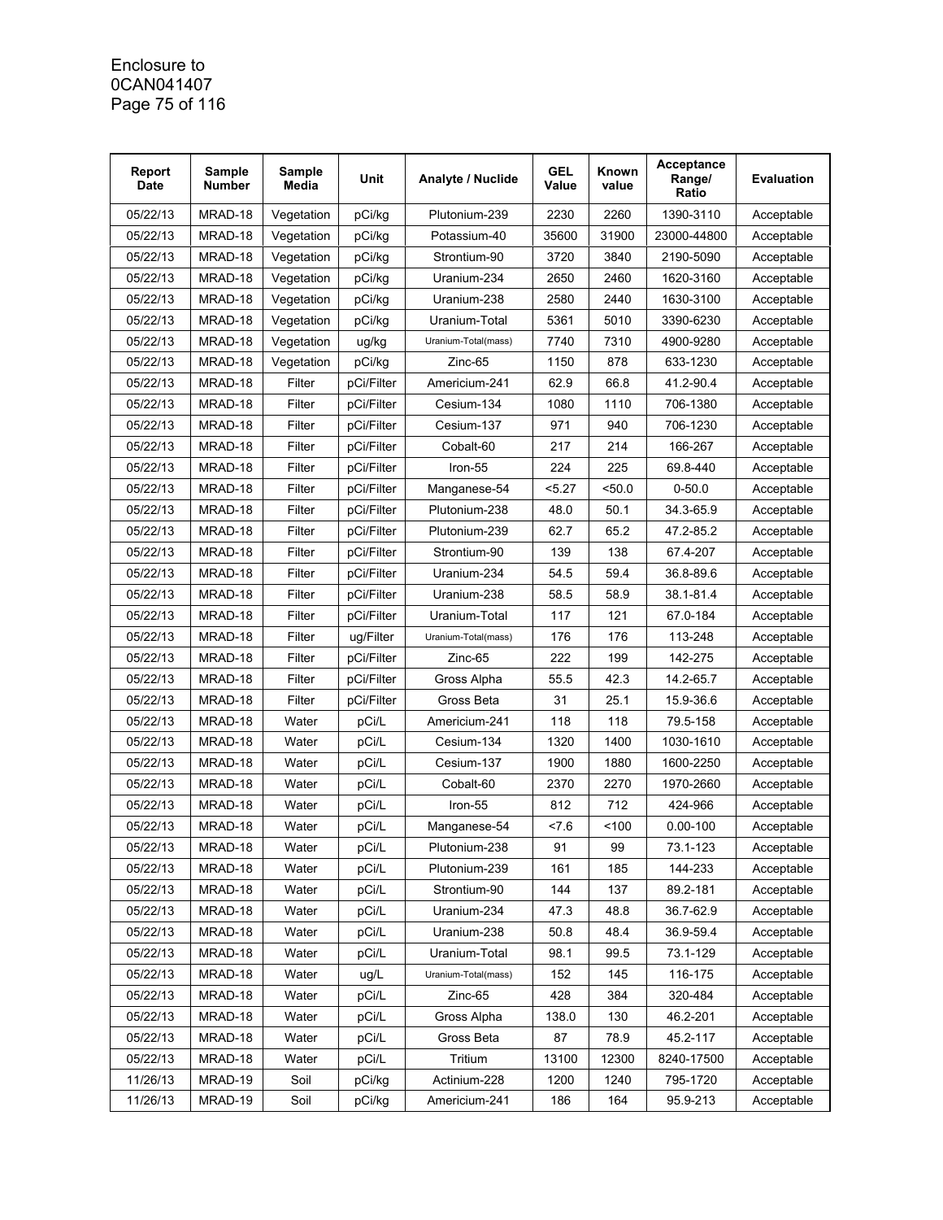| Report Date | Sample Number | Sample Media | Unit | Analyte / Nuclide | GEL Value | Known value | Acceptance Range/ Ratio | Evaluation |
|---|---|---|---|---|---|---|---|---|
| 05/22/13 | MRAD-18 | Vegetation | pCi/kg | Plutonium-239 | 2230 | 2260 | 1390-3110 | Acceptable |
| 05/22/13 | MRAD-18 | Vegetation | pCi/kg | Potassium-40 | 35600 | 31900 | 23000-44800 | Acceptable |
| 05/22/13 | MRAD-18 | Vegetation | pCi/kg | Strontium-90 | 3720 | 3840 | 2190-5090 | Acceptable |
| 05/22/13 | MRAD-18 | Vegetation | pCi/kg | Uranium-234 | 2650 | 2460 | 1620-3160 | Acceptable |
| 05/22/13 | MRAD-18 | Vegetation | pCi/kg | Uranium-238 | 2580 | 2440 | 1630-3100 | Acceptable |
| 05/22/13 | MRAD-18 | Vegetation | pCi/kg | Uranium-Total | 5361 | 5010 | 3390-6230 | Acceptable |
| 05/22/13 | MRAD-18 | Vegetation | ug/kg | Uranium-Total(mass) | 7740 | 7310 | 4900-9280 | Acceptable |
| 05/22/13 | MRAD-18 | Vegetation | pCi/kg | Zinc-65 | 1150 | 878 | 633-1230 | Acceptable |
| 05/22/13 | MRAD-18 | Filter | pCi/Filter | Americium-241 | 62.9 | 66.8 | 41.2-90.4 | Acceptable |
| 05/22/13 | MRAD-18 | Filter | pCi/Filter | Cesium-134 | 1080 | 1110 | 706-1380 | Acceptable |
| 05/22/13 | MRAD-18 | Filter | pCi/Filter | Cesium-137 | 971 | 940 | 706-1230 | Acceptable |
| 05/22/13 | MRAD-18 | Filter | pCi/Filter | Cobalt-60 | 217 | 214 | 166-267 | Acceptable |
| 05/22/13 | MRAD-18 | Filter | pCi/Filter | Iron-55 | 224 | 225 | 69.8-440 | Acceptable |
| 05/22/13 | MRAD-18 | Filter | pCi/Filter | Manganese-54 | <5.27 | <50.0 | 0-50.0 | Acceptable |
| 05/22/13 | MRAD-18 | Filter | pCi/Filter | Plutonium-238 | 48.0 | 50.1 | 34.3-65.9 | Acceptable |
| 05/22/13 | MRAD-18 | Filter | pCi/Filter | Plutonium-239 | 62.7 | 65.2 | 47.2-85.2 | Acceptable |
| 05/22/13 | MRAD-18 | Filter | pCi/Filter | Strontium-90 | 139 | 138 | 67.4-207 | Acceptable |
| 05/22/13 | MRAD-18 | Filter | pCi/Filter | Uranium-234 | 54.5 | 59.4 | 36.8-89.6 | Acceptable |
| 05/22/13 | MRAD-18 | Filter | pCi/Filter | Uranium-238 | 58.5 | 58.9 | 38.1-81.4 | Acceptable |
| 05/22/13 | MRAD-18 | Filter | pCi/Filter | Uranium-Total | 117 | 121 | 67.0-184 | Acceptable |
| 05/22/13 | MRAD-18 | Filter | ug/Filter | Uranium-Total(mass) | 176 | 176 | 113-248 | Acceptable |
| 05/22/13 | MRAD-18 | Filter | pCi/Filter | Zinc-65 | 222 | 199 | 142-275 | Acceptable |
| 05/22/13 | MRAD-18 | Filter | pCi/Filter | Gross Alpha | 55.5 | 42.3 | 14.2-65.7 | Acceptable |
| 05/22/13 | MRAD-18 | Filter | pCi/Filter | Gross Beta | 31 | 25.1 | 15.9-36.6 | Acceptable |
| 05/22/13 | MRAD-18 | Water | pCi/L | Americium-241 | 118 | 118 | 79.5-158 | Acceptable |
| 05/22/13 | MRAD-18 | Water | pCi/L | Cesium-134 | 1320 | 1400 | 1030-1610 | Acceptable |
| 05/22/13 | MRAD-18 | Water | pCi/L | Cesium-137 | 1900 | 1880 | 1600-2250 | Acceptable |
| 05/22/13 | MRAD-18 | Water | pCi/L | Cobalt-60 | 2370 | 2270 | 1970-2660 | Acceptable |
| 05/22/13 | MRAD-18 | Water | pCi/L | Iron-55 | 812 | 712 | 424-966 | Acceptable |
| 05/22/13 | MRAD-18 | Water | pCi/L | Manganese-54 | <7.6 | <100 | 0.00-100 | Acceptable |
| 05/22/13 | MRAD-18 | Water | pCi/L | Plutonium-238 | 91 | 99 | 73.1-123 | Acceptable |
| 05/22/13 | MRAD-18 | Water | pCi/L | Plutonium-239 | 161 | 185 | 144-233 | Acceptable |
| 05/22/13 | MRAD-18 | Water | pCi/L | Strontium-90 | 144 | 137 | 89.2-181 | Acceptable |
| 05/22/13 | MRAD-18 | Water | pCi/L | Uranium-234 | 47.3 | 48.8 | 36.7-62.9 | Acceptable |
| 05/22/13 | MRAD-18 | Water | pCi/L | Uranium-238 | 50.8 | 48.4 | 36.9-59.4 | Acceptable |
| 05/22/13 | MRAD-18 | Water | pCi/L | Uranium-Total | 98.1 | 99.5 | 73.1-129 | Acceptable |
| 05/22/13 | MRAD-18 | Water | ug/L | Uranium-Total(mass) | 152 | 145 | 116-175 | Acceptable |
| 05/22/13 | MRAD-18 | Water | pCi/L | Zinc-65 | 428 | 384 | 320-484 | Acceptable |
| 05/22/13 | MRAD-18 | Water | pCi/L | Gross Alpha | 138.0 | 130 | 46.2-201 | Acceptable |
| 05/22/13 | MRAD-18 | Water | pCi/L | Gross Beta | 87 | 78.9 | 45.2-117 | Acceptable |
| 05/22/13 | MRAD-18 | Water | pCi/L | Tritium | 13100 | 12300 | 8240-17500 | Acceptable |
| 11/26/13 | MRAD-19 | Soil | pCi/kg | Actinium-228 | 1200 | 1240 | 795-1720 | Acceptable |
| 11/26/13 | MRAD-19 | Soil | pCi/kg | Americium-241 | 186 | 164 | 95.9-213 | Acceptable |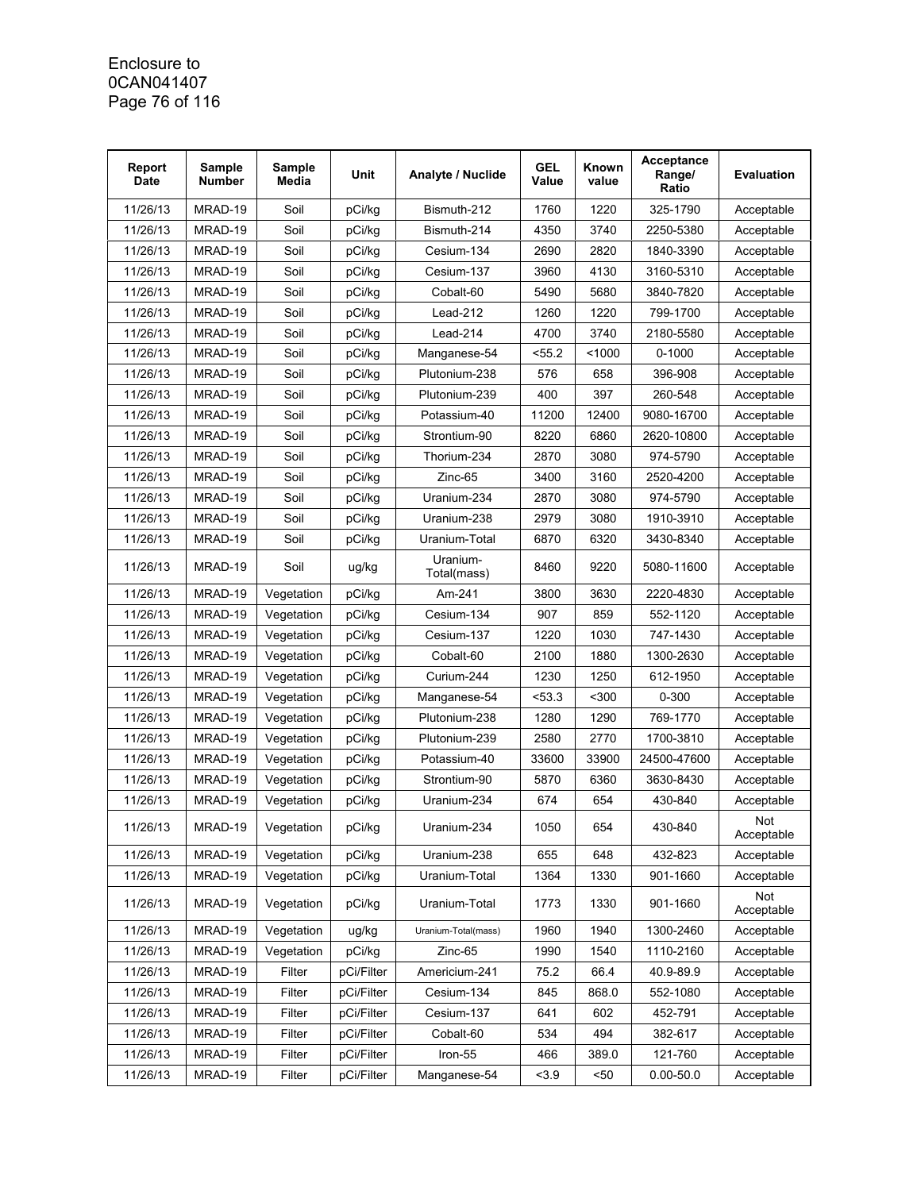| Report Date | Sample Number | Sample Media | Unit | Analyte / Nuclide | GEL Value | Known value | Acceptance Range/ Ratio | Evaluation |
|---|---|---|---|---|---|---|---|---|
| 11/26/13 | MRAD-19 | Soil | pCi/kg | Bismuth-212 | 1760 | 1220 | 325-1790 | Acceptable |
| 11/26/13 | MRAD-19 | Soil | pCi/kg | Bismuth-214 | 4350 | 3740 | 2250-5380 | Acceptable |
| 11/26/13 | MRAD-19 | Soil | pCi/kg | Cesium-134 | 2690 | 2820 | 1840-3390 | Acceptable |
| 11/26/13 | MRAD-19 | Soil | pCi/kg | Cesium-137 | 3960 | 4130 | 3160-5310 | Acceptable |
| 11/26/13 | MRAD-19 | Soil | pCi/kg | Cobalt-60 | 5490 | 5680 | 3840-7820 | Acceptable |
| 11/26/13 | MRAD-19 | Soil | pCi/kg | Lead-212 | 1260 | 1220 | 799-1700 | Acceptable |
| 11/26/13 | MRAD-19 | Soil | pCi/kg | Lead-214 | 4700 | 3740 | 2180-5580 | Acceptable |
| 11/26/13 | MRAD-19 | Soil | pCi/kg | Manganese-54 | <55.2 | <1000 | 0-1000 | Acceptable |
| 11/26/13 | MRAD-19 | Soil | pCi/kg | Plutonium-238 | 576 | 658 | 396-908 | Acceptable |
| 11/26/13 | MRAD-19 | Soil | pCi/kg | Plutonium-239 | 400 | 397 | 260-548 | Acceptable |
| 11/26/13 | MRAD-19 | Soil | pCi/kg | Potassium-40 | 11200 | 12400 | 9080-16700 | Acceptable |
| 11/26/13 | MRAD-19 | Soil | pCi/kg | Strontium-90 | 8220 | 6860 | 2620-10800 | Acceptable |
| 11/26/13 | MRAD-19 | Soil | pCi/kg | Thorium-234 | 2870 | 3080 | 974-5790 | Acceptable |
| 11/26/13 | MRAD-19 | Soil | pCi/kg | Zinc-65 | 3400 | 3160 | 2520-4200 | Acceptable |
| 11/26/13 | MRAD-19 | Soil | pCi/kg | Uranium-234 | 2870 | 3080 | 974-5790 | Acceptable |
| 11/26/13 | MRAD-19 | Soil | pCi/kg | Uranium-238 | 2979 | 3080 | 1910-3910 | Acceptable |
| 11/26/13 | MRAD-19 | Soil | pCi/kg | Uranium-Total | 6870 | 6320 | 3430-8340 | Acceptable |
| 11/26/13 | MRAD-19 | Soil | ug/kg | Uranium-Total(mass) | 8460 | 9220 | 5080-11600 | Acceptable |
| 11/26/13 | MRAD-19 | Vegetation | pCi/kg | Am-241 | 3800 | 3630 | 2220-4830 | Acceptable |
| 11/26/13 | MRAD-19 | Vegetation | pCi/kg | Cesium-134 | 907 | 859 | 552-1120 | Acceptable |
| 11/26/13 | MRAD-19 | Vegetation | pCi/kg | Cesium-137 | 1220 | 1030 | 747-1430 | Acceptable |
| 11/26/13 | MRAD-19 | Vegetation | pCi/kg | Cobalt-60 | 2100 | 1880 | 1300-2630 | Acceptable |
| 11/26/13 | MRAD-19 | Vegetation | pCi/kg | Curium-244 | 1230 | 1250 | 612-1950 | Acceptable |
| 11/26/13 | MRAD-19 | Vegetation | pCi/kg | Manganese-54 | <53.3 | <300 | 0-300 | Acceptable |
| 11/26/13 | MRAD-19 | Vegetation | pCi/kg | Plutonium-238 | 1280 | 1290 | 769-1770 | Acceptable |
| 11/26/13 | MRAD-19 | Vegetation | pCi/kg | Plutonium-239 | 2580 | 2770 | 1700-3810 | Acceptable |
| 11/26/13 | MRAD-19 | Vegetation | pCi/kg | Potassium-40 | 33600 | 33900 | 24500-47600 | Acceptable |
| 11/26/13 | MRAD-19 | Vegetation | pCi/kg | Strontium-90 | 5870 | 6360 | 3630-8430 | Acceptable |
| 11/26/13 | MRAD-19 | Vegetation | pCi/kg | Uranium-234 | 674 | 654 | 430-840 | Acceptable |
| 11/26/13 | MRAD-19 | Vegetation | pCi/kg | Uranium-234 | 1050 | 654 | 430-840 | Not Acceptable |
| 11/26/13 | MRAD-19 | Vegetation | pCi/kg | Uranium-238 | 655 | 648 | 432-823 | Acceptable |
| 11/26/13 | MRAD-19 | Vegetation | pCi/kg | Uranium-Total | 1364 | 1330 | 901-1660 | Acceptable |
| 11/26/13 | MRAD-19 | Vegetation | pCi/kg | Uranium-Total | 1773 | 1330 | 901-1660 | Not Acceptable |
| 11/26/13 | MRAD-19 | Vegetation | ug/kg | Uranium-Total(mass) | 1960 | 1940 | 1300-2460 | Acceptable |
| 11/26/13 | MRAD-19 | Vegetation | pCi/kg | Zinc-65 | 1990 | 1540 | 1110-2160 | Acceptable |
| 11/26/13 | MRAD-19 | Filter | pCi/Filter | Americium-241 | 75.2 | 66.4 | 40.9-89.9 | Acceptable |
| 11/26/13 | MRAD-19 | Filter | pCi/Filter | Cesium-134 | 845 | 868.0 | 552-1080 | Acceptable |
| 11/26/13 | MRAD-19 | Filter | pCi/Filter | Cesium-137 | 641 | 602 | 452-791 | Acceptable |
| 11/26/13 | MRAD-19 | Filter | pCi/Filter | Cobalt-60 | 534 | 494 | 382-617 | Acceptable |
| 11/26/13 | MRAD-19 | Filter | pCi/Filter | Iron-55 | 466 | 389.0 | 121-760 | Acceptable |
| 11/26/13 | MRAD-19 | Filter | pCi/Filter | Manganese-54 | <3.9 | <50 | 0.00-50.0 | Acceptable |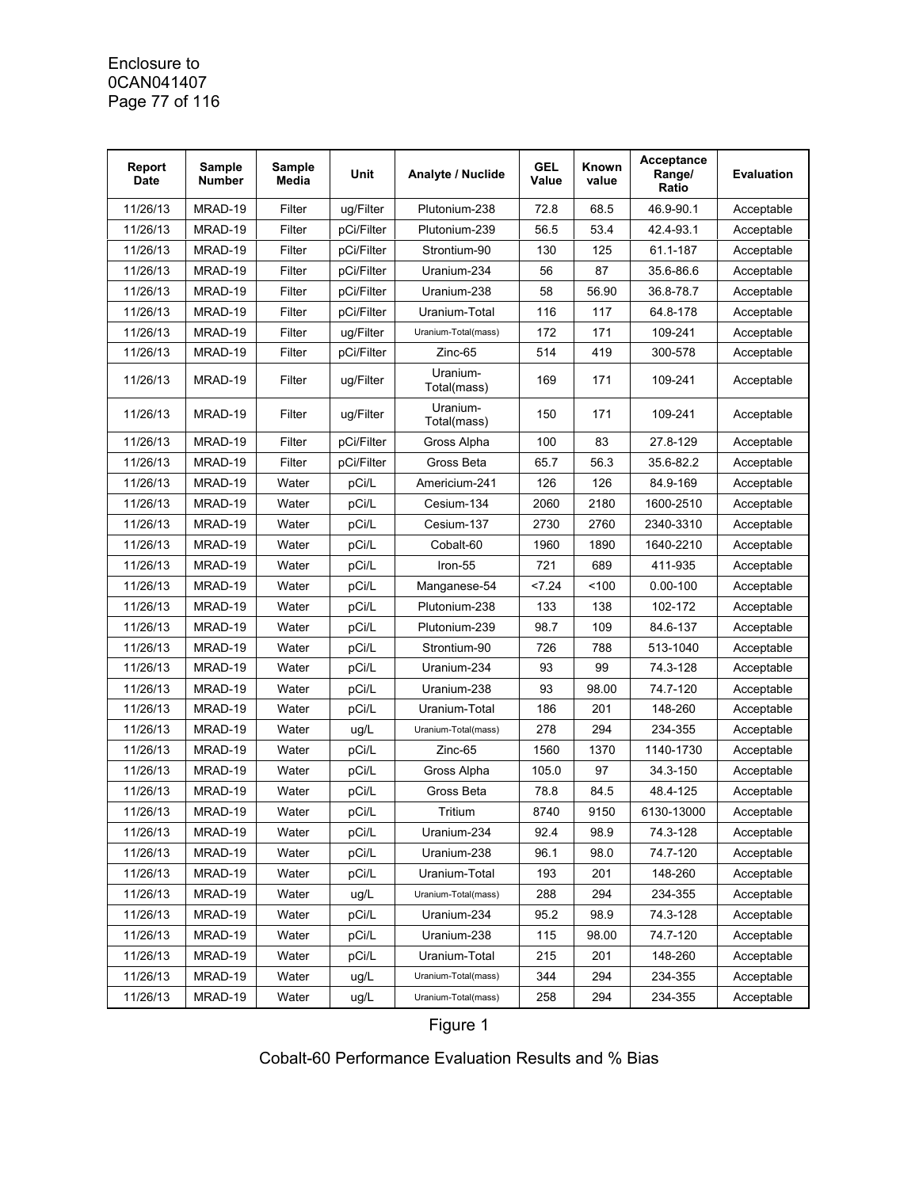| Report Date | Sample Number | Sample Media | Unit | Analyte / Nuclide | GEL Value | Known value | Acceptance Range/ Ratio | Evaluation |
|---|---|---|---|---|---|---|---|---|
| 11/26/13 | MRAD-19 | Filter | ug/Filter | Plutonium-238 | 72.8 | 68.5 | 46.9-90.1 | Acceptable |
| 11/26/13 | MRAD-19 | Filter | pCi/Filter | Plutonium-239 | 56.5 | 53.4 | 42.4-93.1 | Acceptable |
| 11/26/13 | MRAD-19 | Filter | pCi/Filter | Strontium-90 | 130 | 125 | 61.1-187 | Acceptable |
| 11/26/13 | MRAD-19 | Filter | pCi/Filter | Uranium-234 | 56 | 87 | 35.6-86.6 | Acceptable |
| 11/26/13 | MRAD-19 | Filter | pCi/Filter | Uranium-238 | 58 | 56.90 | 36.8-78.7 | Acceptable |
| 11/26/13 | MRAD-19 | Filter | pCi/Filter | Uranium-Total | 116 | 117 | 64.8-178 | Acceptable |
| 11/26/13 | MRAD-19 | Filter | ug/Filter | Uranium-Total(mass) | 172 | 171 | 109-241 | Acceptable |
| 11/26/13 | MRAD-19 | Filter | pCi/Filter | Zinc-65 | 514 | 419 | 300-578 | Acceptable |
| 11/26/13 | MRAD-19 | Filter | ug/Filter | Uranium-Total(mass) | 169 | 171 | 109-241 | Acceptable |
| 11/26/13 | MRAD-19 | Filter | ug/Filter | Uranium-Total(mass) | 150 | 171 | 109-241 | Acceptable |
| 11/26/13 | MRAD-19 | Filter | pCi/Filter | Gross Alpha | 100 | 83 | 27.8-129 | Acceptable |
| 11/26/13 | MRAD-19 | Filter | pCi/Filter | Gross Beta | 65.7 | 56.3 | 35.6-82.2 | Acceptable |
| 11/26/13 | MRAD-19 | Water | pCi/L | Americium-241 | 126 | 126 | 84.9-169 | Acceptable |
| 11/26/13 | MRAD-19 | Water | pCi/L | Cesium-134 | 2060 | 2180 | 1600-2510 | Acceptable |
| 11/26/13 | MRAD-19 | Water | pCi/L | Cesium-137 | 2730 | 2760 | 2340-3310 | Acceptable |
| 11/26/13 | MRAD-19 | Water | pCi/L | Cobalt-60 | 1960 | 1890 | 1640-2210 | Acceptable |
| 11/26/13 | MRAD-19 | Water | pCi/L | Iron-55 | 721 | 689 | 411-935 | Acceptable |
| 11/26/13 | MRAD-19 | Water | pCi/L | Manganese-54 | <7.24 | <100 | 0.00-100 | Acceptable |
| 11/26/13 | MRAD-19 | Water | pCi/L | Plutonium-238 | 133 | 138 | 102-172 | Acceptable |
| 11/26/13 | MRAD-19 | Water | pCi/L | Plutonium-239 | 98.7 | 109 | 84.6-137 | Acceptable |
| 11/26/13 | MRAD-19 | Water | pCi/L | Strontium-90 | 726 | 788 | 513-1040 | Acceptable |
| 11/26/13 | MRAD-19 | Water | pCi/L | Uranium-234 | 93 | 99 | 74.3-128 | Acceptable |
| 11/26/13 | MRAD-19 | Water | pCi/L | Uranium-238 | 93 | 98.00 | 74.7-120 | Acceptable |
| 11/26/13 | MRAD-19 | Water | pCi/L | Uranium-Total | 186 | 201 | 148-260 | Acceptable |
| 11/26/13 | MRAD-19 | Water | ug/L | Uranium-Total(mass) | 278 | 294 | 234-355 | Acceptable |
| 11/26/13 | MRAD-19 | Water | pCi/L | Zinc-65 | 1560 | 1370 | 1140-1730 | Acceptable |
| 11/26/13 | MRAD-19 | Water | pCi/L | Gross Alpha | 105.0 | 97 | 34.3-150 | Acceptable |
| 11/26/13 | MRAD-19 | Water | pCi/L | Gross Beta | 78.8 | 84.5 | 48.4-125 | Acceptable |
| 11/26/13 | MRAD-19 | Water | pCi/L | Tritium | 8740 | 9150 | 6130-13000 | Acceptable |
| 11/26/13 | MRAD-19 | Water | pCi/L | Uranium-234 | 92.4 | 98.9 | 74.3-128 | Acceptable |
| 11/26/13 | MRAD-19 | Water | pCi/L | Uranium-238 | 96.1 | 98.0 | 74.7-120 | Acceptable |
| 11/26/13 | MRAD-19 | Water | pCi/L | Uranium-Total | 193 | 201 | 148-260 | Acceptable |
| 11/26/13 | MRAD-19 | Water | ug/L | Uranium-Total(mass) | 288 | 294 | 234-355 | Acceptable |
| 11/26/13 | MRAD-19 | Water | pCi/L | Uranium-234 | 95.2 | 98.9 | 74.3-128 | Acceptable |
| 11/26/13 | MRAD-19 | Water | pCi/L | Uranium-238 | 115 | 98.00 | 74.7-120 | Acceptable |
| 11/26/13 | MRAD-19 | Water | pCi/L | Uranium-Total | 215 | 201 | 148-260 | Acceptable |
| 11/26/13 | MRAD-19 | Water | ug/L | Uranium-Total(mass) | 344 | 294 | 234-355 | Acceptable |
| 11/26/13 | MRAD-19 | Water | ug/L | Uranium-Total(mass) | 258 | 294 | 234-355 | Acceptable |

Figure 1

Cobalt-60 Performance Evaluation Results and % Bias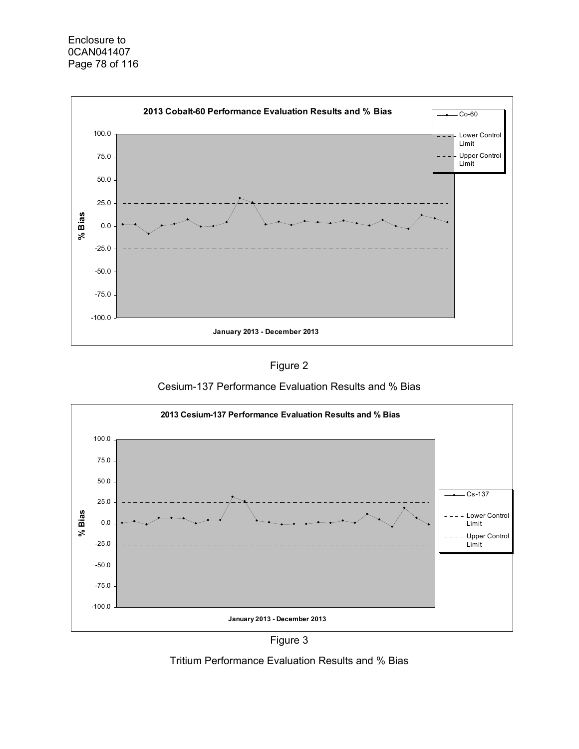**2013 Cobalt-60 Performance Evaluation Results and % Bias**

Co-60

Lower Control Limit

Upper Control Limit

% Bias

100.0

75.0

50.0

25.0

0.0

-25.0

-50.0

-75.0

-100.0

January 2013 - December 2013

Figure 2

Cesium-137 Performance Evaluation Results and % Bias

**2013 Cesium-137 Performance Evaluation Results and % Bias**

Cs-137

Lower Control Limit

Upper Control Limit

% Bias

100.0

75.0

50.0

25.0

0.0

-25.0

-50.0

-75.0

-100.0

January 2013 - December 2013

Figure 3

Tritium Performance Evaluation Results and % Bias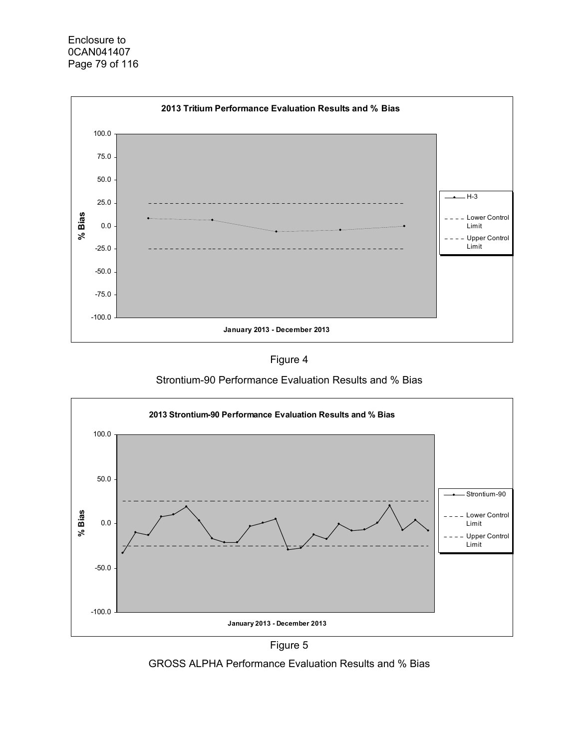2013 Tritium Performance Evaluation Results and % Bias

Figure 4

Strontium-90 Performance Evaluation Results and % Bias

2013 Strontium-90 Performance Evaluation Results and % Bias

Figure 5

GROSS ALPHA Performance Evaluation Results and % Bias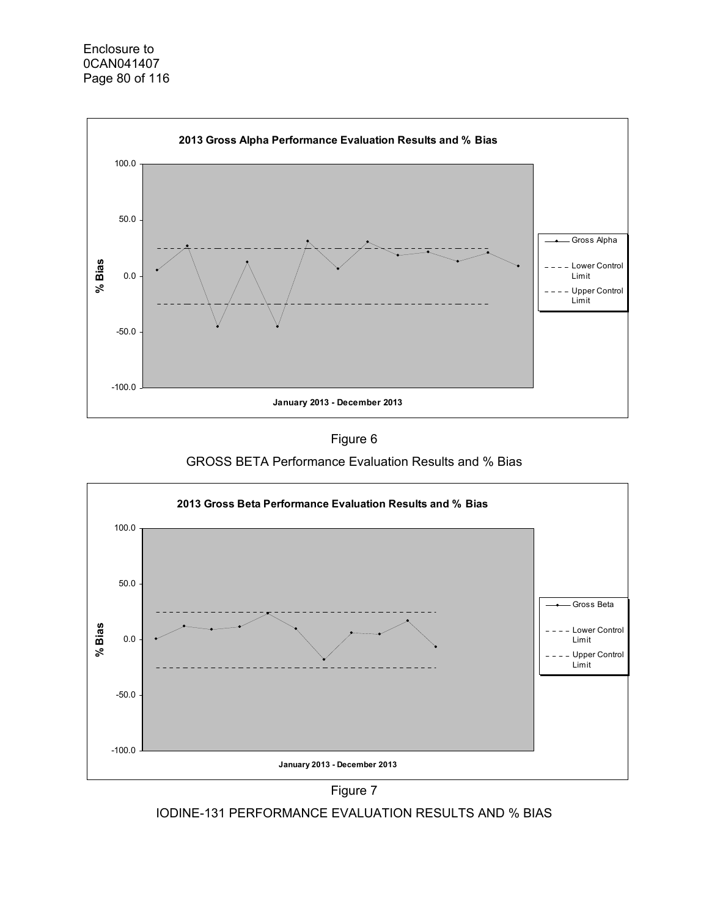**2013 Gross Alpha Performance Evaluation Results and % Bias**

Figure 6

GROSS BETA Performance Evaluation Results and % Bias

**2013 Gross Beta Performance Evaluation Results and % Bias**

Figure 7

IODINE-131 PERFORMANCE EVALUATION RESULTS AND % BIAS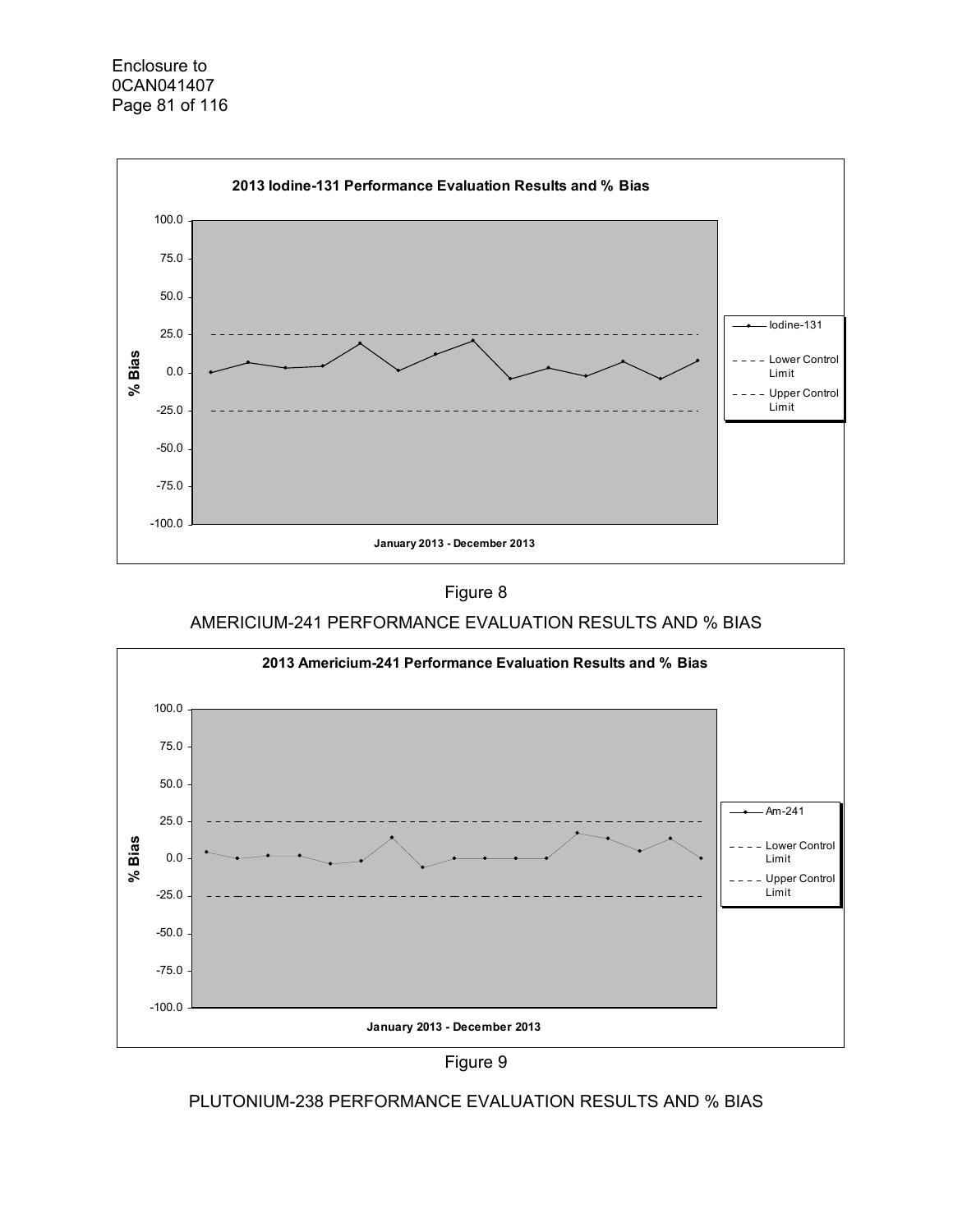2013 Iodine-131 Performance Evaluation Results and % Bias

Figure 8

AMERICIUM-241 PERFORMANCE EVALUATION RESULTS AND % BIAS

2013 Americium-241 Performance Evaluation Results and % Bias

Figure 9

PLUTONIUM-238 PERFORMANCE EVALUATION RESULTS AND % BIAS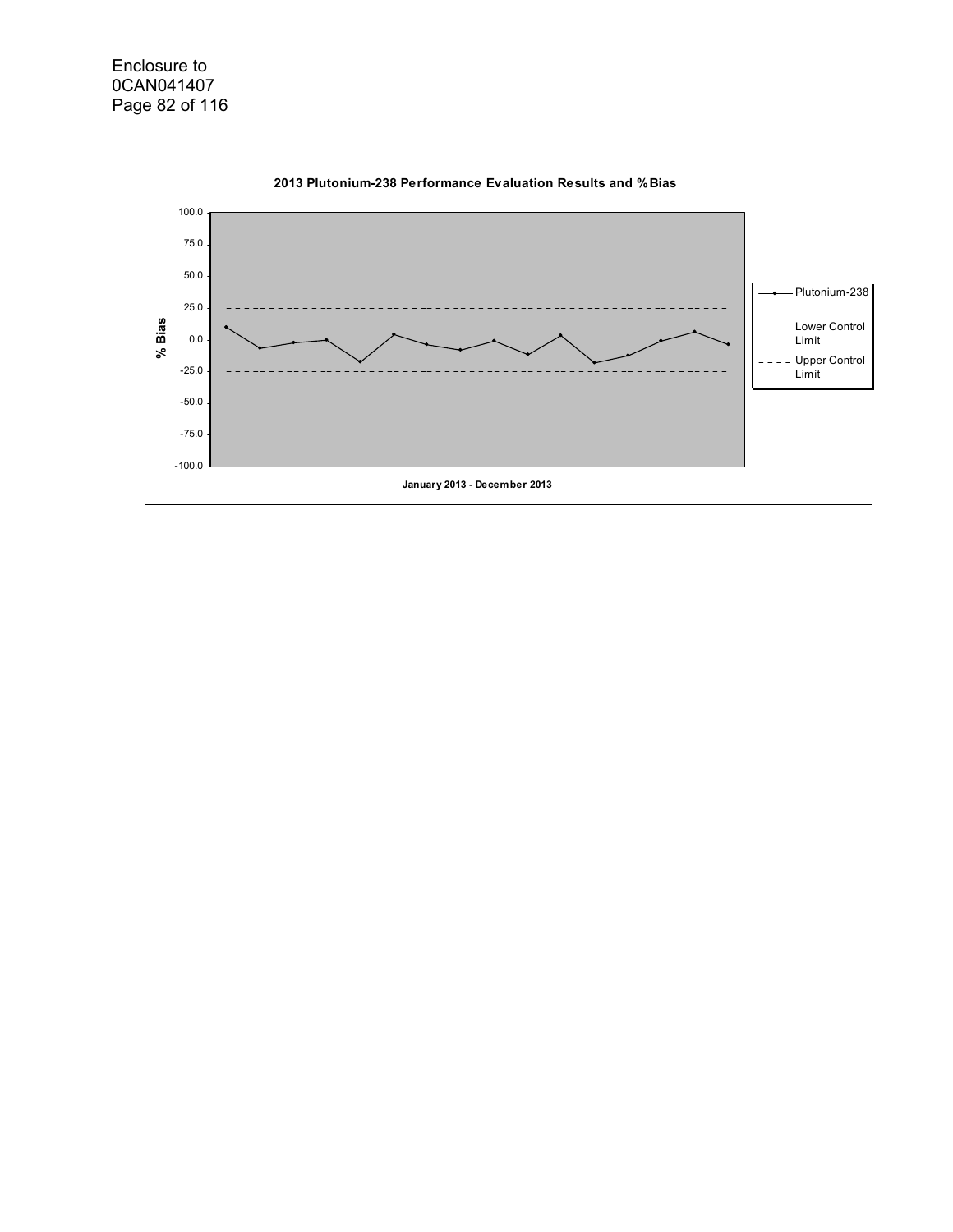**2013 Plutonium-238 Performance Evaluation Results and %Bias**

% Bias

100.0
75.0
50.0
25.0
0.0
-25.0
-50.0
-75.0
-100.0

January 2013 - December 2013

Plutonium-238

Lower Control Limit

Upper Control Limit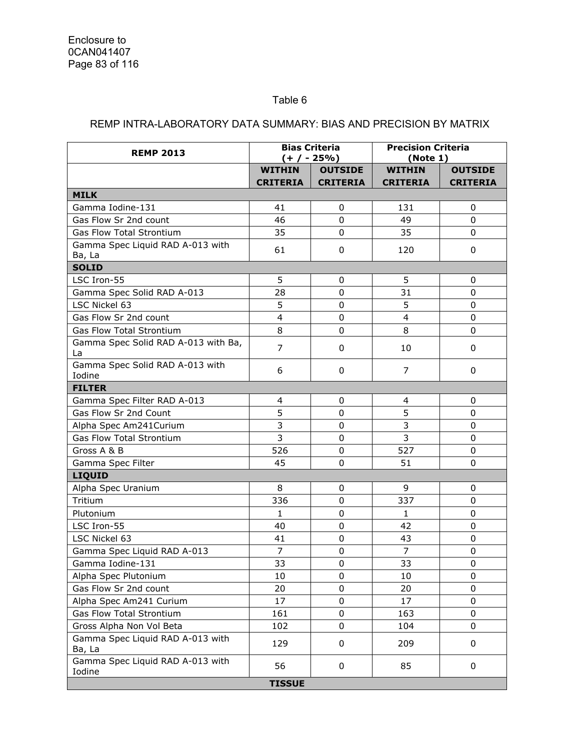Table 6

REMP INTRA-LABORATORY DATA SUMMARY: BIAS AND PRECISION BY MATRIX

| REMP 2013 | Bias Criteria (+ / - 25%) | | Precision Criteria (Note 1) | |
|---|---|---|---|---|
| | **WITHIN CRITERIA** | **OUTSIDE CRITERIA** | **WITHIN CRITERIA** | **OUTSIDE CRITERIA** |
| **MILK** | | | | |
| Gamma Iodine-131 | 41 | 0 | 131 | 0 |
| Gas Flow Sr 2nd count | 46 | 0 | 49 | 0 |
| Gas Flow Total Strontium | 35 | 0 | 35 | 0 |
| Gamma Spec Liquid RAD A-013 with Ba, La | 61 | 0 | 120 | 0 |
| **SOLID** | | | | |
| LSC Iron-55 | 5 | 0 | 5 | 0 |
| Gamma Spec Solid RAD A-013 | 28 | 0 | 31 | 0 |
| LSC Nickel 63 | 5 | 0 | 5 | 0 |
| Gas Flow Sr 2nd count | 4 | 0 | 4 | 0 |
| Gas Flow Total Strontium | 8 | 0 | 8 | 0 |
| Gamma Spec Solid RAD A-013 with Ba, La | 7 | 0 | 10 | 0 |
| Gamma Spec Solid RAD A-013 with Iodine | 6 | 0 | 7 | 0 |
| **FILTER** | | | | |
| Gamma Spec Filter RAD A-013 | 4 | 0 | 4 | 0 |
| Gas Flow Sr 2nd Count | 5 | 0 | 5 | 0 |
| Alpha Spec Am241Curium | 3 | 0 | 3 | 0 |
| Gas Flow Total Strontium | 3 | 0 | 3 | 0 |
| Gross A & B | 526 | 0 | 527 | 0 |
| Gamma Spec Filter | 45 | 0 | 51 | 0 |
| **LIQUID** | | | | |
| Alpha Spec Uranium | 8 | 0 | 9 | 0 |
| Tritium | 336 | 0 | 337 | 0 |
| Plutonium | 1 | 0 | 1 | 0 |
| LSC Iron-55 | 40 | 0 | 42 | 0 |
| LSC Nickel 63 | 41 | 0 | 43 | 0 |
| Gamma Spec Liquid RAD A-013 | 7 | 0 | 7 | 0 |
| Gamma Iodine-131 | 33 | 0 | 33 | 0 |
| Alpha Spec Plutonium | 10 | 0 | 10 | 0 |
| Gas Flow Sr 2nd count | 20 | 0 | 20 | 0 |
| Alpha Spec Am241 Curium | 17 | 0 | 17 | 0 |
| Gas Flow Total Strontium | 161 | 0 | 163 | 0 |
| Gross Alpha Non Vol Beta | 102 | 0 | 104 | 0 |
| Gamma Spec Liquid RAD A-013 with Ba, La | 129 | 0 | 209 | 0 |
| Gamma Spec Liquid RAD A-013 with Iodine | 56 | 0 | 85 | 0 |
| **TISSUE** | | | | |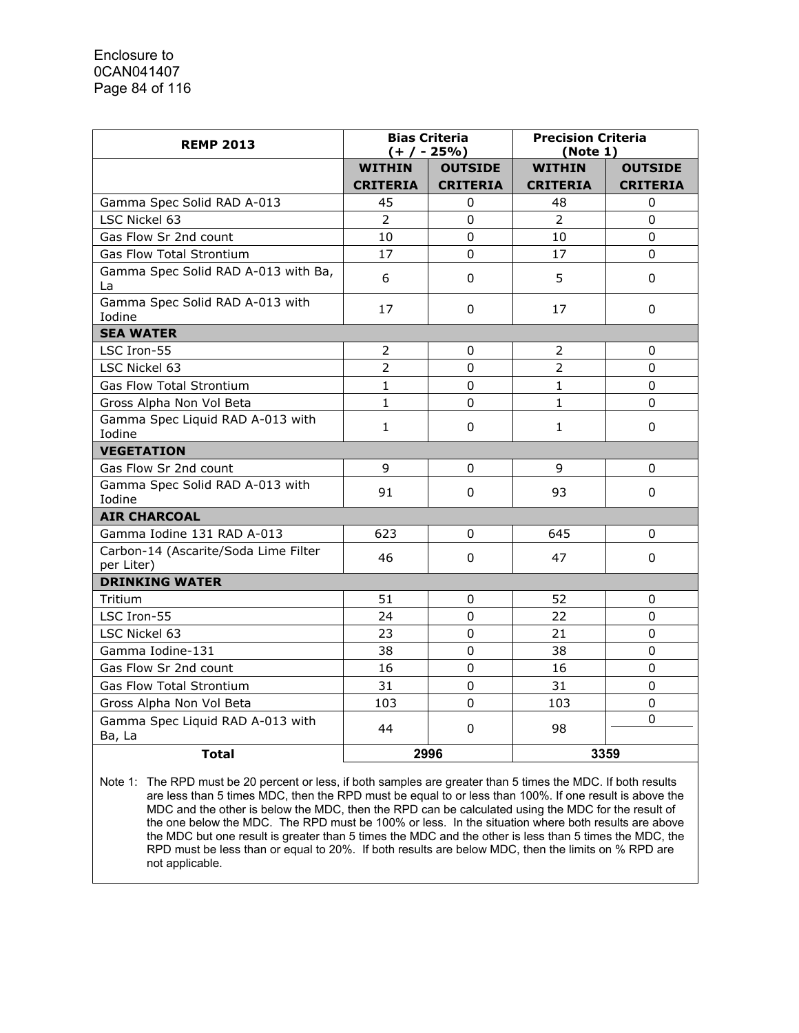| REMP 2013 | Bias Criteria (+ / - 25%) | | Precision Criteria (Note 1) | |
|---|---|---|---|---|
| | WITHIN CRITERIA | OUTSIDE CRITERIA | WITHIN CRITERIA | OUTSIDE CRITERIA |
| Gamma Spec Solid RAD A-013 | 45 | 0 | 48 | 0 |
| LSC Nickel 63 | 2 | 0 | 2 | 0 |
| Gas Flow Sr 2nd count | 10 | 0 | 10 | 0 |
| Gas Flow Total Strontium | 17 | 0 | 17 | 0 |
| Gamma Spec Solid RAD A-013 with Ba, La | 6 | 0 | 5 | 0 |
| Gamma Spec Solid RAD A-013 with Iodine | 17 | 0 | 17 | 0 |
| **SEA WATER** | | | | |
| LSC Iron-55 | 2 | 0 | 2 | 0 |
| LSC Nickel 63 | 2 | 0 | 2 | 0 |
| Gas Flow Total Strontium | 1 | 0 | 1 | 0 |
| Gross Alpha Non Vol Beta | 1 | 0 | 1 | 0 |
| Gamma Spec Liquid RAD A-013 with Iodine | 1 | 0 | 1 | 0 |
| **VEGETATION** | | | | |
| Gas Flow Sr 2nd count | 9 | 0 | 9 | 0 |
| Gamma Spec Solid RAD A-013 with Iodine | 91 | 0 | 93 | 0 |
| **AIR CHARCOAL** | | | | |
| Gamma Iodine 131 RAD A-013 | 623 | 0 | 645 | 0 |
| Carbon-14 (Ascarite/Soda Lime Filter per Liter) | 46 | 0 | 47 | 0 |
| **DRINKING WATER** | | | | |
| Tritium | 51 | 0 | 52 | 0 |
| LSC Iron-55 | 24 | 0 | 22 | 0 |
| LSC Nickel 63 | 23 | 0 | 21 | 0 |
| Gamma Iodine-131 | 38 | 0 | 38 | 0 |
| Gas Flow Sr 2nd count | 16 | 0 | 16 | 0 |
| Gas Flow Total Strontium | 31 | 0 | 31 | 0 |
| Gross Alpha Non Vol Beta | 103 | 0 | 103 | 0 |
| Gamma Spec Liquid RAD A-013 with Ba, La | 44 | 0 | 98 | 0 |
| **Total** | 2996 | | 3359 | |

Note 1: The RPD must be 20 percent or less, if both samples are greater than 5 times the MDC. If both results are less than 5 times MDC, then the RPD must be equal to or less than 100%. If one result is above the MDC and the other is below the MDC, then the RPD can be calculated using the MDC for the result of the one below the MDC. The RPD must be 100% or less. In the situation where both results are above the MDC but one result is greater than 5 times the MDC and the other is less than 5 times the MDC, the RPD must be less than or equal to 20%. If both results are below MDC, then the limits on % RPD are not applicable.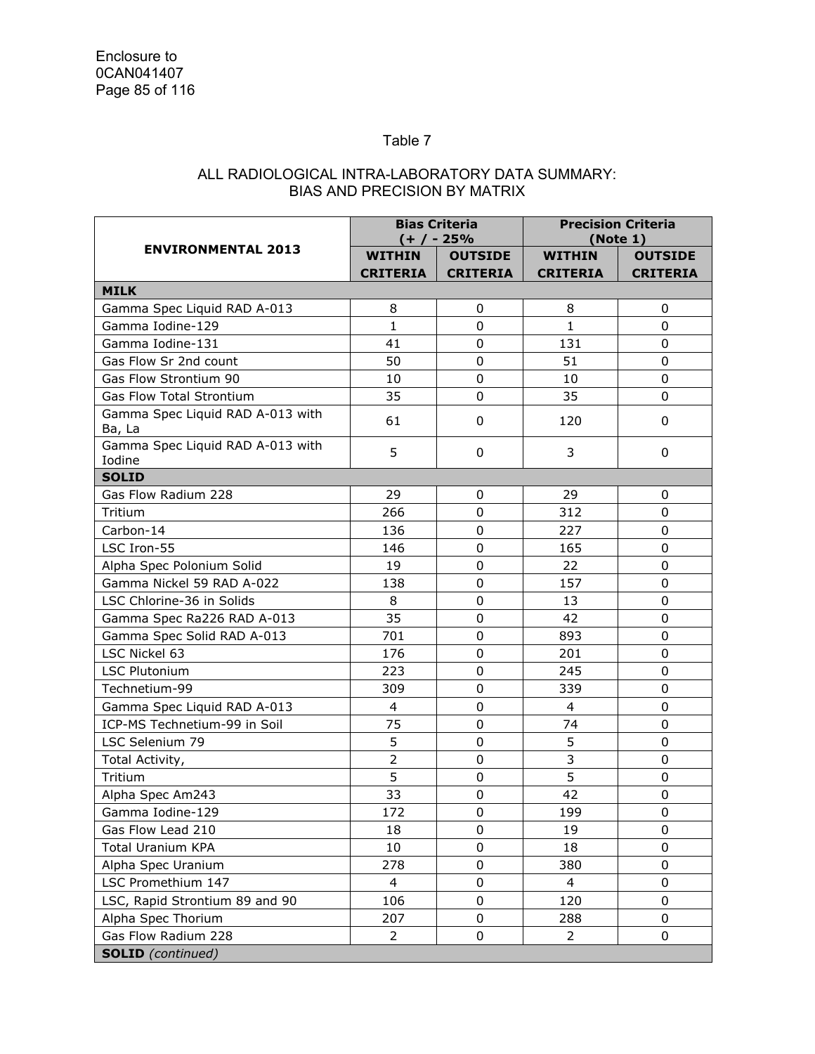Table 7

ALL RADIOLOGICAL INTRA-LABORATORY DATA SUMMARY:
BIAS AND PRECISION BY MATRIX

| ENVIRONMENTAL 2013 | Bias Criteria (+ / - 25% | | Precision Criteria (Note 1) | |
|---|---|---|---|---|
| | WITHIN CRITERIA | OUTSIDE CRITERIA | WITHIN CRITERIA | OUTSIDE CRITERIA |
| **MILK** | | | | |
| Gamma Spec Liquid RAD A-013 | 8 | 0 | 8 | 0 |
| Gamma Iodine-129 | 1 | 0 | 1 | 0 |
| Gamma Iodine-131 | 41 | 0 | 131 | 0 |
| Gas Flow Sr 2nd count | 50 | 0 | 51 | 0 |
| Gas Flow Strontium 90 | 10 | 0 | 10 | 0 |
| Gas Flow Total Strontium | 35 | 0 | 35 | 0 |
| Gamma Spec Liquid RAD A-013 with Ba, La | 61 | 0 | 120 | 0 |
| Gamma Spec Liquid RAD A-013 with Iodine | 5 | 0 | 3 | 0 |
| **SOLID** | | | | |
| Gas Flow Radium 228 | 29 | 0 | 29 | 0 |
| Tritium | 266 | 0 | 312 | 0 |
| Carbon-14 | 136 | 0 | 227 | 0 |
| LSC Iron-55 | 146 | 0 | 165 | 0 |
| Alpha Spec Polonium Solid | 19 | 0 | 22 | 0 |
| Gamma Nickel 59 RAD A-022 | 138 | 0 | 157 | 0 |
| LSC Chlorine-36 in Solids | 8 | 0 | 13 | 0 |
| Gamma Spec Ra226 RAD A-013 | 35 | 0 | 42 | 0 |
| Gamma Spec Solid RAD A-013 | 701 | 0 | 893 | 0 |
| LSC Nickel 63 | 176 | 0 | 201 | 0 |
| LSC Plutonium | 223 | 0 | 245 | 0 |
| Technetium-99 | 309 | 0 | 339 | 0 |
| Gamma Spec Liquid RAD A-013 | 4 | 0 | 4 | 0 |
| ICP-MS Technetium-99 in Soil | 75 | 0 | 74 | 0 |
| LSC Selenium 79 | 5 | 0 | 5 | 0 |
| Total Activity, | 2 | 0 | 3 | 0 |
| Tritium | 5 | 0 | 5 | 0 |
| Alpha Spec Am243 | 33 | 0 | 42 | 0 |
| Gamma Iodine-129 | 172 | 0 | 199 | 0 |
| Gas Flow Lead 210 | 18 | 0 | 19 | 0 |
| Total Uranium KPA | 10 | 0 | 18 | 0 |
| Alpha Spec Uranium | 278 | 0 | 380 | 0 |
| LSC Promethium 147 | 4 | 0 | 4 | 0 |
| LSC, Rapid Strontium 89 and 90 | 106 | 0 | 120 | 0 |
| Alpha Spec Thorium | 207 | 0 | 288 | 0 |
| Gas Flow Radium 228 | 2 | 0 | 2 | 0 |
| **SOLID** *(continued)* | | | | |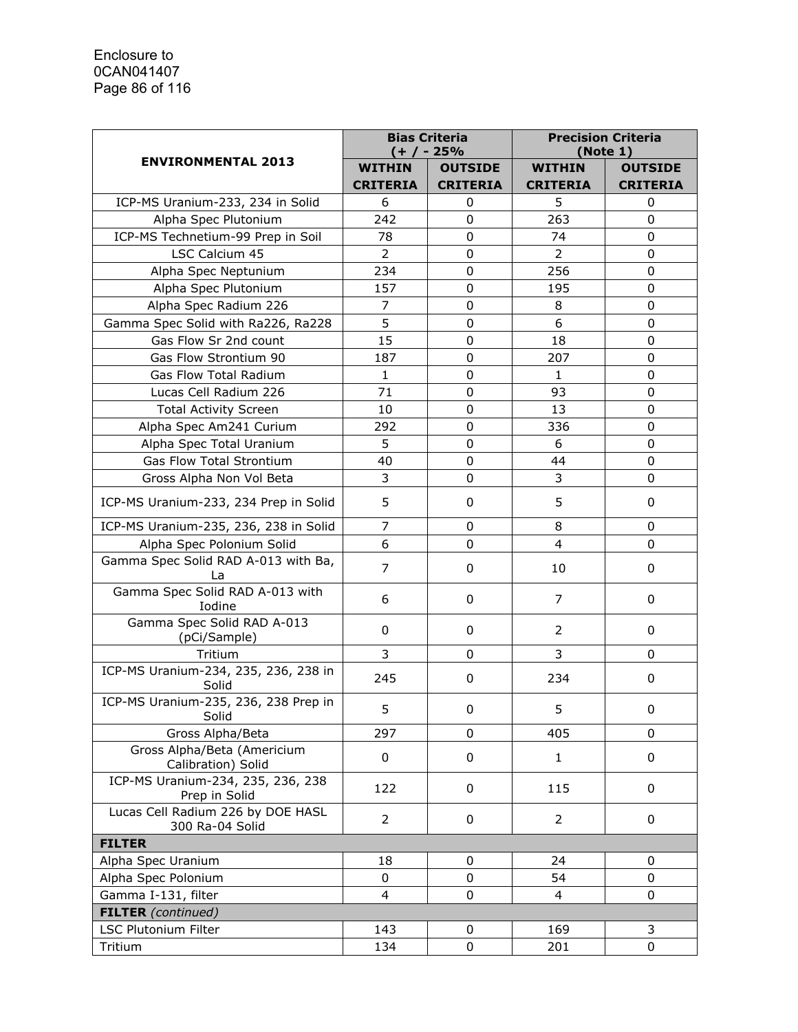| ENVIRONMENTAL 2013 | Bias Criteria (+ / - 25%) | | Precision Criteria (Note 1) | |
|---|---|---|---|---|
| | WITHIN CRITERIA | OUTSIDE CRITERIA | WITHIN CRITERIA | OUTSIDE CRITERIA |
| ICP-MS Uranium-233, 234 in Solid | 6 | 0 | 5 | 0 |
| Alpha Spec Plutonium | 242 | 0 | 263 | 0 |
| ICP-MS Technetium-99 Prep in Soil | 78 | 0 | 74 | 0 |
| LSC Calcium 45 | 2 | 0 | 2 | 0 |
| Alpha Spec Neptunium | 234 | 0 | 256 | 0 |
| Alpha Spec Plutonium | 157 | 0 | 195 | 0 |
| Alpha Spec Radium 226 | 7 | 0 | 8 | 0 |
| Gamma Spec Solid with Ra226, Ra228 | 5 | 0 | 6 | 0 |
| Gas Flow Sr 2nd count | 15 | 0 | 18 | 0 |
| Gas Flow Strontium 90 | 187 | 0 | 207 | 0 |
| Gas Flow Total Radium | 1 | 0 | 1 | 0 |
| Lucas Cell Radium 226 | 71 | 0 | 93 | 0 |
| Total Activity Screen | 10 | 0 | 13 | 0 |
| Alpha Spec Am241 Curium | 292 | 0 | 336 | 0 |
| Alpha Spec Total Uranium | 5 | 0 | 6 | 0 |
| Gas Flow Total Strontium | 40 | 0 | 44 | 0 |
| Gross Alpha Non Vol Beta | 3 | 0 | 3 | 0 |
| ICP-MS Uranium-233, 234 Prep in Solid | 5 | 0 | 5 | 0 |
| ICP-MS Uranium-235, 236, 238 in Solid | 7 | 0 | 8 | 0 |
| Alpha Spec Polonium Solid | 6 | 0 | 4 | 0 |
| Gamma Spec Solid RAD A-013 with Ba, La | 7 | 0 | 10 | 0 |
| Gamma Spec Solid RAD A-013 with Iodine | 6 | 0 | 7 | 0 |
| Gamma Spec Solid RAD A-013 (pCi/Sample) | 0 | 0 | 2 | 0 |
| Tritium | 3 | 0 | 3 | 0 |
| ICP-MS Uranium-234, 235, 236, 238 in Solid | 245 | 0 | 234 | 0 |
| ICP-MS Uranium-235, 236, 238 Prep in Solid | 5 | 0 | 5 | 0 |
| Gross Alpha/Beta | 297 | 0 | 405 | 0 |
| Gross Alpha/Beta (Americium Calibration) Solid | 0 | 0 | 1 | 0 |
| ICP-MS Uranium-234, 235, 236, 238 Prep in Solid | 122 | 0 | 115 | 0 |
| Lucas Cell Radium 226 by DOE HASL 300 Ra-04 Solid | 2 | 0 | 2 | 0 |
| **FILTER** | | | | |
| Alpha Spec Uranium | 18 | 0 | 24 | 0 |
| Alpha Spec Polonium | 0 | 0 | 54 | 0 |
| Gamma I-131, filter | 4 | 0 | 4 | 0 |
| **FILTER** *(continued)* | | | | |
| LSC Plutonium Filter | 143 | 0 | 169 | 3 |
| Tritium | 134 | 0 | 201 | 0 |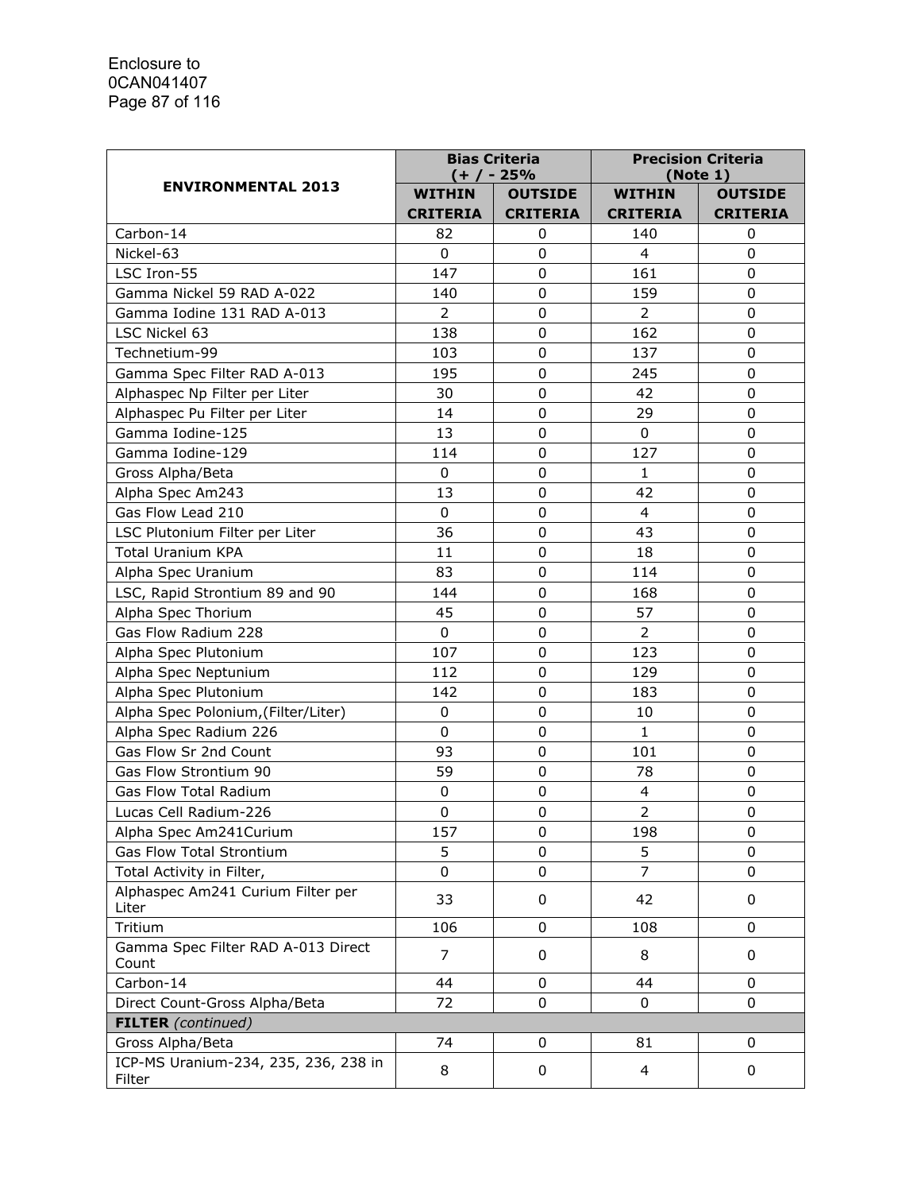| ENVIRONMENTAL 2013 | Bias Criteria (+ / - 25% | | Precision Criteria (Note 1) | |
|---|---|---|---|---|
| | WITHIN CRITERIA | OUTSIDE CRITERIA | WITHIN CRITERIA | OUTSIDE CRITERIA |
| Carbon-14 | 82 | 0 | 140 | 0 |
| Nickel-63 | 0 | 0 | 4 | 0 |
| LSC Iron-55 | 147 | 0 | 161 | 0 |
| Gamma Nickel 59 RAD A-022 | 140 | 0 | 159 | 0 |
| Gamma Iodine 131 RAD A-013 | 2 | 0 | 2 | 0 |
| LSC Nickel 63 | 138 | 0 | 162 | 0 |
| Technetium-99 | 103 | 0 | 137 | 0 |
| Gamma Spec Filter RAD A-013 | 195 | 0 | 245 | 0 |
| Alphaspec Np Filter per Liter | 30 | 0 | 42 | 0 |
| Alphaspec Pu Filter per Liter | 14 | 0 | 29 | 0 |
| Gamma Iodine-125 | 13 | 0 | 0 | 0 |
| Gamma Iodine-129 | 114 | 0 | 127 | 0 |
| Gross Alpha/Beta | 0 | 0 | 1 | 0 |
| Alpha Spec Am243 | 13 | 0 | 42 | 0 |
| Gas Flow Lead 210 | 0 | 0 | 4 | 0 |
| LSC Plutonium Filter per Liter | 36 | 0 | 43 | 0 |
| Total Uranium KPA | 11 | 0 | 18 | 0 |
| Alpha Spec Uranium | 83 | 0 | 114 | 0 |
| LSC, Rapid Strontium 89 and 90 | 144 | 0 | 168 | 0 |
| Alpha Spec Thorium | 45 | 0 | 57 | 0 |
| Gas Flow Radium 228 | 0 | 0 | 2 | 0 |
| Alpha Spec Plutonium | 107 | 0 | 123 | 0 |
| Alpha Spec Neptunium | 112 | 0 | 129 | 0 |
| Alpha Spec Plutonium | 142 | 0 | 183 | 0 |
| Alpha Spec Polonium,(Filter/Liter) | 0 | 0 | 10 | 0 |
| Alpha Spec Radium 226 | 0 | 0 | 1 | 0 |
| Gas Flow Sr 2nd Count | 93 | 0 | 101 | 0 |
| Gas Flow Strontium 90 | 59 | 0 | 78 | 0 |
| Gas Flow Total Radium | 0 | 0 | 4 | 0 |
| Lucas Cell Radium-226 | 0 | 0 | 2 | 0 |
| Alpha Spec Am241Curium | 157 | 0 | 198 | 0 |
| Gas Flow Total Strontium | 5 | 0 | 5 | 0 |
| Total Activity in Filter, | 0 | 0 | 7 | 0 |
| Alphaspec Am241 Curium Filter per Liter | 33 | 0 | 42 | 0 |
| Tritium | 106 | 0 | 108 | 0 |
| Gamma Spec Filter RAD A-013 Direct Count | 7 | 0 | 8 | 0 |
| Carbon-14 | 44 | 0 | 44 | 0 |
| Direct Count-Gross Alpha/Beta | 72 | 0 | 0 | 0 |
| **FILTER** *(continued)* | | | | |
| Gross Alpha/Beta | 74 | 0 | 81 | 0 |
| ICP-MS Uranium-234, 235, 236, 238 in Filter | 8 | 0 | 4 | 0 |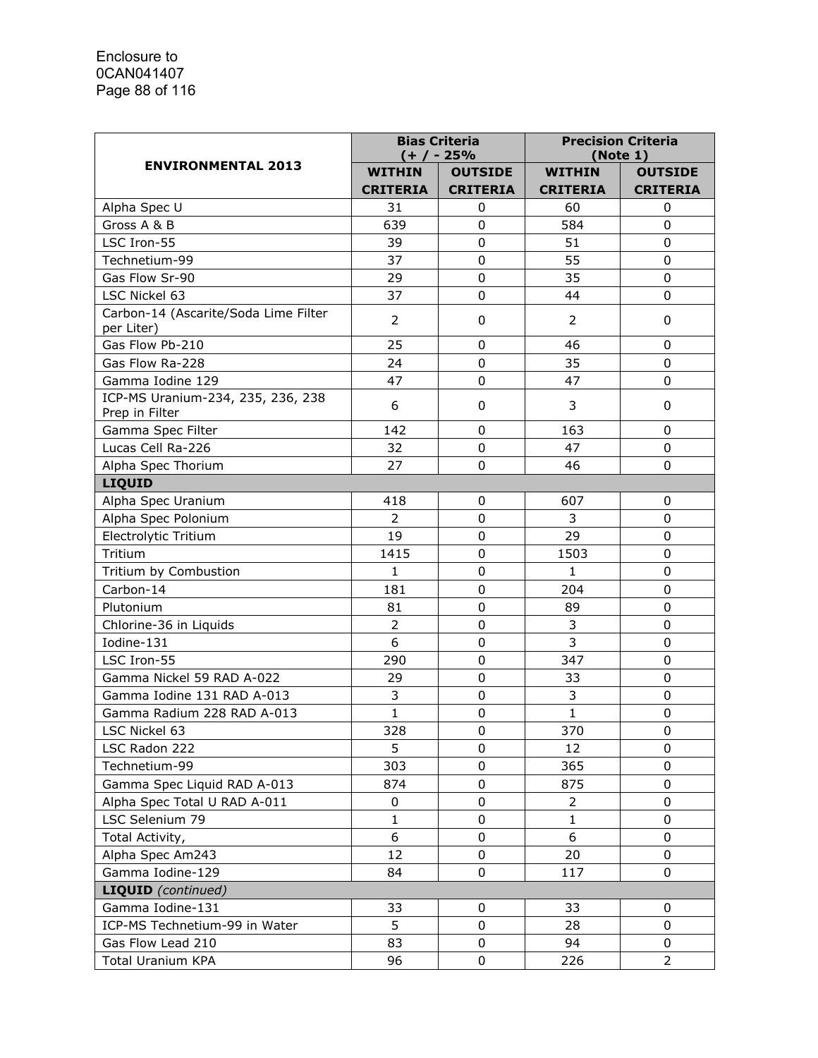| ENVIRONMENTAL 2013 | Bias Criteria (+ / - 25% | | Precision Criteria (Note 1) | |
|---|---|---|---|---|
| | WITHIN CRITERIA | OUTSIDE CRITERIA | WITHIN CRITERIA | OUTSIDE CRITERIA |
| Alpha Spec U | 31 | 0 | 60 | 0 |
| Gross A & B | 639 | 0 | 584 | 0 |
| LSC Iron-55 | 39 | 0 | 51 | 0 |
| Technetium-99 | 37 | 0 | 55 | 0 |
| Gas Flow Sr-90 | 29 | 0 | 35 | 0 |
| LSC Nickel 63 | 37 | 0 | 44 | 0 |
| Carbon-14 (Ascarite/Soda Lime Filter per Liter) | 2 | 0 | 2 | 0 |
| Gas Flow Pb-210 | 25 | 0 | 46 | 0 |
| Gas Flow Ra-228 | 24 | 0 | 35 | 0 |
| Gamma Iodine 129 | 47 | 0 | 47 | 0 |
| ICP-MS Uranium-234, 235, 236, 238 Prep in Filter | 6 | 0 | 3 | 0 |
| Gamma Spec Filter | 142 | 0 | 163 | 0 |
| Lucas Cell Ra-226 | 32 | 0 | 47 | 0 |
| Alpha Spec Thorium | 27 | 0 | 46 | 0 |
| **LIQUID** | | | | |
| Alpha Spec Uranium | 418 | 0 | 607 | 0 |
| Alpha Spec Polonium | 2 | 0 | 3 | 0 |
| Electrolytic Tritium | 19 | 0 | 29 | 0 |
| Tritium | 1415 | 0 | 1503 | 0 |
| Tritium by Combustion | 1 | 0 | 1 | 0 |
| Carbon-14 | 181 | 0 | 204 | 0 |
| Plutonium | 81 | 0 | 89 | 0 |
| Chlorine-36 in Liquids | 2 | 0 | 3 | 0 |
| Iodine-131 | 6 | 0 | 3 | 0 |
| LSC Iron-55 | 290 | 0 | 347 | 0 |
| Gamma Nickel 59 RAD A-022 | 29 | 0 | 33 | 0 |
| Gamma Iodine 131 RAD A-013 | 3 | 0 | 3 | 0 |
| Gamma Radium 228 RAD A-013 | 1 | 0 | 1 | 0 |
| LSC Nickel 63 | 328 | 0 | 370 | 0 |
| LSC Radon 222 | 5 | 0 | 12 | 0 |
| Technetium-99 | 303 | 0 | 365 | 0 |
| Gamma Spec Liquid RAD A-013 | 874 | 0 | 875 | 0 |
| Alpha Spec Total U RAD A-011 | 0 | 0 | 2 | 0 |
| LSC Selenium 79 | 1 | 0 | 1 | 0 |
| Total Activity, | 6 | 0 | 6 | 0 |
| Alpha Spec Am243 | 12 | 0 | 20 | 0 |
| Gamma Iodine-129 | 84 | 0 | 117 | 0 |
| **LIQUID** *(continued)* | | | | |
| Gamma Iodine-131 | 33 | 0 | 33 | 0 |
| ICP-MS Technetium-99 in Water | 5 | 0 | 28 | 0 |
| Gas Flow Lead 210 | 83 | 0 | 94 | 0 |
| Total Uranium KPA | 96 | 0 | 226 | 2 |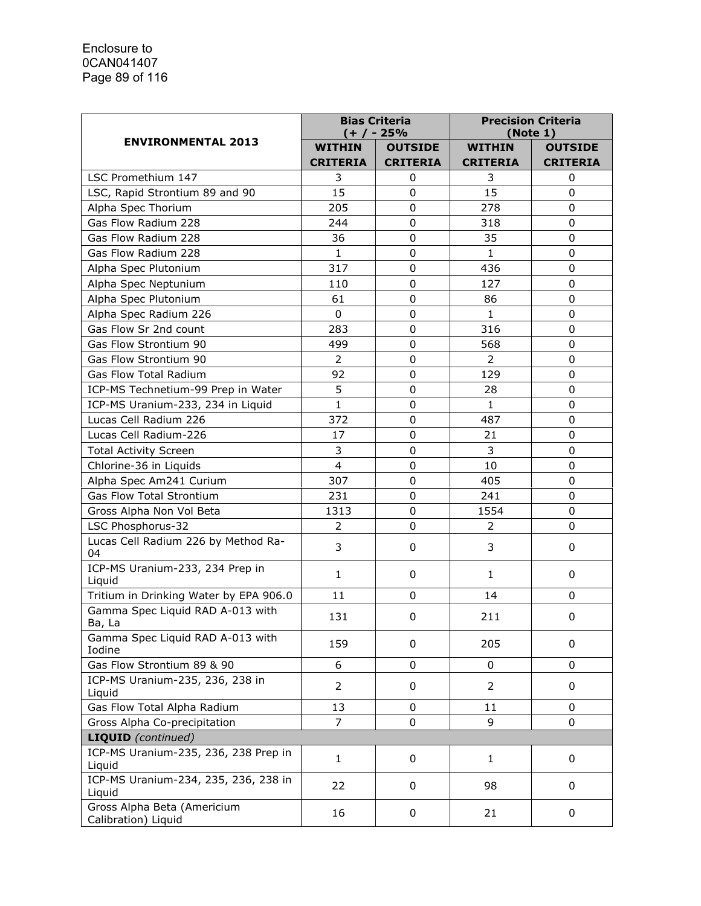| ENVIRONMENTAL 2013 | Bias Criteria (+ / - 25% | | Precision Criteria (Note 1) | |
|---|---|---|---|---|
| | **WITHIN CRITERIA** | **OUTSIDE CRITERIA** | **WITHIN CRITERIA** | **OUTSIDE CRITERIA** |
| LSC Promethium 147 | 3 | 0 | 3 | 0 |
| LSC, Rapid Strontium 89 and 90 | 15 | 0 | 15 | 0 |
| Alpha Spec Thorium | 205 | 0 | 278 | 0 |
| Gas Flow Radium 228 | 244 | 0 | 318 | 0 |
| Gas Flow Radium 228 | 36 | 0 | 35 | 0 |
| Gas Flow Radium 228 | 1 | 0 | 1 | 0 |
| Alpha Spec Plutonium | 317 | 0 | 436 | 0 |
| Alpha Spec Neptunium | 110 | 0 | 127 | 0 |
| Alpha Spec Plutonium | 61 | 0 | 86 | 0 |
| Alpha Spec Radium 226 | 0 | 0 | 1 | 0 |
| Gas Flow Sr 2nd count | 283 | 0 | 316 | 0 |
| Gas Flow Strontium 90 | 499 | 0 | 568 | 0 |
| Gas Flow Strontium 90 | 2 | 0 | 2 | 0 |
| Gas Flow Total Radium | 92 | 0 | 129 | 0 |
| ICP-MS Technetium-99 Prep in Water | 5 | 0 | 28 | 0 |
| ICP-MS Uranium-233, 234 in Liquid | 1 | 0 | 1 | 0 |
| Lucas Cell Radium 226 | 372 | 0 | 487 | 0 |
| Lucas Cell Radium-226 | 17 | 0 | 21 | 0 |
| Total Activity Screen | 3 | 0 | 3 | 0 |
| Chlorine-36 in Liquids | 4 | 0 | 10 | 0 |
| Alpha Spec Am241 Curium | 307 | 0 | 405 | 0 |
| Gas Flow Total Strontium | 231 | 0 | 241 | 0 |
| Gross Alpha Non Vol Beta | 1313 | 0 | 1554 | 0 |
| LSC Phosphorus-32 | 2 | 0 | 2 | 0 |
| Lucas Cell Radium 226 by Method Ra-04 | 3 | 0 | 3 | 0 |
| ICP-MS Uranium-233, 234 Prep in Liquid | 1 | 0 | 1 | 0 |
| Tritium in Drinking Water by EPA 906.0 | 11 | 0 | 14 | 0 |
| Gamma Spec Liquid RAD A-013 with Ba, La | 131 | 0 | 211 | 0 |
| Gamma Spec Liquid RAD A-013 with Iodine | 159 | 0 | 205 | 0 |
| Gas Flow Strontium 89 & 90 | 6 | 0 | 0 | 0 |
| ICP-MS Uranium-235, 236, 238 in Liquid | 2 | 0 | 2 | 0 |
| Gas Flow Total Alpha Radium | 13 | 0 | 11 | 0 |
| Gross Alpha Co-precipitation | 7 | 0 | 9 | 0 |
| **LIQUID** *(continued)* | | | | |
| ICP-MS Uranium-235, 236, 238 Prep in Liquid | 1 | 0 | 1 | 0 |
| ICP-MS Uranium-234, 235, 236, 238 in Liquid | 22 | 0 | 98 | 0 |
| Gross Alpha Beta (Americium Calibration) Liquid | 16 | 0 | 21 | 0 |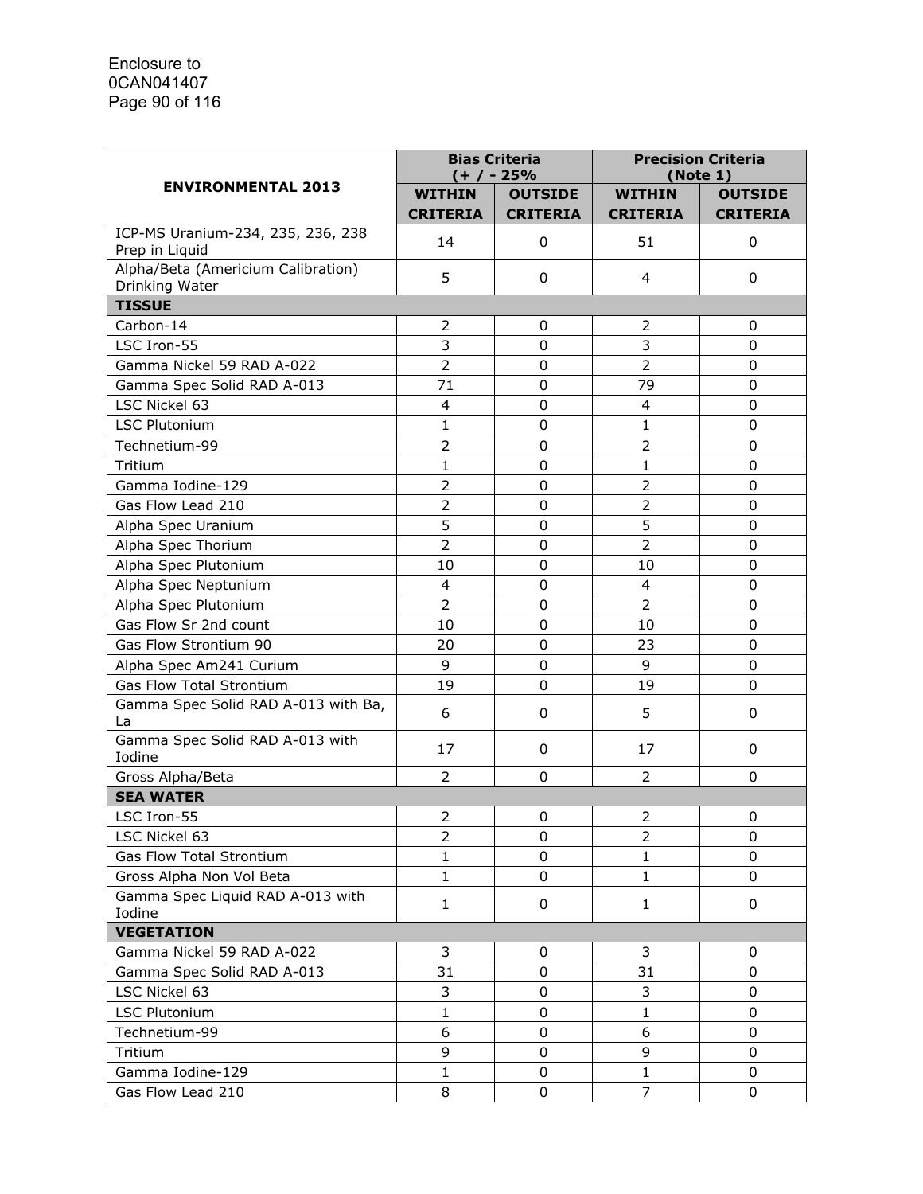| ENVIRONMENTAL 2013 | Bias Criteria (+ / - 25% | | Precision Criteria (Note 1) | |
|---|---|---|---|---|
| | WITHIN CRITERIA | OUTSIDE CRITERIA | WITHIN CRITERIA | OUTSIDE CRITERIA |
| ICP-MS Uranium-234, 235, 236, 238 Prep in Liquid | 14 | 0 | 51 | 0 |
| Alpha/Beta (Americium Calibration) Drinking Water | 5 | 0 | 4 | 0 |
| **TISSUE** | | | | |
| Carbon-14 | 2 | 0 | 2 | 0 |
| LSC Iron-55 | 3 | 0 | 3 | 0 |
| Gamma Nickel 59 RAD A-022 | 2 | 0 | 2 | 0 |
| Gamma Spec Solid RAD A-013 | 71 | 0 | 79 | 0 |
| LSC Nickel 63 | 4 | 0 | 4 | 0 |
| LSC Plutonium | 1 | 0 | 1 | 0 |
| Technetium-99 | 2 | 0 | 2 | 0 |
| Tritium | 1 | 0 | 1 | 0 |
| Gamma Iodine-129 | 2 | 0 | 2 | 0 |
| Gas Flow Lead 210 | 2 | 0 | 2 | 0 |
| Alpha Spec Uranium | 5 | 0 | 5 | 0 |
| Alpha Spec Thorium | 2 | 0 | 2 | 0 |
| Alpha Spec Plutonium | 10 | 0 | 10 | 0 |
| Alpha Spec Neptunium | 4 | 0 | 4 | 0 |
| Alpha Spec Plutonium | 2 | 0 | 2 | 0 |
| Gas Flow Sr 2nd count | 10 | 0 | 10 | 0 |
| Gas Flow Strontium 90 | 20 | 0 | 23 | 0 |
| Alpha Spec Am241 Curium | 9 | 0 | 9 | 0 |
| Gas Flow Total Strontium | 19 | 0 | 19 | 0 |
| Gamma Spec Solid RAD A-013 with Ba, La | 6 | 0 | 5 | 0 |
| Gamma Spec Solid RAD A-013 with Iodine | 17 | 0 | 17 | 0 |
| Gross Alpha/Beta | 2 | 0 | 2 | 0 |
| **SEA WATER** | | | | |
| LSC Iron-55 | 2 | 0 | 2 | 0 |
| LSC Nickel 63 | 2 | 0 | 2 | 0 |
| Gas Flow Total Strontium | 1 | 0 | 1 | 0 |
| Gross Alpha Non Vol Beta | 1 | 0 | 1 | 0 |
| Gamma Spec Liquid RAD A-013 with Iodine | 1 | 0 | 1 | 0 |
| **VEGETATION** | | | | |
| Gamma Nickel 59 RAD A-022 | 3 | 0 | 3 | 0 |
| Gamma Spec Solid RAD A-013 | 31 | 0 | 31 | 0 |
| LSC Nickel 63 | 3 | 0 | 3 | 0 |
| LSC Plutonium | 1 | 0 | 1 | 0 |
| Technetium-99 | 6 | 0 | 6 | 0 |
| Tritium | 9 | 0 | 9 | 0 |
| Gamma Iodine-129 | 1 | 0 | 1 | 0 |
| Gas Flow Lead 210 | 8 | 0 | 7 | 0 |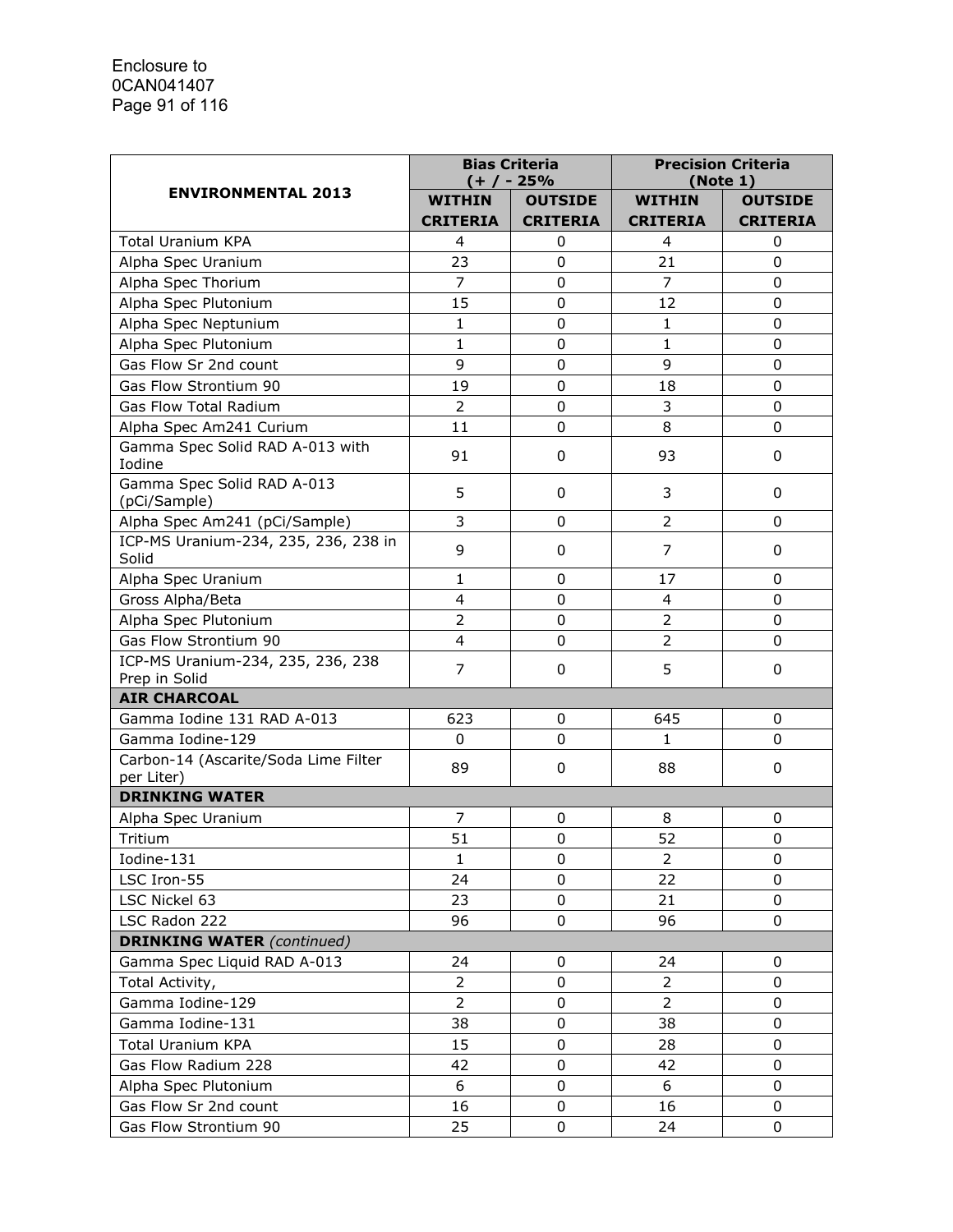| ENVIRONMENTAL 2013 | Bias Criteria (+ / - 25% | | Precision Criteria (Note 1) | |
|---|---|---|---|---|
| | **WITHIN CRITERIA** | **OUTSIDE CRITERIA** | **WITHIN CRITERIA** | **OUTSIDE CRITERIA** |
| Total Uranium KPA | 4 | 0 | 4 | 0 |
| Alpha Spec Uranium | 23 | 0 | 21 | 0 |
| Alpha Spec Thorium | 7 | 0 | 7 | 0 |
| Alpha Spec Plutonium | 15 | 0 | 12 | 0 |
| Alpha Spec Neptunium | 1 | 0 | 1 | 0 |
| Alpha Spec Plutonium | 1 | 0 | 1 | 0 |
| Gas Flow Sr 2nd count | 9 | 0 | 9 | 0 |
| Gas Flow Strontium 90 | 19 | 0 | 18 | 0 |
| Gas Flow Total Radium | 2 | 0 | 3 | 0 |
| Alpha Spec Am241 Curium | 11 | 0 | 8 | 0 |
| Gamma Spec Solid RAD A-013 with Iodine | 91 | 0 | 93 | 0 |
| Gamma Spec Solid RAD A-013 (pCi/Sample) | 5 | 0 | 3 | 0 |
| Alpha Spec Am241 (pCi/Sample) | 3 | 0 | 2 | 0 |
| ICP-MS Uranium-234, 235, 236, 238 in Solid | 9 | 0 | 7 | 0 |
| Alpha Spec Uranium | 1 | 0 | 17 | 0 |
| Gross Alpha/Beta | 4 | 0 | 4 | 0 |
| Alpha Spec Plutonium | 2 | 0 | 2 | 0 |
| Gas Flow Strontium 90 | 4 | 0 | 2 | 0 |
| ICP-MS Uranium-234, 235, 236, 238 Prep in Solid | 7 | 0 | 5 | 0 |
| **AIR CHARCOAL** | | | | |
| Gamma Iodine 131 RAD A-013 | 623 | 0 | 645 | 0 |
| Gamma Iodine-129 | 0 | 0 | 1 | 0 |
| Carbon-14 (Ascarite/Soda Lime Filter per Liter) | 89 | 0 | 88 | 0 |
| **DRINKING WATER** | | | | |
| Alpha Spec Uranium | 7 | 0 | 8 | 0 |
| Tritium | 51 | 0 | 52 | 0 |
| Iodine-131 | 1 | 0 | 2 | 0 |
| LSC Iron-55 | 24 | 0 | 22 | 0 |
| LSC Nickel 63 | 23 | 0 | 21 | 0 |
| LSC Radon 222 | 96 | 0 | 96 | 0 |
| **DRINKING WATER** *(continued)* | | | | |
| Gamma Spec Liquid RAD A-013 | 24 | 0 | 24 | 0 |
| Total Activity, | 2 | 0 | 2 | 0 |
| Gamma Iodine-129 | 2 | 0 | 2 | 0 |
| Gamma Iodine-131 | 38 | 0 | 38 | 0 |
| Total Uranium KPA | 15 | 0 | 28 | 0 |
| Gas Flow Radium 228 | 42 | 0 | 42 | 0 |
| Alpha Spec Plutonium | 6 | 0 | 6 | 0 |
| Gas Flow Sr 2nd count | 16 | 0 | 16 | 0 |
| Gas Flow Strontium 90 | 25 | 0 | 24 | 0 |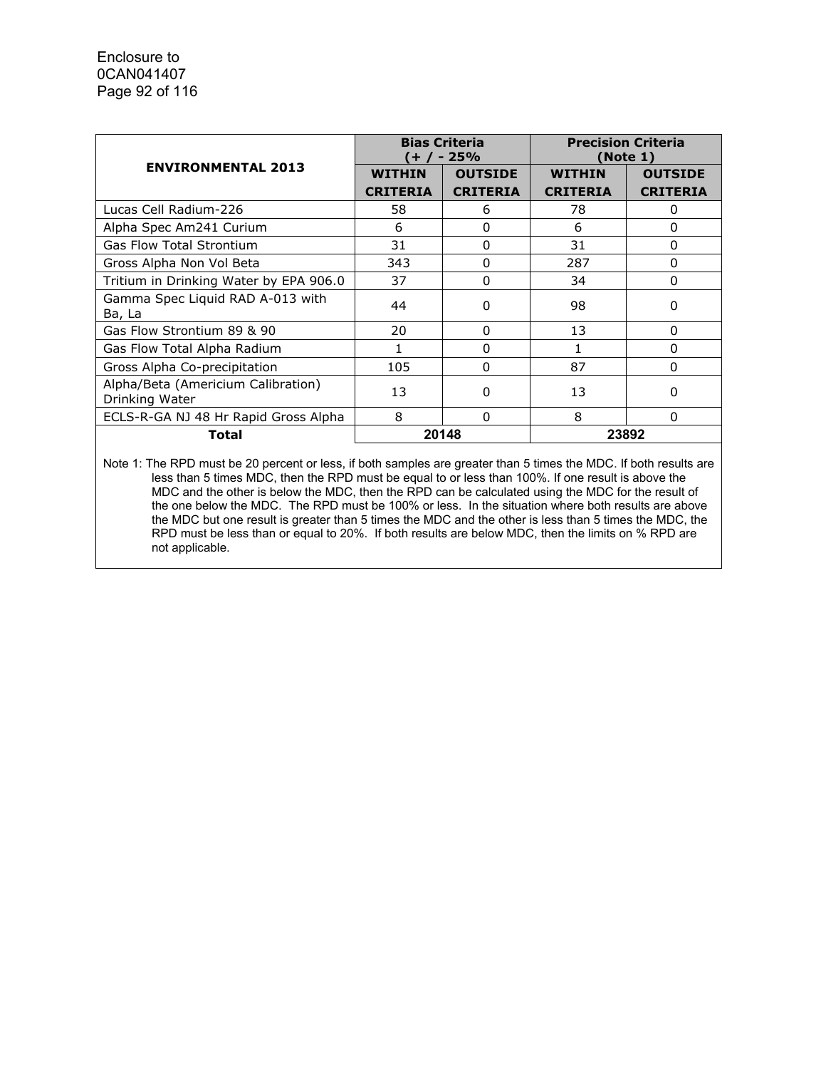| ENVIRONMENTAL 2013 | Bias Criteria (+ / - 25% | | Precision Criteria (Note 1) | |
|---|---|---|---|---|
| | WITHIN CRITERIA | OUTSIDE CRITERIA | WITHIN CRITERIA | OUTSIDE CRITERIA |
| Lucas Cell Radium-226 | 58 | 6 | 78 | 0 |
| Alpha Spec Am241 Curium | 6 | 0 | 6 | 0 |
| Gas Flow Total Strontium | 31 | 0 | 31 | 0 |
| Gross Alpha Non Vol Beta | 343 | 0 | 287 | 0 |
| Tritium in Drinking Water by EPA 906.0 | 37 | 0 | 34 | 0 |
| Gamma Spec Liquid RAD A-013 with Ba, La | 44 | 0 | 98 | 0 |
| Gas Flow Strontium 89 & 90 | 20 | 0 | 13 | 0 |
| Gas Flow Total Alpha Radium | 1 | 0 | 1 | 0 |
| Gross Alpha Co-precipitation | 105 | 0 | 87 | 0 |
| Alpha/Beta (Americium Calibration) Drinking Water | 13 | 0 | 13 | 0 |
| ECLS-R-GA NJ 48 Hr Rapid Gross Alpha | 8 | 0 | 8 | 0 |
| **Total** | 20148 | | 23892 | |

Note 1: The RPD must be 20 percent or less, if both samples are greater than 5 times the MDC. If both results are less than 5 times MDC, then the RPD must be equal to or less than 100%. If one result is above the MDC and the other is below the MDC, then the RPD can be calculated using the MDC for the result of the one below the MDC. The RPD must be 100% or less. In the situation where both results are above the MDC but one result is greater than 5 times the MDC and the other is less than 5 times the MDC, the RPD must be less than or equal to 20%. If both results are below MDC, then the limits on % RPD are not applicable.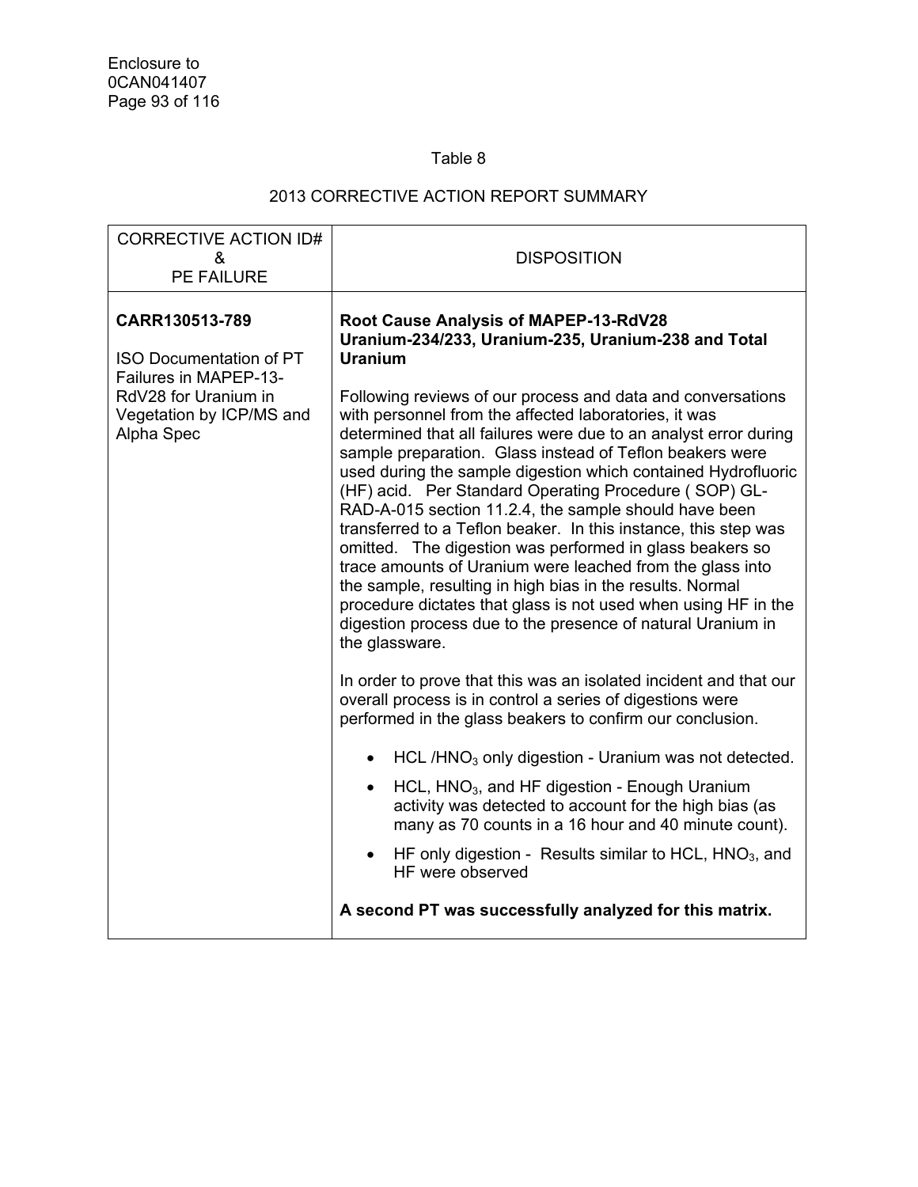Table 8

2013 CORRECTIVE ACTION REPORT SUMMARY

| CORRECTIVE ACTION ID# & PE FAILURE | DISPOSITION |
|---|---|
| **CARR130513-789**<br><br>ISO Documentation of PT Failures in MAPEP-13-RdV28 for Uranium in Vegetation by ICP/MS and Alpha Spec | **Root Cause Analysis of MAPEP-13-RdV28 Uranium-234/233, Uranium-235, Uranium-238 and Total Uranium**<br><br>Following reviews of our process and data and conversations with personnel from the affected laboratories, it was determined that all failures were due to an analyst error during sample preparation. Glass instead of Teflon beakers were used during the sample digestion which contained Hydrofluoric (HF) acid. Per Standard Operating Procedure ( SOP) GL-RAD-A-015 section 11.2.4, the sample should have been transferred to a Teflon beaker. In this instance, this step was omitted. The digestion was performed in glass beakers so trace amounts of Uranium were leached from the glass into the sample, resulting in high bias in the results. Normal procedure dictates that glass is not used when using HF in the digestion process due to the presence of natural Uranium in the glassware.<br><br>In order to prove that this was an isolated incident and that our overall process is in control a series of digestions were performed in the glass beakers to confirm our conclusion.<br><br>• HCL /$HNO_3$ only digestion - Uranium was not detected.<br>• HCL, $HNO_3$, and HF digestion - Enough Uranium activity was detected to account for the high bias (as many as 70 counts in a 16 hour and 40 minute count).<br>• HF only digestion - Results similar to HCL, $HNO_3$, and HF were observed<br><br>**A second PT was successfully analyzed for this matrix.** |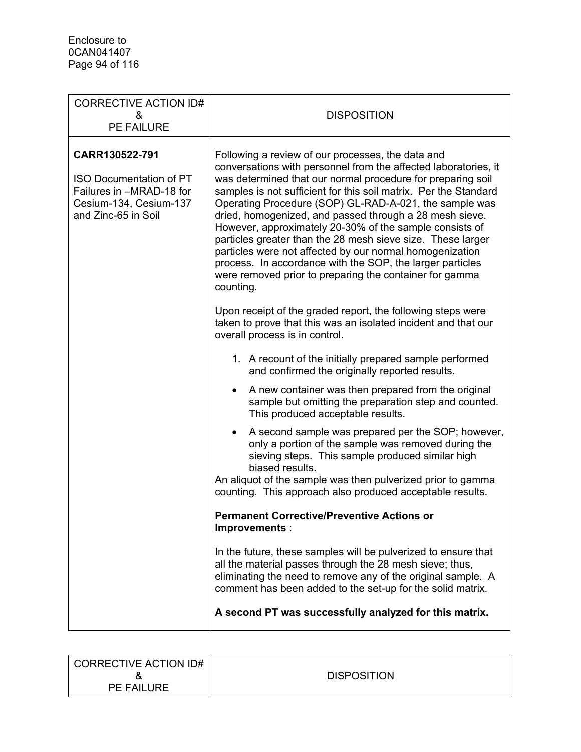| CORRECTIVE ACTION ID# & PE FAILURE | DISPOSITION |
| --- | --- |
| **CARR130522-791**<br><br>ISO Documentation of PT Failures in –MRAD-18 for Cesium-134, Cesium-137 and Zinc-65 in Soil | Following a review of our processes, the data and conversations with personnel from the affected laboratories, it was determined that our normal procedure for preparing soil samples is not sufficient for this soil matrix. Per the Standard Operating Procedure (SOP) GL-RAD-A-021, the sample was dried, homogenized, and passed through a 28 mesh sieve. However, approximately 20-30% of the sample consists of particles greater than the 28 mesh sieve size. These larger particles were not affected by our normal homogenization process. In accordance with the SOP, the larger particles were removed prior to preparing the container for gamma counting.<br><br>Upon receipt of the graded report, the following steps were taken to prove that this was an isolated incident and that our overall process is in control.<br><br>1. A recount of the initially prepared sample performed and confirmed the originally reported results.<br>• A new container was then prepared from the original sample but omitting the preparation step and counted. This produced acceptable results.<br>• A second sample was prepared per the SOP; however, only a portion of the sample was removed during the sieving steps. This sample produced similar high biased results.<br><br>An aliquot of the sample was then pulverized prior to gamma counting. This approach also produced acceptable results.<br><br>**Permanent Corrective/Preventive Actions or Improvements** :<br><br>In the future, these samples will be pulverized to ensure that all the material passes through the 28 mesh sieve; thus, eliminating the need to remove any of the original sample. A comment has been added to the set-up for the solid matrix.<br><br>**A second PT was successfully analyzed for this matrix.** |

| CORRECTIVE ACTION ID# & PE FAILURE | DISPOSITION |
| --- | --- |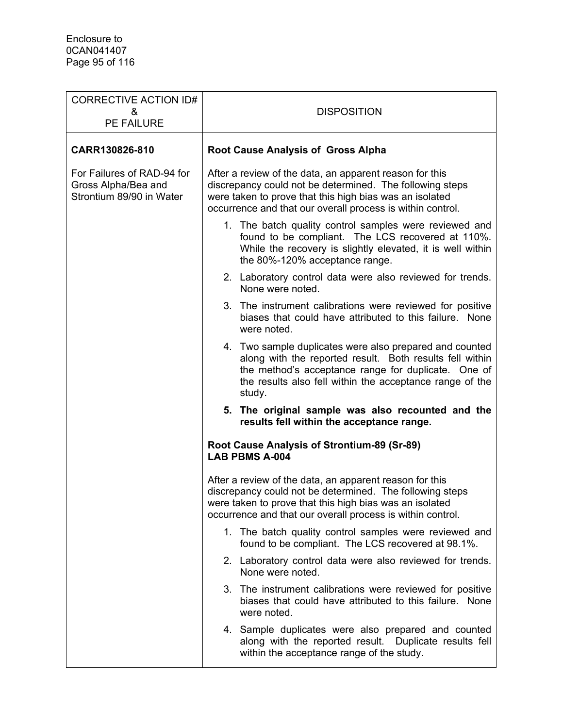| CORRECTIVE ACTION ID# & PE FAILURE | DISPOSITION |
|---|---|
| **CARR130826-810**<br><br>For Failures of RAD-94 for Gross Alpha/Bea and Strontium 89/90 in Water | **Root Cause Analysis of Gross Alpha**<br><br>After a review of the data, an apparent reason for this discrepancy could not be determined. The following steps were taken to prove that this high bias was an isolated occurrence and that our overall process is within control.<br><br>1. The batch quality control samples were reviewed and found to be compliant. The LCS recovered at 110%. While the recovery is slightly elevated, it is well within the 80%-120% acceptance range.<br>2. Laboratory control data were also reviewed for trends. None were noted.<br>3. The instrument calibrations were reviewed for positive biases that could have attributed to this failure. None were noted.<br>4. Two sample duplicates were also prepared and counted along with the reported result. Both results fell within the method's acceptance range for duplicate. One of the results also fell within the acceptance range of the study.<br>5. **The original sample was also recounted and the results fell within the acceptance range.**<br><br>**Root Cause Analysis of Strontium-89 (Sr-89) LAB PBMS A-004**<br><br>After a review of the data, an apparent reason for this discrepancy could not be determined. The following steps were taken to prove that this high bias was an isolated occurrence and that our overall process is within control.<br><br>1. The batch quality control samples were reviewed and found to be compliant. The LCS recovered at 98.1%.<br>2. Laboratory control data were also reviewed for trends. None were noted.<br>3. The instrument calibrations were reviewed for positive biases that could have attributed to this failure. None were noted.<br>4. Sample duplicates were also prepared and counted along with the reported result. Duplicate results fell within the acceptance range of the study. |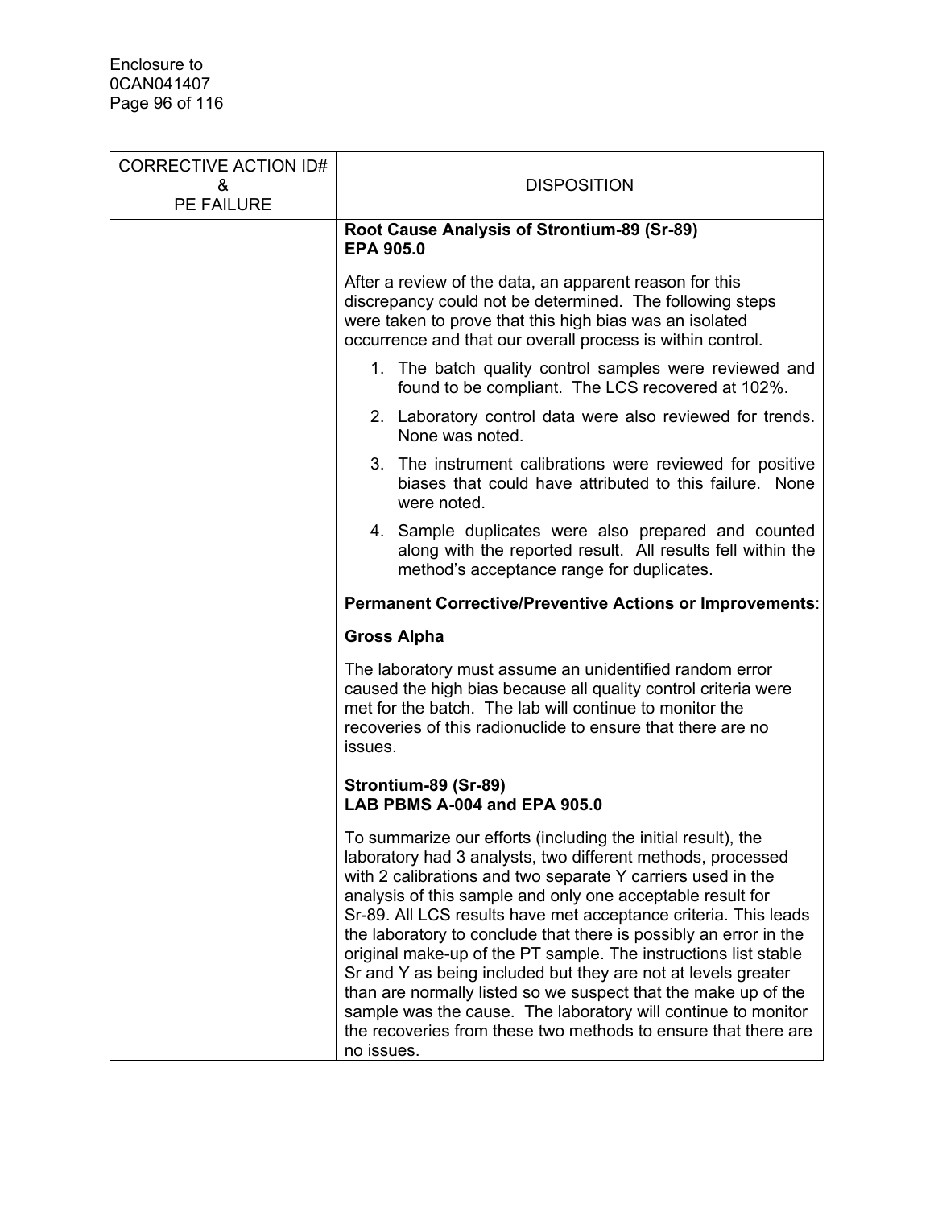| CORRECTIVE ACTION ID# & PE FAILURE | DISPOSITION |
|---|---|
| | **Root Cause Analysis of Strontium-89 (Sr-89) EPA 905.0**<br><br>After a review of the data, an apparent reason for this discrepancy could not be determined. The following steps were taken to prove that this high bias was an isolated occurrence and that our overall process is within control.<br><br>1. The batch quality control samples were reviewed and found to be compliant. The LCS recovered at 102%.<br>2. Laboratory control data were also reviewed for trends. None was noted.<br>3. The instrument calibrations were reviewed for positive biases that could have attributed to this failure. None were noted.<br>4. Sample duplicates were also prepared and counted along with the reported result. All results fell within the method's acceptance range for duplicates.<br><br>**Permanent Corrective/Preventive Actions or Improvements**:<br><br>**Gross Alpha**<br><br>The laboratory must assume an unidentified random error caused the high bias because all quality control criteria were met for the batch. The lab will continue to monitor the recoveries of this radionuclide to ensure that there are no issues.<br><br>**Strontium-89 (Sr-89) LAB PBMS A-004 and EPA 905.0**<br><br>To summarize our efforts (including the initial result), the laboratory had 3 analysts, two different methods, processed with 2 calibrations and two separate Y carriers used in the analysis of this sample and only one acceptable result for Sr-89. All LCS results have met acceptance criteria. This leads the laboratory to conclude that there is possibly an error in the original make-up of the PT sample. The instructions list stable Sr and Y as being included but they are not at levels greater than are normally listed so we suspect that the make up of the sample was the cause. The laboratory will continue to monitor the recoveries from these two methods to ensure that there are no issues. |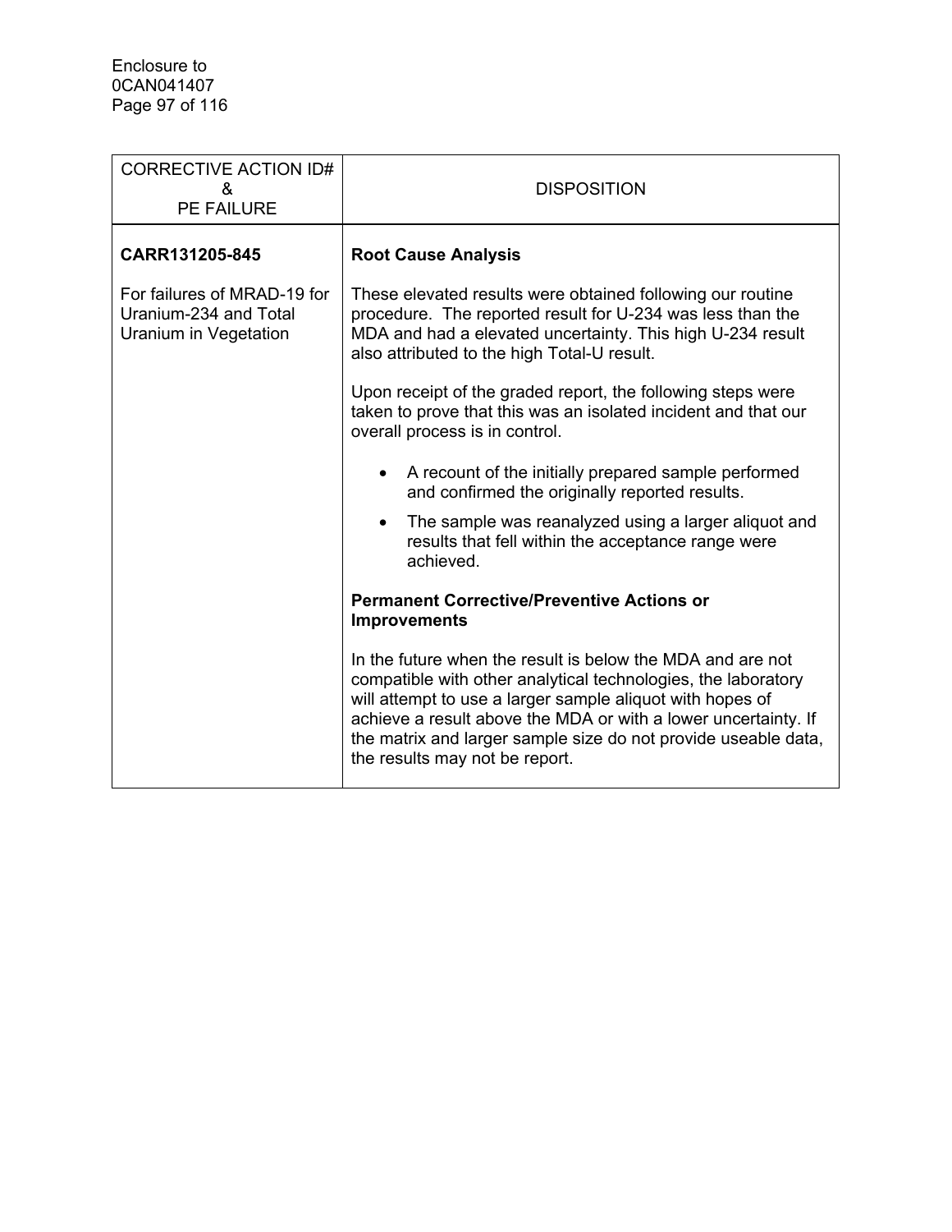| CORRECTIVE ACTION ID# & PE FAILURE | DISPOSITION |
|---|---|
| **CARR131205-845**<br><br>For failures of MRAD-19 for Uranium-234 and Total Uranium in Vegetation | **Root Cause Analysis**<br><br>These elevated results were obtained following our routine procedure. The reported result for U-234 was less than the MDA and had a elevated uncertainty. This high U-234 result also attributed to the high Total-U result.<br><br>Upon receipt of the graded report, the following steps were taken to prove that this was an isolated incident and that our overall process is in control.<br><br>• A recount of the initially prepared sample performed and confirmed the originally reported results.<br>• The sample was reanalyzed using a larger aliquot and results that fell within the acceptance range were achieved.<br><br>**Permanent Corrective/Preventive Actions or Improvements**<br><br>In the future when the result is below the MDA and are not compatible with other analytical technologies, the laboratory will attempt to use a larger sample aliquot with hopes of achieve a result above the MDA or with a lower uncertainty. If the matrix and larger sample size do not provide useable data, the results may not be report. |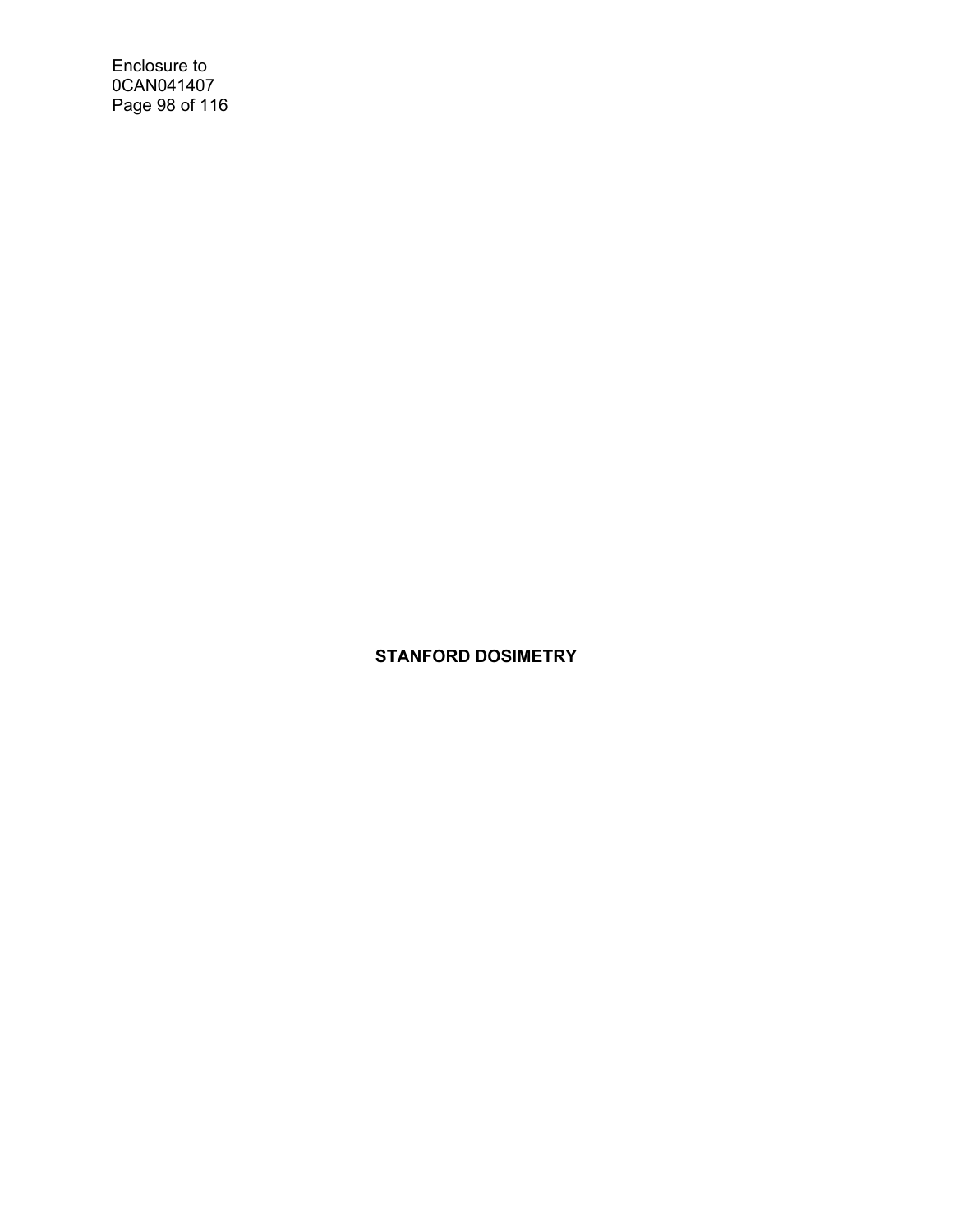**STANFORD DOSIMETRY**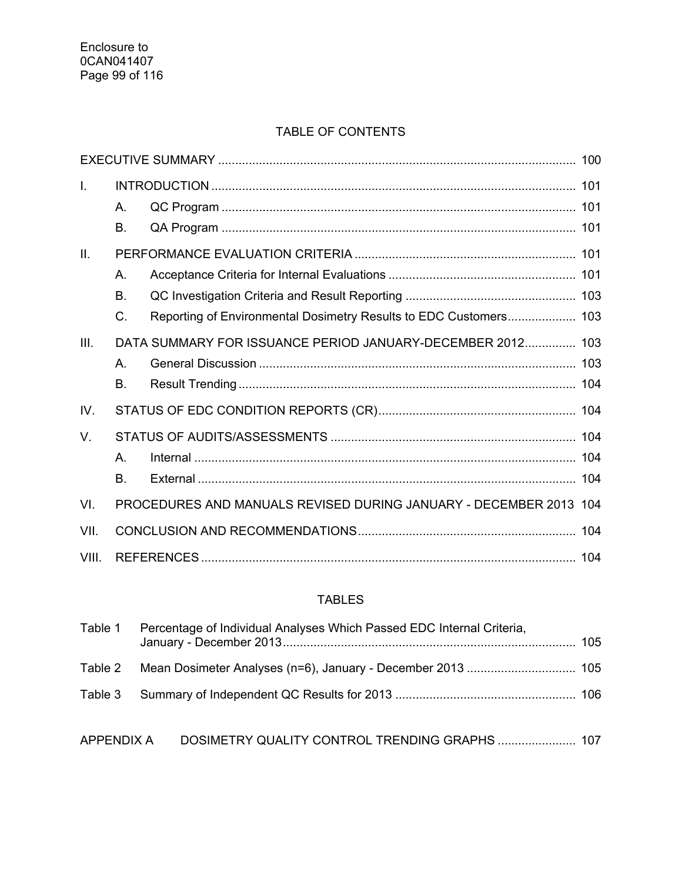## TABLE OF CONTENTS

| | | | |
|---|---|---|---|
| EXECUTIVE SUMMARY | | | 100 |
| I. | INTRODUCTION | | 101 |
| | A. | QC Program | 101 |
| | B. | QA Program | 101 |
| II. | PERFORMANCE EVALUATION CRITERIA | | 101 |
| | A. | Acceptance Criteria for Internal Evaluations | 101 |
| | B. | QC Investigation Criteria and Result Reporting | 103 |
| | C. | Reporting of Environmental Dosimetry Results to EDC Customers | 103 |
| III. | DATA SUMMARY FOR ISSUANCE PERIOD JANUARY-DECEMBER 2012 | | 103 |
| | A. | General Discussion | 103 |
| | B. | Result Trending | 104 |
| IV. | STATUS OF EDC CONDITION REPORTS (CR) | | 104 |
| V. | STATUS OF AUDITS/ASSESSMENTS | | 104 |
| | A. | Internal | 104 |
| | B. | External | 104 |
| VI. | PROCEDURES AND MANUALS REVISED DURING JANUARY - DECEMBER 2013 | | 104 |
| VII. | CONCLUSION AND RECOMMENDATIONS | | 104 |
| VIII. | REFERENCES | | 104 |

## TABLES

| | | |
|---|---|---|
| Table 1 | Percentage of Individual Analyses Which Passed EDC Internal Criteria, January - December 2013 | 105 |
| Table 2 | Mean Dosimeter Analyses (n=6), January - December 2013 | 105 |
| Table 3 | Summary of Independent QC Results for 2013 | 106 |

| | | |
|---|---|---|
| APPENDIX A | DOSIMETRY QUALITY CONTROL TRENDING GRAPHS | 107 |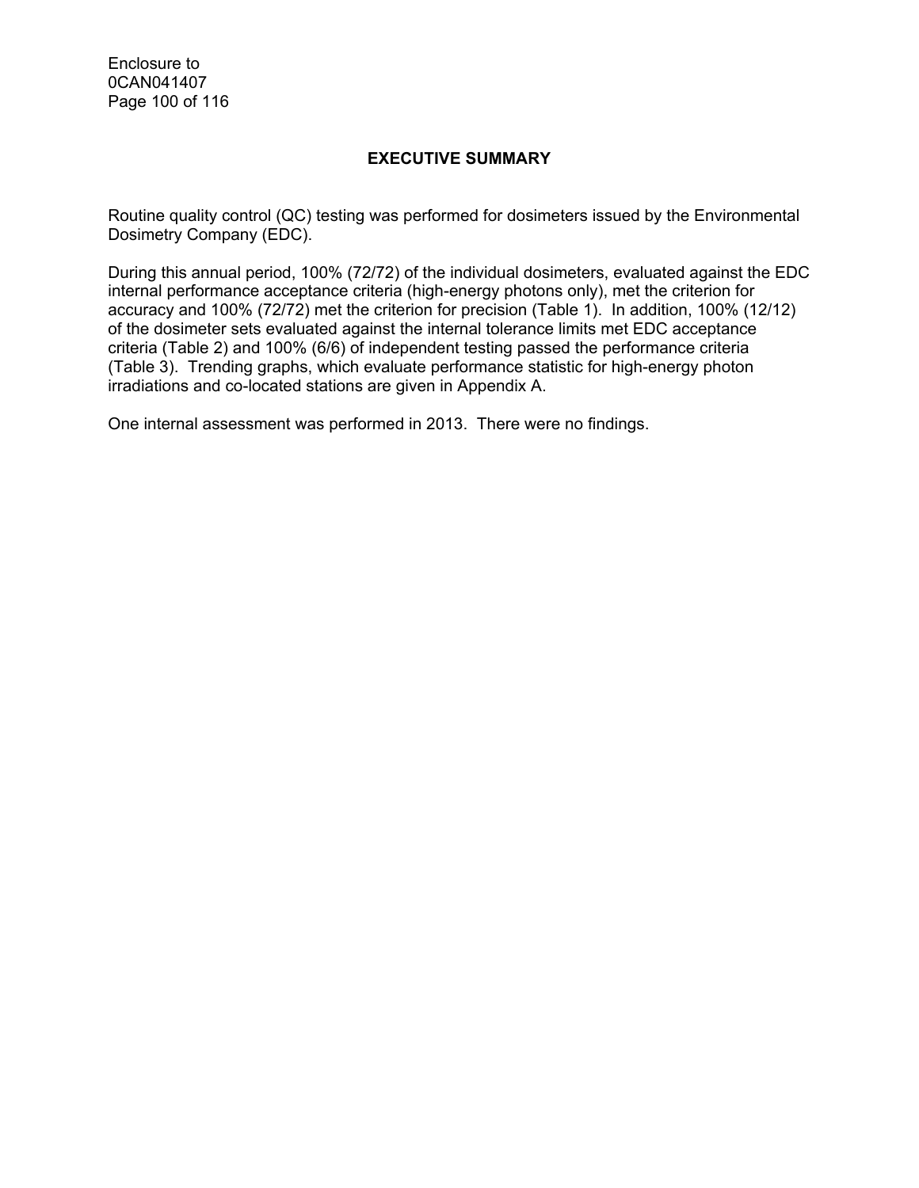## EXECUTIVE SUMMARY

Routine quality control (QC) testing was performed for dosimeters issued by the Environmental Dosimetry Company (EDC).

During this annual period, 100% (72/72) of the individual dosimeters, evaluated against the EDC internal performance acceptance criteria (high-energy photons only), met the criterion for accuracy and 100% (72/72) met the criterion for precision (Table 1). In addition, 100% (12/12) of the dosimeter sets evaluated against the internal tolerance limits met EDC acceptance criteria (Table 2) and 100% (6/6) of independent testing passed the performance criteria (Table 3). Trending graphs, which evaluate performance statistic for high-energy photon irradiations and co-located stations are given in Appendix A.

One internal assessment was performed in 2013. There were no findings.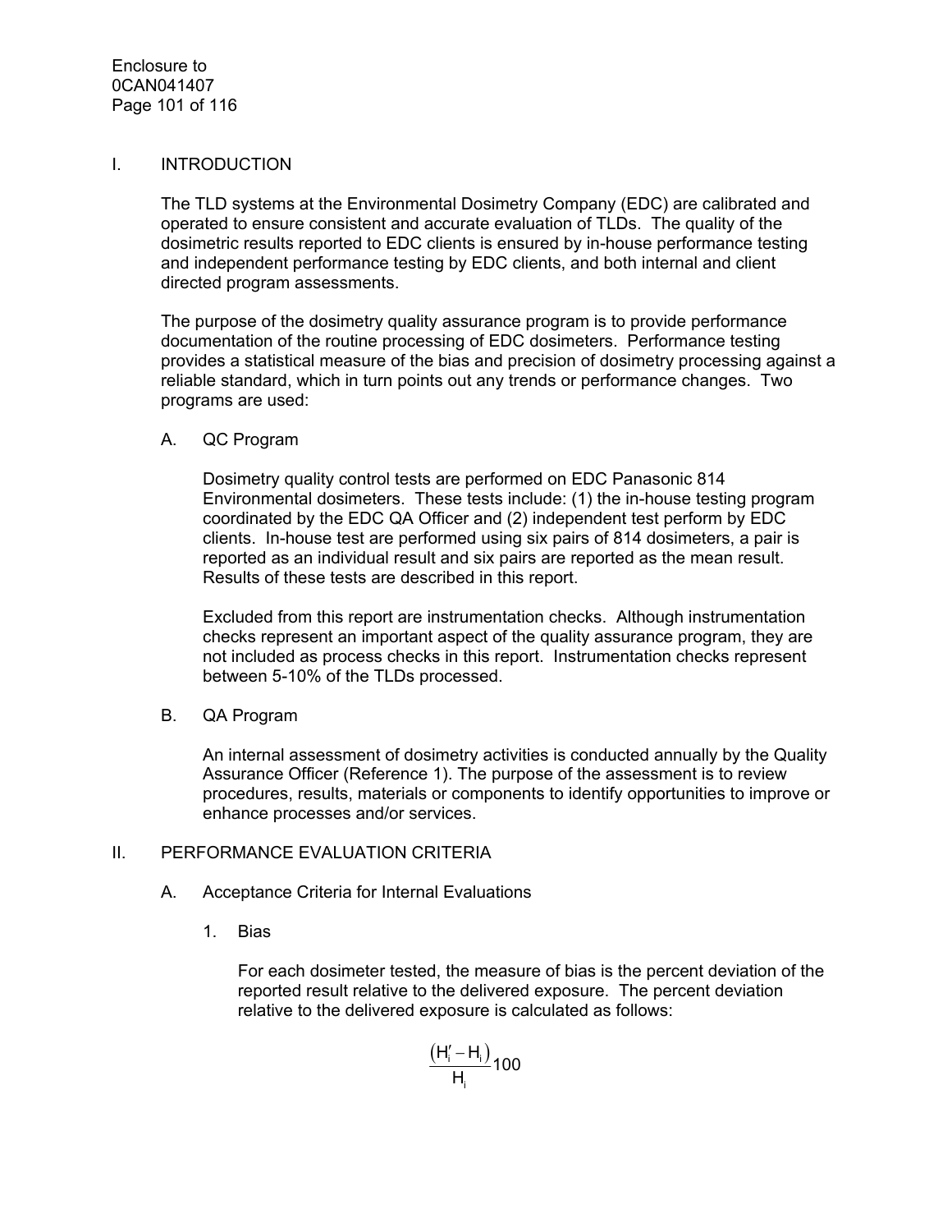## I. INTRODUCTION

The TLD systems at the Environmental Dosimetry Company (EDC) are calibrated and operated to ensure consistent and accurate evaluation of TLDs. The quality of the dosimetric results reported to EDC clients is ensured by in-house performance testing and independent performance testing by EDC clients, and both internal and client directed program assessments.

The purpose of the dosimetry quality assurance program is to provide performance documentation of the routine processing of EDC dosimeters. Performance testing provides a statistical measure of the bias and precision of dosimetry processing against a reliable standard, which in turn points out any trends or performance changes. Two programs are used:

### A. QC Program

Dosimetry quality control tests are performed on EDC Panasonic 814 Environmental dosimeters. These tests include: (1) the in-house testing program coordinated by the EDC QA Officer and (2) independent test perform by EDC clients. In-house test are performed using six pairs of 814 dosimeters, a pair is reported as an individual result and six pairs are reported as the mean result. Results of these tests are described in this report.

Excluded from this report are instrumentation checks. Although instrumentation checks represent an important aspect of the quality assurance program, they are not included as process checks in this report. Instrumentation checks represent between 5-10% of the TLDs processed.

### B. QA Program

An internal assessment of dosimetry activities is conducted annually by the Quality Assurance Officer (Reference 1). The purpose of the assessment is to review procedures, results, materials or components to identify opportunities to improve or enhance processes and/or services.

## II. PERFORMANCE EVALUATION CRITERIA

### A. Acceptance Criteria for Internal Evaluations

#### 1. Bias

For each dosimeter tested, the measure of bias is the percent deviation of the reported result relative to the delivered exposure. The percent deviation relative to the delivered exposure is calculated as follows:

$$\frac{\left(H_i' - H_i\right)}{H_i}100$$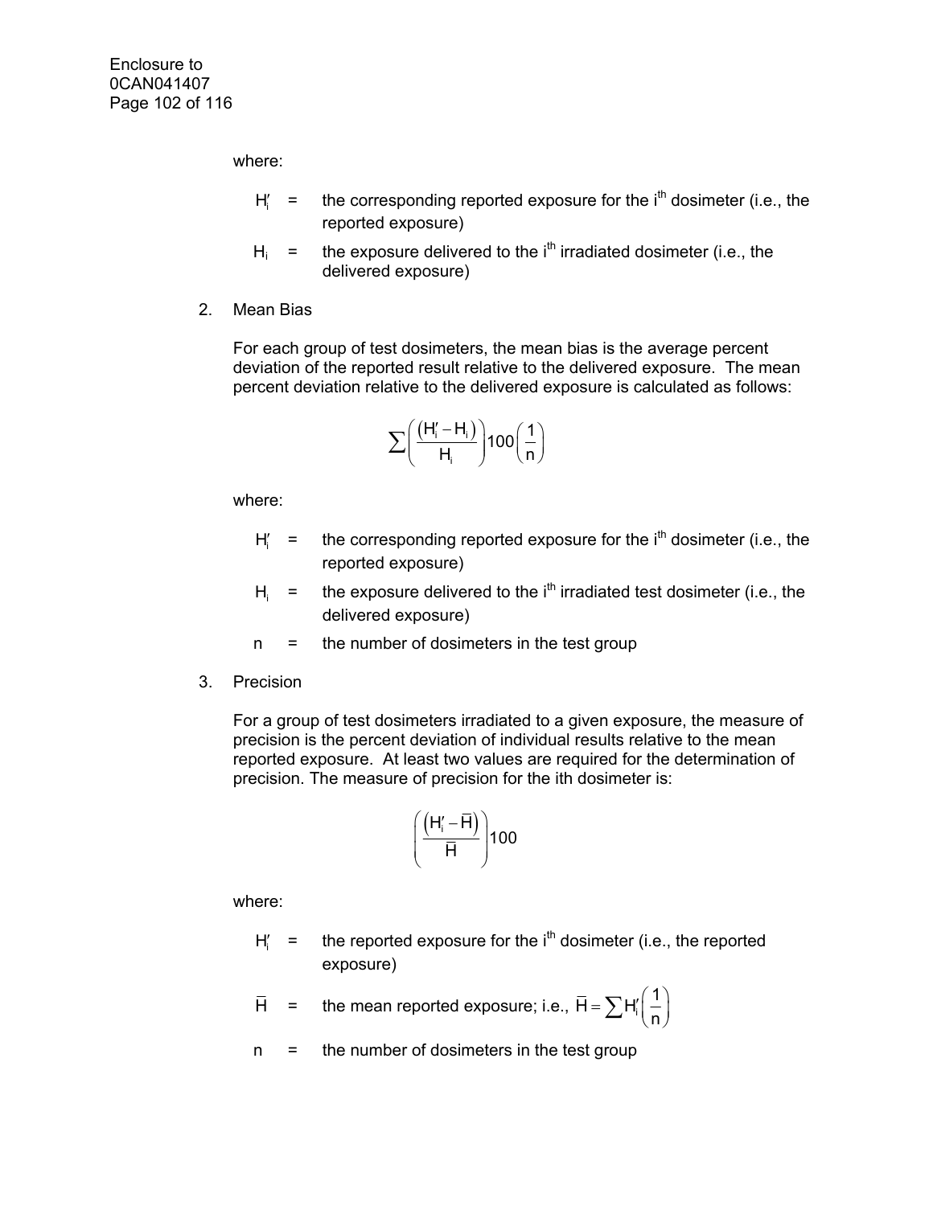where:

$H'_i$ = the corresponding reported exposure for the $i^{th}$ dosimeter (i.e., the reported exposure)

$H_i$ = the exposure delivered to the $i^{th}$ irradiated dosimeter (i.e., the delivered exposure)

2. Mean Bias

For each group of test dosimeters, the mean bias is the average percent deviation of the reported result relative to the delivered exposure. The mean percent deviation relative to the delivered exposure is calculated as follows:

$$\sum \left( \frac{(H'_i - H_i)}{H_i} \right) 100 \left( \frac{1}{n} \right)$$

where:

$H'_i$ = the corresponding reported exposure for the $i^{th}$ dosimeter (i.e., the reported exposure)

$H_i$ = the exposure delivered to the $i^{th}$ irradiated test dosimeter (i.e., the delivered exposure)

$n$ = the number of dosimeters in the test group

3. Precision

For a group of test dosimeters irradiated to a given exposure, the measure of precision is the percent deviation of individual results relative to the mean reported exposure. At least two values are required for the determination of precision. The measure of precision for the ith dosimeter is:

$$\left( \frac{(H'_i - \bar{H})}{\bar{H}} \right) 100$$

where:

$H'_i$ = the reported exposure for the $i^{th}$ dosimeter (i.e., the reported exposure)

$\bar{H}$ = the mean reported exposure; i.e., $\bar{H} = \sum H'_i \left( \frac{1}{n} \right)$

$n$ = the number of dosimeters in the test group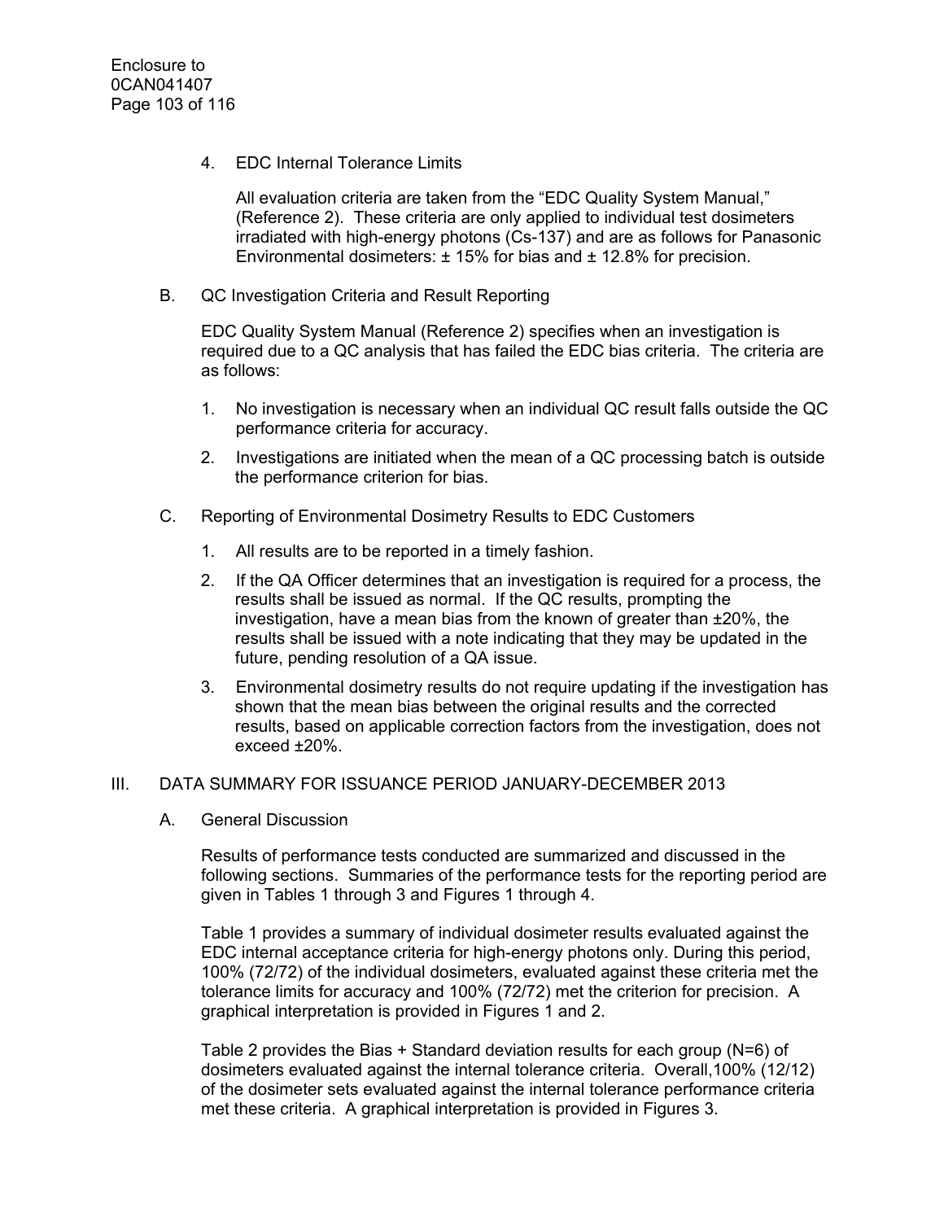4. EDC Internal Tolerance Limits

   All evaluation criteria are taken from the "EDC Quality System Manual," (Reference 2). These criteria are only applied to individual test dosimeters irradiated with high-energy photons (Cs-137) and are as follows for Panasonic Environmental dosimeters: ± 15% for bias and ± 12.8% for precision.

B. QC Investigation Criteria and Result Reporting

   EDC Quality System Manual (Reference 2) specifies when an investigation is required due to a QC analysis that has failed the EDC bias criteria. The criteria are as follows:

   1. No investigation is necessary when an individual QC result falls outside the QC performance criteria for accuracy.
   2. Investigations are initiated when the mean of a QC processing batch is outside the performance criterion for bias.

C. Reporting of Environmental Dosimetry Results to EDC Customers

   1. All results are to be reported in a timely fashion.
   2. If the QA Officer determines that an investigation is required for a process, the results shall be issued as normal. If the QC results, prompting the investigation, have a mean bias from the known of greater than ±20%, the results shall be issued with a note indicating that they may be updated in the future, pending resolution of a QA issue.
   3. Environmental dosimetry results do not require updating if the investigation has shown that the mean bias between the original results and the corrected results, based on applicable correction factors from the investigation, does not exceed ±20%.

## III. DATA SUMMARY FOR ISSUANCE PERIOD JANUARY-DECEMBER 2013

A. General Discussion

   Results of performance tests conducted are summarized and discussed in the following sections. Summaries of the performance tests for the reporting period are given in Tables 1 through 3 and Figures 1 through 4.

   Table 1 provides a summary of individual dosimeter results evaluated against the EDC internal acceptance criteria for high-energy photons only. During this period, 100% (72/72) of the individual dosimeters, evaluated against these criteria met the tolerance limits for accuracy and 100% (72/72) met the criterion for precision. A graphical interpretation is provided in Figures 1 and 2.

   Table 2 provides the Bias + Standard deviation results for each group (N=6) of dosimeters evaluated against the internal tolerance criteria. Overall,100% (12/12) of the dosimeter sets evaluated against the internal tolerance performance criteria met these criteria. A graphical interpretation is provided in Figures 3.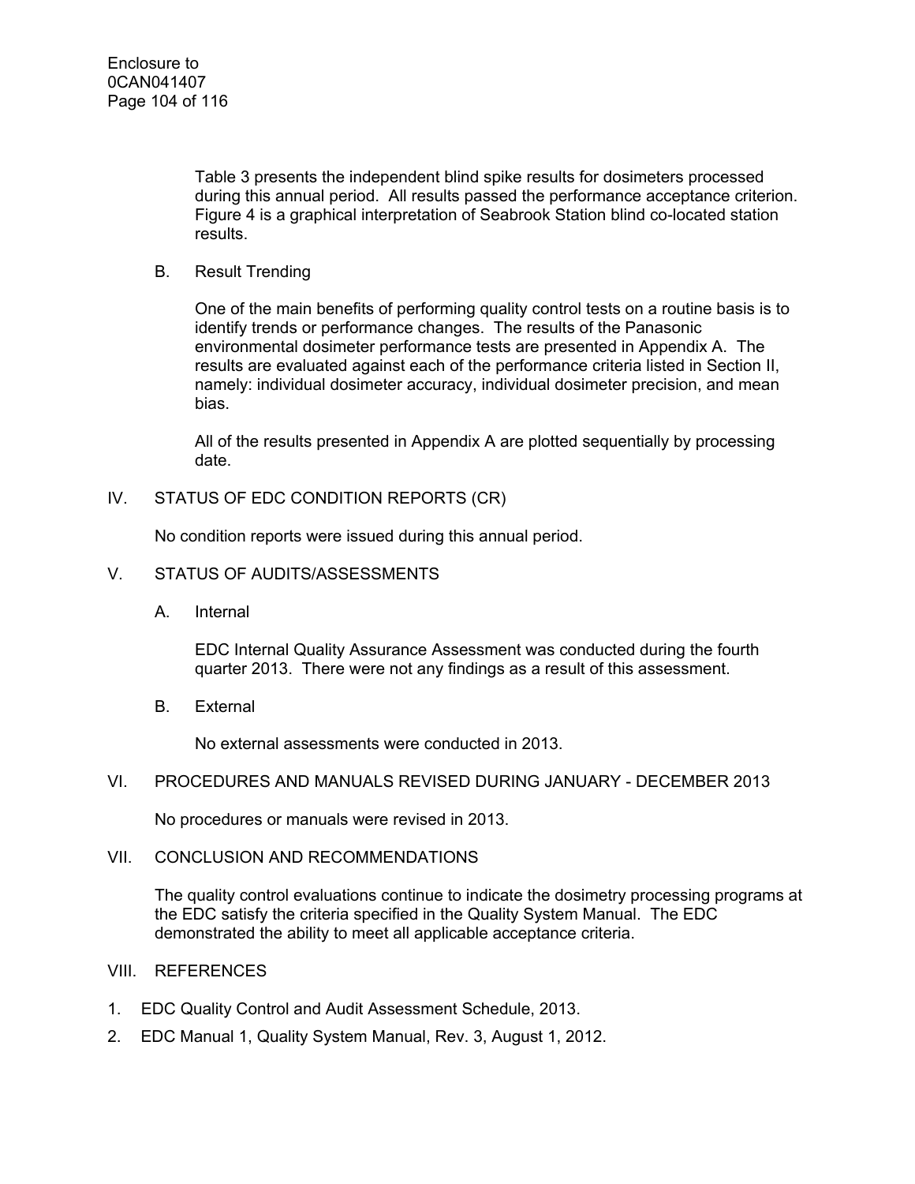Table 3 presents the independent blind spike results for dosimeters processed during this annual period. All results passed the performance acceptance criterion. Figure 4 is a graphical interpretation of Seabrook Station blind co-located station results.

B. Result Trending

One of the main benefits of performing quality control tests on a routine basis is to identify trends or performance changes. The results of the Panasonic environmental dosimeter performance tests are presented in Appendix A. The results are evaluated against each of the performance criteria listed in Section II, namely: individual dosimeter accuracy, individual dosimeter precision, and mean bias.

All of the results presented in Appendix A are plotted sequentially by processing date.

## IV. STATUS OF EDC CONDITION REPORTS (CR)

No condition reports were issued during this annual period.

## V. STATUS OF AUDITS/ASSESSMENTS

A. Internal

EDC Internal Quality Assurance Assessment was conducted during the fourth quarter 2013. There were not any findings as a result of this assessment.

B. External

No external assessments were conducted in 2013.

## VI. PROCEDURES AND MANUALS REVISED DURING JANUARY - DECEMBER 2013

No procedures or manuals were revised in 2013.

## VII. CONCLUSION AND RECOMMENDATIONS

The quality control evaluations continue to indicate the dosimetry processing programs at the EDC satisfy the criteria specified in the Quality System Manual. The EDC demonstrated the ability to meet all applicable acceptance criteria.

## VIII. REFERENCES

1. EDC Quality Control and Audit Assessment Schedule, 2013.
2. EDC Manual 1, Quality System Manual, Rev. 3, August 1, 2012.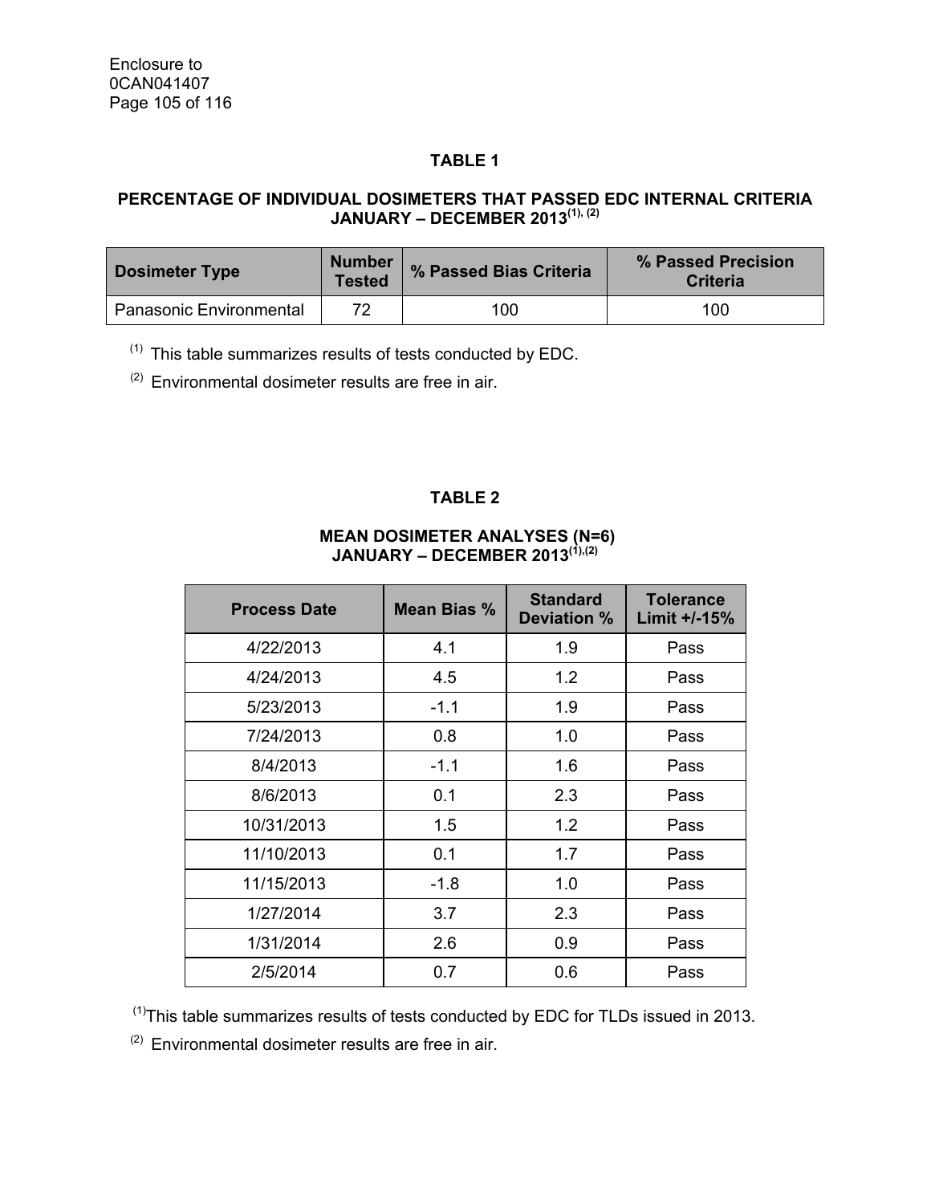**TABLE 1**

**PERCENTAGE OF INDIVIDUAL DOSIMETERS THAT PASSED EDC INTERNAL CRITERIA JANUARY – DECEMBER 2013[(1), (2)]**

| Dosimeter Type | Number Tested | % Passed Bias Criteria | % Passed Precision Criteria |
|---|---|---|---|
| Panasonic Environmental | 72 | 100 | 100 |

[(1)] This table summarizes results of tests conducted by EDC.

[(2)] Environmental dosimeter results are free in air.

**TABLE 2**

**MEAN DOSIMETER ANALYSES (N=6) JANUARY – DECEMBER 2013[(1),(2)]**

| Process Date | Mean Bias % | Standard Deviation % | Tolerance Limit +/-15% |
|---|---|---|---|
| 4/22/2013 | 4.1 | 1.9 | Pass |
| 4/24/2013 | 4.5 | 1.2 | Pass |
| 5/23/2013 | -1.1 | 1.9 | Pass |
| 7/24/2013 | 0.8 | 1.0 | Pass |
| 8/4/2013 | -1.1 | 1.6 | Pass |
| 8/6/2013 | 0.1 | 2.3 | Pass |
| 10/31/2013 | 1.5 | 1.2 | Pass |
| 11/10/2013 | 0.1 | 1.7 | Pass |
| 11/15/2013 | -1.8 | 1.0 | Pass |
| 1/27/2014 | 3.7 | 2.3 | Pass |
| 1/31/2014 | 2.6 | 0.9 | Pass |
| 2/5/2014 | 0.7 | 0.6 | Pass |

[(1)] This table summarizes results of tests conducted by EDC for TLDs issued in 2013.

[(2)] Environmental dosimeter results are free in air.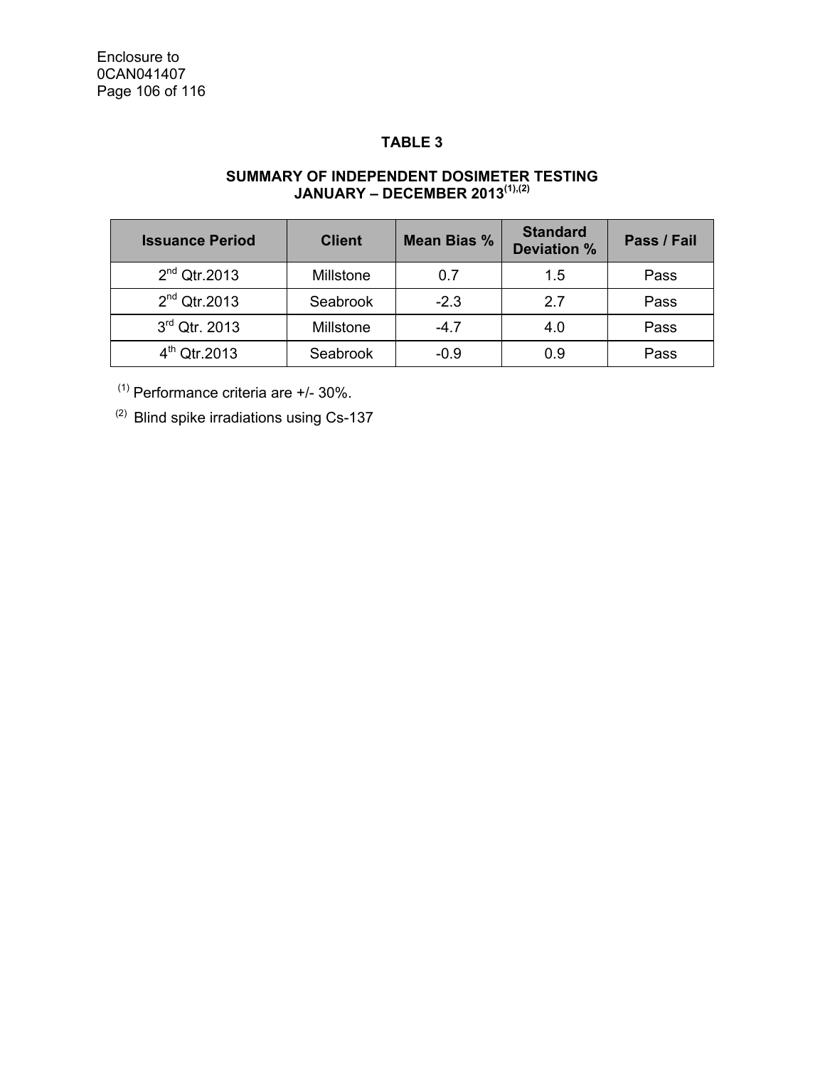## TABLE 3

### SUMMARY OF INDEPENDENT DOSIMETER TESTING JANUARY – DECEMBER 2013[(1),(2)]

| Issuance Period | Client | Mean Bias % | Standard Deviation % | Pass / Fail |
|---|---|---|---|---|
| $2^{nd}$ Qtr.2013 | Millstone | 0.7 | 1.5 | Pass |
| $2^{nd}$ Qtr.2013 | Seabrook | -2.3 | 2.7 | Pass |
| $3^{rd}$ Qtr. 2013 | Millstone | -4.7 | 4.0 | Pass |
| $4^{th}$ Qtr.2013 | Seabrook | -0.9 | 0.9 | Pass |

(1) Performance criteria are +/- 30%.

(2) Blind spike irradiations using Cs-137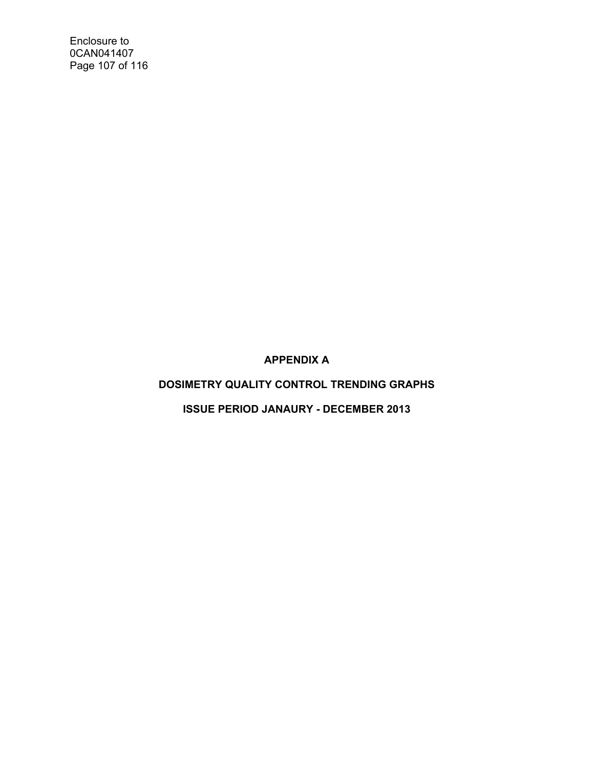# APPENDIX A

## DOSIMETRY QUALITY CONTROL TRENDING GRAPHS

## ISSUE PERIOD JANAURY - DECEMBER 2013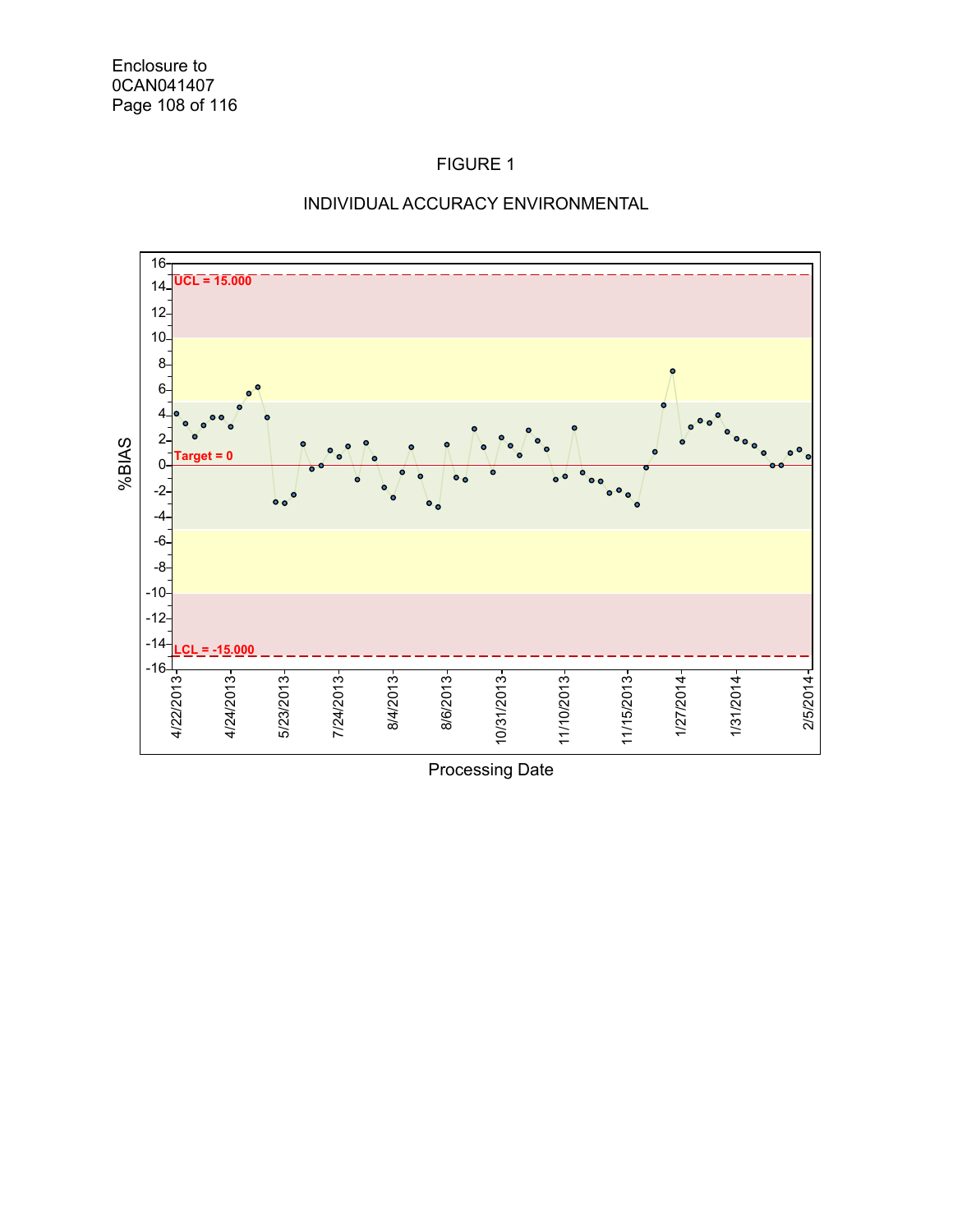FIGURE 1

INDIVIDUAL ACCURACY ENVIRONMENTAL

UCL = 15.000

Target = 0

LCL = -15.000

%BIAS

Processing Date

4/22/2013 4/24/2013 5/23/2013 7/24/2013 8/4/2013 8/6/2013 10/31/2013 11/10/2013 11/15/2013 1/27/2014 1/31/2014 2/5/2014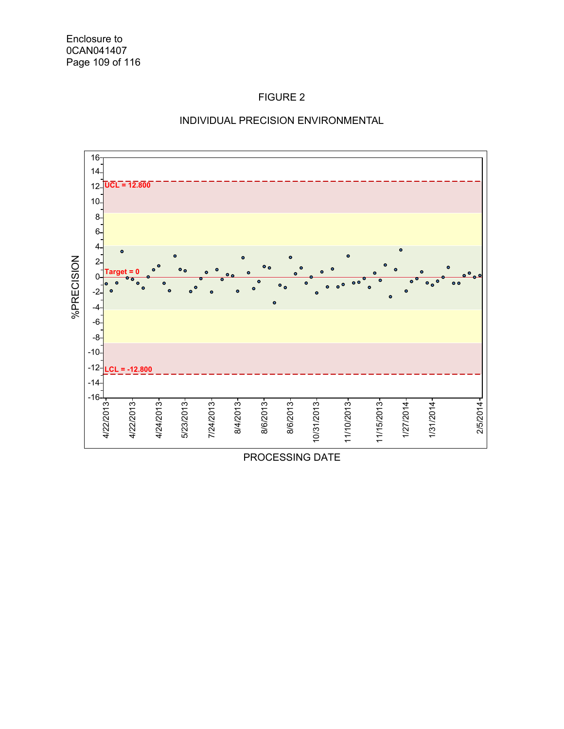FIGURE 2

INDIVIDUAL PRECISION ENVIRONMENTAL

%PRECISION

UCL = 12.800

Target = 0

LCL = -12.800

4/22/2013 4/22/2013 4/24/2013 5/23/2013 7/24/2013 8/4/2013 8/6/2013 8/6/2013 10/31/2013 11/10/2013 11/15/2013 1/27/2014 1/31/2014 2/5/2014

PROCESSING DATE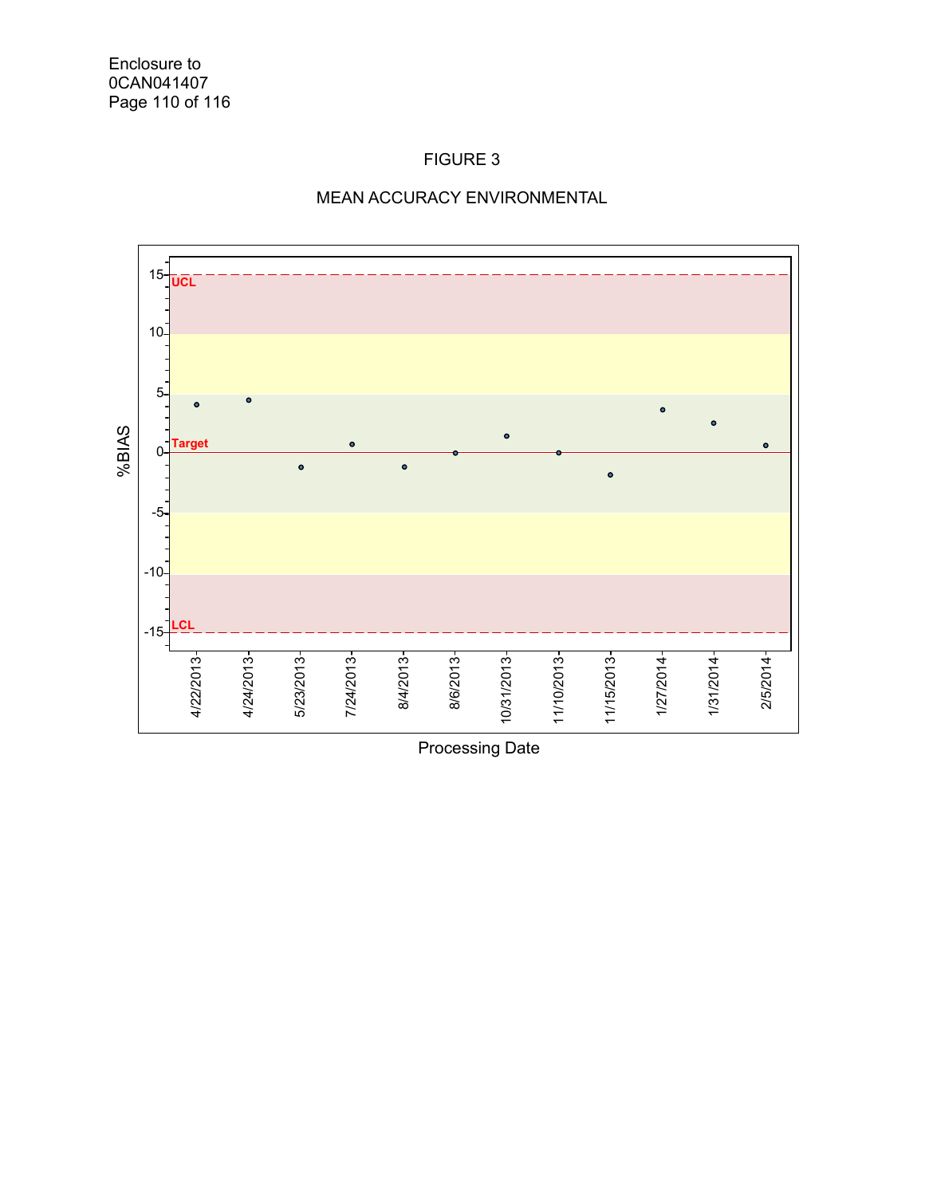FIGURE 3

MEAN ACCURACY ENVIRONMENTAL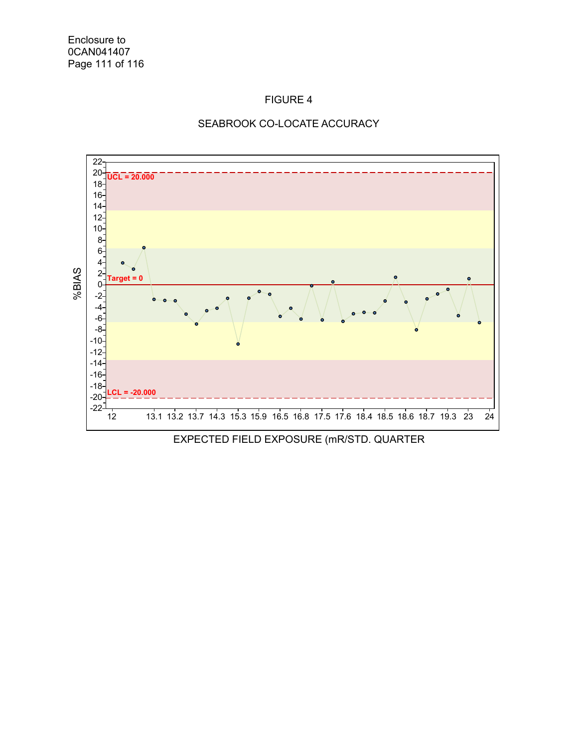FIGURE 4

SEABROOK CO-LOCATE ACCURACY

%BIAS

UCL = 20.000

Target = 0

LCL = -20.000

22
20
18
16
14
12
10
8
6
4
2
0
-2
-4
-6
-8
-10
-12
-14
-16
-18
-20
-22

12 13.1 13.2 13.7 14.3 15.3 15.9 16.5 16.8 17.5 17.6 18.4 18.5 18.6 18.7 19.3 23 24

EXPECTED FIELD EXPOSURE (mR/STD. QUARTER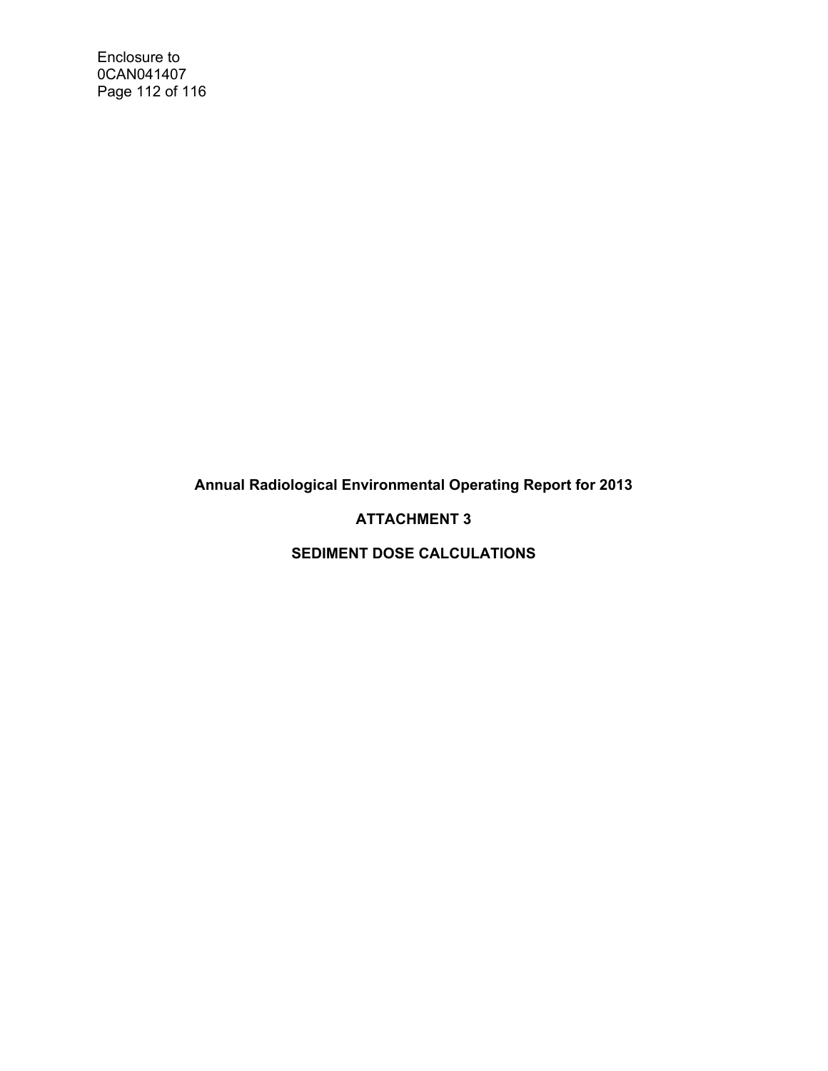**Annual Radiological Environmental Operating Report for 2013**

**ATTACHMENT 3**

**SEDIMENT DOSE CALCULATIONS**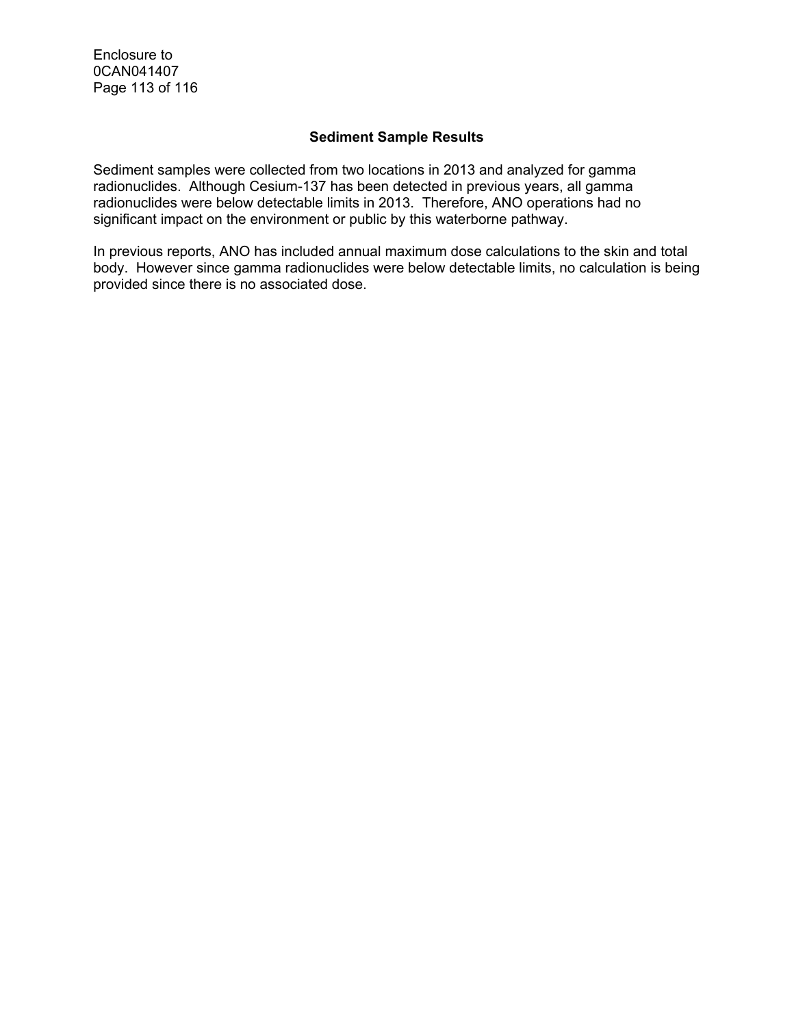## Sediment Sample Results

Sediment samples were collected from two locations in 2013 and analyzed for gamma radionuclides. Although Cesium-137 has been detected in previous years, all gamma radionuclides were below detectable limits in 2013. Therefore, ANO operations had no significant impact on the environment or public by this waterborne pathway.

In previous reports, ANO has included annual maximum dose calculations to the skin and total body. However since gamma radionuclides were below detectable limits, no calculation is being provided since there is no associated dose.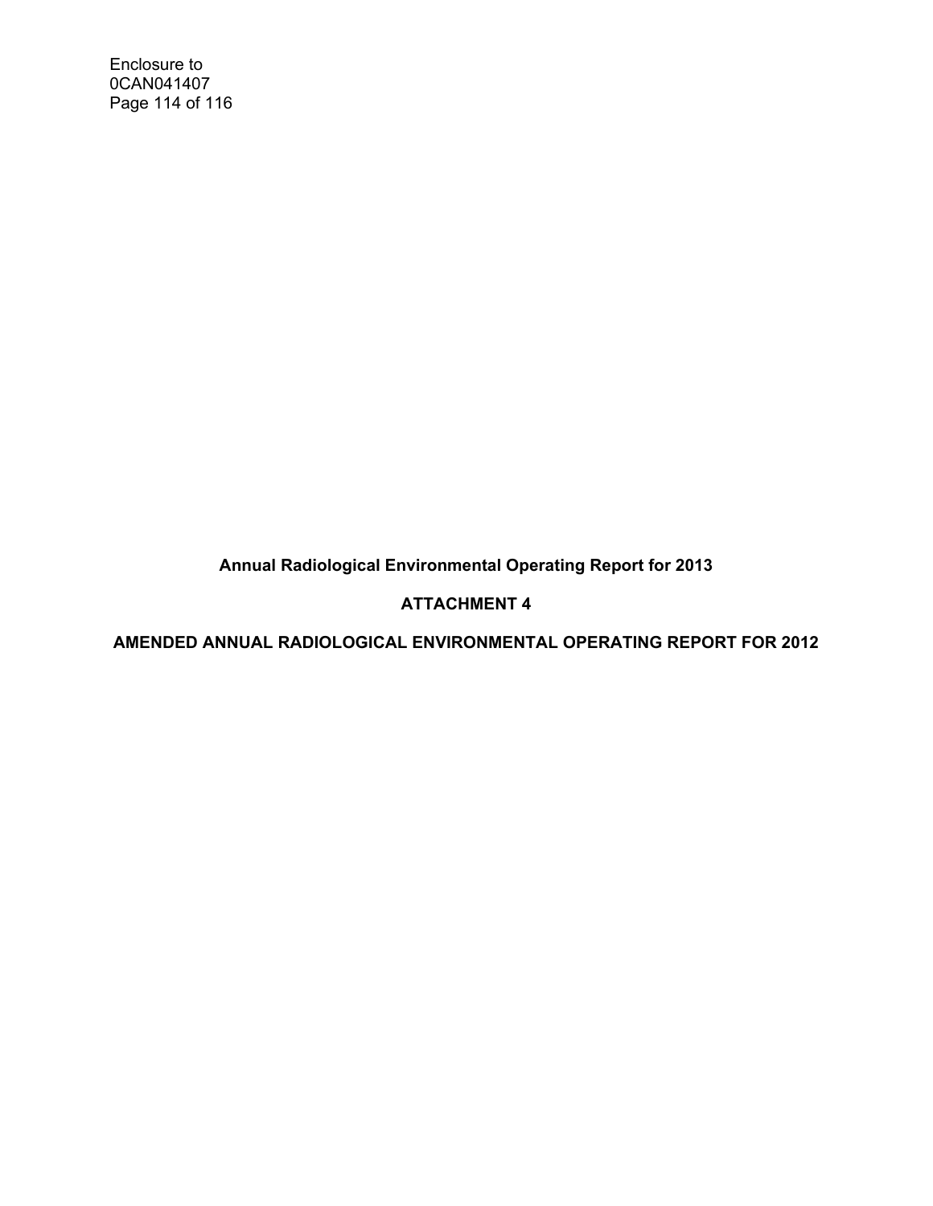Enclosure to
0CAN041407

**Annual Radiological Environmental Operating Report for 2013**

**ATTACHMENT 4**

**AMENDED ANNUAL RADIOLOGICAL ENVIRONMENTAL OPERATING REPORT FOR 2012**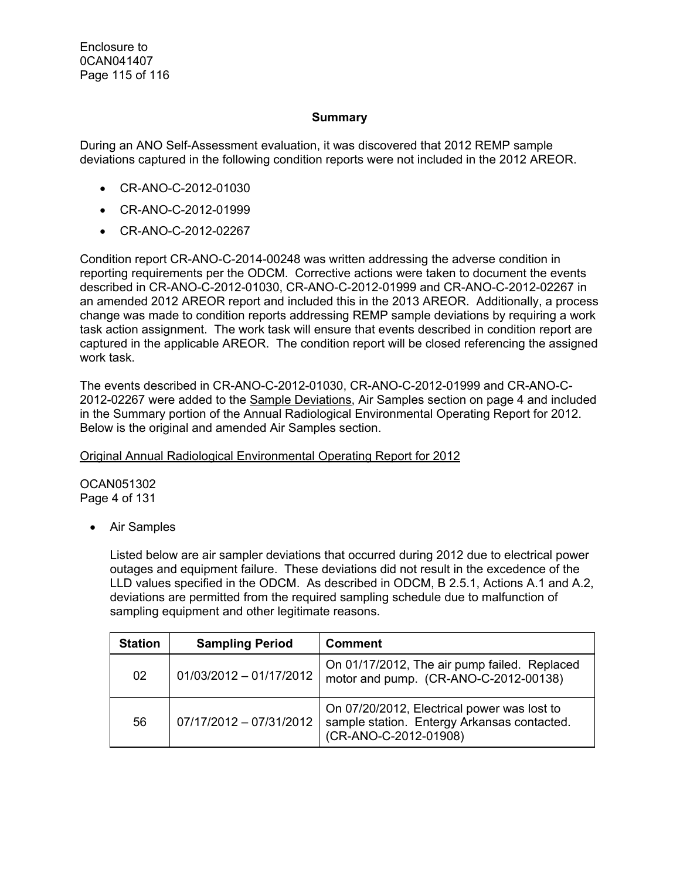## Summary

During an ANO Self-Assessment evaluation, it was discovered that 2012 REMP sample deviations captured in the following condition reports were not included in the 2012 AREOR.

- CR-ANO-C-2012-01030
- CR-ANO-C-2012-01999
- CR-ANO-C-2012-02267

Condition report CR-ANO-C-2014-00248 was written addressing the adverse condition in reporting requirements per the ODCM. Corrective actions were taken to document the events described in CR-ANO-C-2012-01030, CR-ANO-C-2012-01999 and CR-ANO-C-2012-02267 in an amended 2012 AREOR report and included this in the 2013 AREOR. Additionally, a process change was made to condition reports addressing REMP sample deviations by requiring a work task action assignment. The work task will ensure that events described in condition report are captured in the applicable AREOR. The condition report will be closed referencing the assigned work task.

The events described in CR-ANO-C-2012-01030, CR-ANO-C-2012-01999 and CR-ANO-C-2012-02267 were added to the Sample Deviations, Air Samples section on page 4 and included in the Summary portion of the Annual Radiological Environmental Operating Report for 2012. Below is the original and amended Air Samples section.

Original Annual Radiological Environmental Operating Report for 2012

OCAN051302
Page 4 of 131

- Air Samples

  Listed below are air sampler deviations that occurred during 2012 due to electrical power outages and equipment failure. These deviations did not result in the excedence of the LLD values specified in the ODCM. As described in ODCM, B 2.5.1, Actions A.1 and A.2, deviations are permitted from the required sampling schedule due to malfunction of sampling equipment and other legitimate reasons.

| Station | Sampling Period | Comment |
|---|---|---|
| 02 | 01/03/2012 – 01/17/2012 | On 01/17/2012, The air pump failed. Replaced motor and pump. (CR-ANO-C-2012-00138) |
| 56 | 07/17/2012 – 07/31/2012 | On 07/20/2012, Electrical power was lost to sample station. Entergy Arkansas contacted. (CR-ANO-C-2012-01908) |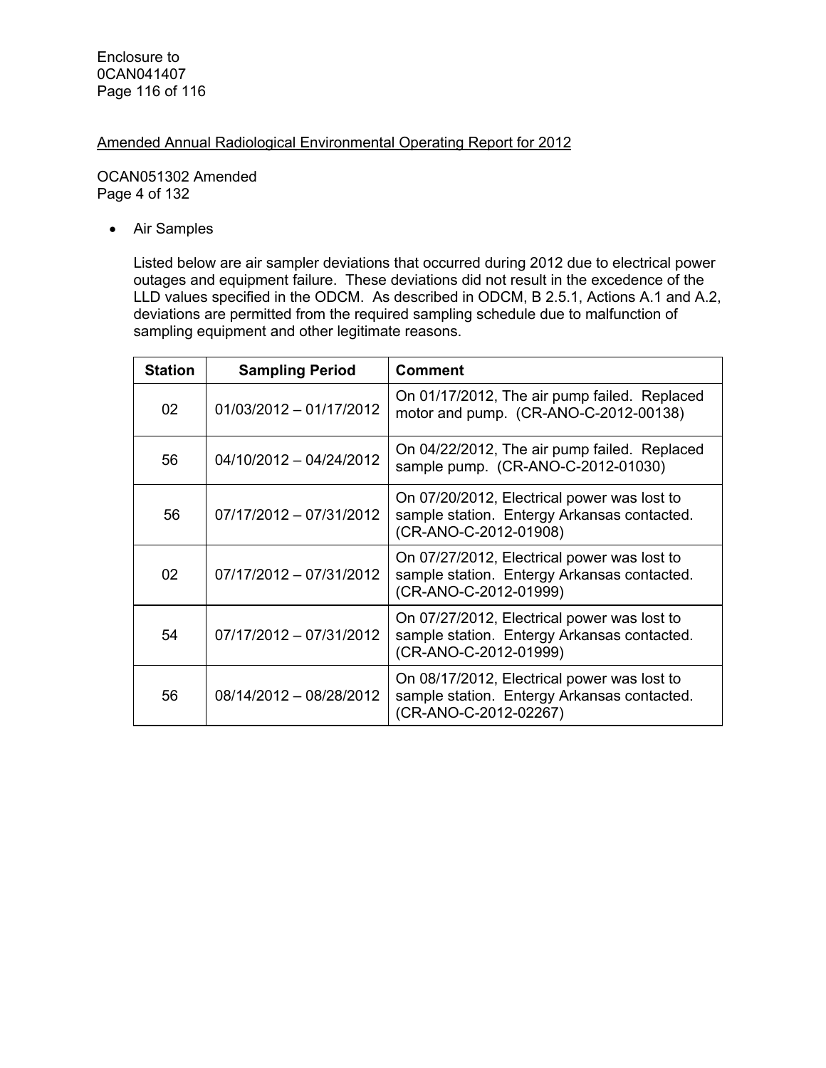Amended Annual Radiological Environmental Operating Report for 2012

OCAN051302 Amended
Page 4 of 132

- Air Samples

  Listed below are air sampler deviations that occurred during 2012 due to electrical power outages and equipment failure. These deviations did not result in the excedence of the LLD values specified in the ODCM. As described in ODCM, B 2.5.1, Actions A.1 and A.2, deviations are permitted from the required sampling schedule due to malfunction of sampling equipment and other legitimate reasons.

| Station | Sampling Period | Comment |
|---|---|---|
| 02 | 01/03/2012 – 01/17/2012 | On 01/17/2012, The air pump failed. Replaced motor and pump. (CR-ANO-C-2012-00138) |
| 56 | 04/10/2012 – 04/24/2012 | On 04/22/2012, The air pump failed. Replaced sample pump. (CR-ANO-C-2012-01030) |
| 56 | 07/17/2012 – 07/31/2012 | On 07/20/2012, Electrical power was lost to sample station. Entergy Arkansas contacted. (CR-ANO-C-2012-01908) |
| 02 | 07/17/2012 – 07/31/2012 | On 07/27/2012, Electrical power was lost to sample station. Entergy Arkansas contacted. (CR-ANO-C-2012-01999) |
| 54 | 07/17/2012 – 07/31/2012 | On 07/27/2012, Electrical power was lost to sample station. Entergy Arkansas contacted. (CR-ANO-C-2012-01999) |
| 56 | 08/14/2012 – 08/28/2012 | On 08/17/2012, Electrical power was lost to sample station. Entergy Arkansas contacted. (CR-ANO-C-2012-02267) |